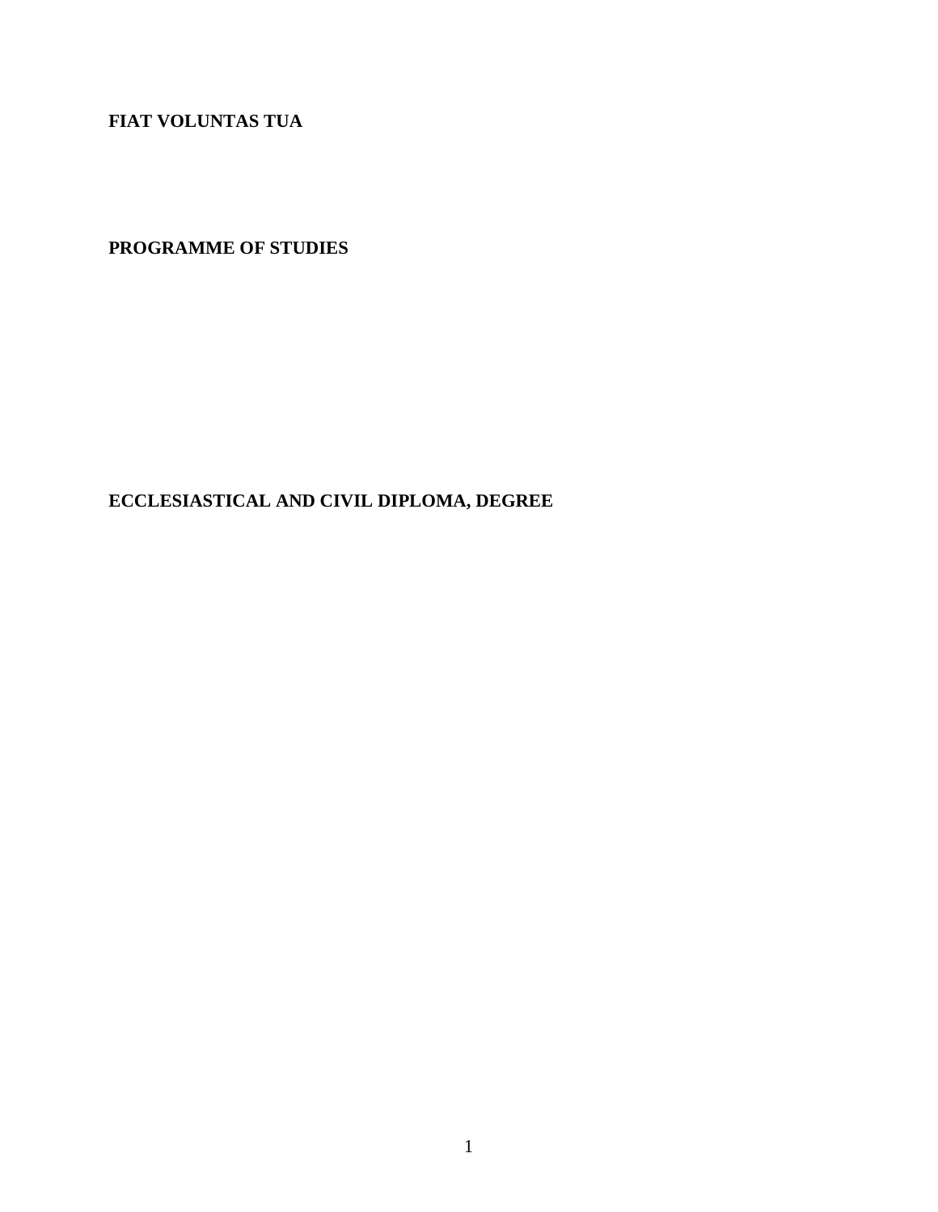**FIAT VOLUNTAS TUA**

# PROGRAMME OF STUDIES

## ECCLESIASTICAL AND CIVIL DIPLOMA, DEGREE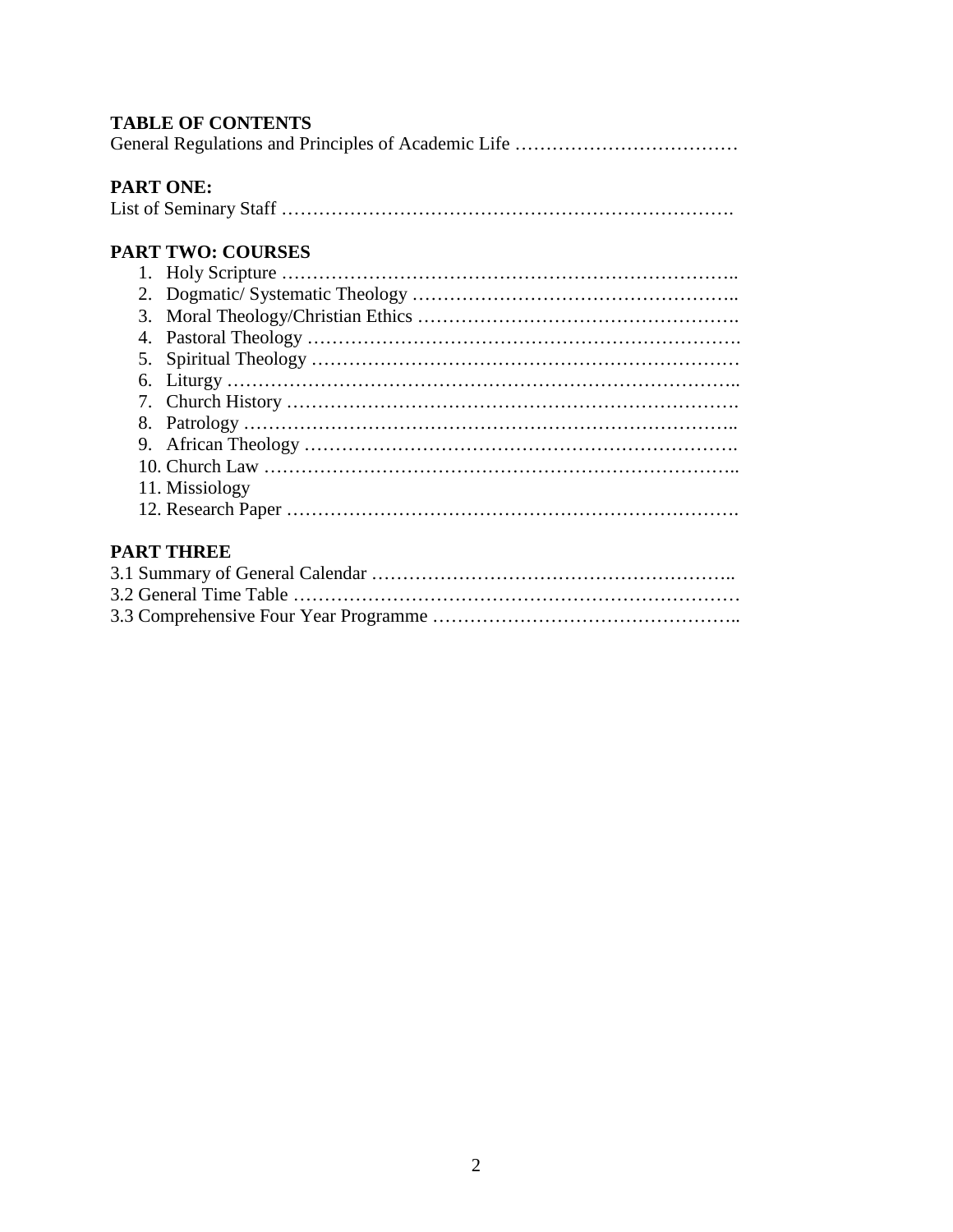**TABLE OF CONTENTS**

General Regulations and Principles of Academic Life ………………………………

**PART ONE:**

List of Seminary Staff ……………………………………………………………….

**PART TWO: COURSES**

1. Holy Scripture ………………………………………………………………..
2. Dogmatic/ Systematic Theology ……………………………………………..
3. Moral Theology/Christian Ethics …………………………………………….
4. Pastoral Theology …………………………………………………………….
5. Spiritual Theology ……………………………………………………………
6. Liturgy ………………………………………………………………………..
7. Church History ……………………………………………………………….
8. Patrology ……………………………………………………………………..
9. African Theology …………………………………………………………….
10. Church Law …………………………………………………………………..
11. Missiology
12. Research Paper ……………………………………………………………….

**PART THREE**

3.1 Summary of General Calendar …………………………………………………..
3.2 General Time Table ………………………………………………………………
3.3 Comprehensive Four Year Programme …………………………………………..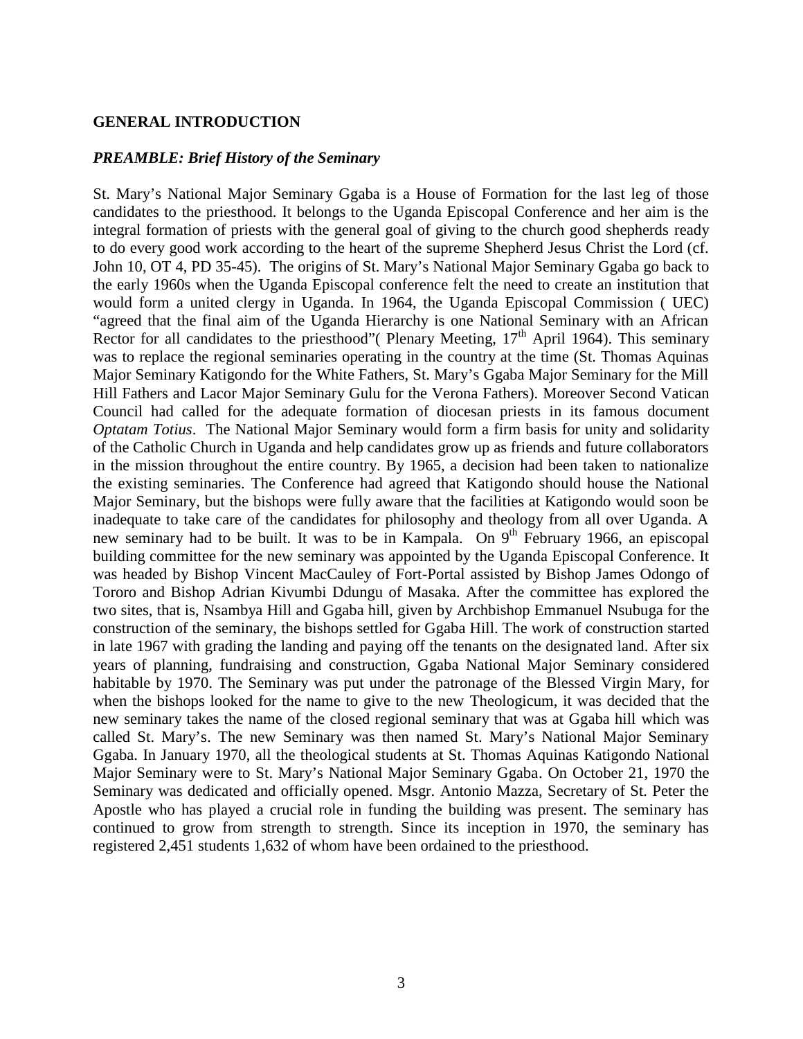# GENERAL INTRODUCTION

## *PREAMBLE: Brief History of the Seminary*

St. Mary's National Major Seminary Ggaba is a House of Formation for the last leg of those candidates to the priesthood. It belongs to the Uganda Episcopal Conference and her aim is the integral formation of priests with the general goal of giving to the church good shepherds ready to do every good work according to the heart of the supreme Shepherd Jesus Christ the Lord (cf. John 10, OT 4, PD 35-45). The origins of St. Mary's National Major Seminary Ggaba go back to the early 1960s when the Uganda Episcopal conference felt the need to create an institution that would form a united clergy in Uganda. In 1964, the Uganda Episcopal Commission ( UEC) "agreed that the final aim of the Uganda Hierarchy is one National Seminary with an African Rector for all candidates to the priesthood"( Plenary Meeting, 17th April 1964). This seminary was to replace the regional seminaries operating in the country at the time (St. Thomas Aquinas Major Seminary Katigondo for the White Fathers, St. Mary's Ggaba Major Seminary for the Mill Hill Fathers and Lacor Major Seminary Gulu for the Verona Fathers). Moreover Second Vatican Council had called for the adequate formation of diocesan priests in its famous document *Optatam Totius*. The National Major Seminary would form a firm basis for unity and solidarity of the Catholic Church in Uganda and help candidates grow up as friends and future collaborators in the mission throughout the entire country. By 1965, a decision had been taken to nationalize the existing seminaries. The Conference had agreed that Katigondo should house the National Major Seminary, but the bishops were fully aware that the facilities at Katigondo would soon be inadequate to take care of the candidates for philosophy and theology from all over Uganda. A new seminary had to be built. It was to be in Kampala. On 9th February 1966, an episcopal building committee for the new seminary was appointed by the Uganda Episcopal Conference. It was headed by Bishop Vincent MacCauley of Fort-Portal assisted by Bishop James Odongo of Tororo and Bishop Adrian Kivumbi Ddungu of Masaka. After the committee has explored the two sites, that is, Nsambya Hill and Ggaba hill, given by Archbishop Emmanuel Nsubuga for the construction of the seminary, the bishops settled for Ggaba Hill. The work of construction started in late 1967 with grading the landing and paying off the tenants on the designated land. After six years of planning, fundraising and construction, Ggaba National Major Seminary considered habitable by 1970. The Seminary was put under the patronage of the Blessed Virgin Mary, for when the bishops looked for the name to give to the new Theologicum, it was decided that the new seminary takes the name of the closed regional seminary that was at Ggaba hill which was called St. Mary's. The new Seminary was then named St. Mary's National Major Seminary Ggaba. In January 1970, all the theological students at St. Thomas Aquinas Katigondo National Major Seminary were to St. Mary's National Major Seminary Ggaba. On October 21, 1970 the Seminary was dedicated and officially opened. Msgr. Antonio Mazza, Secretary of St. Peter the Apostle who has played a crucial role in funding the building was present. The seminary has continued to grow from strength to strength. Since its inception in 1970, the seminary has registered 2,451 students 1,632 of whom have been ordained to the priesthood.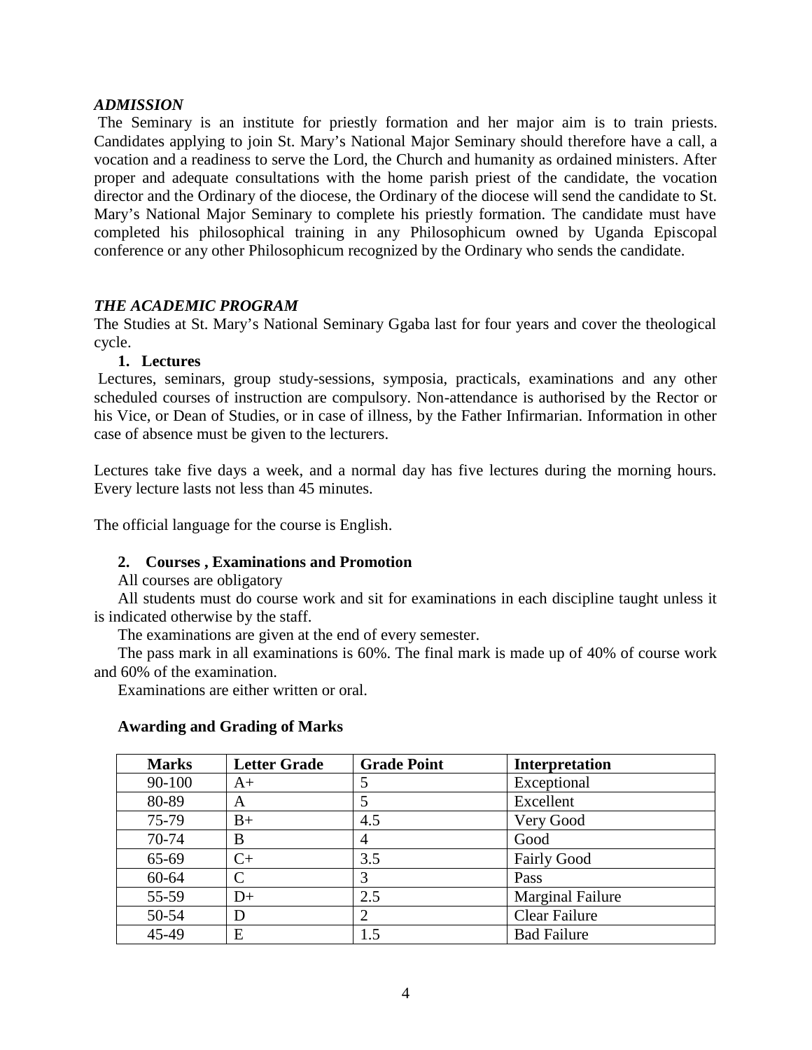### *ADMISSION*

The Seminary is an institute for priestly formation and her major aim is to train priests. Candidates applying to join St. Mary's National Major Seminary should therefore have a call, a vocation and a readiness to serve the Lord, the Church and humanity as ordained ministers. After proper and adequate consultations with the home parish priest of the candidate, the vocation director and the Ordinary of the diocese, the Ordinary of the diocese will send the candidate to St. Mary's National Major Seminary to complete his priestly formation. The candidate must have completed his philosophical training in any Philosophicum owned by Uganda Episcopal conference or any other Philosophicum recognized by the Ordinary who sends the candidate.

### *THE ACADEMIC PROGRAM*

The Studies at St. Mary's National Seminary Ggaba last for four years and cover the theological cycle.

1. **Lectures**

Lectures, seminars, group study-sessions, symposia, practicals, examinations and any other scheduled courses of instruction are compulsory. Non-attendance is authorised by the Rector or his Vice, or Dean of Studies, or in case of illness, by the Father Infirmarian. Information in other case of absence must be given to the lecturers.

Lectures take five days a week, and a normal day has five lectures during the morning hours. Every lecture lasts not less than 45 minutes.

The official language for the course is English.

2. **Courses , Examinations and Promotion**

All courses are obligatory

All students must do course work and sit for examinations in each discipline taught unless it is indicated otherwise by the staff.

The examinations are given at the end of every semester.

The pass mark in all examinations is 60%. The final mark is made up of 40% of course work and 60% of the examination.

Examinations are either written or oral.

**Awarding and Grading of Marks**

| Marks | Letter Grade | Grade Point | Interpretation |
|---|---|---|---|
| 90-100 | A+ | 5 | Exceptional |
| 80-89 | A | 5 | Excellent |
| 75-79 | B+ | 4.5 | Very Good |
| 70-74 | B | 4 | Good |
| 65-69 | C+ | 3.5 | Fairly Good |
| 60-64 | C | 3 | Pass |
| 55-59 | D+ | 2.5 | Marginal Failure |
| 50-54 | D | 2 | Clear Failure |
| 45-49 | E | 1.5 | Bad Failure |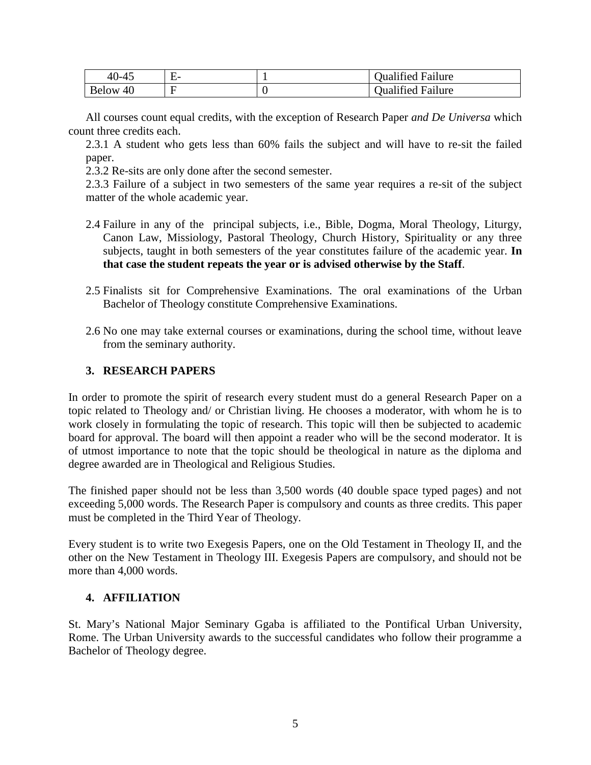| 40-45 | E- | 1 | Qualified Failure |
|---|---|---|---|
| Below 40 | F | 0 | Qualified Failure |

All courses count equal credits, with the exception of Research Paper *and De Universa* which count three credits each.

2.3.1 A student who gets less than 60% fails the subject and will have to re-sit the failed paper.

2.3.2 Re-sits are only done after the second semester.

2.3.3 Failure of a subject in two semesters of the same year requires a re-sit of the subject matter of the whole academic year.

2.4 Failure in any of the principal subjects, i.e., Bible, Dogma, Moral Theology, Liturgy, Canon Law, Missiology, Pastoral Theology, Church History, Spirituality or any three subjects, taught in both semesters of the year constitutes failure of the academic year. **In that case the student repeats the year or is advised otherwise by the Staff**.

2.5 Finalists sit for Comprehensive Examinations. The oral examinations of the Urban Bachelor of Theology constitute Comprehensive Examinations.

2.6 No one may take external courses or examinations, during the school time, without leave from the seminary authority.

## 3. RESEARCH PAPERS

In order to promote the spirit of research every student must do a general Research Paper on a topic related to Theology and/ or Christian living. He chooses a moderator, with whom he is to work closely in formulating the topic of research. This topic will then be subjected to academic board for approval. The board will then appoint a reader who will be the second moderator. It is of utmost importance to note that the topic should be theological in nature as the diploma and degree awarded are in Theological and Religious Studies.

The finished paper should not be less than 3,500 words (40 double space typed pages) and not exceeding 5,000 words. The Research Paper is compulsory and counts as three credits. This paper must be completed in the Third Year of Theology.

Every student is to write two Exegesis Papers, one on the Old Testament in Theology II, and the other on the New Testament in Theology III. Exegesis Papers are compulsory, and should not be more than 4,000 words.

## 4. AFFILIATION

St. Mary's National Major Seminary Ggaba is affiliated to the Pontifical Urban University, Rome. The Urban University awards to the successful candidates who follow their programme a Bachelor of Theology degree.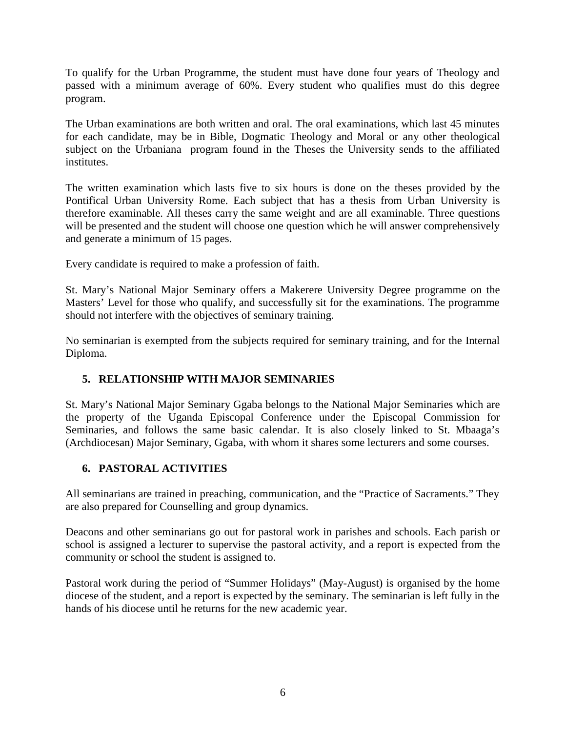To qualify for the Urban Programme, the student must have done four years of Theology and passed with a minimum average of 60%. Every student who qualifies must do this degree program.

The Urban examinations are both written and oral. The oral examinations, which last 45 minutes for each candidate, may be in Bible, Dogmatic Theology and Moral or any other theological subject on the Urbaniana program found in the Theses the University sends to the affiliated institutes.

The written examination which lasts five to six hours is done on the theses provided by the Pontifical Urban University Rome. Each subject that has a thesis from Urban University is therefore examinable. All theses carry the same weight and are all examinable. Three questions will be presented and the student will choose one question which he will answer comprehensively and generate a minimum of 15 pages.

Every candidate is required to make a profession of faith.

St. Mary's National Major Seminary offers a Makerere University Degree programme on the Masters' Level for those who qualify, and successfully sit for the examinations. The programme should not interfere with the objectives of seminary training.

No seminarian is exempted from the subjects required for seminary training, and for the Internal Diploma.

## 5. RELATIONSHIP WITH MAJOR SEMINARIES

St. Mary's National Major Seminary Ggaba belongs to the National Major Seminaries which are the property of the Uganda Episcopal Conference under the Episcopal Commission for Seminaries, and follows the same basic calendar. It is also closely linked to St. Mbaaga's (Archdiocesan) Major Seminary, Ggaba, with whom it shares some lecturers and some courses.

## 6. PASTORAL ACTIVITIES

All seminarians are trained in preaching, communication, and the "Practice of Sacraments." They are also prepared for Counselling and group dynamics.

Deacons and other seminarians go out for pastoral work in parishes and schools. Each parish or school is assigned a lecturer to supervise the pastoral activity, and a report is expected from the community or school the student is assigned to.

Pastoral work during the period of "Summer Holidays" (May-August) is organised by the home diocese of the student, and a report is expected by the seminary. The seminarian is left fully in the hands of his diocese until he returns for the new academic year.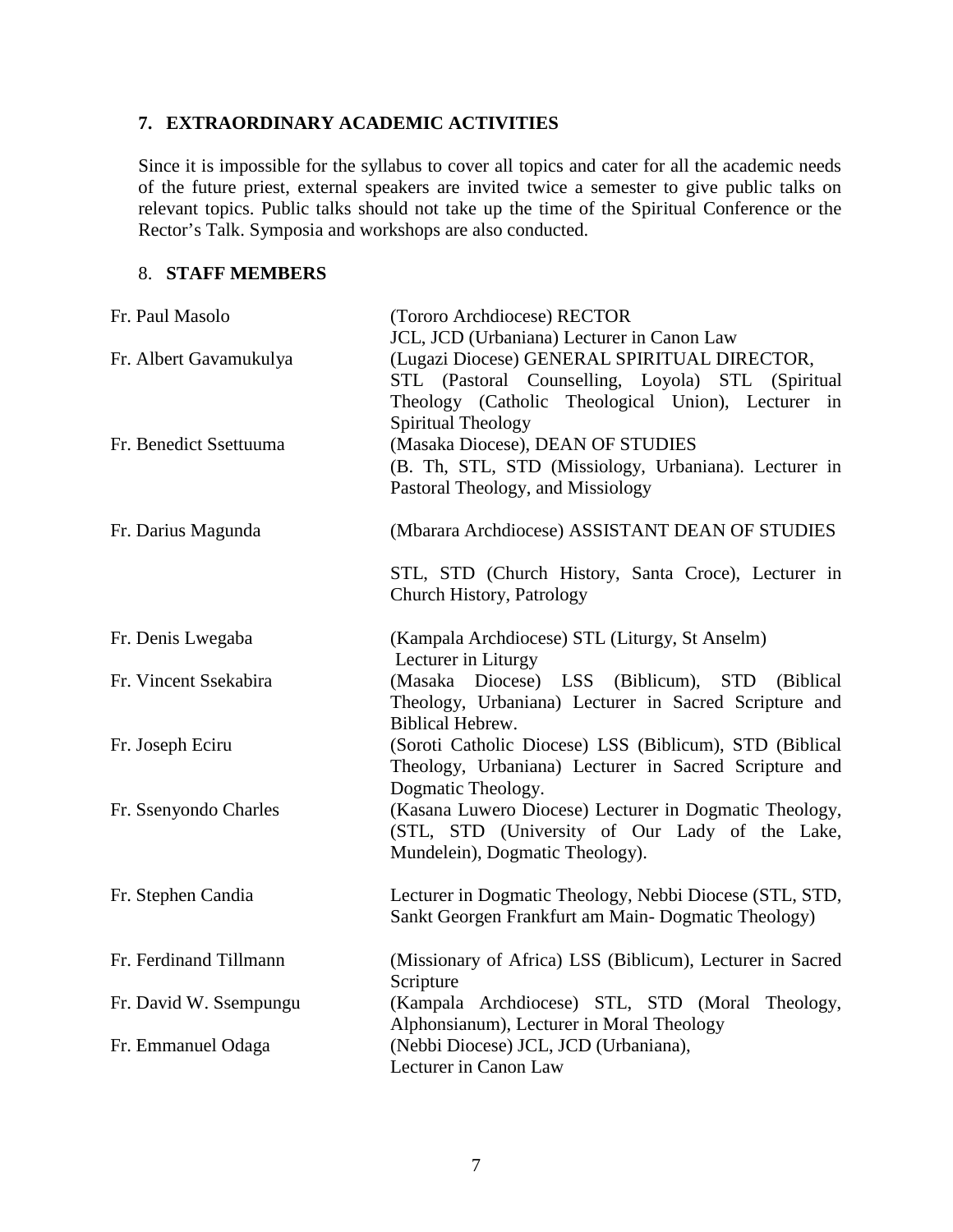## 7. EXTRAORDINARY ACADEMIC ACTIVITIES

Since it is impossible for the syllabus to cover all topics and cater for all the academic needs of the future priest, external speakers are invited twice a semester to give public talks on relevant topics. Public talks should not take up the time of the Spiritual Conference or the Rector's Talk. Symposia and workshops are also conducted.

## 8. STAFF MEMBERS

| | |
|---|---|
| Fr. Paul Masolo | (Tororo Archdiocese) RECTOR<br>JCL, JCD (Urbaniana) Lecturer in Canon Law |
| Fr. Albert Gavamukulya | (Lugazi Diocese) GENERAL SPIRITUAL DIRECTOR,<br>STL (Pastoral Counselling, Loyola) STL (Spiritual Theology (Catholic Theological Union), Lecturer in Spiritual Theology |
| Fr. Benedict Ssettuuma | (Masaka Diocese), DEAN OF STUDIES<br>(B. Th, STL, STD (Missiology, Urbaniana). Lecturer in Pastoral Theology, and Missiology |
| Fr. Darius Magunda | (Mbarara Archdiocese) ASSISTANT DEAN OF STUDIES<br>STL, STD (Church History, Santa Croce), Lecturer in Church History, Patrology |
| Fr. Denis Lwegaba | (Kampala Archdiocese) STL (Liturgy, St Anselm)<br>Lecturer in Liturgy |
| Fr. Vincent Ssekabira | (Masaka Diocese) LSS (Biblicum), STD (Biblical Theology, Urbaniana) Lecturer in Sacred Scripture and Biblical Hebrew. |
| Fr. Joseph Eciru | (Soroti Catholic Diocese) LSS (Biblicum), STD (Biblical Theology, Urbaniana) Lecturer in Sacred Scripture and Dogmatic Theology. |
| Fr. Ssenyondo Charles | (Kasana Luwero Diocese) Lecturer in Dogmatic Theology, (STL, STD (University of Our Lady of the Lake, Mundelein), Dogmatic Theology). |
| Fr. Stephen Candia | Lecturer in Dogmatic Theology, Nebbi Diocese (STL, STD, Sankt Georgen Frankfurt am Main- Dogmatic Theology) |
| Fr. Ferdinand Tillmann | (Missionary of Africa) LSS (Biblicum), Lecturer in Sacred Scripture |
| Fr. David W. Ssempungu | (Kampala Archdiocese) STL, STD (Moral Theology, Alphonsianum), Lecturer in Moral Theology |
| Fr. Emmanuel Odaga | (Nebbi Diocese) JCL, JCD (Urbaniana),<br>Lecturer in Canon Law |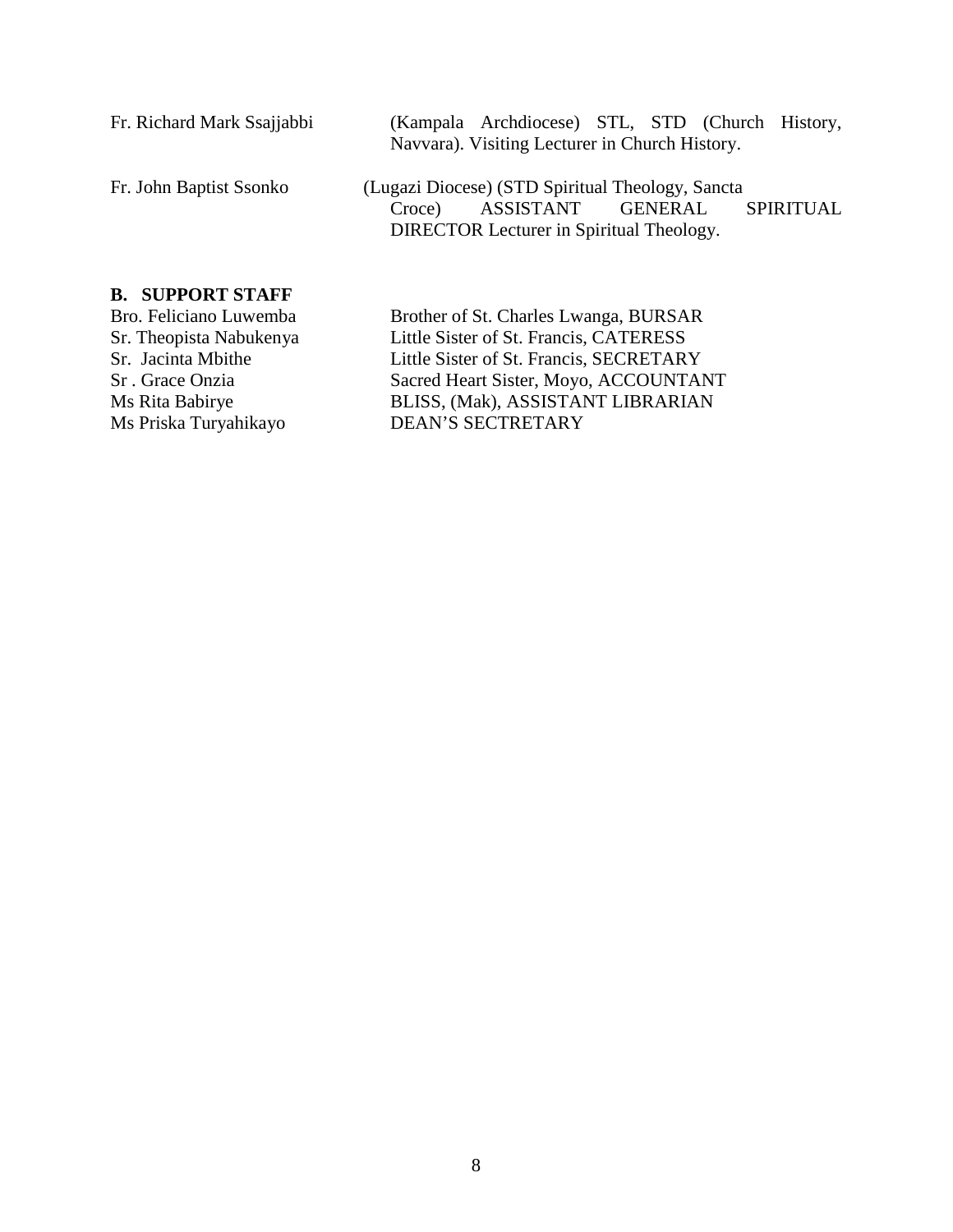Fr. Richard Mark Ssajjabbi — (Kampala Archdiocese) STL, STD (Church History, Navvara). Visiting Lecturer in Church History.

Fr. John Baptist Ssonko — (Lugazi Diocese) (STD Spiritual Theology, Sancta Croce) ASSISTANT GENERAL SPIRITUAL DIRECTOR Lecturer in Spiritual Theology.

**B. SUPPORT STAFF**

| | |
|---|---|
| Bro. Feliciano Luwemba | Brother of St. Charles Lwanga, BURSAR |
| Sr. Theopista Nabukenya | Little Sister of St. Francis, CATERESS |
| Sr. Jacinta Mbithe | Little Sister of St. Francis, SECRETARY |
| Sr . Grace Onzia | Sacred Heart Sister, Moyo, ACCOUNTANT |
| Ms Rita Babirye | BLISS, (Mak), ASSISTANT LIBRARIAN |
| Ms Priska Turyahikayo | DEAN'S SECTRETARY |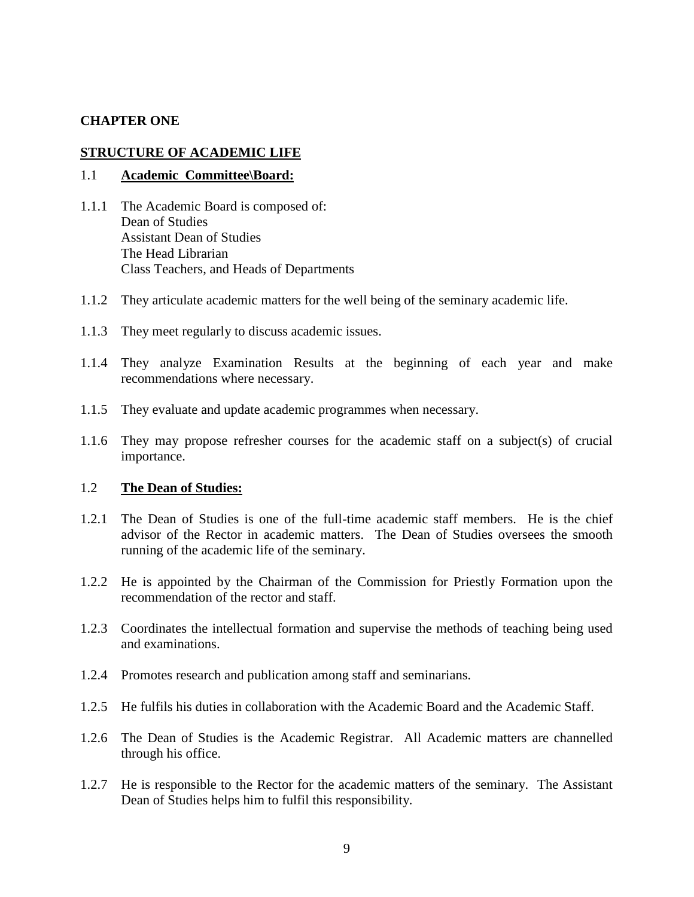# CHAPTER ONE

## STRUCTURE OF ACADEMIC LIFE

### 1.1 **Academic Committee\Board:**

1.1.1 The Academic Board is composed of:
Dean of Studies
Assistant Dean of Studies
The Head Librarian
Class Teachers, and Heads of Departments

1.1.2 They articulate academic matters for the well being of the seminary academic life.

1.1.3 They meet regularly to discuss academic issues.

1.1.4 They analyze Examination Results at the beginning of each year and make recommendations where necessary.

1.1.5 They evaluate and update academic programmes when necessary.

1.1.6 They may propose refresher courses for the academic staff on a subject(s) of crucial importance.

### 1.2 **The Dean of Studies:**

1.2.1 The Dean of Studies is one of the full-time academic staff members. He is the chief advisor of the Rector in academic matters. The Dean of Studies oversees the smooth running of the academic life of the seminary.

1.2.2 He is appointed by the Chairman of the Commission for Priestly Formation upon the recommendation of the rector and staff.

1.2.3 Coordinates the intellectual formation and supervise the methods of teaching being used and examinations.

1.2.4 Promotes research and publication among staff and seminarians.

1.2.5 He fulfils his duties in collaboration with the Academic Board and the Academic Staff.

1.2.6 The Dean of Studies is the Academic Registrar. All Academic matters are channelled through his office.

1.2.7 He is responsible to the Rector for the academic matters of the seminary. The Assistant Dean of Studies helps him to fulfil this responsibility.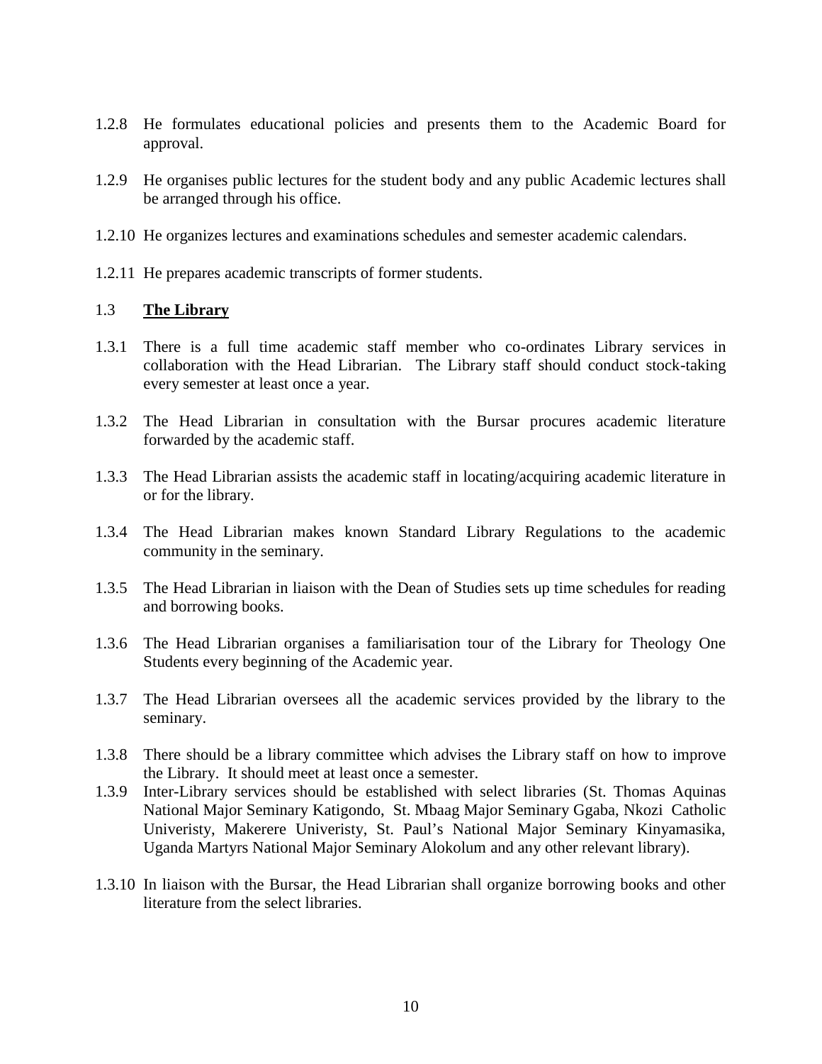1.2.8 He formulates educational policies and presents them to the Academic Board for approval.

1.2.9 He organises public lectures for the student body and any public Academic lectures shall be arranged through his office.

1.2.10 He organizes lectures and examinations schedules and semester academic calendars.

1.2.11 He prepares academic transcripts of former students.

## 1.3 **The Library**

1.3.1 There is a full time academic staff member who co-ordinates Library services in collaboration with the Head Librarian. The Library staff should conduct stock-taking every semester at least once a year.

1.3.2 The Head Librarian in consultation with the Bursar procures academic literature forwarded by the academic staff.

1.3.3 The Head Librarian assists the academic staff in locating/acquiring academic literature in or for the library.

1.3.4 The Head Librarian makes known Standard Library Regulations to the academic community in the seminary.

1.3.5 The Head Librarian in liaison with the Dean of Studies sets up time schedules for reading and borrowing books.

1.3.6 The Head Librarian organises a familiarisation tour of the Library for Theology One Students every beginning of the Academic year.

1.3.7 The Head Librarian oversees all the academic services provided by the library to the seminary.

1.3.8 There should be a library committee which advises the Library staff on how to improve the Library. It should meet at least once a semester.

1.3.9 Inter-Library services should be established with select libraries (St. Thomas Aquinas National Major Seminary Katigondo, St. Mbaag Major Seminary Ggaba, Nkozi Catholic Univeristy, Makerere Univeristy, St. Paul's National Major Seminary Kinyamasika, Uganda Martyrs National Major Seminary Alokolum and any other relevant library).

1.3.10 In liaison with the Bursar, the Head Librarian shall organize borrowing books and other literature from the select libraries.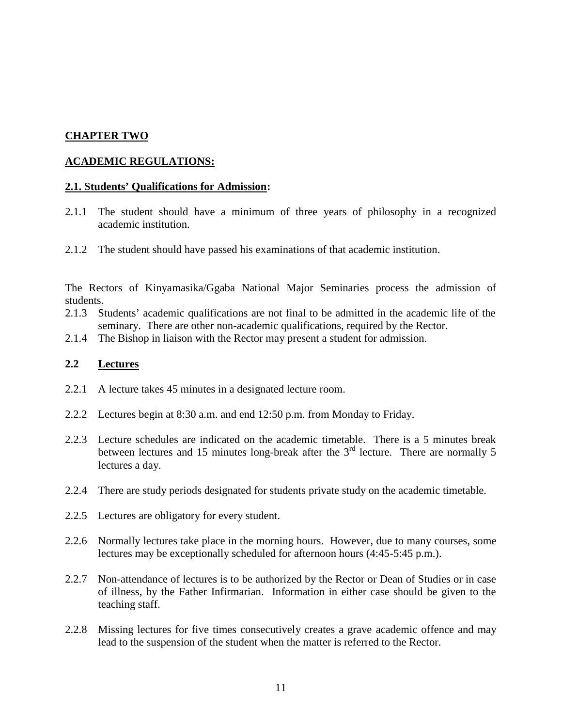## CHAPTER TWO

## ACADEMIC REGULATIONS:

### 2.1. Students' Qualifications for Admission:

2.1.1 The student should have a minimum of three years of philosophy in a recognized academic institution.

2.1.2 The student should have passed his examinations of that academic institution.

The Rectors of Kinyamasika/Ggaba National Major Seminaries process the admission of students.

2.1.3 Students' academic qualifications are not final to be admitted in the academic life of the seminary. There are other non-academic qualifications, required by the Rector.

2.1.4 The Bishop in liaison with the Rector may present a student for admission.

### 2.2 Lectures

2.2.1 A lecture takes 45 minutes in a designated lecture room.

2.2.2 Lectures begin at 8:30 a.m. and end 12:50 p.m. from Monday to Friday.

2.2.3 Lecture schedules are indicated on the academic timetable. There is a 5 minutes break between lectures and 15 minutes long-break after the 3rd lecture. There are normally 5 lectures a day.

2.2.4 There are study periods designated for students private study on the academic timetable.

2.2.5 Lectures are obligatory for every student.

2.2.6 Normally lectures take place in the morning hours. However, due to many courses, some lectures may be exceptionally scheduled for afternoon hours (4:45-5:45 p.m.).

2.2.7 Non-attendance of lectures is to be authorized by the Rector or Dean of Studies or in case of illness, by the Father Infirmarian. Information in either case should be given to the teaching staff.

2.2.8 Missing lectures for five times consecutively creates a grave academic offence and may lead to the suspension of the student when the matter is referred to the Rector.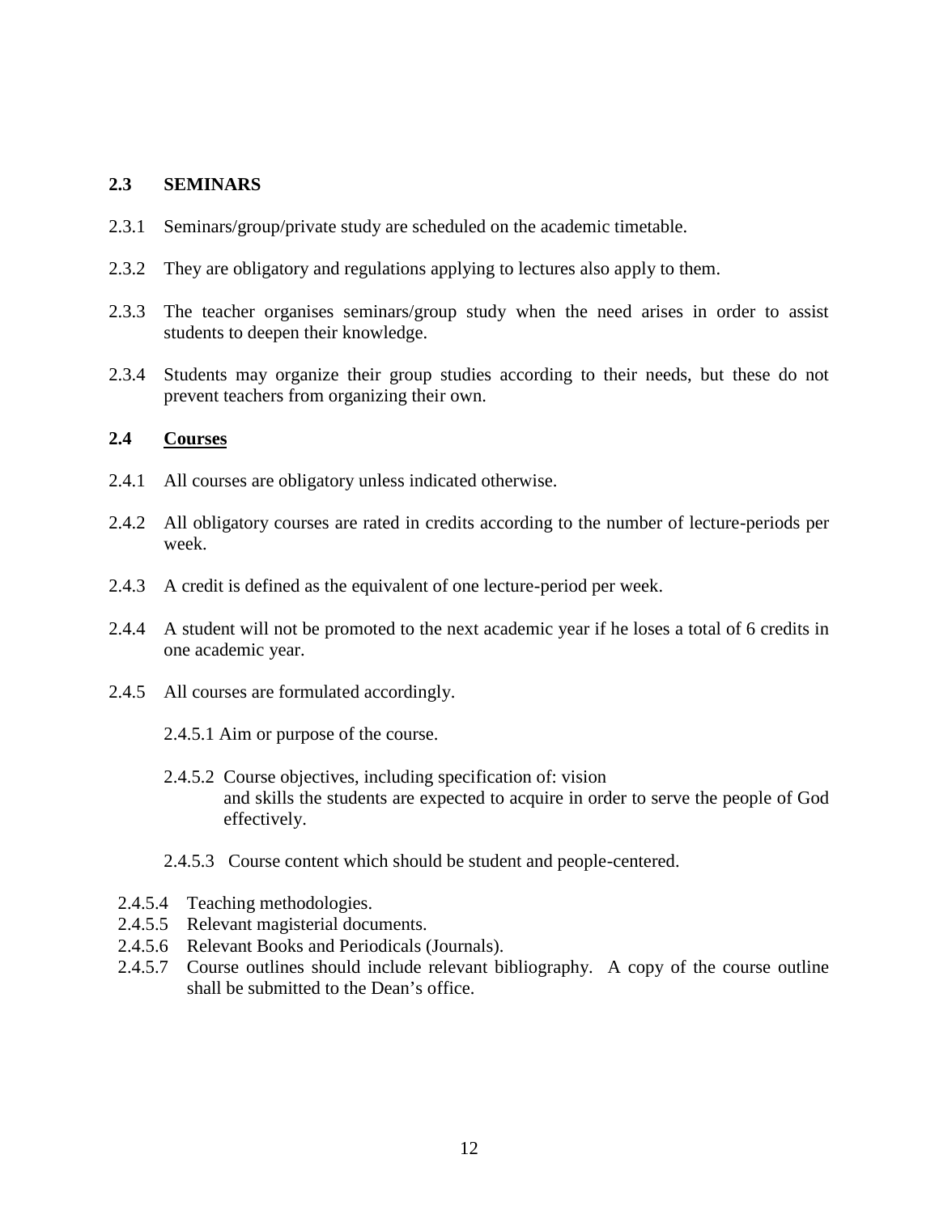## 2.3 SEMINARS

2.3.1 Seminars/group/private study are scheduled on the academic timetable.

2.3.2 They are obligatory and regulations applying to lectures also apply to them.

2.3.3 The teacher organises seminars/group study when the need arises in order to assist students to deepen their knowledge.

2.3.4 Students may organize their group studies according to their needs, but these do not prevent teachers from organizing their own.

## 2.4 <u>Courses</u>

2.4.1 All courses are obligatory unless indicated otherwise.

2.4.2 All obligatory courses are rated in credits according to the number of lecture-periods per week.

2.4.3 A credit is defined as the equivalent of one lecture-period per week.

2.4.4 A student will not be promoted to the next academic year if he loses a total of 6 credits in one academic year.

2.4.5 All courses are formulated accordingly.

2.4.5.1 Aim or purpose of the course.

2.4.5.2 Course objectives, including specification of: vision and skills the students are expected to acquire in order to serve the people of God effectively.

2.4.5.3 Course content which should be student and people-centered.

2.4.5.4 Teaching methodologies.
2.4.5.5 Relevant magisterial documents.
2.4.5.6 Relevant Books and Periodicals (Journals).
2.4.5.7 Course outlines should include relevant bibliography. A copy of the course outline shall be submitted to the Dean's office.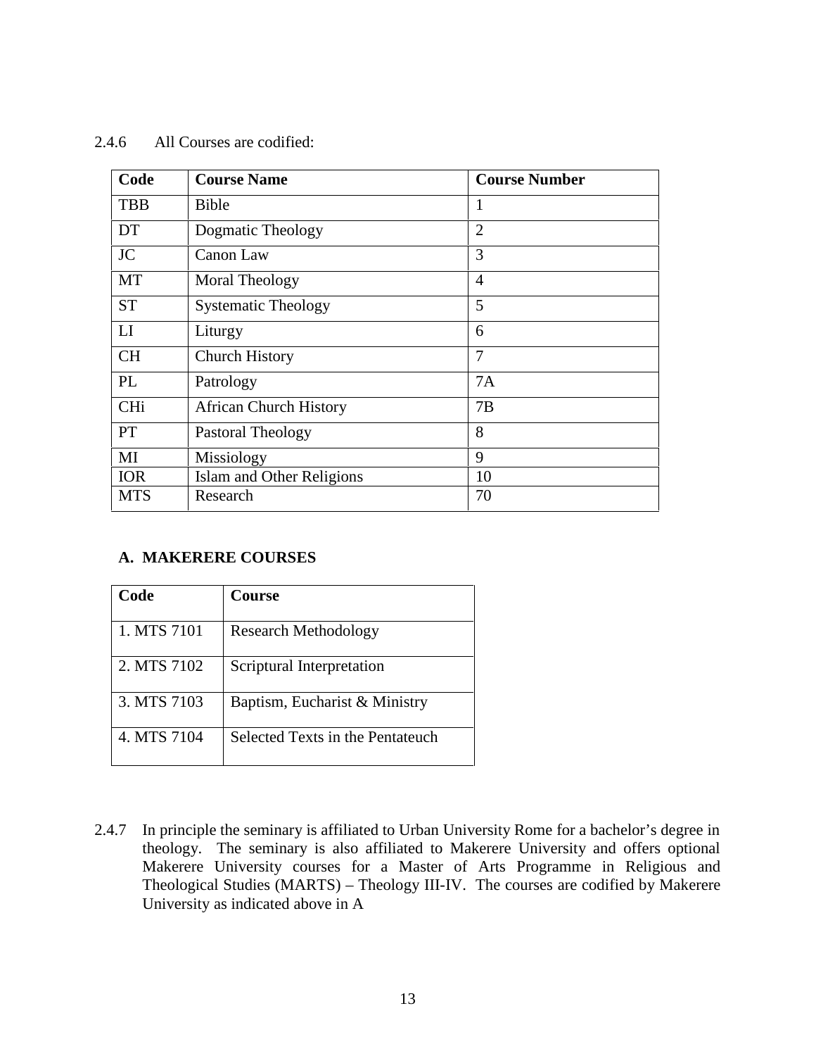2.4.6 All Courses are codified:

| Code | Course Name | Course Number |
| --- | --- | --- |
| TBB | Bible | 1 |
| DT | Dogmatic Theology | 2 |
| JC | Canon Law | 3 |
| MT | Moral Theology | 4 |
| ST | Systematic Theology | 5 |
| LI | Liturgy | 6 |
| CH | Church History | 7 |
| PL | Patrology | 7A |
| CHi | African Church History | 7B |
| PT | Pastoral Theology | 8 |
| MI | Missiology | 9 |
| IOR | Islam and Other Religions | 10 |
| MTS | Research | 70 |

**A. MAKERERE COURSES**

| Code | Course |
| --- | --- |
| 1. MTS 7101 | Research Methodology |
| 2. MTS 7102 | Scriptural Interpretation |
| 3. MTS 7103 | Baptism, Eucharist & Ministry |
| 4. MTS 7104 | Selected Texts in the Pentateuch |

2.4.7 In principle the seminary is affiliated to Urban University Rome for a bachelor's degree in theology. The seminary is also affiliated to Makerere University and offers optional Makerere University courses for a Master of Arts Programme in Religious and Theological Studies (MARTS) – Theology III-IV. The courses are codified by Makerere University as indicated above in A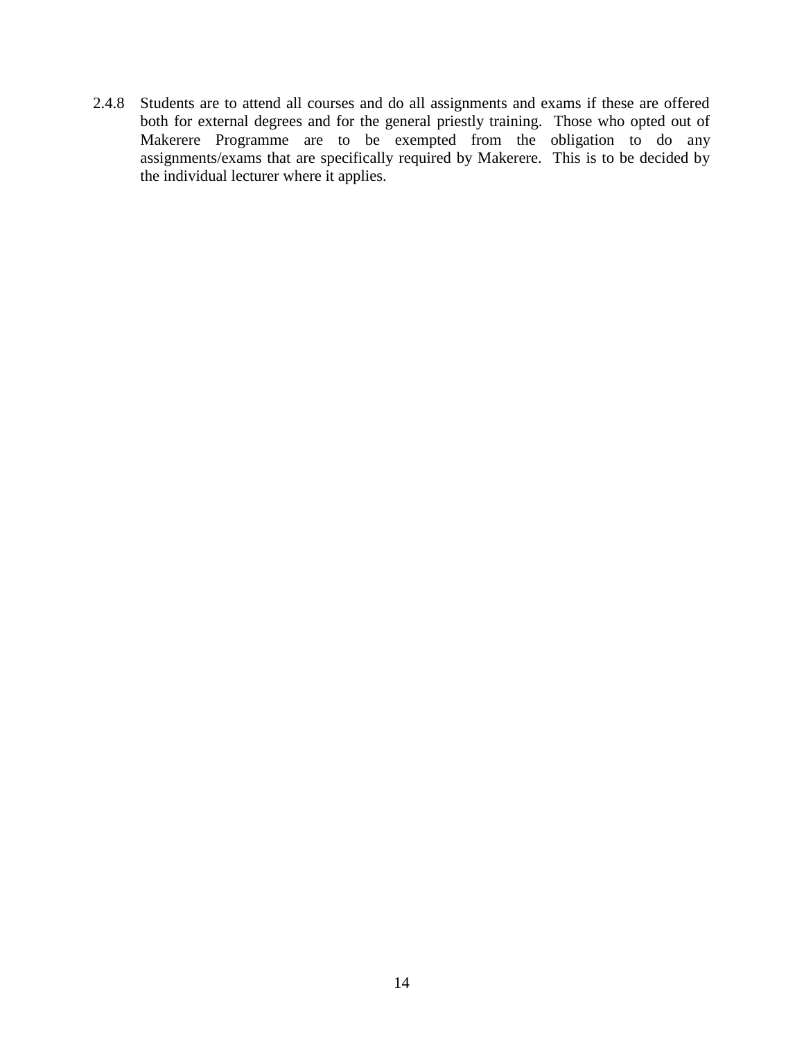2.4.8 Students are to attend all courses and do all assignments and exams if these are offered both for external degrees and for the general priestly training. Those who opted out of Makerere Programme are to be exempted from the obligation to do any assignments/exams that are specifically required by Makerere. This is to be decided by the individual lecturer where it applies.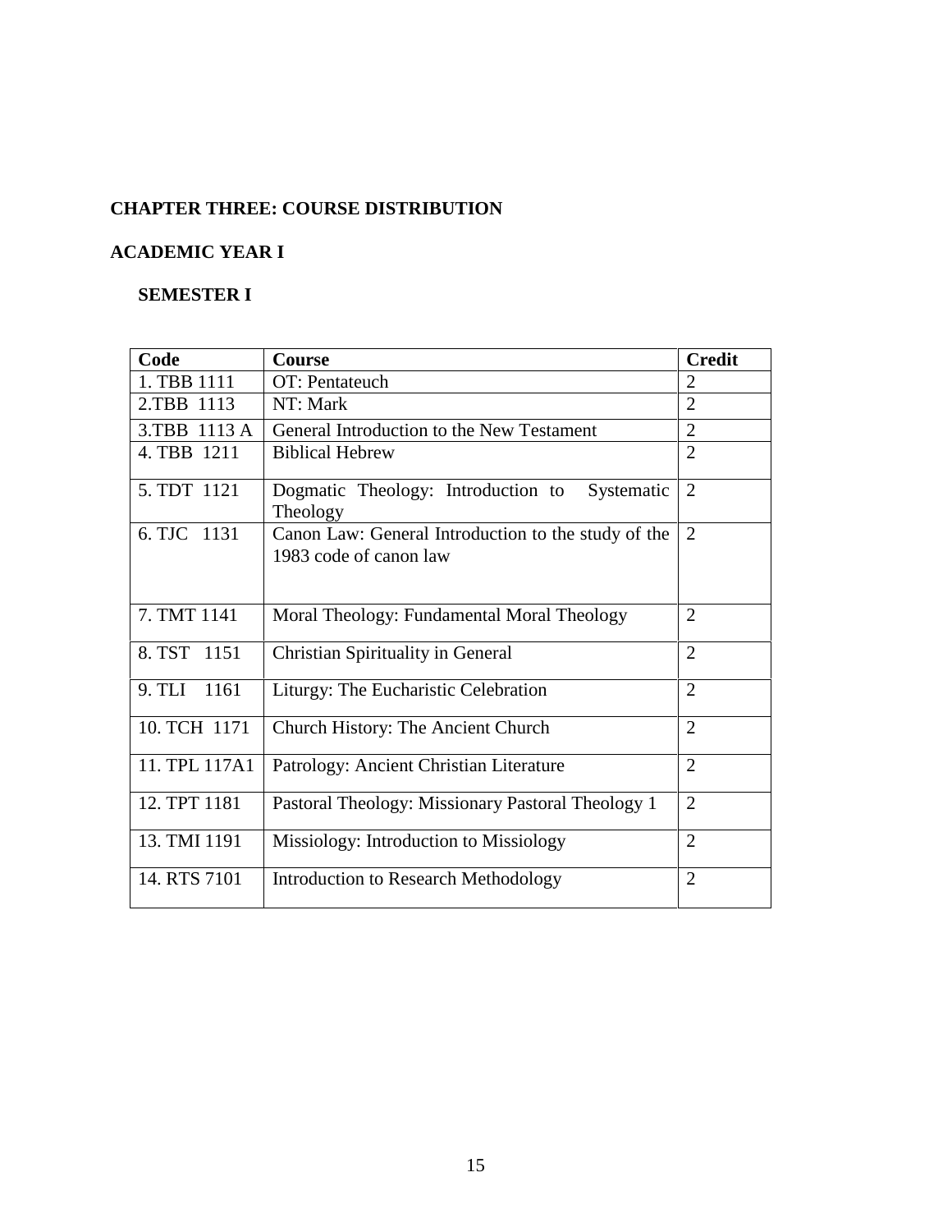## CHAPTER THREE: COURSE DISTRIBUTION

## ACADEMIC YEAR I

### SEMESTER I

| Code | Course | Credit |
|---|---|---|
| 1. TBB 1111 | OT: Pentateuch | 2 |
| 2.TBB 1113 | NT: Mark | 2 |
| 3.TBB 1113 A | General Introduction to the New Testament | 2 |
| 4. TBB 1211 | Biblical Hebrew | 2 |
| 5. TDT 1121 | Dogmatic Theology: Introduction to Systematic Theology | 2 |
| 6. TJC 1131 | Canon Law: General Introduction to the study of the 1983 code of canon law | 2 |
| 7. TMT 1141 | Moral Theology: Fundamental Moral Theology | 2 |
| 8. TST 1151 | Christian Spirituality in General | 2 |
| 9. TLI 1161 | Liturgy: The Eucharistic Celebration | 2 |
| 10. TCH 1171 | Church History: The Ancient Church | 2 |
| 11. TPL 117A1 | Patrology: Ancient Christian Literature | 2 |
| 12. TPT 1181 | Pastoral Theology: Missionary Pastoral Theology 1 | 2 |
| 13. TMI 1191 | Missiology: Introduction to Missiology | 2 |
| 14. RTS 7101 | Introduction to Research Methodology | 2 |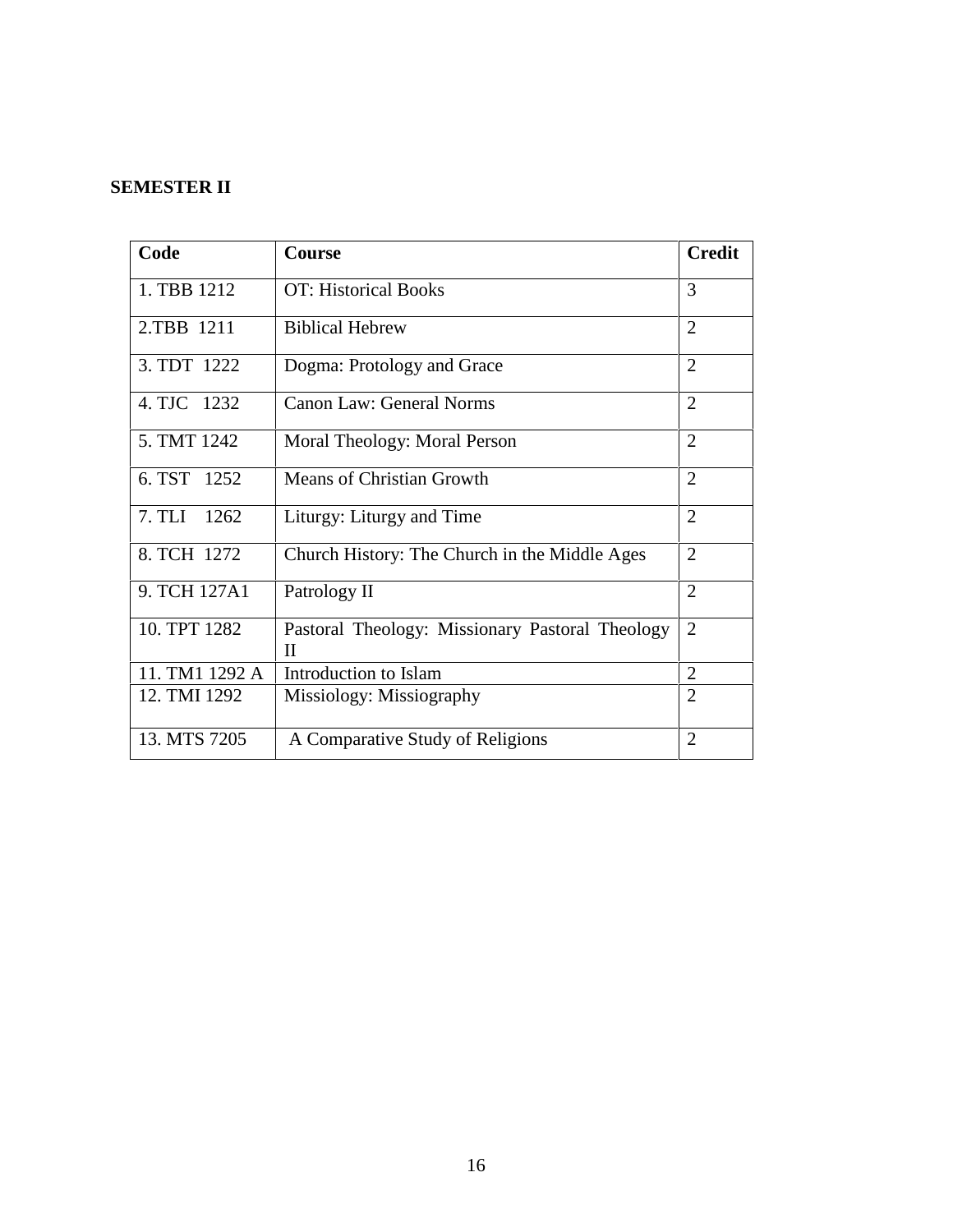**SEMESTER II**

| Code | Course | Credit |
|---|---|---|
| 1. TBB 1212 | OT: Historical Books | 3 |
| 2.TBB 1211 | Biblical Hebrew | 2 |
| 3. TDT 1222 | Dogma: Protology and Grace | 2 |
| 4. TJC 1232 | Canon Law: General Norms | 2 |
| 5. TMT 1242 | Moral Theology: Moral Person | 2 |
| 6. TST 1252 | Means of Christian Growth | 2 |
| 7. TLI 1262 | Liturgy: Liturgy and Time | 2 |
| 8. TCH 1272 | Church History: The Church in the Middle Ages | 2 |
| 9. TCH 127A1 | Patrology II | 2 |
| 10. TPT 1282 | Pastoral Theology: Missionary Pastoral Theology II | 2 |
| 11. TM1 1292 A | Introduction to Islam | 2 |
| 12. TMI 1292 | Missiology: Missiography | 2 |
| 13. MTS 7205 | A Comparative Study of Religions | 2 |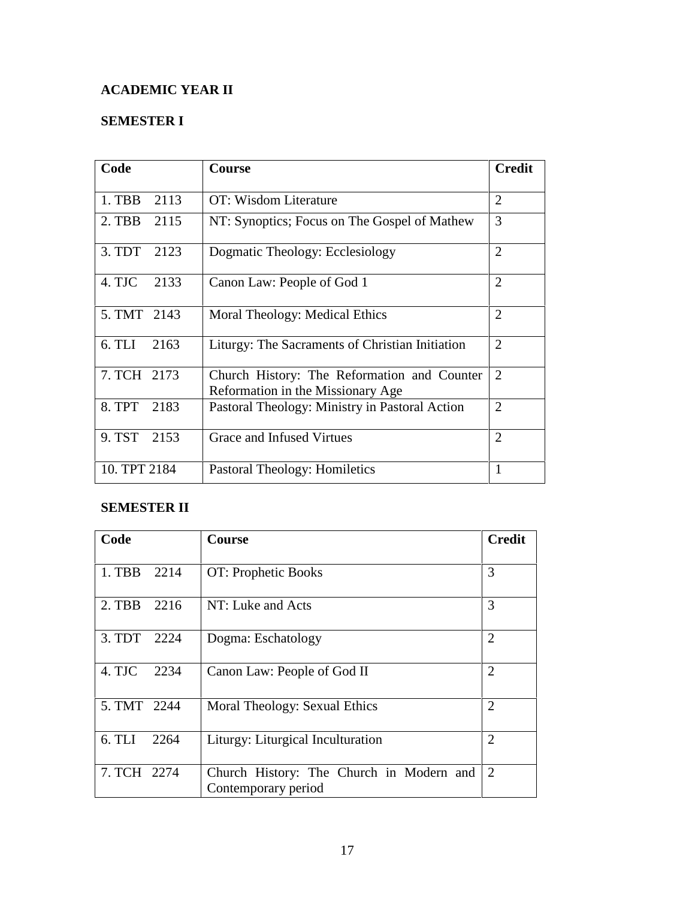## ACADEMIC YEAR II

### SEMESTER I

| Code | Course | Credit |
|---|---|---|
| 1. TBB 2113 | OT: Wisdom Literature | 2 |
| 2. TBB 2115 | NT: Synoptics; Focus on The Gospel of Mathew | 3 |
| 3. TDT 2123 | Dogmatic Theology: Ecclesiology | 2 |
| 4. TJC 2133 | Canon Law: People of God 1 | 2 |
| 5. TMT 2143 | Moral Theology: Medical Ethics | 2 |
| 6. TLI 2163 | Liturgy: The Sacraments of Christian Initiation | 2 |
| 7. TCH 2173 | Church History: The Reformation and Counter Reformation in the Missionary Age | 2 |
| 8. TPT 2183 | Pastoral Theology: Ministry in Pastoral Action | 2 |
| 9. TST 2153 | Grace and Infused Virtues | 2 |
| 10. TPT 2184 | Pastoral Theology: Homiletics | 1 |

### SEMESTER II

| Code | Course | Credit |
|---|---|---|
| 1. TBB 2214 | OT: Prophetic Books | 3 |
| 2. TBB 2216 | NT: Luke and Acts | 3 |
| 3. TDT 2224 | Dogma: Eschatology | 2 |
| 4. TJC 2234 | Canon Law: People of God II | 2 |
| 5. TMT 2244 | Moral Theology: Sexual Ethics | 2 |
| 6. TLI 2264 | Liturgy: Liturgical Inculturation | 2 |
| 7. TCH 2274 | Church History: The Church in Modern and Contemporary period | 2 |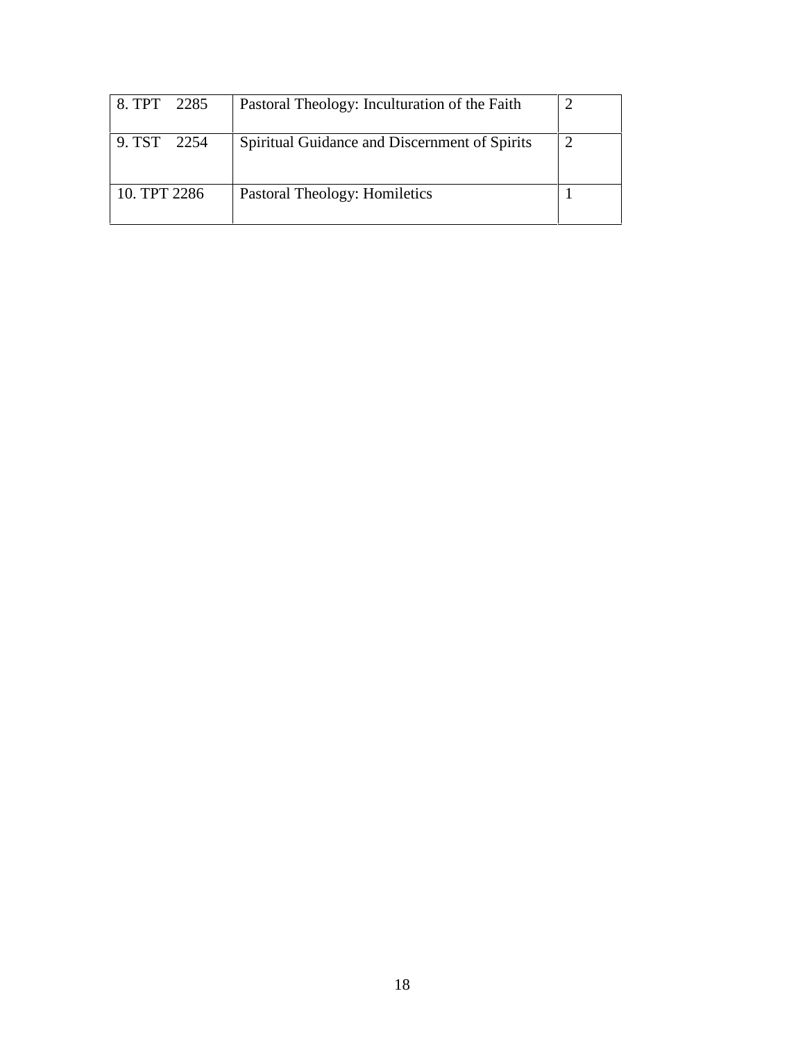| 8. TPT 2285 | Pastoral Theology: Inculturation of the Faith | 2 |
|---|---|---|
| 9. TST 2254 | Spiritual Guidance and Discernment of Spirits | 2 |
| 10. TPT 2286 | Pastoral Theology: Homiletics | 1 |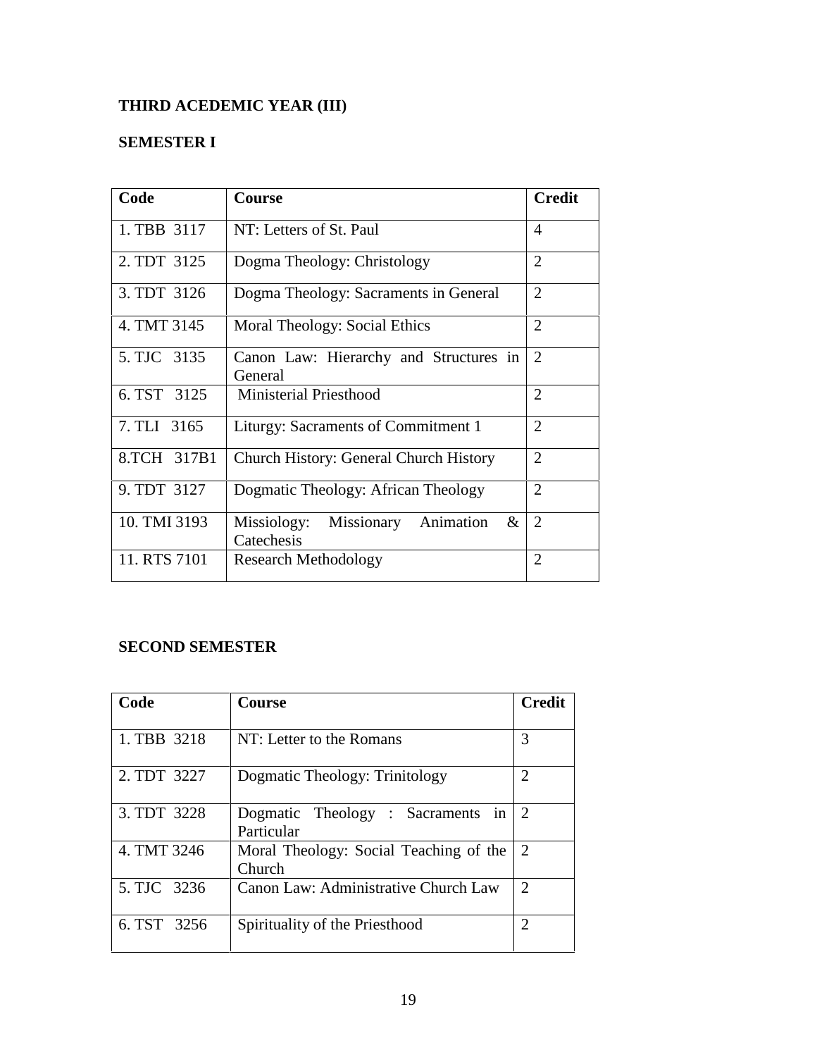**THIRD ACEDEMIC YEAR (III)**

**SEMESTER I**

| Code | Course | Credit |
|---|---|---|
| 1. TBB 3117 | NT: Letters of St. Paul | 4 |
| 2. TDT 3125 | Dogma Theology: Christology | 2 |
| 3. TDT 3126 | Dogma Theology: Sacraments in General | 2 |
| 4. TMT 3145 | Moral Theology: Social Ethics | 2 |
| 5. TJC 3135 | Canon Law: Hierarchy and Structures in General | 2 |
| 6. TST 3125 | Ministerial Priesthood | 2 |
| 7. TLI 3165 | Liturgy: Sacraments of Commitment 1 | 2 |
| 8.TCH 317B1 | Church History: General Church History | 2 |
| 9. TDT 3127 | Dogmatic Theology: African Theology | 2 |
| 10. TMI 3193 | Missiology: Missionary Animation & Catechesis | 2 |
| 11. RTS 7101 | Research Methodology | 2 |

**SECOND SEMESTER**

| Code | Course | Credit |
|---|---|---|
| 1. TBB 3218 | NT: Letter to the Romans | 3 |
| 2. TDT 3227 | Dogmatic Theology: Trinitology | 2 |
| 3. TDT 3228 | Dogmatic Theology : Sacraments in Particular | 2 |
| 4. TMT 3246 | Moral Theology: Social Teaching of the Church | 2 |
| 5. TJC 3236 | Canon Law: Administrative Church Law | 2 |
| 6. TST 3256 | Spirituality of the Priesthood | 2 |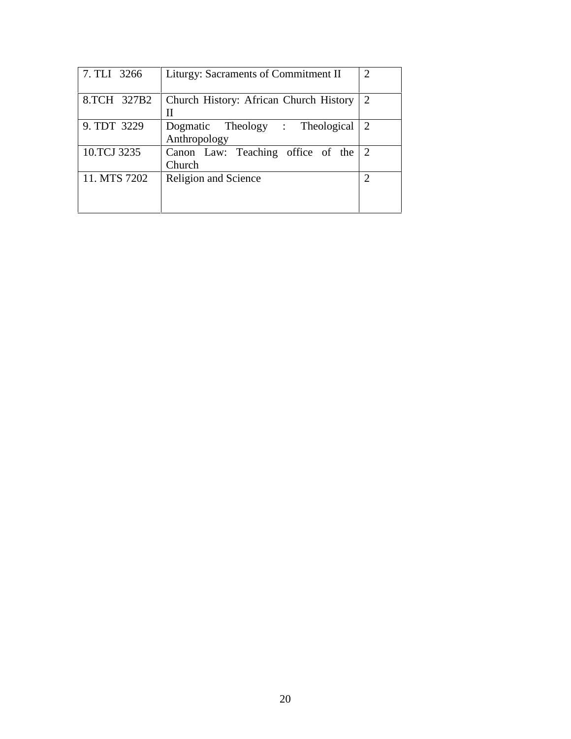| 7. TLI 3266 | Liturgy: Sacraments of Commitment II | 2 |
|---|---|---|
| 8.TCH 327B2 | Church History: African Church History II | 2 |
| 9. TDT 3229 | Dogmatic Theology : Theological Anthropology | 2 |
| 10.TCJ 3235 | Canon Law: Teaching office of the Church | 2 |
| 11. MTS 7202 | Religion and Science | 2 |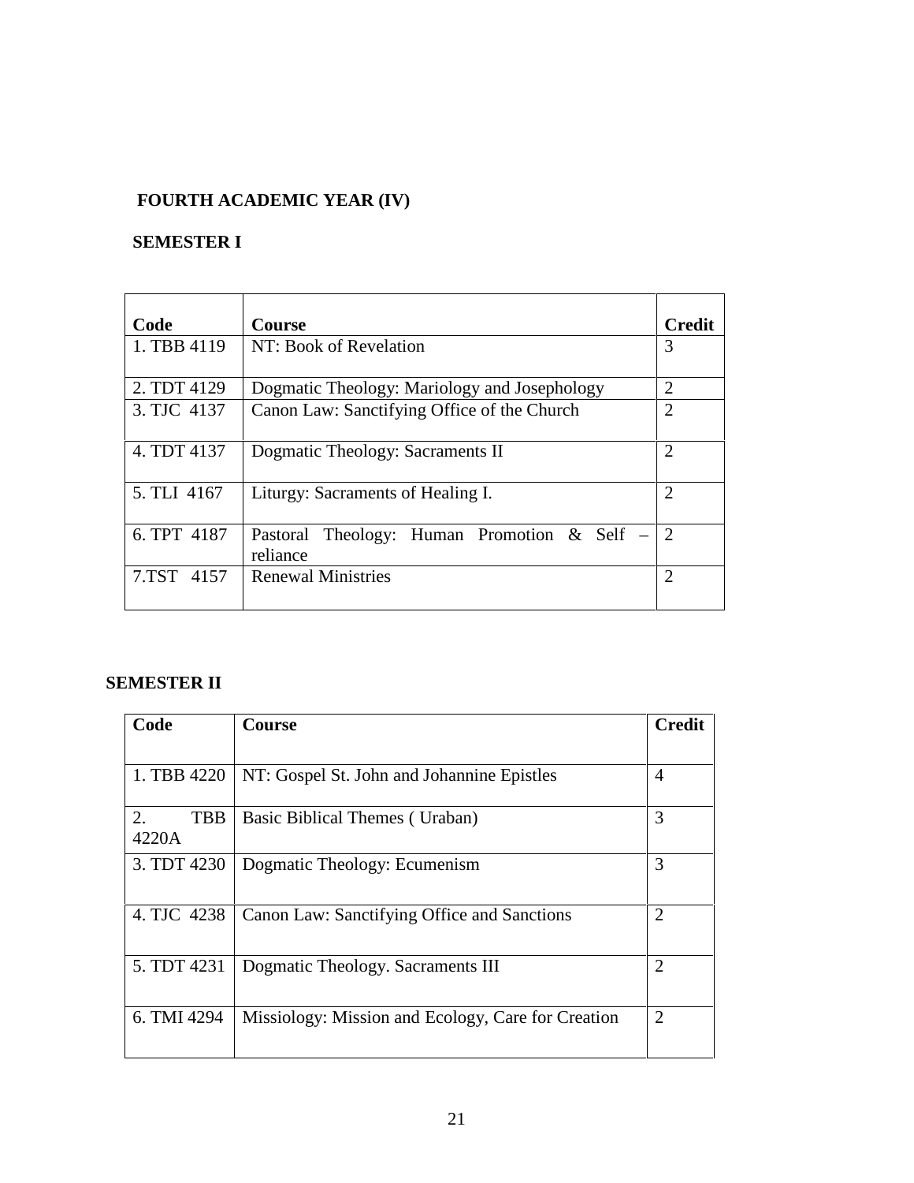## FOURTH ACADEMIC YEAR (IV)

### SEMESTER I

| Code | Course | Credit |
|---|---|---|
| 1. TBB 4119 | NT: Book of Revelation | 3 |
| 2. TDT 4129 | Dogmatic Theology: Mariology and Josephology | 2 |
| 3. TJC 4137 | Canon Law: Sanctifying Office of the Church | 2 |
| 4. TDT 4137 | Dogmatic Theology: Sacraments II | 2 |
| 5. TLI 4167 | Liturgy: Sacraments of Healing I. | 2 |
| 6. TPT 4187 | Pastoral Theology: Human Promotion & Self – reliance | 2 |
| 7.TST 4157 | Renewal Ministries | 2 |

### SEMESTER II

| Code | Course | Credit |
|---|---|---|
| 1. TBB 4220 | NT: Gospel St. John and Johannine Epistles | 4 |
| 2. TBB 4220A | Basic Biblical Themes ( Uraban) | 3 |
| 3. TDT 4230 | Dogmatic Theology: Ecumenism | 3 |
| 4. TJC 4238 | Canon Law: Sanctifying Office and Sanctions | 2 |
| 5. TDT 4231 | Dogmatic Theology. Sacraments III | 2 |
| 6. TMI 4294 | Missiology: Mission and Ecology, Care for Creation | 2 |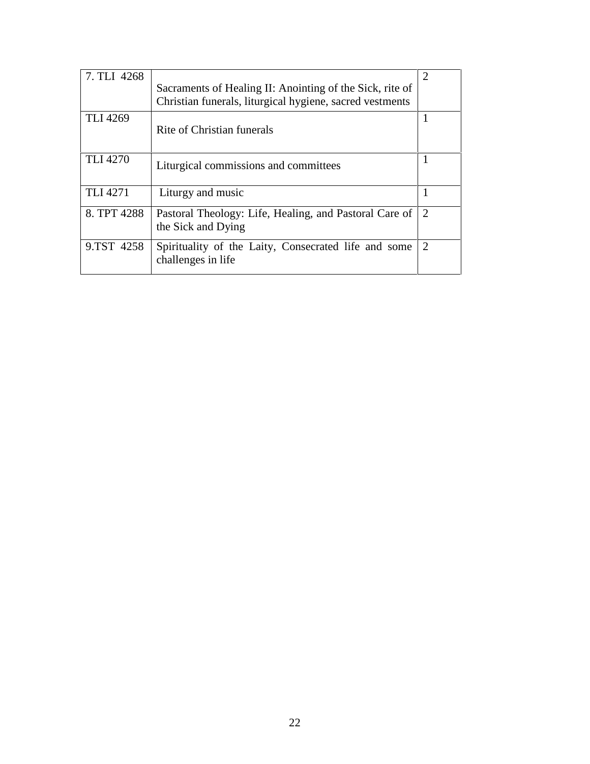| | | |
|---|---|---|
| 7. TLI 4268 | Sacraments of Healing II: Anointing of the Sick, rite of Christian funerals, liturgical hygiene, sacred vestments | 2 |
| TLI 4269 | Rite of Christian funerals | 1 |
| TLI 4270 | Liturgical commissions and committees | 1 |
| TLI 4271 | Liturgy and music | 1 |
| 8. TPT 4288 | Pastoral Theology: Life, Healing, and Pastoral Care of the Sick and Dying | 2 |
| 9.TST 4258 | Spirituality of the Laity, Consecrated life and some challenges in life | 2 |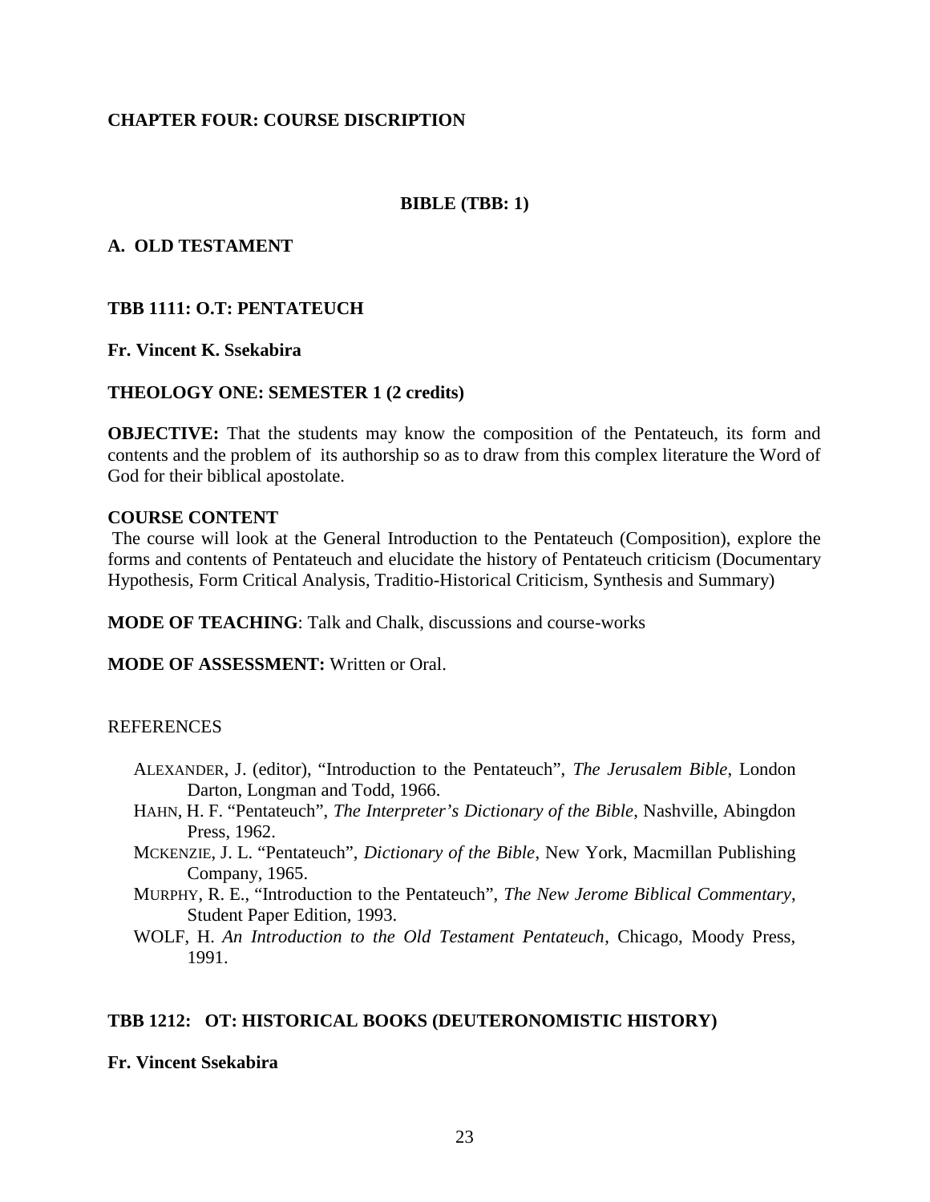# CHAPTER FOUR: COURSE DISCRIPTION

## BIBLE (TBB: 1)

### A. OLD TESTAMENT

### TBB 1111: O.T: PENTATEUCH

**Fr. Vincent K. Ssekabira**

**THEOLOGY ONE: SEMESTER 1 (2 credits)**

**OBJECTIVE:** That the students may know the composition of the Pentateuch, its form and contents and the problem of its authorship so as to draw from this complex literature the Word of God for their biblical apostolate.

**COURSE CONTENT**

The course will look at the General Introduction to the Pentateuch (Composition), explore the forms and contents of Pentateuch and elucidate the history of Pentateuch criticism (Documentary Hypothesis, Form Critical Analysis, Traditio-Historical Criticism, Synthesis and Summary)

**MODE OF TEACHING**: Talk and Chalk, discussions and course-works

**MODE OF ASSESSMENT:** Written or Oral.

REFERENCES

- ALEXANDER, J. (editor), "Introduction to the Pentateuch", *The Jerusalem Bible*, London Darton, Longman and Todd, 1966.
- HAHN, H. F. "Pentateuch", *The Interpreter's Dictionary of the Bible*, Nashville, Abingdon Press, 1962.
- MCKENZIE, J. L. "Pentateuch", *Dictionary of the Bible*, New York, Macmillan Publishing Company, 1965.
- MURPHY, R. E., "Introduction to the Pentateuch", *The New Jerome Biblical Commentary*, Student Paper Edition, 1993.
- WOLF, H. *An Introduction to the Old Testament Pentateuch*, Chicago, Moody Press, 1991.

### TBB 1212: OT: HISTORICAL BOOKS (DEUTERONOMISTIC HISTORY)

**Fr. Vincent Ssekabira**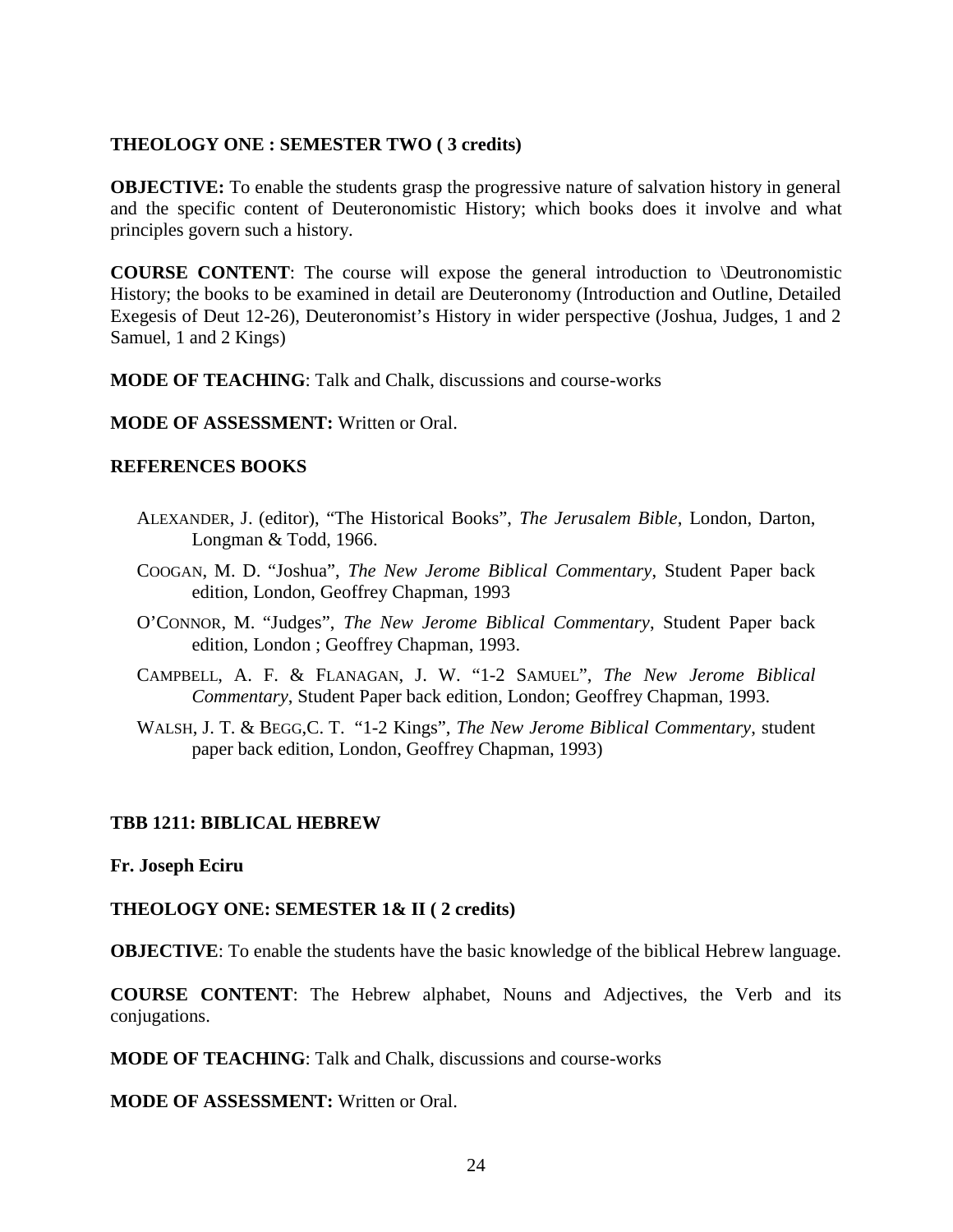**THEOLOGY ONE : SEMESTER TWO ( 3 credits)**

**OBJECTIVE:** To enable the students grasp the progressive nature of salvation history in general and the specific content of Deuteronomistic History; which books does it involve and what principles govern such a history.

**COURSE CONTENT**: The course will expose the general introduction to \Deutronomistic History; the books to be examined in detail are Deuteronomy (Introduction and Outline, Detailed Exegesis of Deut 12-26), Deuteronomist's History in wider perspective (Joshua, Judges, 1 and 2 Samuel, 1 and 2 Kings)

**MODE OF TEACHING**: Talk and Chalk, discussions and course-works

**MODE OF ASSESSMENT:** Written or Oral.

**REFERENCES BOOKS**

- ALEXANDER, J. (editor), "The Historical Books", *The Jerusalem Bible*, London, Darton, Longman & Todd, 1966.
- COOGAN, M. D. "Joshua", *The New Jerome Biblical Commentary*, Student Paper back edition, London, Geoffrey Chapman, 1993
- O'CONNOR, M. "Judges", *The New Jerome Biblical Commentary*, Student Paper back edition, London ; Geoffrey Chapman, 1993.
- CAMPBELL, A. F. & FLANAGAN, J. W. "1-2 SAMUEL", *The New Jerome Biblical Commentary*, Student Paper back edition, London; Geoffrey Chapman, 1993.
- WALSH, J. T. & BEGG,C. T. "1-2 Kings", *The New Jerome Biblical Commentary*, student paper back edition, London, Geoffrey Chapman, 1993)

**TBB 1211: BIBLICAL HEBREW**

**Fr. Joseph Eciru**

**THEOLOGY ONE: SEMESTER 1& II ( 2 credits)**

**OBJECTIVE**: To enable the students have the basic knowledge of the biblical Hebrew language.

**COURSE CONTENT**: The Hebrew alphabet, Nouns and Adjectives, the Verb and its conjugations.

**MODE OF TEACHING**: Talk and Chalk, discussions and course-works

**MODE OF ASSESSMENT:** Written or Oral.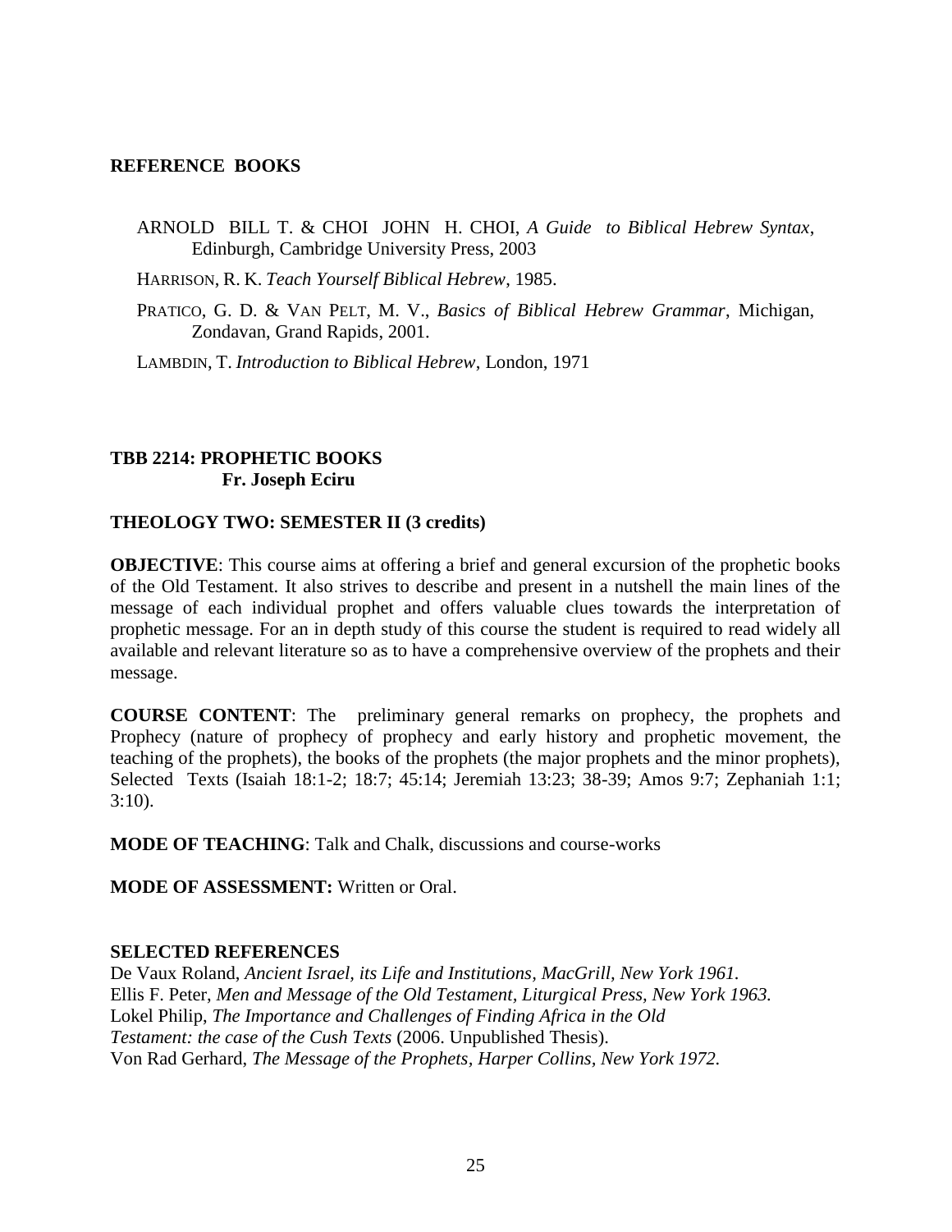**REFERENCE BOOKS**

ARNOLD BILL T. & CHOI JOHN H. CHOI, *A Guide to Biblical Hebrew Syntax*, Edinburgh, Cambridge University Press, 2003

HARRISON, R. K. *Teach Yourself Biblical Hebrew*, 1985.

PRATICO, G. D. & VAN PELT, M. V., *Basics of Biblical Hebrew Grammar*, Michigan, Zondavan, Grand Rapids, 2001.

LAMBDIN, T. *Introduction to Biblical Hebrew*, London, 1971

**TBB 2214: PROPHETIC BOOKS**
**Fr. Joseph Eciru**

**THEOLOGY TWO: SEMESTER II (3 credits)**

**OBJECTIVE**: This course aims at offering a brief and general excursion of the prophetic books of the Old Testament. It also strives to describe and present in a nutshell the main lines of the message of each individual prophet and offers valuable clues towards the interpretation of prophetic message. For an in depth study of this course the student is required to read widely all available and relevant literature so as to have a comprehensive overview of the prophets and their message.

**COURSE CONTENT**: The preliminary general remarks on prophecy, the prophets and Prophecy (nature of prophecy of prophecy and early history and prophetic movement, the teaching of the prophets), the books of the prophets (the major prophets and the minor prophets), Selected Texts (Isaiah 18:1-2; 18:7; 45:14; Jeremiah 13:23; 38-39; Amos 9:7; Zephaniah 1:1; 3:10).

**MODE OF TEACHING**: Talk and Chalk, discussions and course-works

**MODE OF ASSESSMENT:** Written or Oral.

**SELECTED REFERENCES**

De Vaux Roland, *Ancient Israel, its Life and Institutions, MacGrill, New York 1961.*
Ellis F. Peter, *Men and Message of the Old Testament, Liturgical Press, New York 1963.*
Lokel Philip, *The Importance and Challenges of Finding Africa in the Old Testament: the case of the Cush Texts* (2006. Unpublished Thesis).
Von Rad Gerhard, *The Message of the Prophets, Harper Collins, New York 1972.*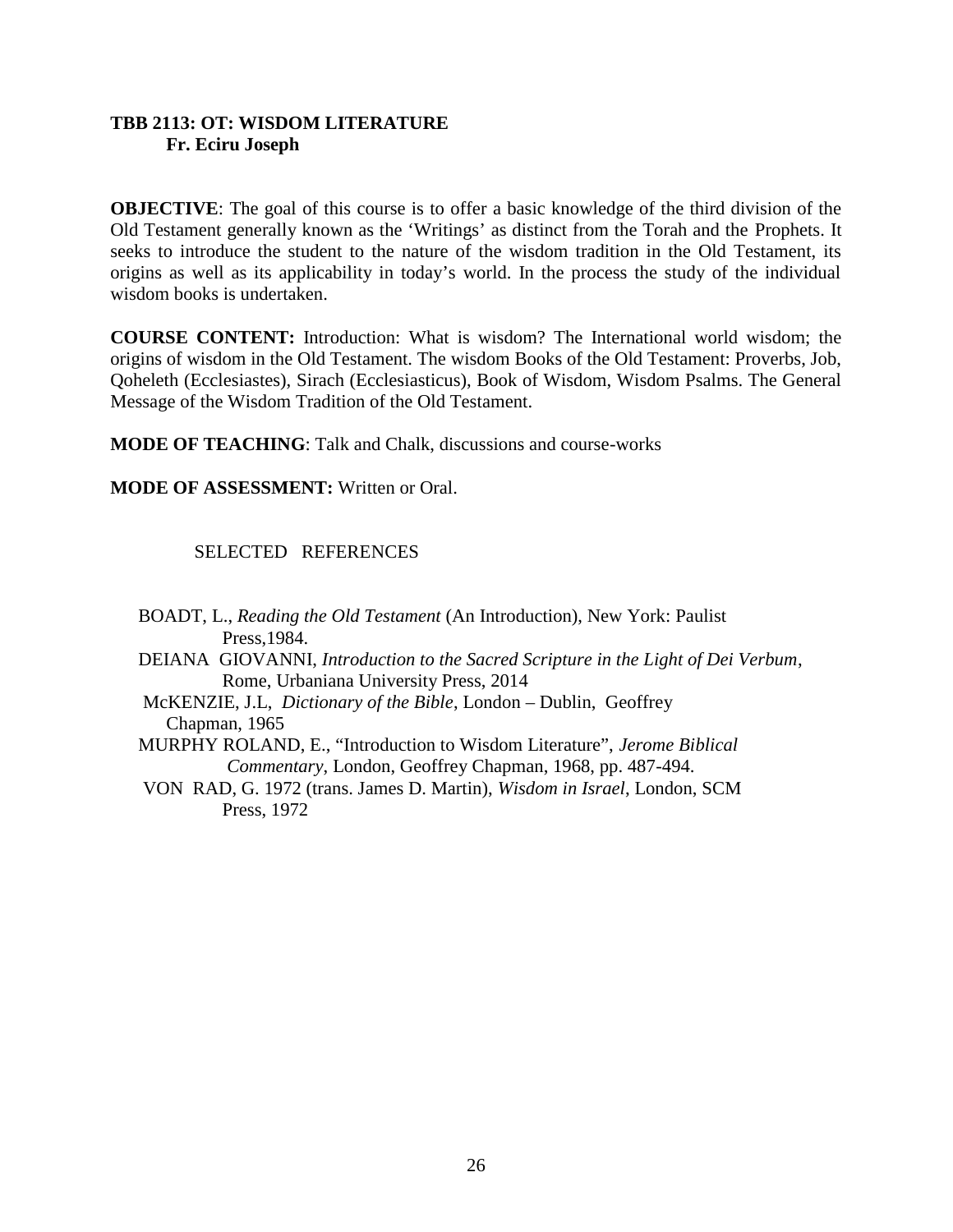**TBB 2113: OT: WISDOM LITERATURE**
**Fr. Eciru Joseph**

**OBJECTIVE**: The goal of this course is to offer a basic knowledge of the third division of the Old Testament generally known as the 'Writings' as distinct from the Torah and the Prophets. It seeks to introduce the student to the nature of the wisdom tradition in the Old Testament, its origins as well as its applicability in today's world. In the process the study of the individual wisdom books is undertaken.

**COURSE CONTENT:** Introduction: What is wisdom? The International world wisdom; the origins of wisdom in the Old Testament. The wisdom Books of the Old Testament: Proverbs, Job, Qoheleth (Ecclesiastes), Sirach (Ecclesiasticus), Book of Wisdom, Wisdom Psalms. The General Message of the Wisdom Tradition of the Old Testament.

**MODE OF TEACHING**: Talk and Chalk, discussions and course-works

**MODE OF ASSESSMENT:** Written or Oral.

SELECTED REFERENCES

BOADT, L., *Reading the Old Testament* (An Introduction), New York: Paulist Press,1984.

DEIANA GIOVANNI, *Introduction to the Sacred Scripture in the Light of Dei Verbum*, Rome, Urbaniana University Press, 2014

McKENZIE, J.L, *Dictionary of the Bible*, London – Dublin, Geoffrey Chapman, 1965

MURPHY ROLAND, E., "Introduction to Wisdom Literature", *Jerome Biblical Commentary*, London, Geoffrey Chapman, 1968, pp. 487-494.

VON RAD, G. 1972 (trans. James D. Martin), *Wisdom in Israel*, London, SCM Press, 1972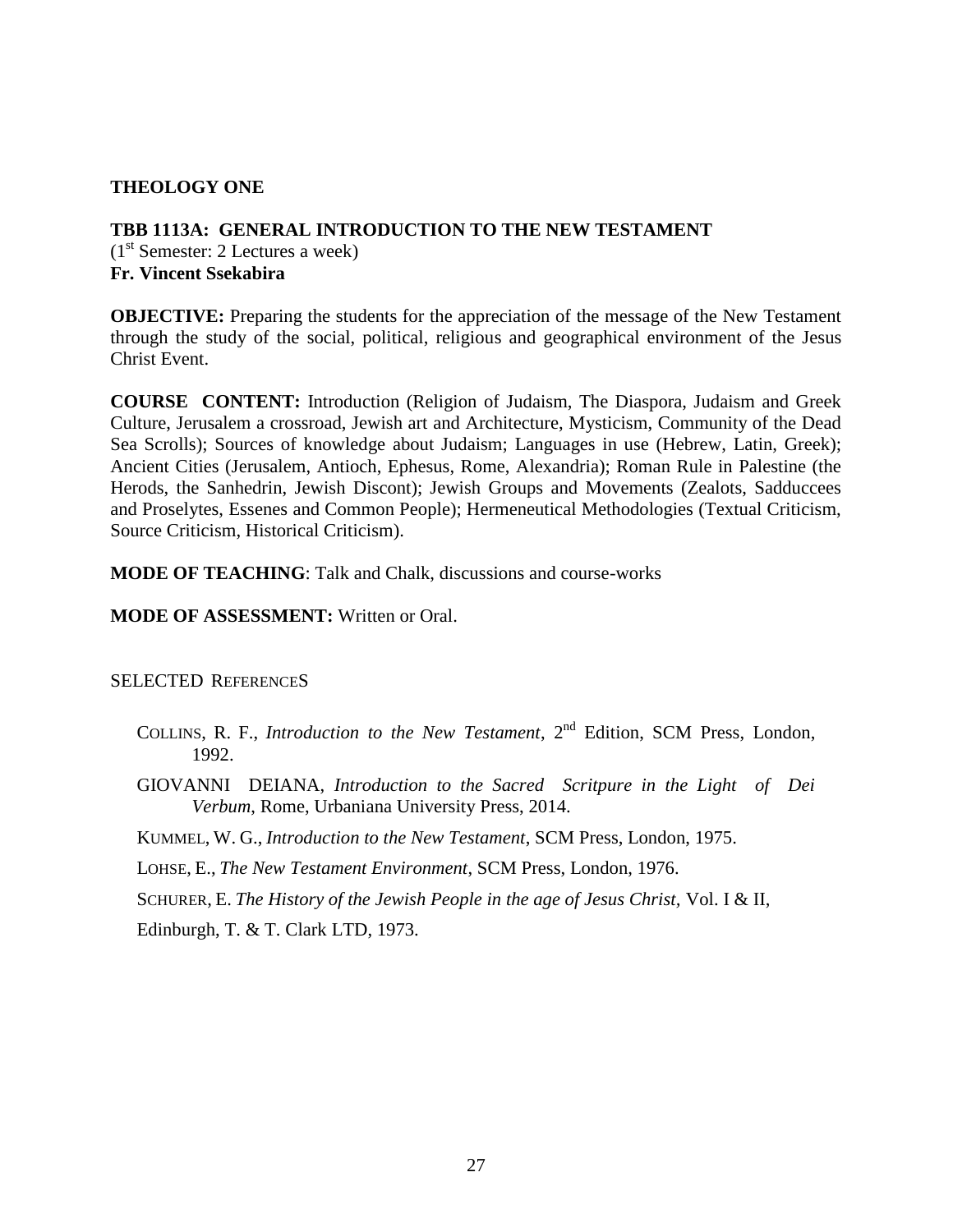## THEOLOGY ONE

### TBB 1113A: GENERAL INTRODUCTION TO THE NEW TESTAMENT

(1st Semester: 2 Lectures a week)

**Fr. Vincent Ssekabira**

**OBJECTIVE:** Preparing the students for the appreciation of the message of the New Testament through the study of the social, political, religious and geographical environment of the Jesus Christ Event.

**COURSE CONTENT:** Introduction (Religion of Judaism, The Diaspora, Judaism and Greek Culture, Jerusalem a crossroad, Jewish art and Architecture, Mysticism, Community of the Dead Sea Scrolls); Sources of knowledge about Judaism; Languages in use (Hebrew, Latin, Greek); Ancient Cities (Jerusalem, Antioch, Ephesus, Rome, Alexandria); Roman Rule in Palestine (the Herods, the Sanhedrin, Jewish Discont); Jewish Groups and Movements (Zealots, Sadducees and Proselytes, Essenes and Common People); Hermeneutical Methodologies (Textual Criticism, Source Criticism, Historical Criticism).

**MODE OF TEACHING**: Talk and Chalk, discussions and course-works

**MODE OF ASSESSMENT:** Written or Oral.

SELECTED REFERENCES

COLLINS, R. F., *Introduction to the New Testament*, 2nd Edition, SCM Press, London, 1992.

GIOVANNI DEIANA, *Introduction to the Sacred Scritpure in the Light of Dei Verbum*, Rome, Urbaniana University Press, 2014.

KUMMEL, W. G., *Introduction to the New Testament*, SCM Press, London, 1975.

LOHSE, E., *The New Testament Environment*, SCM Press, London, 1976.

SCHURER, E. *The History of the Jewish People in the age of Jesus Christ,* Vol. I & II, Edinburgh, T. & T. Clark LTD, 1973.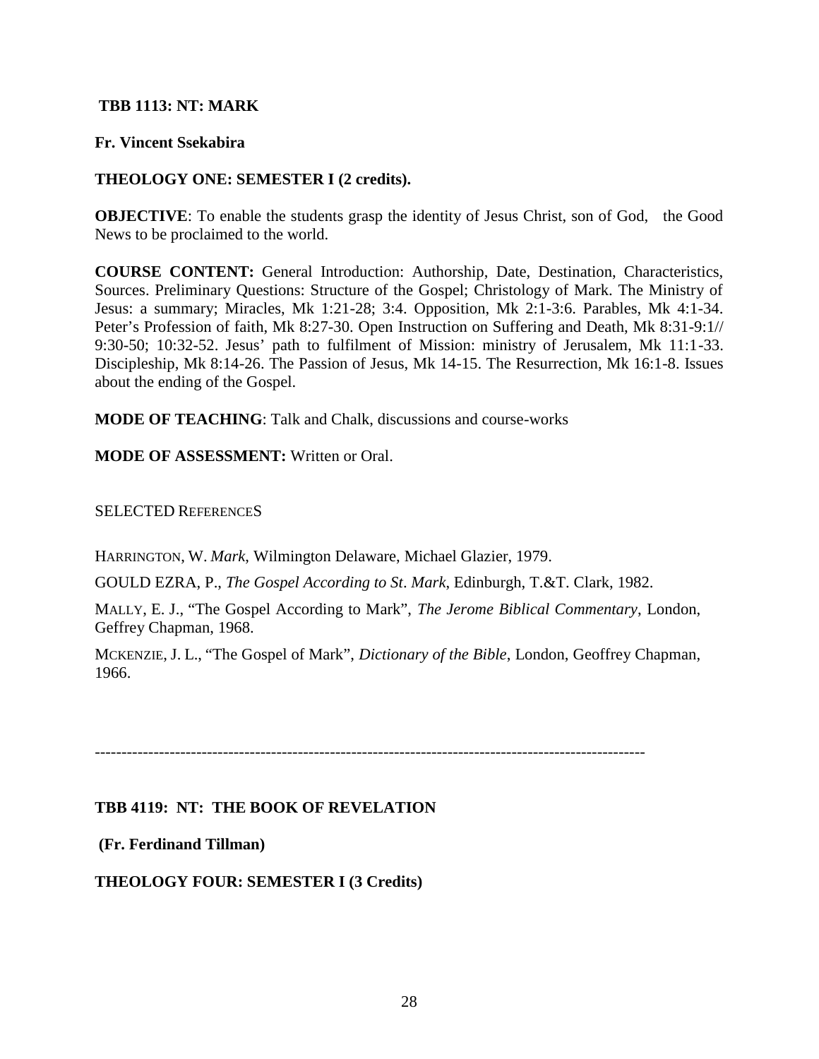**TBB 1113: NT: MARK**

**Fr. Vincent Ssekabira**

**THEOLOGY ONE: SEMESTER I (2 credits).**

**OBJECTIVE**: To enable the students grasp the identity of Jesus Christ, son of God, the Good News to be proclaimed to the world.

**COURSE CONTENT:** General Introduction: Authorship, Date, Destination, Characteristics, Sources. Preliminary Questions: Structure of the Gospel; Christology of Mark. The Ministry of Jesus: a summary; Miracles, Mk 1:21-28; 3:4. Opposition, Mk 2:1-3:6. Parables, Mk 4:1-34. Peter's Profession of faith, Mk 8:27-30. Open Instruction on Suffering and Death, Mk 8:31-9:1// 9:30-50; 10:32-52. Jesus' path to fulfilment of Mission: ministry of Jerusalem, Mk 11:1-33. Discipleship, Mk 8:14-26. The Passion of Jesus, Mk 14-15. The Resurrection, Mk 16:1-8. Issues about the ending of the Gospel.

**MODE OF TEACHING**: Talk and Chalk, discussions and course-works

**MODE OF ASSESSMENT:** Written or Oral.

SELECTED REFERENCES

HARRINGTON, W. *Mark*, Wilmington Delaware, Michael Glazier, 1979.

GOULD EZRA, P., *The Gospel According to St*. *Mark*, Edinburgh, T.&T. Clark, 1982.

MALLY, E. J., "The Gospel According to Mark", *The Jerome Biblical Commentary*, London, Geffrey Chapman, 1968.

MCKENZIE, J. L., "The Gospel of Mark", *Dictionary of the Bible*, London, Geoffrey Chapman, 1966.

---

**TBB 4119: NT: THE BOOK OF REVELATION**

**(Fr. Ferdinand Tillman)**

**THEOLOGY FOUR: SEMESTER I (3 Credits)**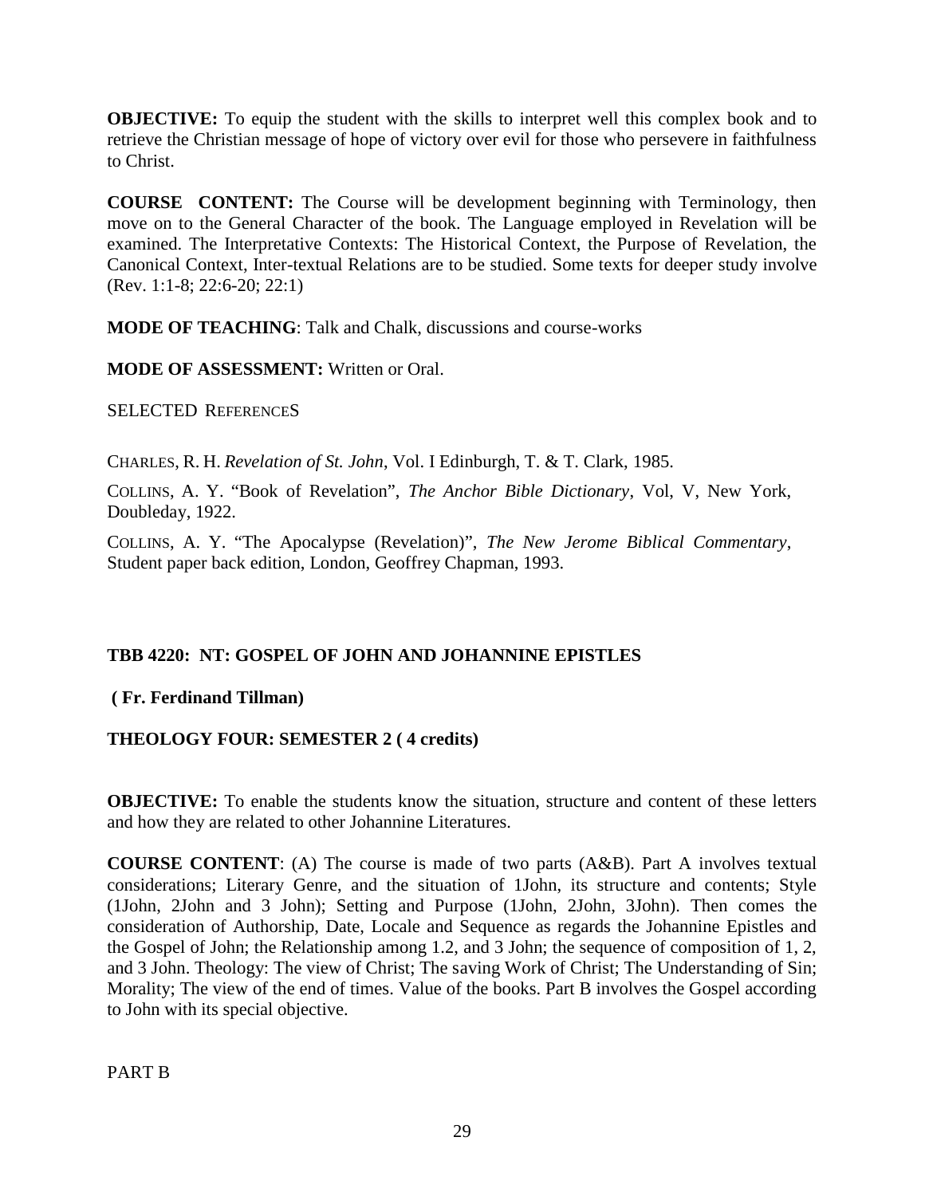**OBJECTIVE:** To equip the student with the skills to interpret well this complex book and to retrieve the Christian message of hope of victory over evil for those who persevere in faithfulness to Christ.

**COURSE CONTENT:** The Course will be development beginning with Terminology, then move on to the General Character of the book. The Language employed in Revelation will be examined. The Interpretative Contexts: The Historical Context, the Purpose of Revelation, the Canonical Context, Inter-textual Relations are to be studied. Some texts for deeper study involve (Rev. 1:1-8; 22:6-20; 22:1)

**MODE OF TEACHING**: Talk and Chalk, discussions and course-works

**MODE OF ASSESSMENT:** Written or Oral.

SELECTED REFERENCES

CHARLES, R. H. *Revelation of St. John*, Vol. I Edinburgh, T. & T. Clark, 1985.

COLLINS, A. Y. "Book of Revelation", *The Anchor Bible Dictionary*, Vol, V, New York, Doubleday, 1922.

COLLINS, A. Y. "The Apocalypse (Revelation)", *The New Jerome Biblical Commentary*, Student paper back edition, London, Geoffrey Chapman, 1993.

## TBB 4220: NT: GOSPEL OF JOHN AND JOHANNINE EPISTLES

**( Fr. Ferdinand Tillman)**

**THEOLOGY FOUR: SEMESTER 2 ( 4 credits)**

**OBJECTIVE:** To enable the students know the situation, structure and content of these letters and how they are related to other Johannine Literatures.

**COURSE CONTENT**: (A) The course is made of two parts (A&B). Part A involves textual considerations; Literary Genre, and the situation of 1John, its structure and contents; Style (1John, 2John and 3 John); Setting and Purpose (1John, 2John, 3John). Then comes the consideration of Authorship, Date, Locale and Sequence as regards the Johannine Epistles and the Gospel of John; the Relationship among 1.2, and 3 John; the sequence of composition of 1, 2, and 3 John. Theology: The view of Christ; The saving Work of Christ; The Understanding of Sin; Morality; The view of the end of times. Value of the books. Part B involves the Gospel according to John with its special objective.

PART B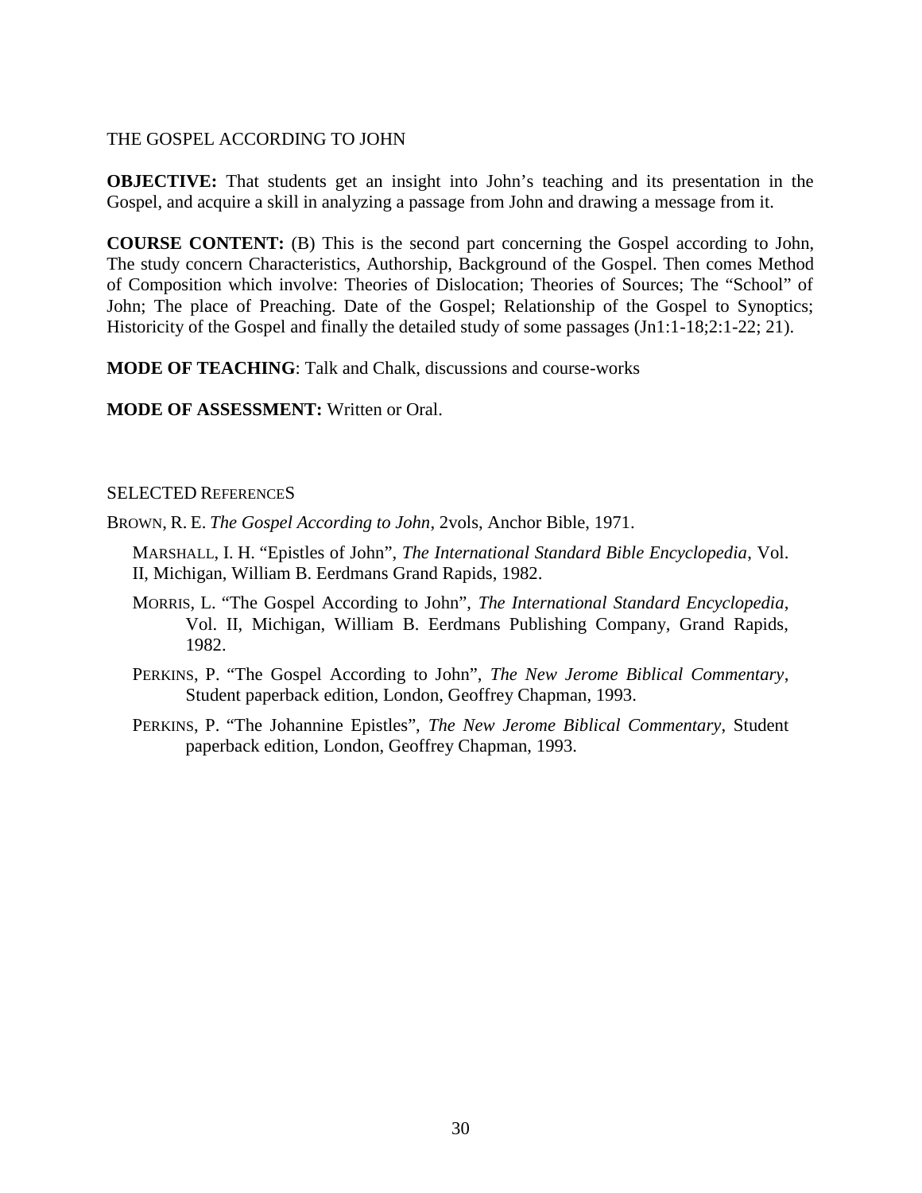THE GOSPEL ACCORDING TO JOHN

**OBJECTIVE:** That students get an insight into John's teaching and its presentation in the Gospel, and acquire a skill in analyzing a passage from John and drawing a message from it.

**COURSE CONTENT:** (B) This is the second part concerning the Gospel according to John, The study concern Characteristics, Authorship, Background of the Gospel. Then comes Method of Composition which involve: Theories of Dislocation; Theories of Sources; The "School" of John; The place of Preaching. Date of the Gospel; Relationship of the Gospel to Synoptics; Historicity of the Gospel and finally the detailed study of some passages (Jn1:1-18;2:1-22; 21).

**MODE OF TEACHING**: Talk and Chalk, discussions and course-works

**MODE OF ASSESSMENT:** Written or Oral.

SELECTED REFERENCES

BROWN, R. E. *The Gospel According to John*, 2vols, Anchor Bible, 1971.

MARSHALL, I. H. "Epistles of John", *The International Standard Bible Encyclopedia*, Vol. II, Michigan, William B. Eerdmans Grand Rapids, 1982.

MORRIS, L. "The Gospel According to John", *The International Standard Encyclopedia*, Vol. II, Michigan, William B. Eerdmans Publishing Company, Grand Rapids, 1982.

PERKINS, P. "The Gospel According to John", *The New Jerome Biblical Commentary*, Student paperback edition, London, Geoffrey Chapman, 1993.

PERKINS, P. "The Johannine Epistles", *The New Jerome Biblical Commentary*, Student paperback edition, London, Geoffrey Chapman, 1993.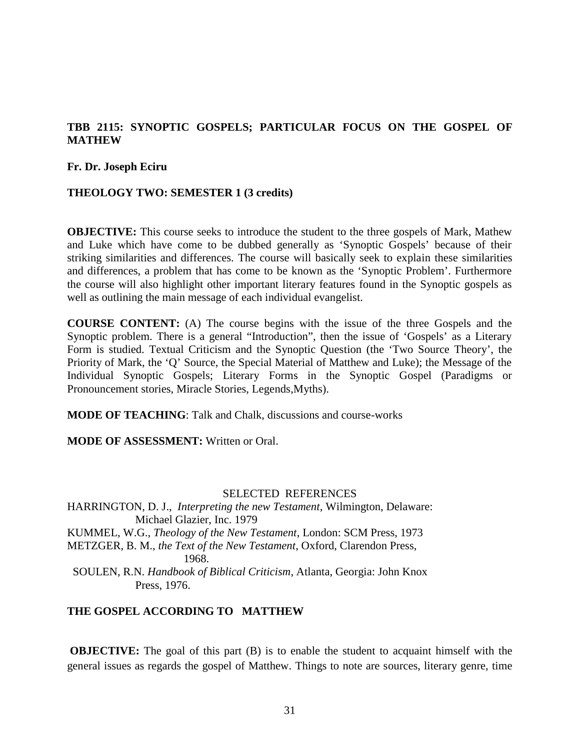**TBB 2115: SYNOPTIC GOSPELS; PARTICULAR FOCUS ON THE GOSPEL OF MATHEW**

**Fr. Dr. Joseph Eciru**

**THEOLOGY TWO: SEMESTER 1 (3 credits)**

**OBJECTIVE:** This course seeks to introduce the student to the three gospels of Mark, Mathew and Luke which have come to be dubbed generally as 'Synoptic Gospels' because of their striking similarities and differences. The course will basically seek to explain these similarities and differences, a problem that has come to be known as the 'Synoptic Problem'. Furthermore the course will also highlight other important literary features found in the Synoptic gospels as well as outlining the main message of each individual evangelist.

**COURSE CONTENT:** (A) The course begins with the issue of the three Gospels and the Synoptic problem. There is a general "Introduction", then the issue of 'Gospels' as a Literary Form is studied. Textual Criticism and the Synoptic Question (the 'Two Source Theory', the Priority of Mark, the 'Q' Source, the Special Material of Matthew and Luke); the Message of the Individual Synoptic Gospels; Literary Forms in the Synoptic Gospel (Paradigms or Pronouncement stories, Miracle Stories, Legends,Myths).

**MODE OF TEACHING**: Talk and Chalk, discussions and course-works

**MODE OF ASSESSMENT:** Written or Oral.

SELECTED REFERENCES

HARRINGTON, D. J., *Interpreting the new Testament*, Wilmington, Delaware: Michael Glazier, Inc. 1979

KUMMEL, W.G., *Theology of the New Testament*, London: SCM Press, 1973

METZGER, B. M., *the Text of the New Testament*, Oxford, Clarendon Press, 1968.

SOULEN, R.N. *Handbook of Biblical Criticism*, Atlanta, Georgia: John Knox Press, 1976.

**THE GOSPEL ACCORDING TO MATTHEW**

**OBJECTIVE:** The goal of this part (B) is to enable the student to acquaint himself with the general issues as regards the gospel of Matthew. Things to note are sources, literary genre, time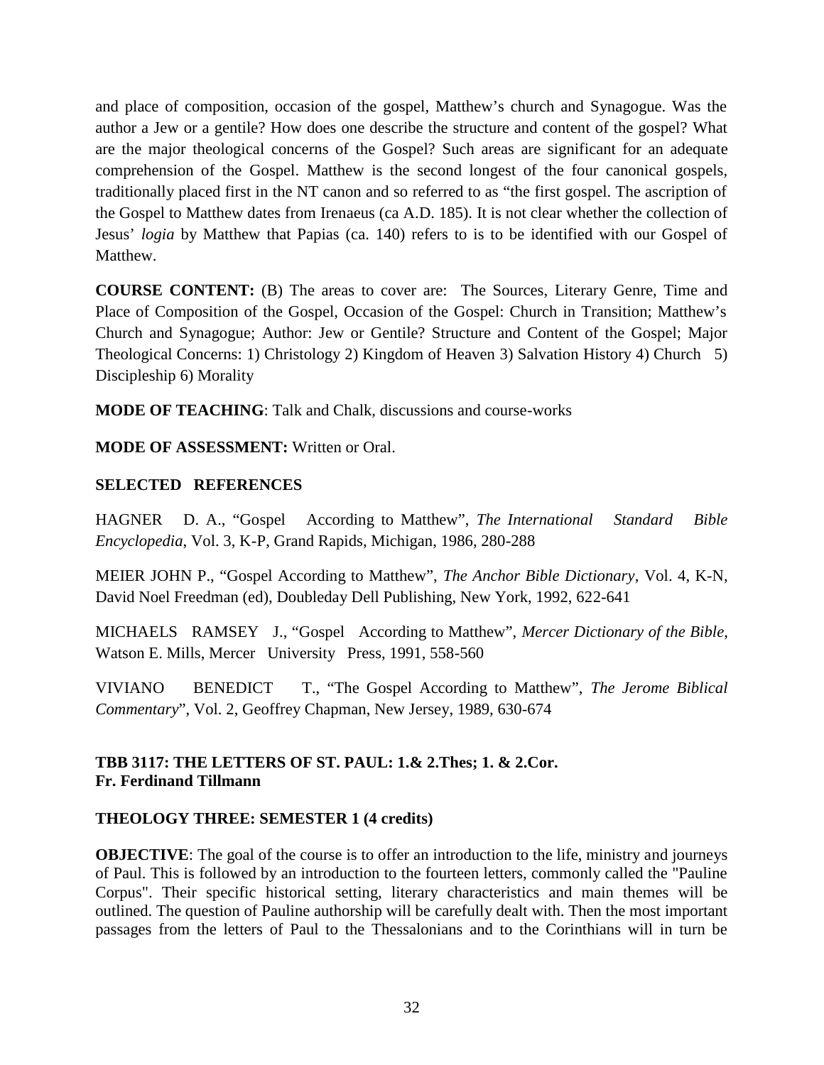and place of composition, occasion of the gospel, Matthew's church and Synagogue. Was the author a Jew or a gentile? How does one describe the structure and content of the gospel? What are the major theological concerns of the Gospel? Such areas are significant for an adequate comprehension of the Gospel. Matthew is the second longest of the four canonical gospels, traditionally placed first in the NT canon and so referred to as "the first gospel. The ascription of the Gospel to Matthew dates from Irenaeus (ca A.D. 185). It is not clear whether the collection of Jesus' *logia* by Matthew that Papias (ca. 140) refers to is to be identified with our Gospel of Matthew.

**COURSE CONTENT:** (B) The areas to cover are: The Sources, Literary Genre, Time and Place of Composition of the Gospel, Occasion of the Gospel: Church in Transition; Matthew's Church and Synagogue; Author: Jew or Gentile? Structure and Content of the Gospel; Major Theological Concerns: 1) Christology 2) Kingdom of Heaven 3) Salvation History 4) Church 5) Discipleship 6) Morality

**MODE OF TEACHING**: Talk and Chalk, discussions and course-works

**MODE OF ASSESSMENT:** Written or Oral.

**SELECTED REFERENCES**

HAGNER D. A., "Gospel According to Matthew", *The International Standard Bible Encyclopedia*, Vol. 3, K-P, Grand Rapids, Michigan, 1986, 280-288

MEIER JOHN P., "Gospel According to Matthew", *The Anchor Bible Dictionary*, Vol. 4, K-N, David Noel Freedman (ed), Doubleday Dell Publishing, New York, 1992, 622-641

MICHAELS RAMSEY J., "Gospel According to Matthew", *Mercer Dictionary of the Bible*, Watson E. Mills, Mercer University Press, 1991, 558-560

VIVIANO BENEDICT T., "The Gospel According to Matthew", *The Jerome Biblical Commentary*", Vol. 2, Geoffrey Chapman, New Jersey, 1989, 630-674

**TBB 3117: THE LETTERS OF ST. PAUL: 1.& 2.Thes; 1. & 2.Cor.**
**Fr. Ferdinand Tillmann**

**THEOLOGY THREE: SEMESTER 1 (4 credits)**

**OBJECTIVE**: The goal of the course is to offer an introduction to the life, ministry and journeys of Paul. This is followed by an introduction to the fourteen letters, commonly called the "Pauline Corpus". Their specific historical setting, literary characteristics and main themes will be outlined. The question of Pauline authorship will be carefully dealt with. Then the most important passages from the letters of Paul to the Thessalonians and to the Corinthians will in turn be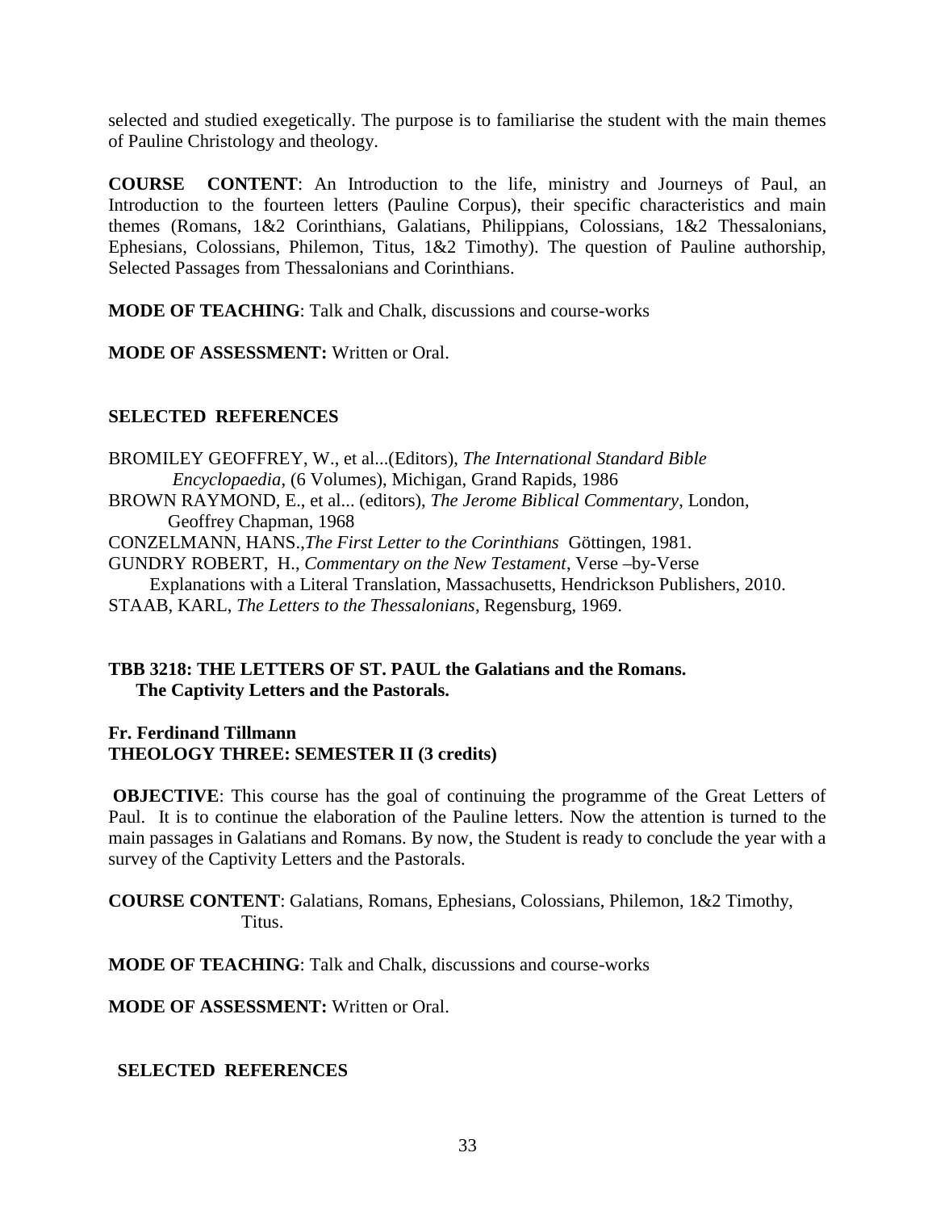selected and studied exegetically. The purpose is to familiarise the student with the main themes of Pauline Christology and theology.

**COURSE CONTENT**: An Introduction to the life, ministry and Journeys of Paul, an Introduction to the fourteen letters (Pauline Corpus), their specific characteristics and main themes (Romans, 1&2 Corinthians, Galatians, Philippians, Colossians, 1&2 Thessalonians, Ephesians, Colossians, Philemon, Titus, 1&2 Timothy). The question of Pauline authorship, Selected Passages from Thessalonians and Corinthians.

**MODE OF TEACHING**: Talk and Chalk, discussions and course-works

**MODE OF ASSESSMENT:** Written or Oral.

**SELECTED REFERENCES**

BROMILEY GEOFFREY, W., et al...(Editors), *The International Standard Bible Encyclopaedia*, (6 Volumes), Michigan, Grand Rapids, 1986

BROWN RAYMOND, E., et al... (editors), *The Jerome Biblical Commentary*, London, Geoffrey Chapman, 1968

CONZELMANN, HANS.,*The First Letter to the Corinthians* Göttingen, 1981.

GUNDRY ROBERT, H., *Commentary on the New Testament*, Verse –by-Verse Explanations with a Literal Translation, Massachusetts, Hendrickson Publishers, 2010.

STAAB, KARL, *The Letters to the Thessalonians*, Regensburg, 1969.

## TBB 3218: THE LETTERS OF ST. PAUL the Galatians and the Romans. The Captivity Letters and the Pastorals.

**Fr. Ferdinand Tillmann**
**THEOLOGY THREE: SEMESTER II (3 credits)**

**OBJECTIVE**: This course has the goal of continuing the programme of the Great Letters of Paul. It is to continue the elaboration of the Pauline letters. Now the attention is turned to the main passages in Galatians and Romans. By now, the Student is ready to conclude the year with a survey of the Captivity Letters and the Pastorals.

**COURSE CONTENT**: Galatians, Romans, Ephesians, Colossians, Philemon, 1&2 Timothy, Titus.

**MODE OF TEACHING**: Talk and Chalk, discussions and course-works

**MODE OF ASSESSMENT:** Written or Oral.

**SELECTED REFERENCES**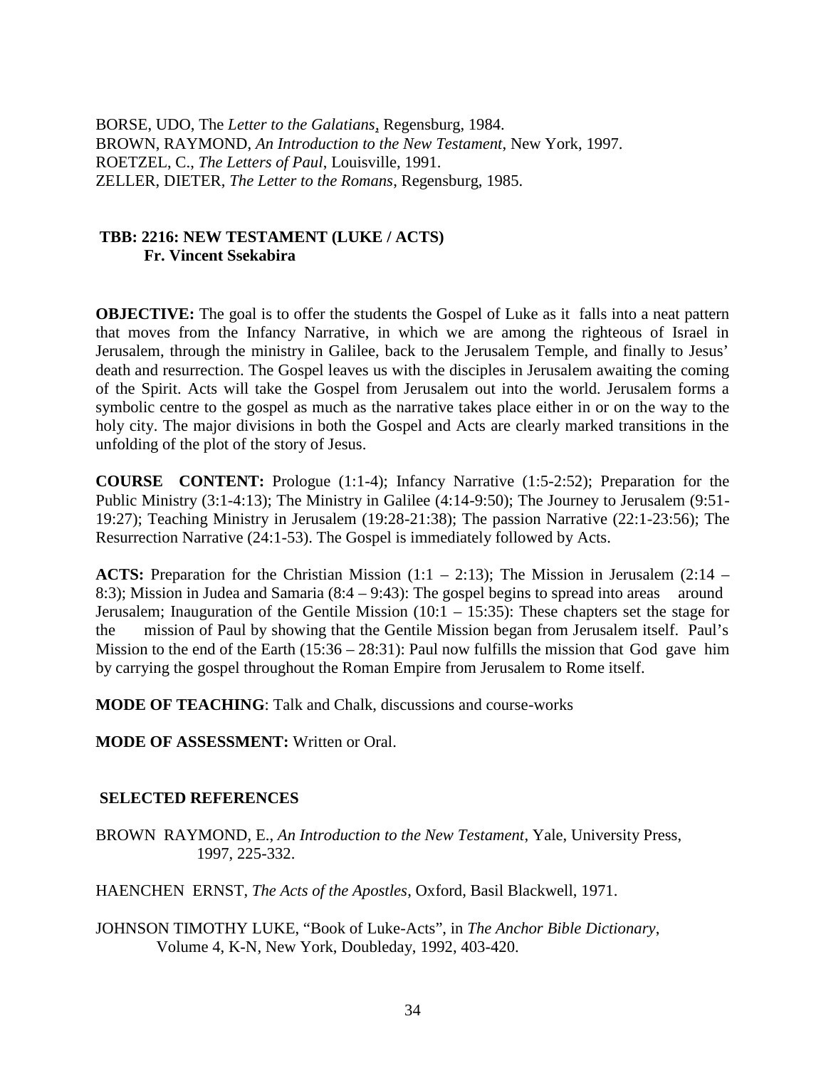BORSE, UDO, The *Letter to the Galatians*, Regensburg, 1984.
BROWN, RAYMOND, *An Introduction to the New Testament*, New York, 1997.
ROETZEL, C., *The Letters of Paul*, Louisville, 1991.
ZELLER, DIETER, *The Letter to the Romans*, Regensburg, 1985.

### TBB: 2216: NEW TESTAMENT (LUKE / ACTS)
**Fr. Vincent Ssekabira**

**OBJECTIVE:** The goal is to offer the students the Gospel of Luke as it falls into a neat pattern that moves from the Infancy Narrative, in which we are among the righteous of Israel in Jerusalem, through the ministry in Galilee, back to the Jerusalem Temple, and finally to Jesus' death and resurrection. The Gospel leaves us with the disciples in Jerusalem awaiting the coming of the Spirit. Acts will take the Gospel from Jerusalem out into the world. Jerusalem forms a symbolic centre to the gospel as much as the narrative takes place either in or on the way to the holy city. The major divisions in both the Gospel and Acts are clearly marked transitions in the unfolding of the plot of the story of Jesus.

**COURSE CONTENT:** Prologue (1:1-4); Infancy Narrative (1:5-2:52); Preparation for the Public Ministry (3:1-4:13); The Ministry in Galilee (4:14-9:50); The Journey to Jerusalem (9:51-19:27); Teaching Ministry in Jerusalem (19:28-21:38); The passion Narrative (22:1-23:56); The Resurrection Narrative (24:1-53). The Gospel is immediately followed by Acts.

**ACTS:** Preparation for the Christian Mission (1:1 – 2:13); The Mission in Jerusalem (2:14 – 8:3); Mission in Judea and Samaria (8:4 – 9:43): The gospel begins to spread into areas around Jerusalem; Inauguration of the Gentile Mission (10:1 – 15:35): These chapters set the stage for the mission of Paul by showing that the Gentile Mission began from Jerusalem itself. Paul's Mission to the end of the Earth (15:36 – 28:31): Paul now fulfills the mission that God gave him by carrying the gospel throughout the Roman Empire from Jerusalem to Rome itself.

**MODE OF TEACHING**: Talk and Chalk, discussions and course-works

**MODE OF ASSESSMENT:** Written or Oral.

**SELECTED REFERENCES**

BROWN RAYMOND, E., *An Introduction to the New Testament*, Yale, University Press, 1997, 225-332.

HAENCHEN ERNST, *The Acts of the Apostles*, Oxford, Basil Blackwell, 1971.

JOHNSON TIMOTHY LUKE, "Book of Luke-Acts", in *The Anchor Bible Dictionary*, Volume 4, K-N, New York, Doubleday, 1992, 403-420.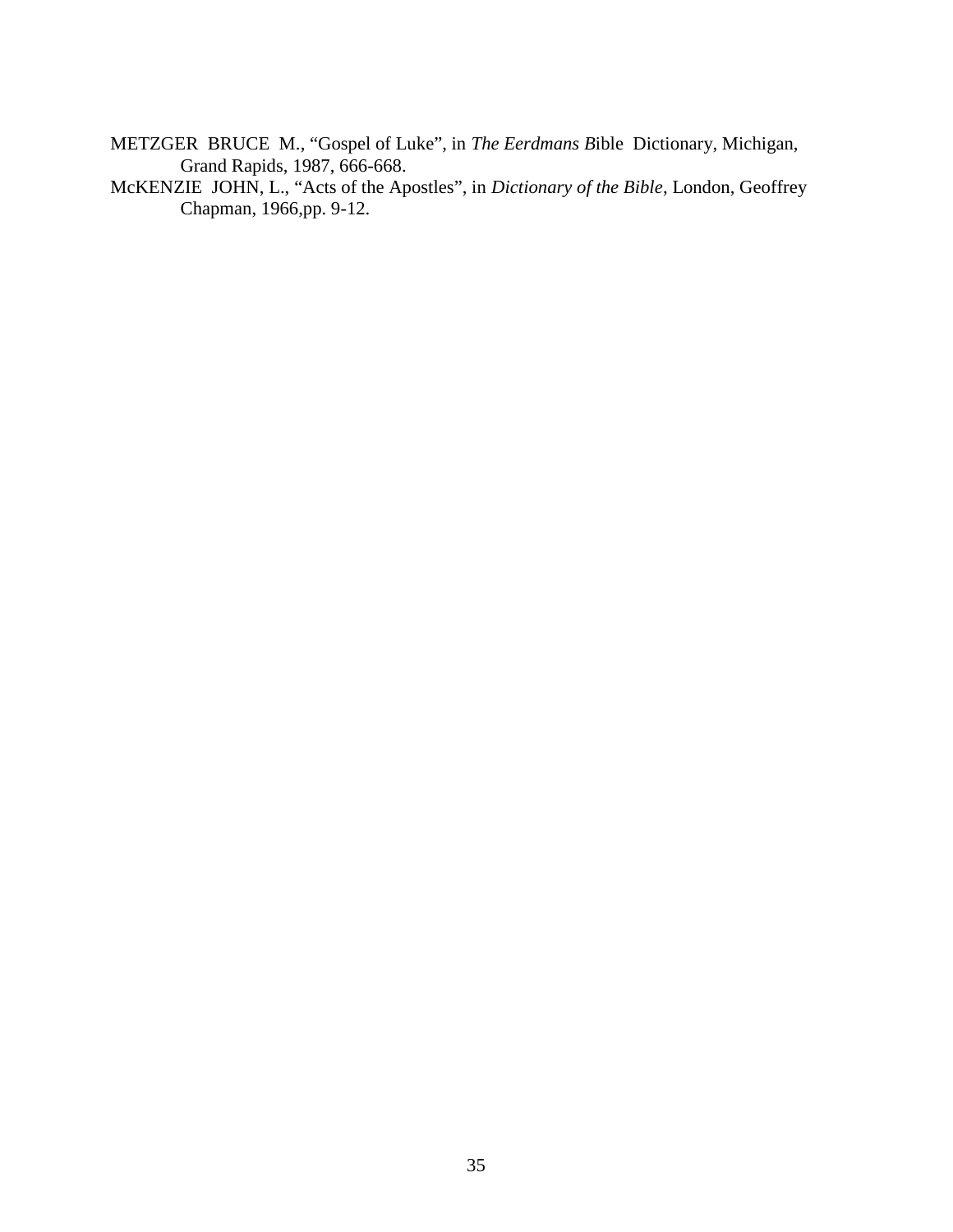METZGER  BRUCE  M., “Gospel of Luke”, in *The Eerdmans B*ible  Dictionary, Michigan, Grand Rapids, 1987, 666-668.

McKENZIE  JOHN, L., “Acts of the Apostles”, in *Dictionary of the Bible*, London, Geoffrey Chapman, 1966,pp. 9-12.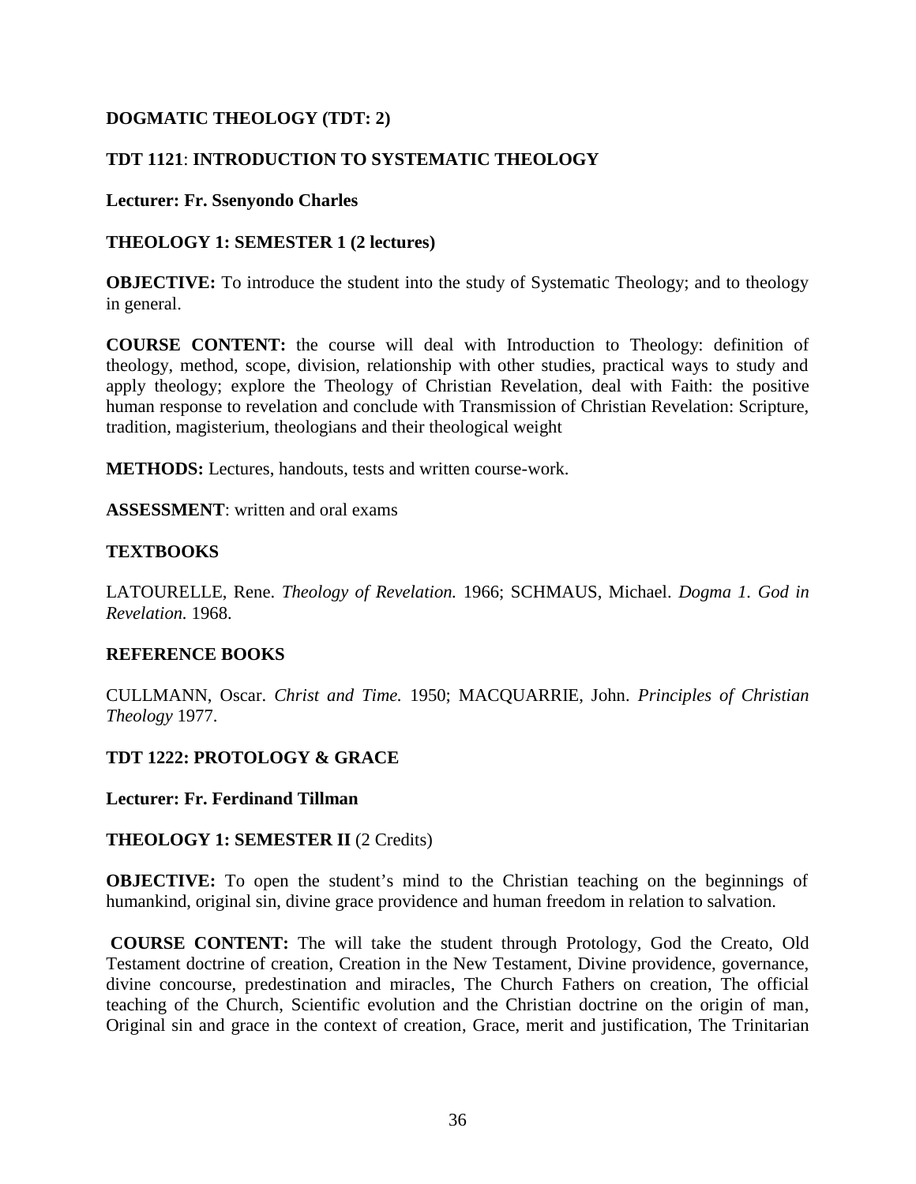**DOGMATIC THEOLOGY (TDT: 2)**

**TDT 1121**: **INTRODUCTION TO SYSTEMATIC THEOLOGY**

**Lecturer: Fr. Ssenyondo Charles**

**THEOLOGY 1: SEMESTER 1 (2 lectures)**

**OBJECTIVE:** To introduce the student into the study of Systematic Theology; and to theology in general.

**COURSE CONTENT:** the course will deal with Introduction to Theology: definition of theology, method, scope, division, relationship with other studies, practical ways to study and apply theology; explore the Theology of Christian Revelation, deal with Faith: the positive human response to revelation and conclude with Transmission of Christian Revelation: Scripture, tradition, magisterium, theologians and their theological weight

**METHODS:** Lectures, handouts, tests and written course-work.

**ASSESSMENT**: written and oral exams

**TEXTBOOKS**

LATOURELLE, Rene. *Theology of Revelation.* 1966; SCHMAUS, Michael. *Dogma 1. God in Revelation.* 1968.

**REFERENCE BOOKS**

CULLMANN, Oscar. *Christ and Time.* 1950; MACQUARRIE, John. *Principles of Christian Theology* 1977.

**TDT 1222: PROTOLOGY & GRACE**

**Lecturer: Fr. Ferdinand Tillman**

**THEOLOGY 1: SEMESTER II** (2 Credits)

**OBJECTIVE:** To open the student's mind to the Christian teaching on the beginnings of humankind, original sin, divine grace providence and human freedom in relation to salvation.

**COURSE CONTENT:** The will take the student through Protology, God the Creato, Old Testament doctrine of creation, Creation in the New Testament, Divine providence, governance, divine concourse, predestination and miracles, The Church Fathers on creation, The official teaching of the Church, Scientific evolution and the Christian doctrine on the origin of man, Original sin and grace in the context of creation, Grace, merit and justification, The Trinitarian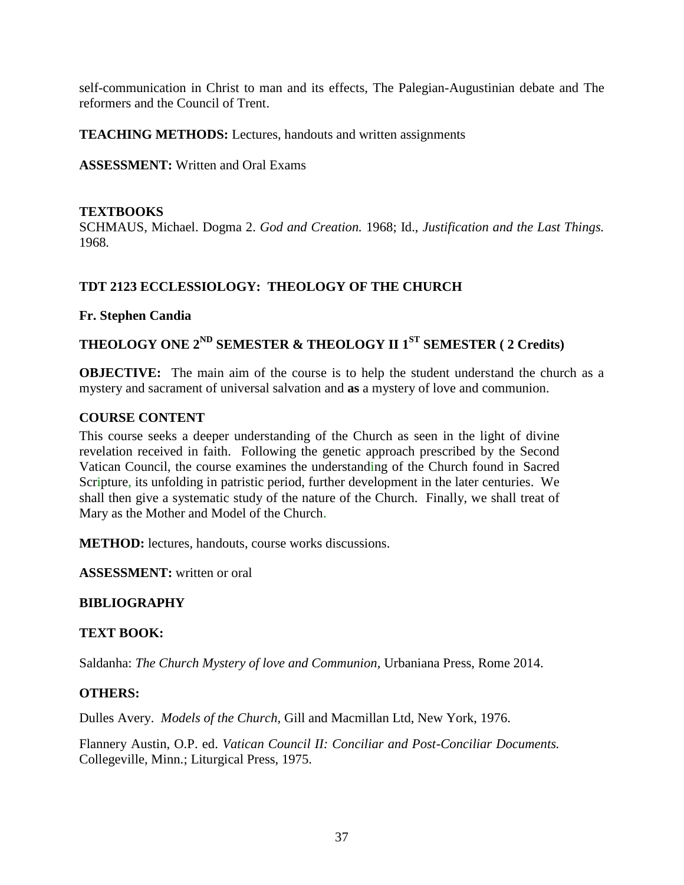self-communication in Christ to man and its effects, The Palegian-Augustinian debate and The reformers and the Council of Trent.

**TEACHING METHODS:** Lectures, handouts and written assignments

**ASSESSMENT:** Written and Oral Exams

**TEXTBOOKS**

SCHMAUS, Michael. Dogma 2. *God and Creation.* 1968; Id., *Justification and the Last Things.* 1968.

## TDT 2123 ECCLESSIOLOGY: THEOLOGY OF THE CHURCH

**Fr. Stephen Candia**

### THEOLOGY ONE 2ND SEMESTER & THEOLOGY II 1ST SEMESTER ( 2 Credits)

**OBJECTIVE:** The main aim of the course is to help the student understand the church as a mystery and sacrament of universal salvation and **as** a mystery of love and communion.

**COURSE CONTENT**

This course seeks a deeper understanding of the Church as seen in the light of divine revelation received in faith. Following the genetic approach prescribed by the Second Vatican Council, the course examines the understanding of the Church found in Sacred Scripture, its unfolding in patristic period, further development in the later centuries. We shall then give a systematic study of the nature of the Church. Finally, we shall treat of Mary as the Mother and Model of the Church.

**METHOD:** lectures, handouts, course works discussions.

**ASSESSMENT:** written or oral

**BIBLIOGRAPHY**

**TEXT BOOK:**

Saldanha: *The Church Mystery of love and Communion*, Urbaniana Press, Rome 2014.

**OTHERS:**

Dulles Avery. *Models of the Church*, Gill and Macmillan Ltd, New York, 1976.

Flannery Austin, O.P. ed. *Vatican Council II: Conciliar and Post-Conciliar Documents.* Collegeville, Minn.; Liturgical Press, 1975.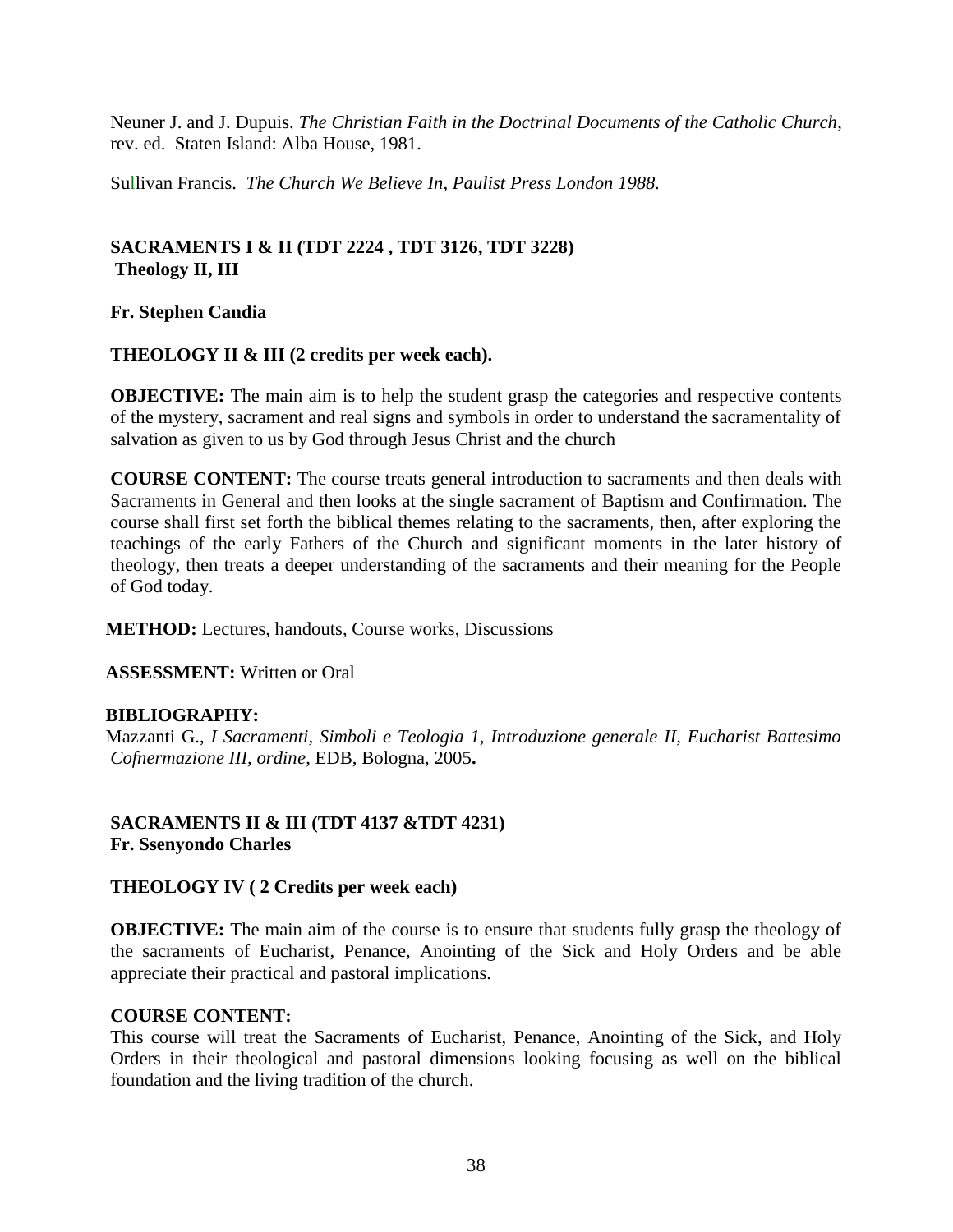Neuner J. and J. Dupuis. *The Christian Faith in the Doctrinal Documents of the Catholic Church*, rev. ed. Staten Island: Alba House, 1981.

Sullivan Francis. *The Church We Believe In, Paulist Press London 1988.*

**SACRAMENTS I & II (TDT 2224 , TDT 3126, TDT 3228)**
**Theology II, III**

**Fr. Stephen Candia**

**THEOLOGY II & III (2 credits per week each).**

**OBJECTIVE:** The main aim is to help the student grasp the categories and respective contents of the mystery, sacrament and real signs and symbols in order to understand the sacramentality of salvation as given to us by God through Jesus Christ and the church

**COURSE CONTENT:** The course treats general introduction to sacraments and then deals with Sacraments in General and then looks at the single sacrament of Baptism and Confirmation. The course shall first set forth the biblical themes relating to the sacraments, then, after exploring the teachings of the early Fathers of the Church and significant moments in the later history of theology, then treats a deeper understanding of the sacraments and their meaning for the People of God today.

**METHOD:** Lectures, handouts, Course works, Discussions

**ASSESSMENT:** Written or Oral

**BIBLIOGRAPHY:**
Mazzanti G., *I Sacramenti, Simboli e Teologia 1, Introduzione generale II, Eucharist Battesimo Cofnermazione III, ordine*, EDB, Bologna, 2005**.**

**SACRAMENTS II & III (TDT 4137 &TDT 4231)**
**Fr. Ssenyondo Charles**

**THEOLOGY IV ( 2 Credits per week each)**

**OBJECTIVE:** The main aim of the course is to ensure that students fully grasp the theology of the sacraments of Eucharist, Penance, Anointing of the Sick and Holy Orders and be able appreciate their practical and pastoral implications.

**COURSE CONTENT:**
This course will treat the Sacraments of Eucharist, Penance, Anointing of the Sick, and Holy Orders in their theological and pastoral dimensions looking focusing as well on the biblical foundation and the living tradition of the church.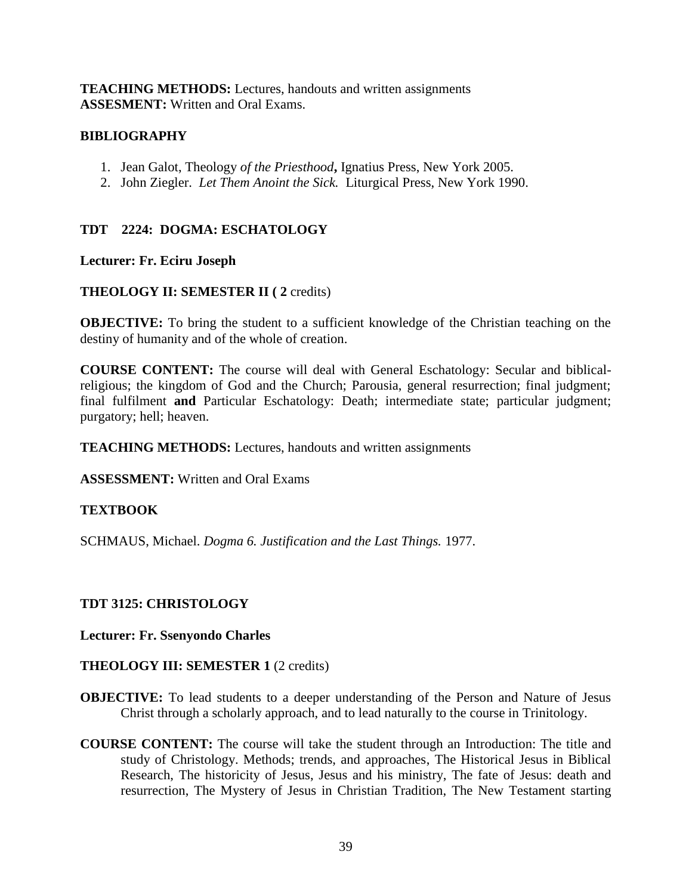**TEACHING METHODS:** Lectures, handouts and written assignments
**ASSESMENT:** Written and Oral Exams.

**BIBLIOGRAPHY**

1. Jean Galot, Theology *of the Priesthood***,** Ignatius Press, New York 2005.
2. John Ziegler. *Let Them Anoint the Sick.* Liturgical Press, New York 1990.

## TDT 2224: DOGMA: ESCHATOLOGY

**Lecturer: Fr. Eciru Joseph**

**THEOLOGY II: SEMESTER II ( 2** credits)

**OBJECTIVE:** To bring the student to a sufficient knowledge of the Christian teaching on the destiny of humanity and of the whole of creation.

**COURSE CONTENT:** The course will deal with General Eschatology: Secular and biblical-religious; the kingdom of God and the Church; Parousia, general resurrection; final judgment; final fulfilment **and** Particular Eschatology: Death; intermediate state; particular judgment; purgatory; hell; heaven.

**TEACHING METHODS:** Lectures, handouts and written assignments

**ASSESSMENT:** Written and Oral Exams

**TEXTBOOK**

SCHMAUS, Michael. *Dogma 6. Justification and the Last Things.* 1977.

## TDT 3125: CHRISTOLOGY

**Lecturer: Fr. Ssenyondo Charles**

**THEOLOGY III: SEMESTER 1** (2 credits)

**OBJECTIVE:** To lead students to a deeper understanding of the Person and Nature of Jesus Christ through a scholarly approach, and to lead naturally to the course in Trinitology.

**COURSE CONTENT:** The course will take the student through an Introduction: The title and study of Christology. Methods; trends, and approaches, The Historical Jesus in Biblical Research, The historicity of Jesus, Jesus and his ministry, The fate of Jesus: death and resurrection, The Mystery of Jesus in Christian Tradition, The New Testament starting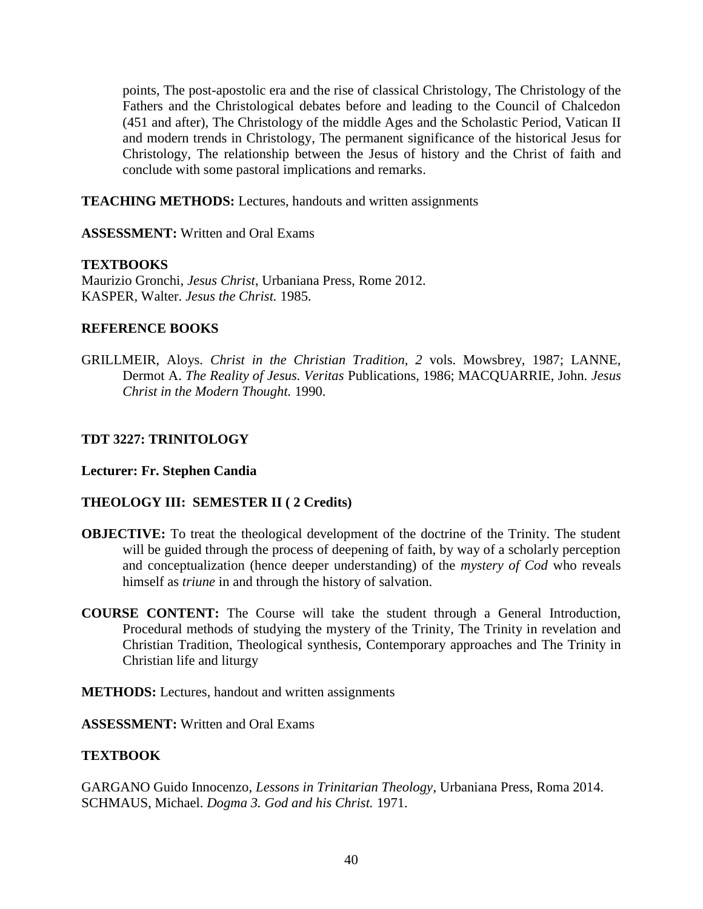points, The post-apostolic era and the rise of classical Christology, The Christology of the Fathers and the Christological debates before and leading to the Council of Chalcedon (451 and after), The Christology of the middle Ages and the Scholastic Period, Vatican II and modern trends in Christology, The permanent significance of the historical Jesus for Christology, The relationship between the Jesus of history and the Christ of faith and conclude with some pastoral implications and remarks.

**TEACHING METHODS:** Lectures, handouts and written assignments

**ASSESSMENT:** Written and Oral Exams

**TEXTBOOKS**

Maurizio Gronchi, *Jesus Christ*, Urbaniana Press, Rome 2012.
KASPER, Walter. *Jesus the Christ.* 1985.

**REFERENCE BOOKS**

GRILLMEIR, Aloys. *Christ in the Christian Tradition, 2* vols. Mowsbrey, 1987; LANNE, Dermot A. *The Reality of Jesus. Veritas* Publications, 1986; MACQUARRIE, John. *Jesus Christ in the Modern Thought.* 1990.

**TDT 3227: TRINITOLOGY**

**Lecturer: Fr. Stephen Candia**

**THEOLOGY III: SEMESTER II ( 2 Credits)**

**OBJECTIVE:** To treat the theological development of the doctrine of the Trinity. The student will be guided through the process of deepening of faith, by way of a scholarly perception and conceptualization (hence deeper understanding) of the *mystery of Cod* who reveals himself as *triune* in and through the history of salvation.

**COURSE CONTENT:** The Course will take the student through a General Introduction, Procedural methods of studying the mystery of the Trinity, The Trinity in revelation and Christian Tradition, Theological synthesis, Contemporary approaches and The Trinity in Christian life and liturgy

**METHODS:** Lectures, handout and written assignments

**ASSESSMENT:** Written and Oral Exams

**TEXTBOOK**

GARGANO Guido Innocenzo, *Lessons in Trinitarian Theology*, Urbaniana Press, Roma 2014.
SCHMAUS, Michael. *Dogma 3. God and his Christ.* 1971.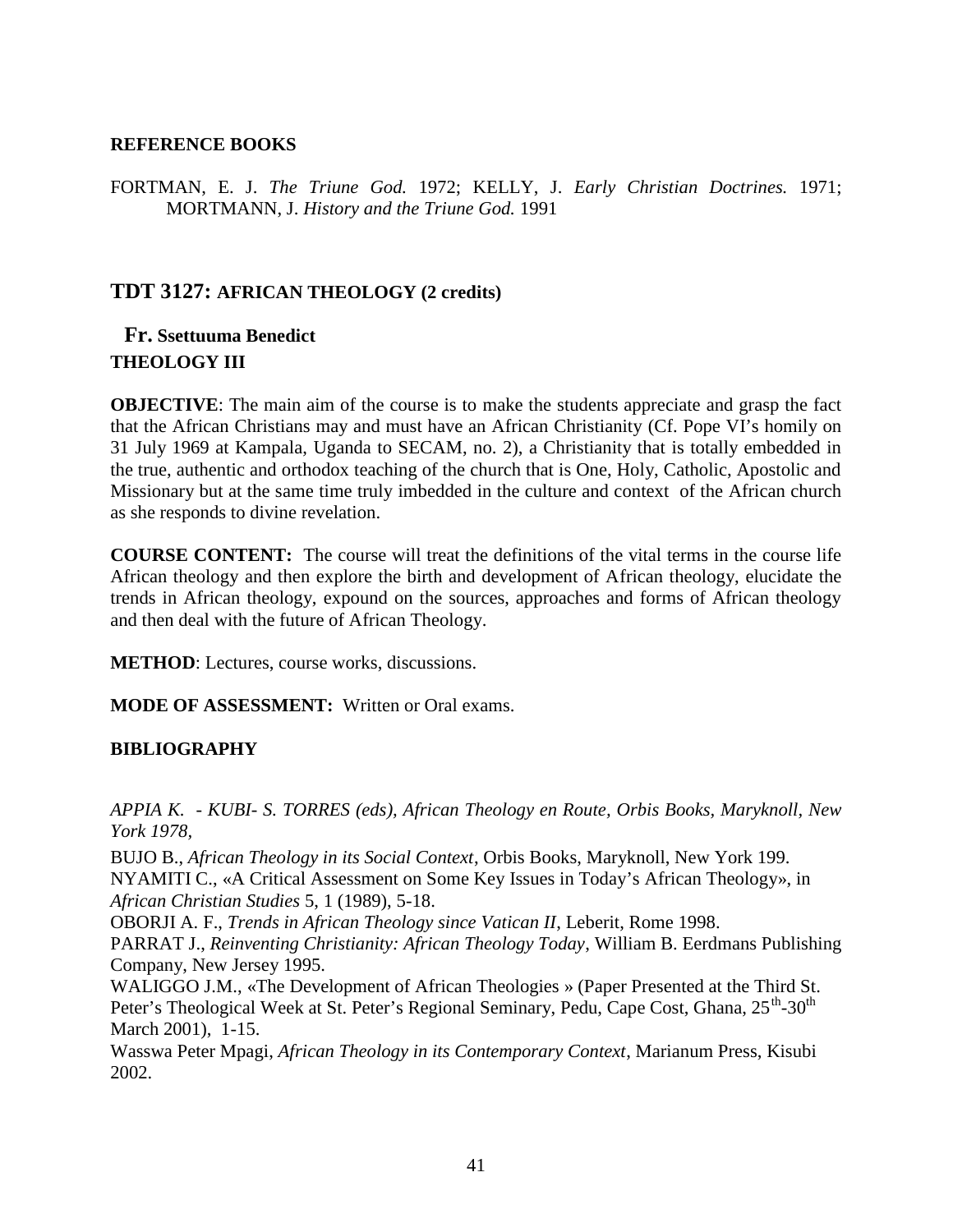**REFERENCE BOOKS**

FORTMAN, E. J. *The Triune God.* 1972; KELLY, J. *Early Christian Doctrines.* 1971; MORTMANN, J. *History and the Triune God.* 1991

## TDT 3127: AFRICAN THEOLOGY (2 credits)

**Fr. Ssettuuma Benedict**

**THEOLOGY III**

**OBJECTIVE**: The main aim of the course is to make the students appreciate and grasp the fact that the African Christians may and must have an African Christianity (Cf. Pope VI's homily on 31 July 1969 at Kampala, Uganda to SECAM, no. 2), a Christianity that is totally embedded in the true, authentic and orthodox teaching of the church that is One, Holy, Catholic, Apostolic and Missionary but at the same time truly imbedded in the culture and context of the African church as she responds to divine revelation.

**COURSE CONTENT:** The course will treat the definitions of the vital terms in the course life African theology and then explore the birth and development of African theology, elucidate the trends in African theology, expound on the sources, approaches and forms of African theology and then deal with the future of African Theology.

**METHOD**: Lectures, course works, discussions.

**MODE OF ASSESSMENT:** Written or Oral exams.

**BIBLIOGRAPHY**

*APPIA K. - KUBI- S. TORRES (eds), African Theology en Route, Orbis Books, Maryknoll, New York 1978,*

BUJO B., *African Theology in its Social Context*, Orbis Books, Maryknoll, New York 199.

NYAMITI C., «A Critical Assessment on Some Key Issues in Today's African Theology», in *African Christian Studies* 5, 1 (1989), 5-18.

OBORJI A. F., *Trends in African Theology since Vatican II*, Leberit, Rome 1998.

PARRAT J., *Reinventing Christianity: African Theology Today*, William B. Eerdmans Publishing Company, New Jersey 1995.

WALIGGO J.M., «The Development of African Theologies » (Paper Presented at the Third St. Peter's Theological Week at St. Peter's Regional Seminary, Pedu, Cape Cost, Ghana, 25th-30th March 2001), 1-15.

Wasswa Peter Mpagi, *African Theology in its Contemporary Context*, Marianum Press, Kisubi 2002.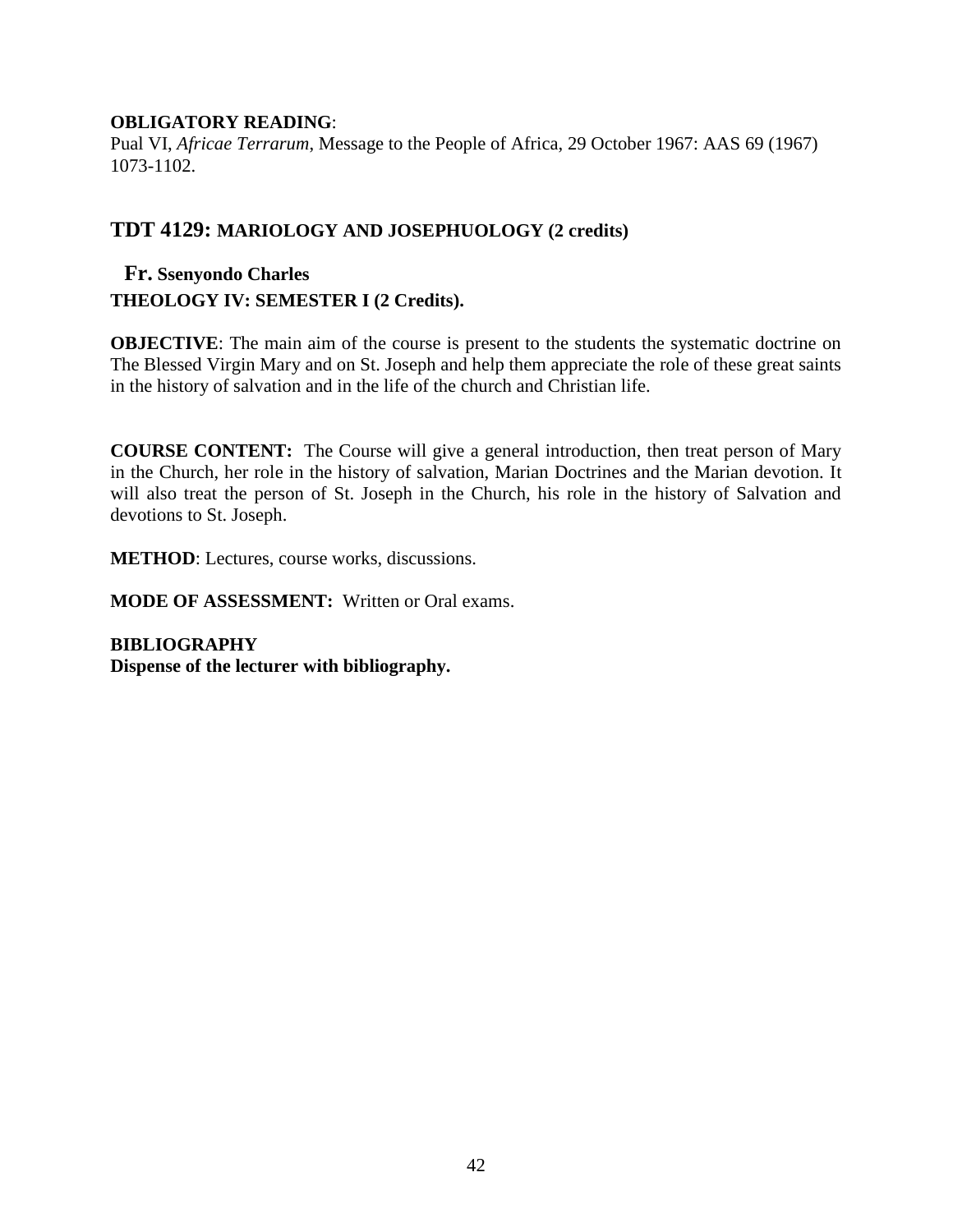**OBLIGATORY READING**:
Pual VI, *Africae Terrarum*, Message to the People of Africa, 29 October 1967: AAS 69 (1967) 1073-1102.

## TDT 4129: MARIOLOGY AND JOSEPHUOLOGY (2 credits)

**Fr. Ssenyondo Charles**
**THEOLOGY IV: SEMESTER I (2 Credits).**

**OBJECTIVE**: The main aim of the course is present to the students the systematic doctrine on The Blessed Virgin Mary and on St. Joseph and help them appreciate the role of these great saints in the history of salvation and in the life of the church and Christian life.

**COURSE CONTENT:** The Course will give a general introduction, then treat person of Mary in the Church, her role in the history of salvation, Marian Doctrines and the Marian devotion. It will also treat the person of St. Joseph in the Church, his role in the history of Salvation and devotions to St. Joseph.

**METHOD**: Lectures, course works, discussions.

**MODE OF ASSESSMENT:** Written or Oral exams.

**BIBLIOGRAPHY**
**Dispense of the lecturer with bibliography.**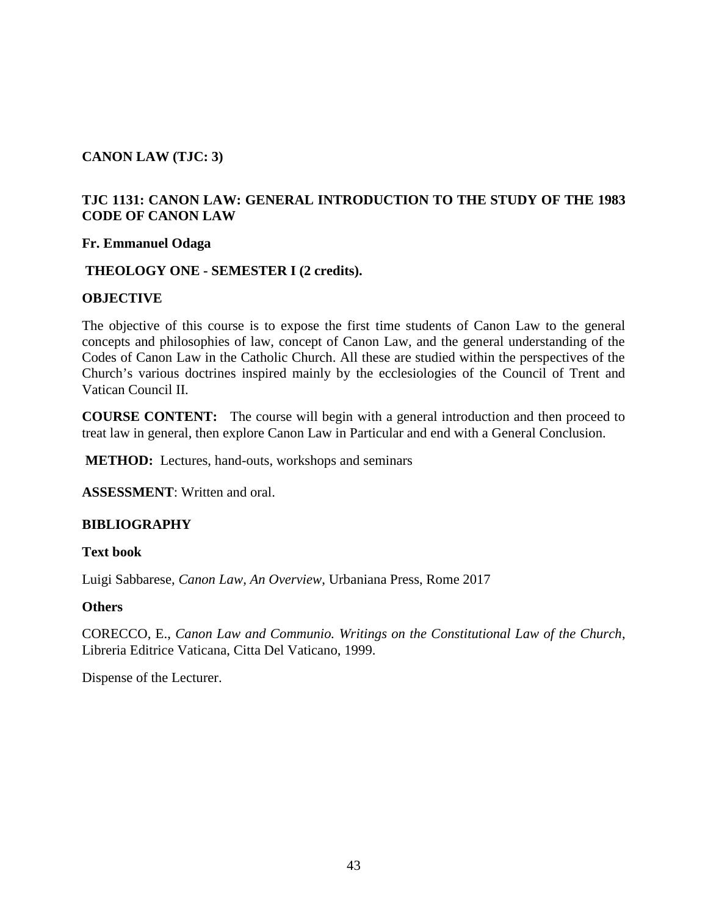## CANON LAW (TJC: 3)

### TJC 1131: CANON LAW: GENERAL INTRODUCTION TO THE STUDY OF THE 1983 CODE OF CANON LAW

**Fr. Emmanuel Odaga**

**THEOLOGY ONE - SEMESTER I (2 credits).**

**OBJECTIVE**

The objective of this course is to expose the first time students of Canon Law to the general concepts and philosophies of law, concept of Canon Law, and the general understanding of the Codes of Canon Law in the Catholic Church. All these are studied within the perspectives of the Church's various doctrines inspired mainly by the ecclesiologies of the Council of Trent and Vatican Council II.

**COURSE CONTENT:** The course will begin with a general introduction and then proceed to treat law in general, then explore Canon Law in Particular and end with a General Conclusion.

**METHOD:** Lectures, hand-outs, workshops and seminars

**ASSESSMENT**: Written and oral.

**BIBLIOGRAPHY**

**Text book**

Luigi Sabbarese, *Canon Law, An Overview*, Urbaniana Press, Rome 2017

**Others**

CORECCO, E., *Canon Law and Communio. Writings on the Constitutional Law of the Church*, Libreria Editrice Vaticana, Citta Del Vaticano, 1999.

Dispense of the Lecturer.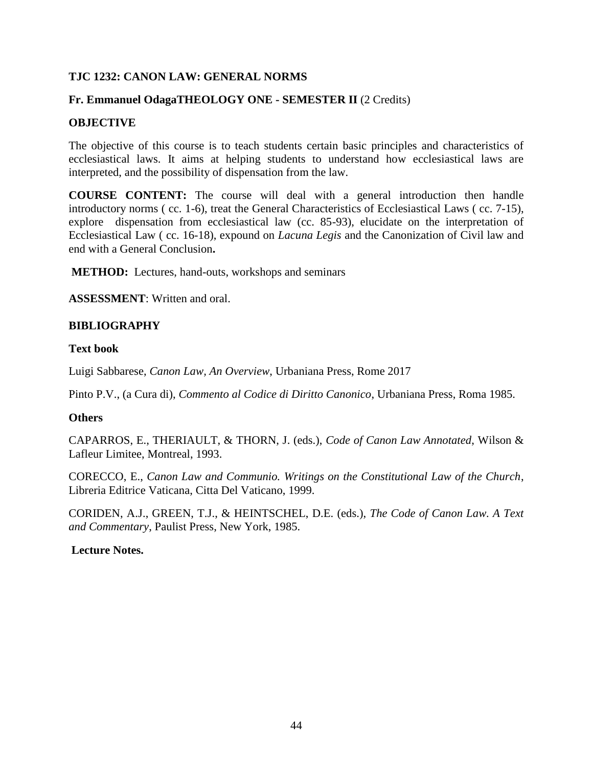**TJC 1232: CANON LAW: GENERAL NORMS**

**Fr. Emmanuel OdagaTHEOLOGY ONE - SEMESTER II** (2 Credits)

**OBJECTIVE**

The objective of this course is to teach students certain basic principles and characteristics of ecclesiastical laws. It aims at helping students to understand how ecclesiastical laws are interpreted, and the possibility of dispensation from the law.

**COURSE CONTENT:** The course will deal with a general introduction then handle introductory norms ( cc. 1-6), treat the General Characteristics of Ecclesiastical Laws ( cc. 7-15), explore dispensation from ecclesiastical law (cc. 85-93), elucidate on the interpretation of Ecclesiastical Law ( cc. 16-18), expound on *Lacuna Legis* and the Canonization of Civil law and end with a General Conclusion**.**

**METHOD:** Lectures, hand-outs, workshops and seminars

**ASSESSMENT**: Written and oral.

**BIBLIOGRAPHY**

**Text book**

Luigi Sabbarese, *Canon Law, An Overview*, Urbaniana Press, Rome 2017

Pinto P.V., (a Cura di), *Commento al Codice di Diritto Canonico*, Urbaniana Press, Roma 1985.

**Others**

CAPARROS, E., THERIAULT, & THORN, J. (eds.), *Code of Canon Law Annotated*, Wilson & Lafleur Limitee, Montreal, 1993.

CORECCO, E., *Canon Law and Communio. Writings on the Constitutional Law of the Church*, Libreria Editrice Vaticana, Citta Del Vaticano, 1999.

CORIDEN, A.J., GREEN, T.J., & HEINTSCHEL, D.E. (eds.), *The Code of Canon Law. A Text and Commentary*, Paulist Press, New York, 1985.

**Lecture Notes.**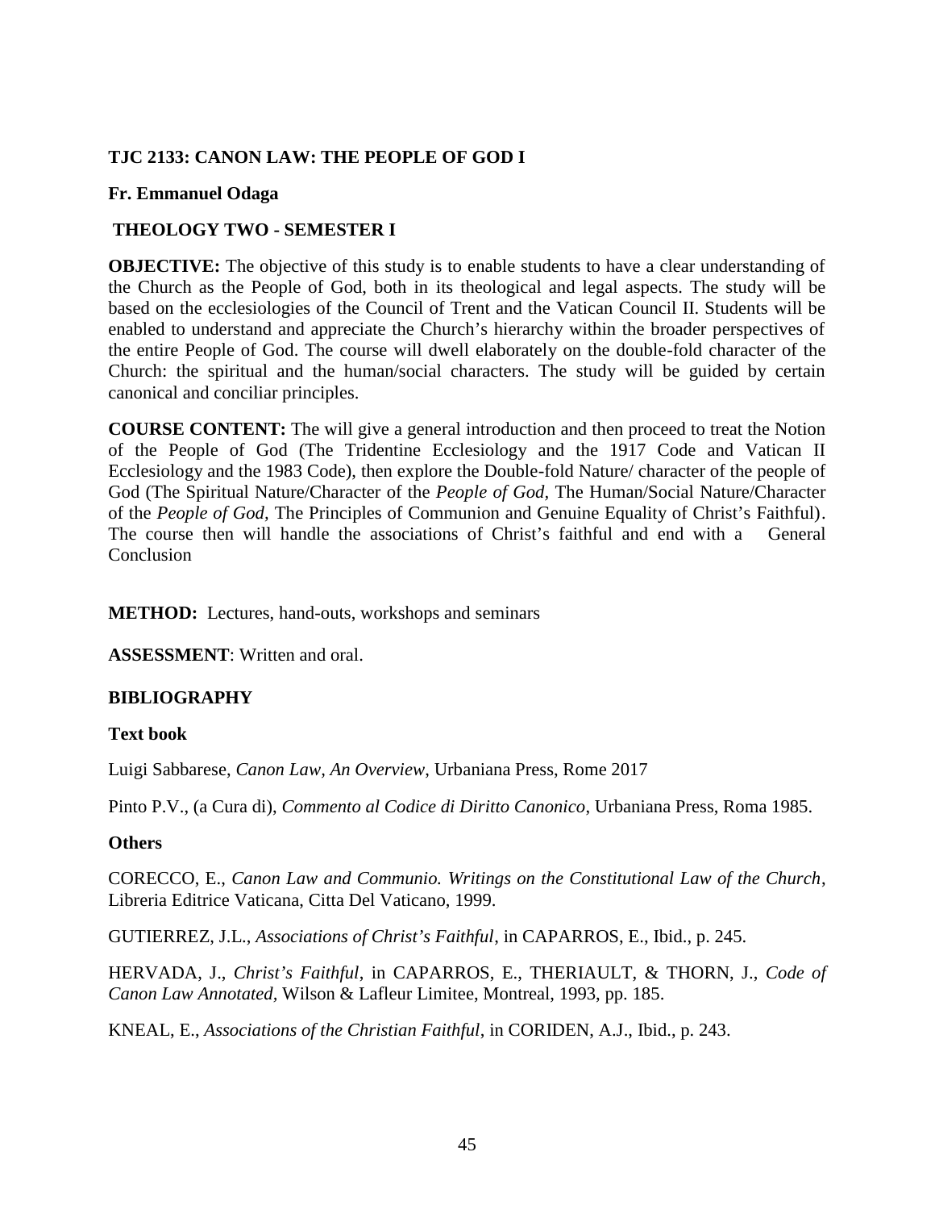**TJC 2133: CANON LAW: THE PEOPLE OF GOD I**

**Fr. Emmanuel Odaga**

**THEOLOGY TWO - SEMESTER I**

**OBJECTIVE:** The objective of this study is to enable students to have a clear understanding of the Church as the People of God, both in its theological and legal aspects. The study will be based on the ecclesiologies of the Council of Trent and the Vatican Council II. Students will be enabled to understand and appreciate the Church's hierarchy within the broader perspectives of the entire People of God. The course will dwell elaborately on the double-fold character of the Church: the spiritual and the human/social characters. The study will be guided by certain canonical and conciliar principles.

**COURSE CONTENT:** The will give a general introduction and then proceed to treat the Notion of the People of God (The Tridentine Ecclesiology and the 1917 Code and Vatican II Ecclesiology and the 1983 Code), then explore the Double-fold Nature/ character of the people of God (The Spiritual Nature/Character of the *People of God*, The Human/Social Nature/Character of the *People of God,* The Principles of Communion and Genuine Equality of Christ's Faithful). The course then will handle the associations of Christ's faithful and end with a General Conclusion

**METHOD:** Lectures, hand-outs, workshops and seminars

**ASSESSMENT**: Written and oral.

**BIBLIOGRAPHY**

**Text book**

Luigi Sabbarese, *Canon Law, An Overview*, Urbaniana Press, Rome 2017

Pinto P.V., (a Cura di), *Commento al Codice di Diritto Canonico*, Urbaniana Press, Roma 1985.

**Others**

CORECCO, E., *Canon Law and Communio. Writings on the Constitutional Law of the Church*, Libreria Editrice Vaticana, Citta Del Vaticano, 1999.

GUTIERREZ, J.L., *Associations of Christ's Faithful*, in CAPARROS, E., Ibid., p. 245.

HERVADA, J., *Christ's Faithful*, in CAPARROS, E., THERIAULT, & THORN, J., *Code of Canon Law Annotated*, Wilson & Lafleur Limitee, Montreal, 1993, pp. 185.

KNEAL, E., *Associations of the Christian Faithful*, in CORIDEN, A.J., Ibid., p. 243.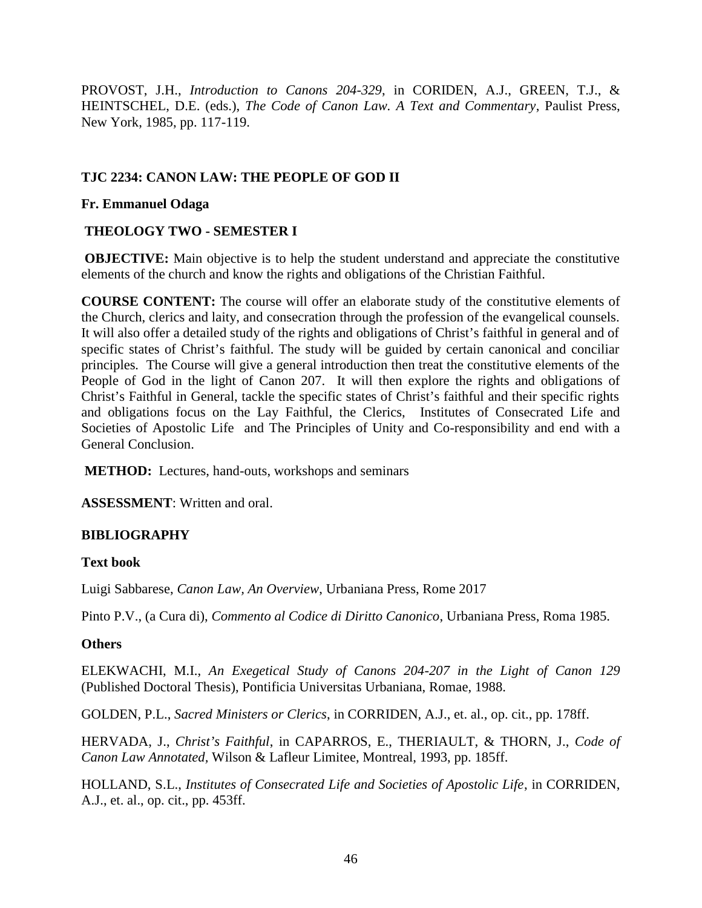PROVOST, J.H., *Introduction to Canons 204-329*, in CORIDEN, A.J., GREEN, T.J., & HEINTSCHEL, D.E. (eds.), *The Code of Canon Law. A Text and Commentary*, Paulist Press, New York, 1985, pp. 117-119.

## TJC 2234: CANON LAW: THE PEOPLE OF GOD II

**Fr. Emmanuel Odaga**

**THEOLOGY TWO - SEMESTER I**

**OBJECTIVE:** Main objective is to help the student understand and appreciate the constitutive elements of the church and know the rights and obligations of the Christian Faithful.

**COURSE CONTENT:** The course will offer an elaborate study of the constitutive elements of the Church, clerics and laity, and consecration through the profession of the evangelical counsels. It will also offer a detailed study of the rights and obligations of Christ's faithful in general and of specific states of Christ's faithful. The study will be guided by certain canonical and conciliar principles. The Course will give a general introduction then treat the constitutive elements of the People of God in the light of Canon 207. It will then explore the rights and obligations of Christ's Faithful in General, tackle the specific states of Christ's faithful and their specific rights and obligations focus on the Lay Faithful, the Clerics, Institutes of Consecrated Life and Societies of Apostolic Life and The Principles of Unity and Co-responsibility and end with a General Conclusion.

**METHOD:** Lectures, hand-outs, workshops and seminars

**ASSESSMENT**: Written and oral.

**BIBLIOGRAPHY**

**Text book**

Luigi Sabbarese, *Canon Law, An Overview*, Urbaniana Press, Rome 2017

Pinto P.V., (a Cura di), *Commento al Codice di Diritto Canonico*, Urbaniana Press, Roma 1985.

**Others**

ELEKWACHI, M.I., *An Exegetical Study of Canons 204-207 in the Light of Canon 129* (Published Doctoral Thesis), Pontificia Universitas Urbaniana, Romae, 1988.

GOLDEN, P.L., *Sacred Ministers or Clerics*, in CORRIDEN, A.J., et. al., op. cit., pp. 178ff.

HERVADA, J., *Christ's Faithful*, in CAPARROS, E., THERIAULT, & THORN, J., *Code of Canon Law Annotated*, Wilson & Lafleur Limitee, Montreal, 1993, pp. 185ff.

HOLLAND, S.L., *Institutes of Consecrated Life and Societies of Apostolic Life*, in CORRIDEN, A.J., et. al., op. cit., pp. 453ff.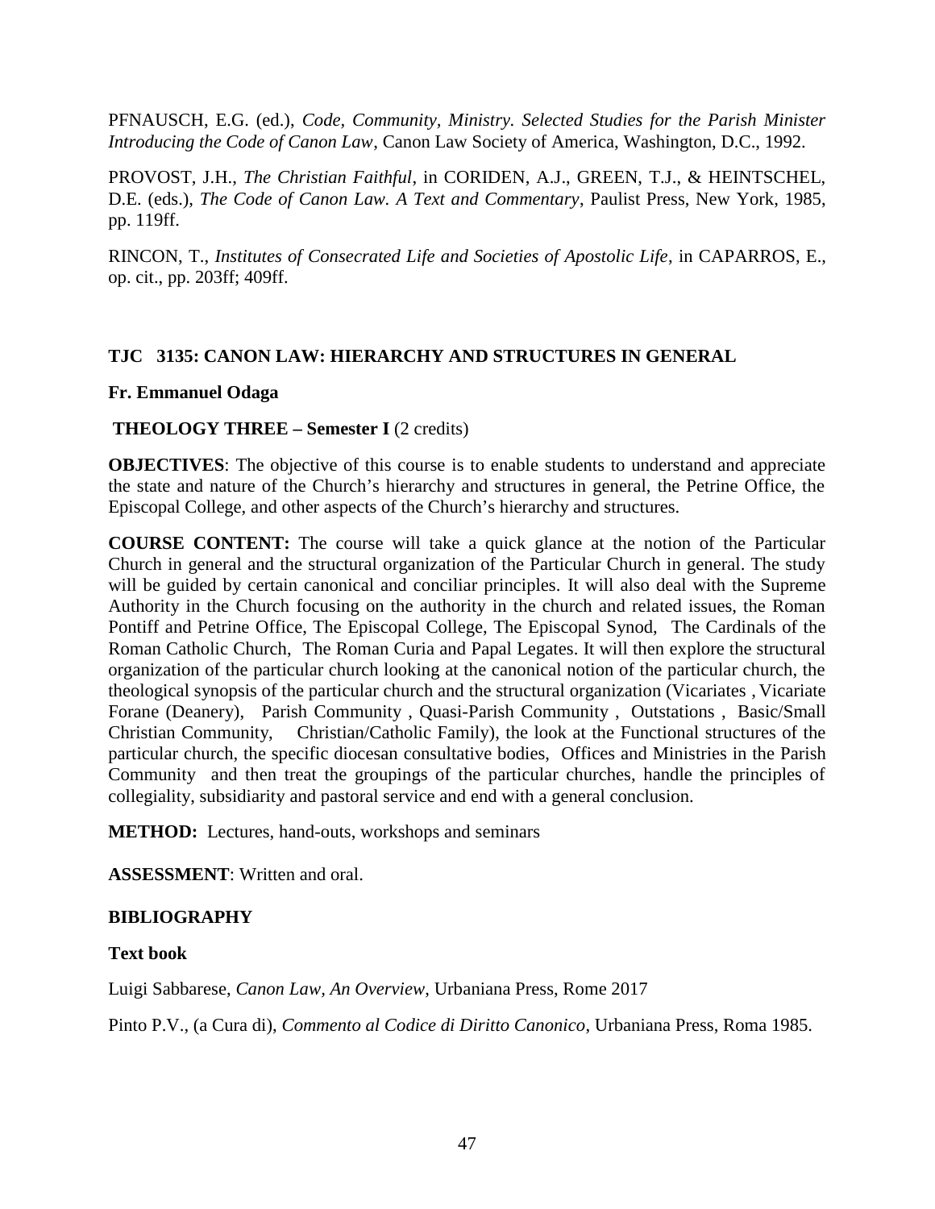PFNAUSCH, E.G. (ed.), *Code, Community, Ministry. Selected Studies for the Parish Minister Introducing the Code of Canon Law*, Canon Law Society of America, Washington, D.C., 1992.

PROVOST, J.H., *The Christian Faithful*, in CORIDEN, A.J., GREEN, T.J., & HEINTSCHEL, D.E. (eds.), *The Code of Canon Law. A Text and Commentary*, Paulist Press, New York, 1985, pp. 119ff.

RINCON, T., *Institutes of Consecrated Life and Societies of Apostolic Life*, in CAPARROS, E., op. cit., pp. 203ff; 409ff.

## TJC 3135: CANON LAW: HIERARCHY AND STRUCTURES IN GENERAL

**Fr. Emmanuel Odaga**

**THEOLOGY THREE – Semester I** (2 credits)

**OBJECTIVES**: The objective of this course is to enable students to understand and appreciate the state and nature of the Church's hierarchy and structures in general, the Petrine Office, the Episcopal College, and other aspects of the Church's hierarchy and structures.

**COURSE CONTENT:** The course will take a quick glance at the notion of the Particular Church in general and the structural organization of the Particular Church in general. The study will be guided by certain canonical and conciliar principles. It will also deal with the Supreme Authority in the Church focusing on the authority in the church and related issues, the Roman Pontiff and Petrine Office, The Episcopal College, The Episcopal Synod, The Cardinals of the Roman Catholic Church, The Roman Curia and Papal Legates. It will then explore the structural organization of the particular church looking at the canonical notion of the particular church, the theological synopsis of the particular church and the structural organization (Vicariates , Vicariate Forane (Deanery), Parish Community , Quasi-Parish Community , Outstations , Basic/Small Christian Community, Christian/Catholic Family), the look at the Functional structures of the particular church, the specific diocesan consultative bodies, Offices and Ministries in the Parish Community and then treat the groupings of the particular churches, handle the principles of collegiality, subsidiarity and pastoral service and end with a general conclusion.

**METHOD:** Lectures, hand-outs, workshops and seminars

**ASSESSMENT**: Written and oral.

**BIBLIOGRAPHY**

**Text book**

Luigi Sabbarese, *Canon Law, An Overview*, Urbaniana Press, Rome 2017

Pinto P.V., (a Cura di), *Commento al Codice di Diritto Canonico*, Urbaniana Press, Roma 1985.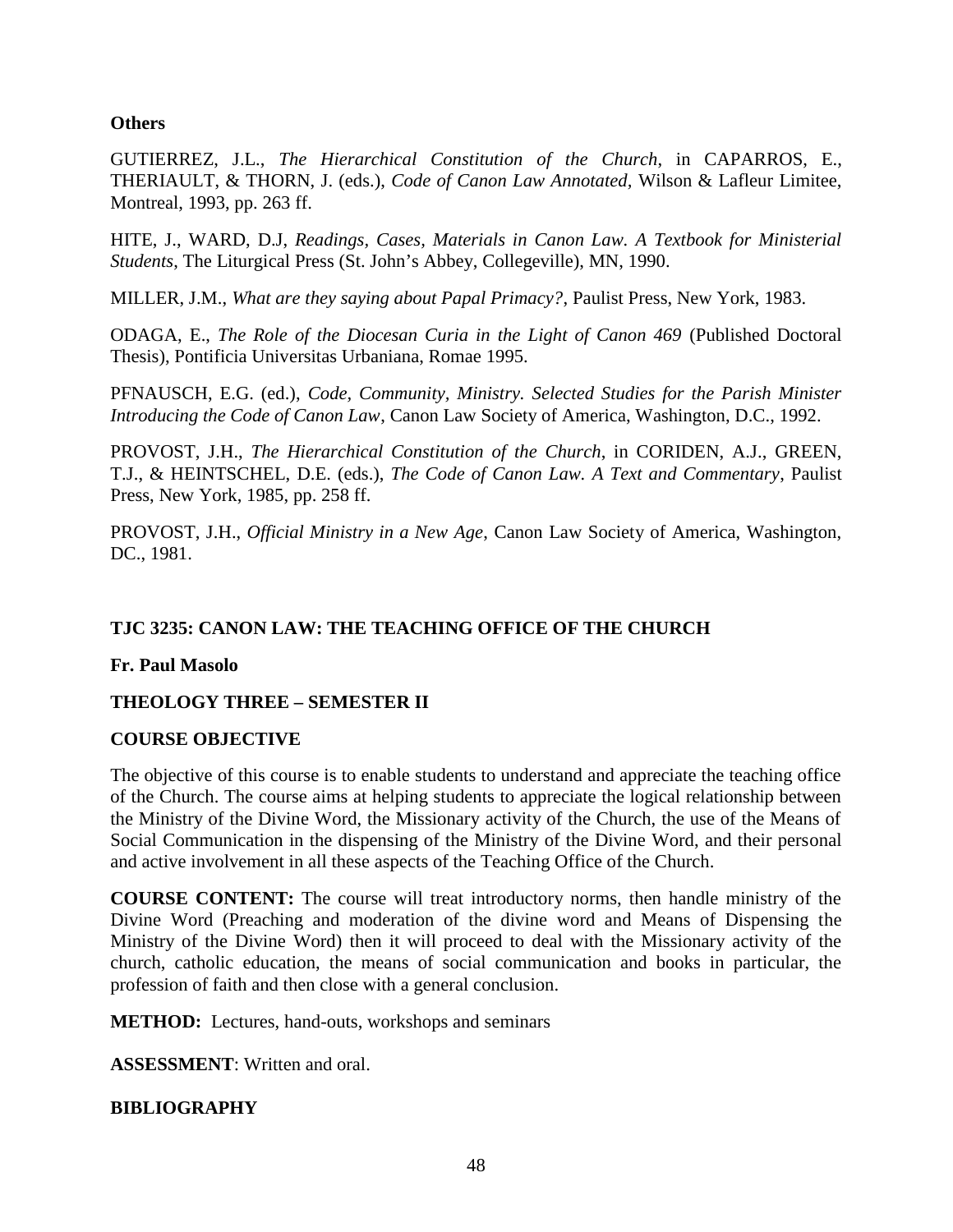**Others**

GUTIERREZ, J.L., *The Hierarchical Constitution of the Church*, in CAPARROS, E., THERIAULT, & THORN, J. (eds.), *Code of Canon Law Annotated*, Wilson & Lafleur Limitee, Montreal, 1993, pp. 263 ff.

HITE, J., WARD, D.J, *Readings, Cases, Materials in Canon Law. A Textbook for Ministerial Students*, The Liturgical Press (St. John's Abbey, Collegeville), MN, 1990.

MILLER, J.M., *What are they saying about Papal Primacy?*, Paulist Press, New York, 1983.

ODAGA, E., *The Role of the Diocesan Curia in the Light of Canon 469* (Published Doctoral Thesis), Pontificia Universitas Urbaniana, Romae 1995.

PFNAUSCH, E.G. (ed.), *Code, Community, Ministry. Selected Studies for the Parish Minister Introducing the Code of Canon Law*, Canon Law Society of America, Washington, D.C., 1992.

PROVOST, J.H., *The Hierarchical Constitution of the Church*, in CORIDEN, A.J., GREEN, T.J., & HEINTSCHEL, D.E. (eds.), *The Code of Canon Law. A Text and Commentary*, Paulist Press, New York, 1985, pp. 258 ff.

PROVOST, J.H., *Official Ministry in a New Age*, Canon Law Society of America, Washington, DC., 1981.

## TJC 3235: CANON LAW: THE TEACHING OFFICE OF THE CHURCH

**Fr. Paul Masolo**

**THEOLOGY THREE – SEMESTER II**

**COURSE OBJECTIVE**

The objective of this course is to enable students to understand and appreciate the teaching office of the Church. The course aims at helping students to appreciate the logical relationship between the Ministry of the Divine Word, the Missionary activity of the Church, the use of the Means of Social Communication in the dispensing of the Ministry of the Divine Word, and their personal and active involvement in all these aspects of the Teaching Office of the Church.

**COURSE CONTENT:** The course will treat introductory norms, then handle ministry of the Divine Word (Preaching and moderation of the divine word and Means of Dispensing the Ministry of the Divine Word) then it will proceed to deal with the Missionary activity of the church, catholic education, the means of social communication and books in particular, the profession of faith and then close with a general conclusion.

**METHOD:** Lectures, hand-outs, workshops and seminars

**ASSESSMENT**: Written and oral.

**BIBLIOGRAPHY**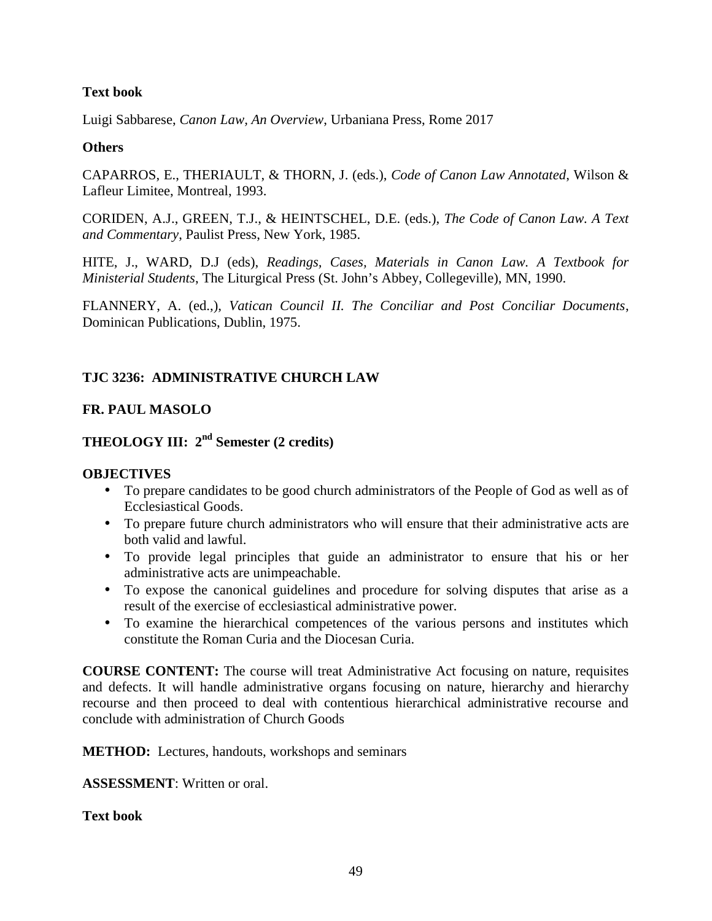**Text book**

Luigi Sabbarese, *Canon Law, An Overview*, Urbaniana Press, Rome 2017

**Others**

CAPARROS, E., THERIAULT, & THORN, J. (eds.), *Code of Canon Law Annotated*, Wilson & Lafleur Limitee, Montreal, 1993.

CORIDEN, A.J., GREEN, T.J., & HEINTSCHEL, D.E. (eds.), *The Code of Canon Law. A Text and Commentary*, Paulist Press, New York, 1985.

HITE, J., WARD, D.J (eds), *Readings, Cases, Materials in Canon Law. A Textbook for Ministerial Students*, The Liturgical Press (St. John's Abbey, Collegeville), MN, 1990.

FLANNERY, A. (ed.,), *Vatican Council II. The Conciliar and Post Conciliar Documents*, Dominican Publications, Dublin, 1975.

## TJC 3236: ADMINISTRATIVE CHURCH LAW

**FR. PAUL MASOLO**

**THEOLOGY III: 2nd Semester (2 credits)**

**OBJECTIVES**

- To prepare candidates to be good church administrators of the People of God as well as of Ecclesiastical Goods.
- To prepare future church administrators who will ensure that their administrative acts are both valid and lawful.
- To provide legal principles that guide an administrator to ensure that his or her administrative acts are unimpeachable.
- To expose the canonical guidelines and procedure for solving disputes that arise as a result of the exercise of ecclesiastical administrative power.
- To examine the hierarchical competences of the various persons and institutes which constitute the Roman Curia and the Diocesan Curia.

**COURSE CONTENT:** The course will treat Administrative Act focusing on nature, requisites and defects. It will handle administrative organs focusing on nature, hierarchy and hierarchy recourse and then proceed to deal with contentious hierarchical administrative recourse and conclude with administration of Church Goods

**METHOD:** Lectures, handouts, workshops and seminars

**ASSESSMENT**: Written or oral.

**Text book**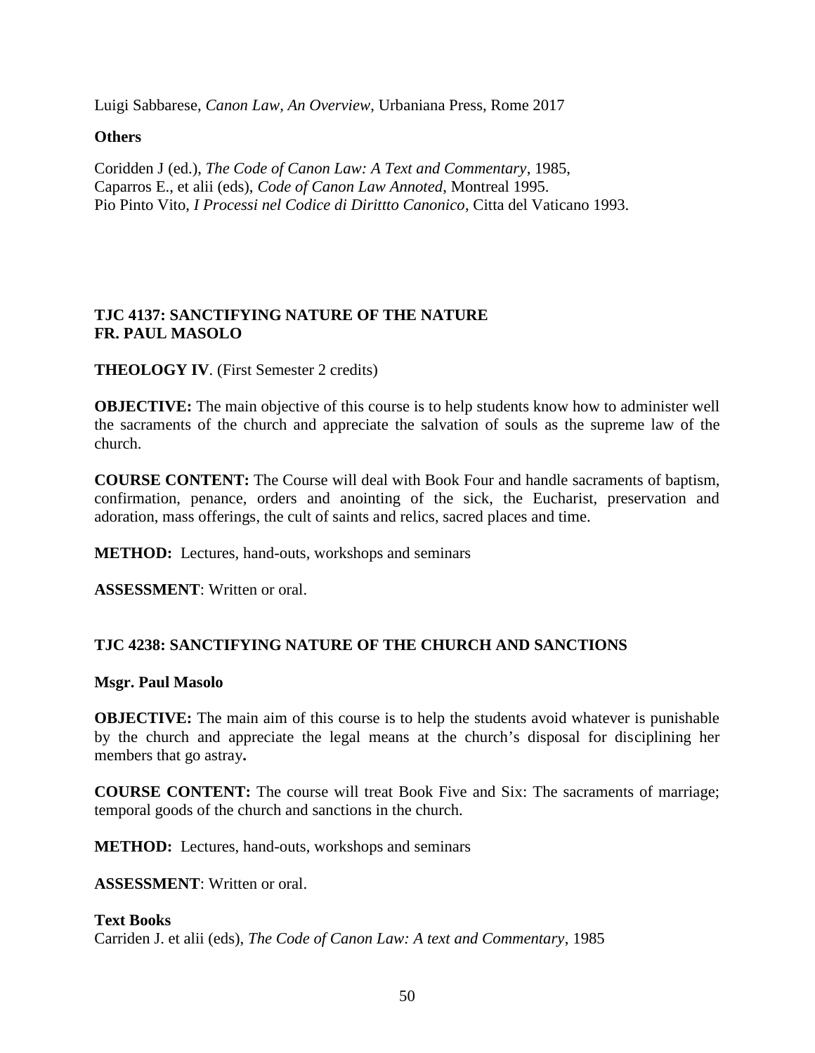Luigi Sabbarese, *Canon Law, An Overview*, Urbaniana Press, Rome 2017

**Others**

Coridden J (ed.), *The Code of Canon Law: A Text and Commentary*, 1985,
Caparros E., et alii (eds), *Code of Canon Law Annoted*, Montreal 1995.
Pio Pinto Vito, *I Processi nel Codice di Dirittto Canonico*, Citta del Vaticano 1993.

**TJC 4137: SANCTIFYING NATURE OF THE NATURE**
**FR. PAUL MASOLO**

**THEOLOGY IV**. (First Semester 2 credits)

**OBJECTIVE:** The main objective of this course is to help students know how to administer well the sacraments of the church and appreciate the salvation of souls as the supreme law of the church.

**COURSE CONTENT:** The Course will deal with Book Four and handle sacraments of baptism, confirmation, penance, orders and anointing of the sick, the Eucharist, preservation and adoration, mass offerings, the cult of saints and relics, sacred places and time.

**METHOD:** Lectures, hand-outs, workshops and seminars

**ASSESSMENT**: Written or oral.

**TJC 4238: SANCTIFYING NATURE OF THE CHURCH AND SANCTIONS**

**Msgr. Paul Masolo**

**OBJECTIVE:** The main aim of this course is to help the students avoid whatever is punishable by the church and appreciate the legal means at the church's disposal for disciplining her members that go astray**.**

**COURSE CONTENT:** The course will treat Book Five and Six: The sacraments of marriage; temporal goods of the church and sanctions in the church.

**METHOD:** Lectures, hand-outs, workshops and seminars

**ASSESSMENT**: Written or oral.

**Text Books**
Carriden J. et alii (eds), *The Code of Canon Law: A text and Commentary*, 1985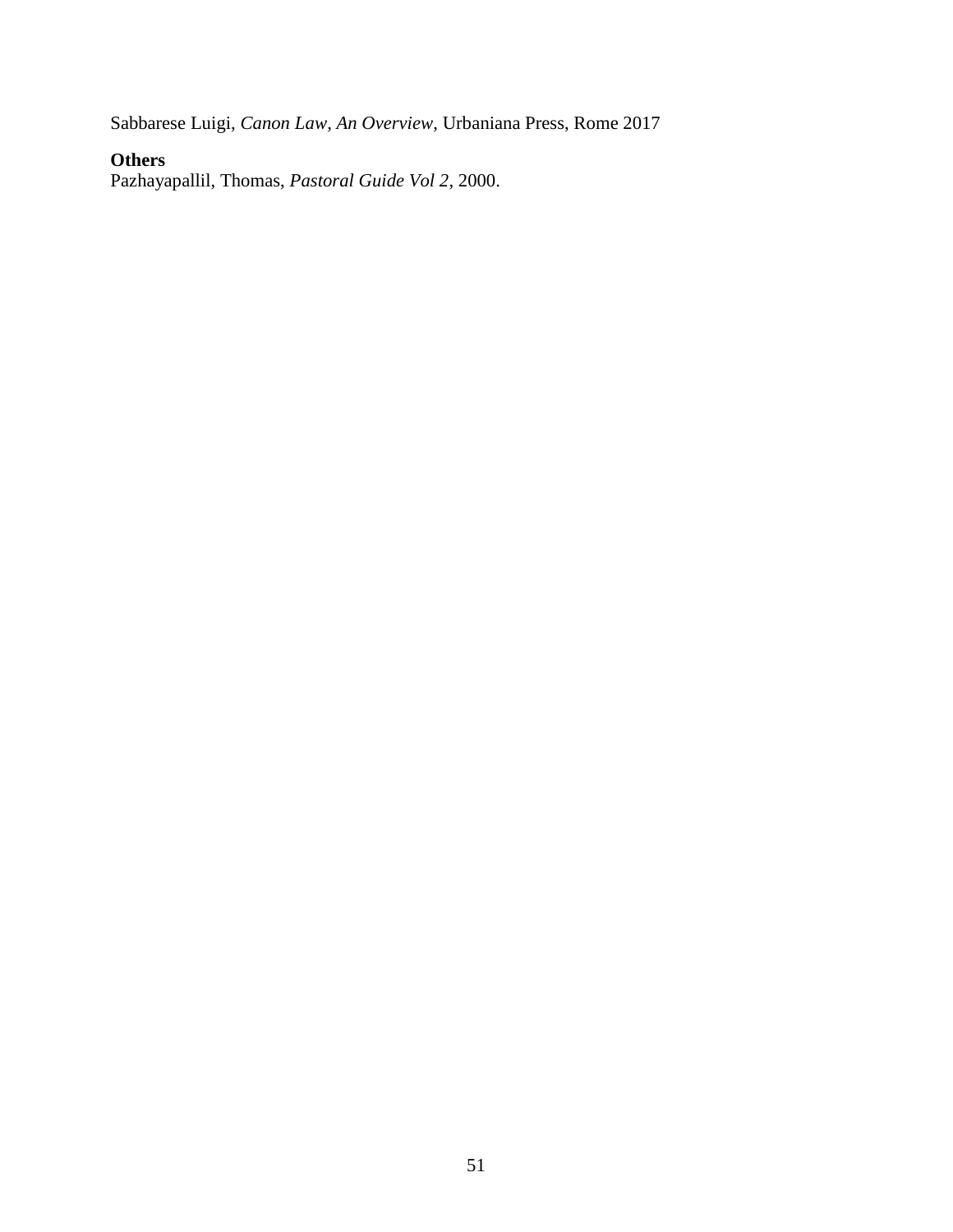Sabbarese Luigi, *Canon Law, An Overview*, Urbaniana Press, Rome 2017

**Others**

Pazhayapallil, Thomas, *Pastoral Guide Vol 2*, 2000.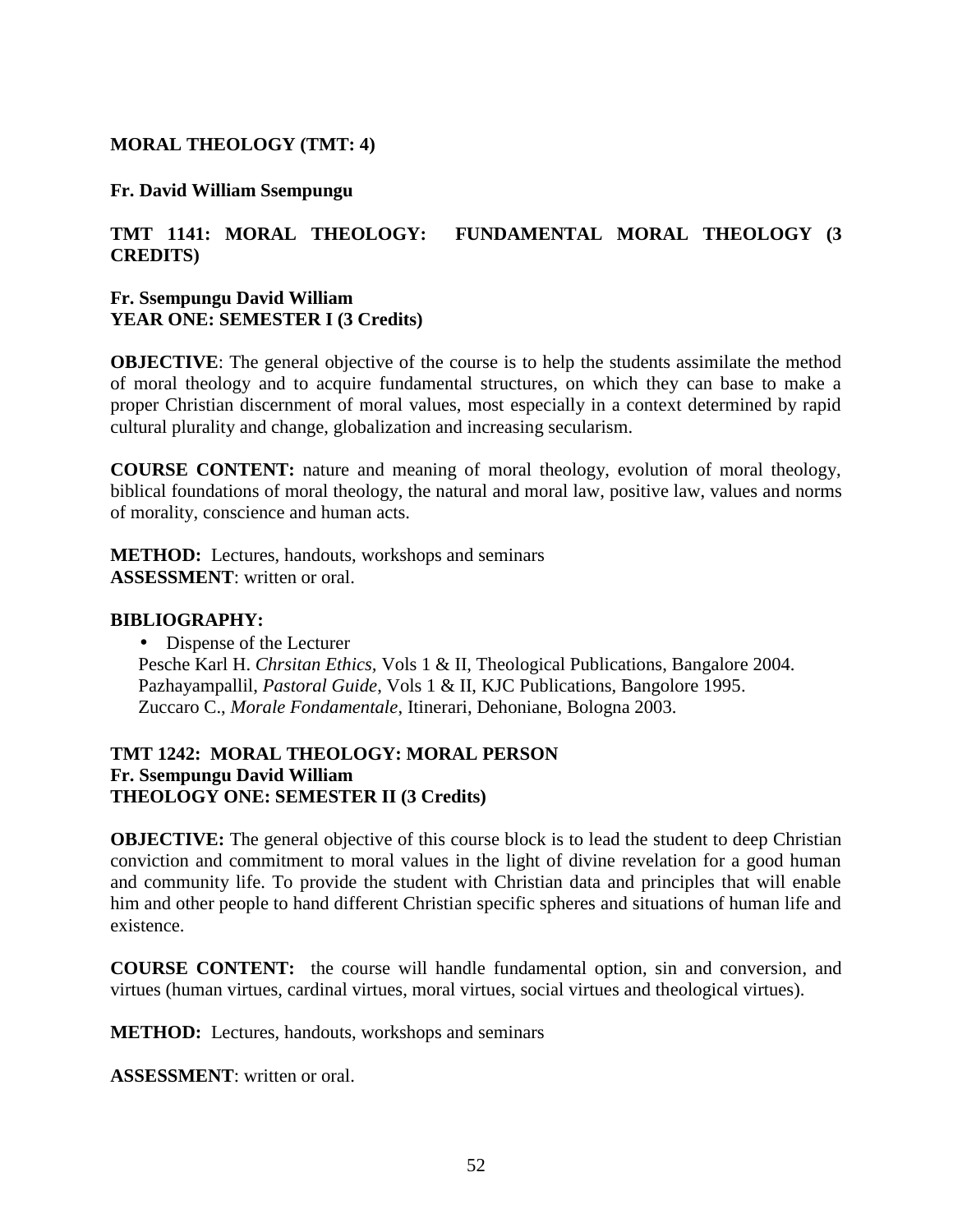## MORAL THEOLOGY (TMT: 4)

**Fr. David William Ssempungu**

### TMT 1141: MORAL THEOLOGY: FUNDAMENTAL MORAL THEOLOGY (3 CREDITS)

**Fr. Ssempungu David William**
**YEAR ONE: SEMESTER I (3 Credits)**

**OBJECTIVE**: The general objective of the course is to help the students assimilate the method of moral theology and to acquire fundamental structures, on which they can base to make a proper Christian discernment of moral values, most especially in a context determined by rapid cultural plurality and change, globalization and increasing secularism.

**COURSE CONTENT:** nature and meaning of moral theology, evolution of moral theology, biblical foundations of moral theology, the natural and moral law, positive law, values and norms of morality, conscience and human acts.

**METHOD:** Lectures, handouts, workshops and seminars
**ASSESSMENT**: written or oral.

**BIBLIOGRAPHY:**

- Dispense of the Lecturer

Pesche Karl H. *Chrsitan Ethics*, Vols 1 & II, Theological Publications, Bangalore 2004.
Pazhayampallil, *Pastoral Guide*, Vols 1 & II, KJC Publications, Bangolore 1995.
Zuccaro C., *Morale Fondamentale*, Itinerari, Dehoniane, Bologna 2003.

### TMT 1242: MORAL THEOLOGY: MORAL PERSON

**Fr. Ssempungu David William**
**THEOLOGY ONE: SEMESTER II (3 Credits)**

**OBJECTIVE:** The general objective of this course block is to lead the student to deep Christian conviction and commitment to moral values in the light of divine revelation for a good human and community life. To provide the student with Christian data and principles that will enable him and other people to hand different Christian specific spheres and situations of human life and existence.

**COURSE CONTENT:** the course will handle fundamental option, sin and conversion, and virtues (human virtues, cardinal virtues, moral virtues, social virtues and theological virtues).

**METHOD:** Lectures, handouts, workshops and seminars

**ASSESSMENT**: written or oral.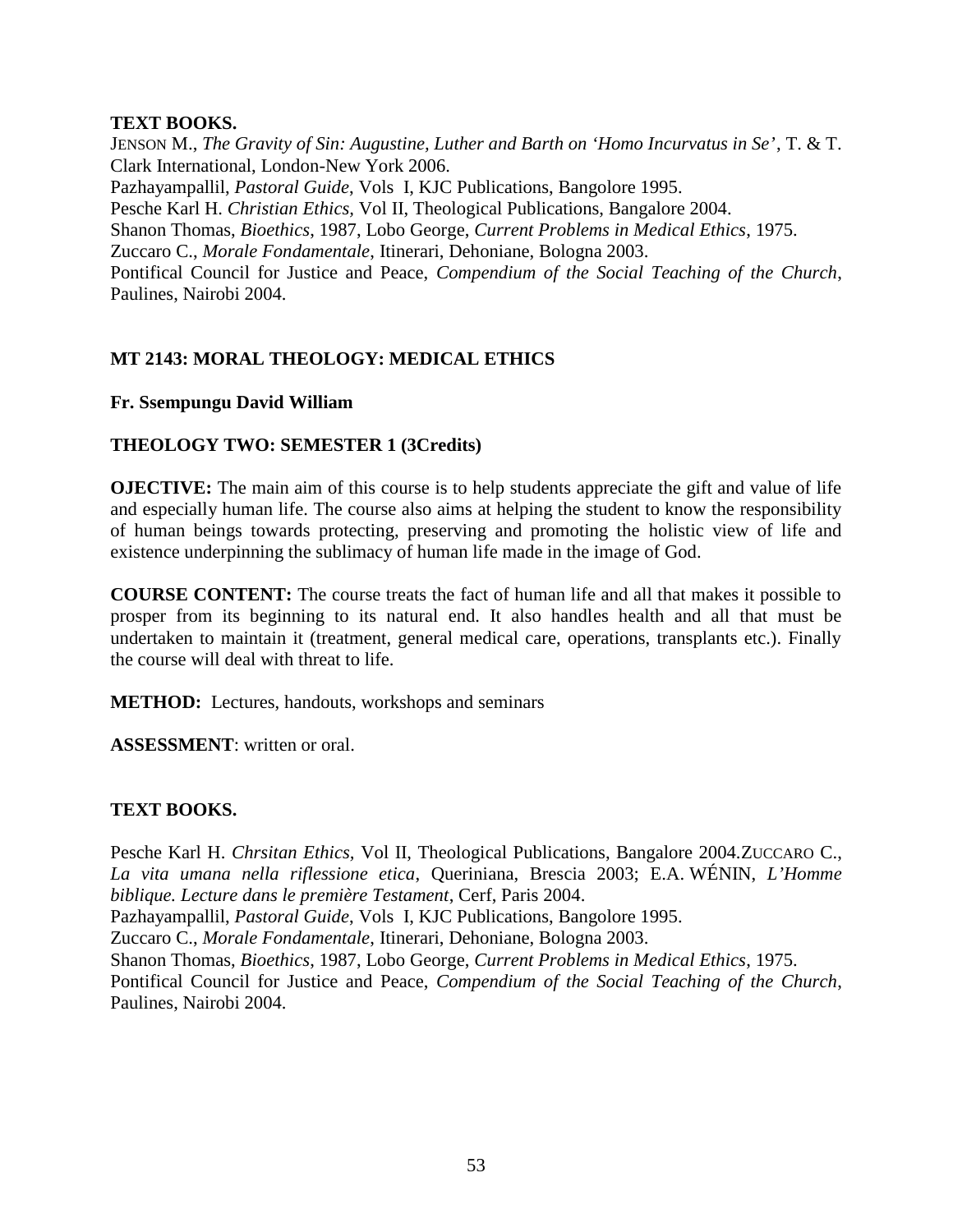**TEXT BOOKS.**

JENSON M., *The Gravity of Sin: Augustine, Luther and Barth on 'Homo Incurvatus in Se'*, T. & T. Clark International, London-New York 2006.
Pazhayampallil, *Pastoral Guide*, Vols I, KJC Publications, Bangolore 1995.
Pesche Karl H. *Christian Ethics,* Vol II, Theological Publications, Bangalore 2004.
Shanon Thomas, *Bioethics*, 1987, Lobo George, *Current Problems in Medical Ethics*, 1975.
Zuccaro C., *Morale Fondamentale*, Itinerari, Dehoniane, Bologna 2003.
Pontifical Council for Justice and Peace, *Compendium of the Social Teaching of the Church*, Paulines, Nairobi 2004.

## MT 2143: MORAL THEOLOGY: MEDICAL ETHICS

**Fr. Ssempungu David William**

**THEOLOGY TWO: SEMESTER 1 (3Credits)**

**OJECTIVE:** The main aim of this course is to help students appreciate the gift and value of life and especially human life. The course also aims at helping the student to know the responsibility of human beings towards protecting, preserving and promoting the holistic view of life and existence underpinning the sublimacy of human life made in the image of God.

**COURSE CONTENT:** The course treats the fact of human life and all that makes it possible to prosper from its beginning to its natural end. It also handles health and all that must be undertaken to maintain it (treatment, general medical care, operations, transplants etc.). Finally the course will deal with threat to life.

**METHOD:** Lectures, handouts, workshops and seminars

**ASSESSMENT**: written or oral.

**TEXT BOOKS.**

Pesche Karl H. *Chrsitan Ethics,* Vol II, Theological Publications, Bangalore 2004.ZUCCARO C., *La vita umana nella riflessione etica*, Queriniana, Brescia 2003; E.A. WÉNIN, *L'Homme biblique. Lecture dans le première Testament*, Cerf, Paris 2004.
Pazhayampallil, *Pastoral Guide*, Vols I, KJC Publications, Bangolore 1995.
Zuccaro C., *Morale Fondamentale*, Itinerari, Dehoniane, Bologna 2003.
Shanon Thomas, *Bioethics*, 1987, Lobo George, *Current Problems in Medical Ethics*, 1975.
Pontifical Council for Justice and Peace, *Compendium of the Social Teaching of the Church*, Paulines, Nairobi 2004.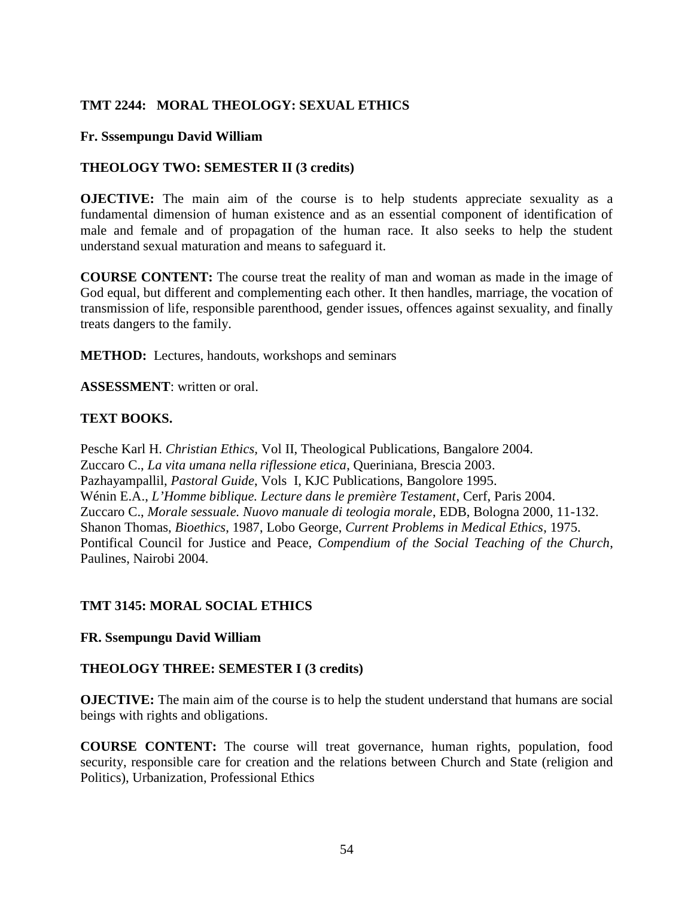**TMT 2244: MORAL THEOLOGY: SEXUAL ETHICS**

**Fr. Sssempungu David William**

**THEOLOGY TWO: SEMESTER II (3 credits)**

**OJECTIVE:** The main aim of the course is to help students appreciate sexuality as a fundamental dimension of human existence and as an essential component of identification of male and female and of propagation of the human race. It also seeks to help the student understand sexual maturation and means to safeguard it.

**COURSE CONTENT:** The course treat the reality of man and woman as made in the image of God equal, but different and complementing each other. It then handles, marriage, the vocation of transmission of life, responsible parenthood, gender issues, offences against sexuality, and finally treats dangers to the family.

**METHOD:** Lectures, handouts, workshops and seminars

**ASSESSMENT**: written or oral.

**TEXT BOOKS.**

Pesche Karl H. *Christian Ethics,* Vol II, Theological Publications, Bangalore 2004.
Zuccaro C., *La vita umana nella riflessione etica*, Queriniana, Brescia 2003.
Pazhayampallil, *Pastoral Guide*, Vols I, KJC Publications, Bangolore 1995.
Wénin E.A., *L'Homme biblique. Lecture dans le première Testament*, Cerf, Paris 2004.
Zuccaro C., *Morale sessuale. Nuovo manuale di teologia morale*, EDB, Bologna 2000, 11-132.
Shanon Thomas, *Bioethics,* 1987, Lobo George, *Current Problems in Medical Ethics,* 1975.
Pontifical Council for Justice and Peace, *Compendium of the Social Teaching of the Church*, Paulines, Nairobi 2004.

**TMT 3145: MORAL SOCIAL ETHICS**

**FR. Ssempungu David William**

**THEOLOGY THREE: SEMESTER I (3 credits)**

**OJECTIVE:** The main aim of the course is to help the student understand that humans are social beings with rights and obligations.

**COURSE CONTENT:** The course will treat governance, human rights, population, food security, responsible care for creation and the relations between Church and State (religion and Politics), Urbanization, Professional Ethics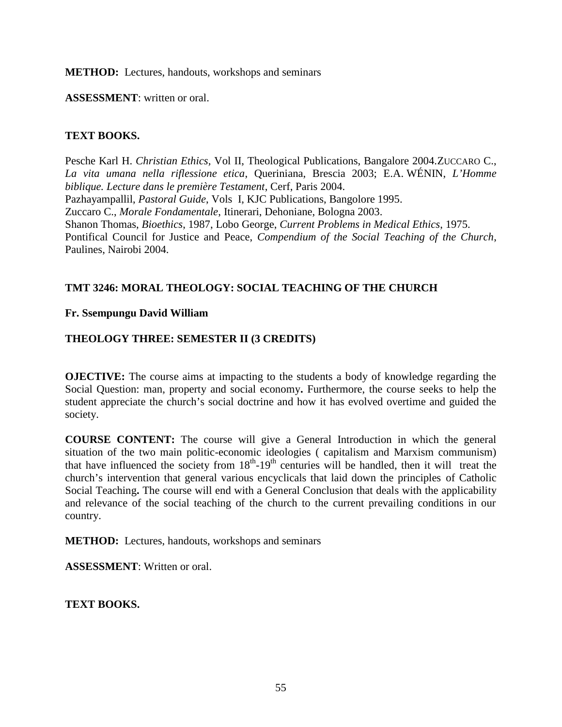**METHOD:** Lectures, handouts, workshops and seminars

**ASSESSMENT**: written or oral.

**TEXT BOOKS.**

Pesche Karl H. *Christian Ethics*, Vol II, Theological Publications, Bangalore 2004.ZUCCARO C., *La vita umana nella riflessione etica*, Queriniana, Brescia 2003; E.A. WÉNIN, *L'Homme biblique. Lecture dans le première Testament*, Cerf, Paris 2004.
Pazhayampallil, *Pastoral Guide*, Vols I, KJC Publications, Bangolore 1995.
Zuccaro C., *Morale Fondamentale*, Itinerari, Dehoniane, Bologna 2003.
Shanon Thomas, *Bioethics*, 1987, Lobo George, *Current Problems in Medical Ethics*, 1975.
Pontifical Council for Justice and Peace, *Compendium of the Social Teaching of the Church*, Paulines, Nairobi 2004.

**TMT 3246: MORAL THEOLOGY: SOCIAL TEACHING OF THE CHURCH**

**Fr. Ssempungu David William**

**THEOLOGY THREE: SEMESTER II (3 CREDITS)**

**OJECTIVE:** The course aims at impacting to the students a body of knowledge regarding the Social Question: man, property and social economy**.** Furthermore, the course seeks to help the student appreciate the church's social doctrine and how it has evolved overtime and guided the society.

**COURSE CONTENT:** The course will give a General Introduction in which the general situation of the two main politic-economic ideologies ( capitalism and Marxism communism) that have influenced the society from 18th-19th centuries will be handled, then it will treat the church's intervention that general various encyclicals that laid down the principles of Catholic Social Teaching**.** The course will end with a General Conclusion that deals with the applicability and relevance of the social teaching of the church to the current prevailing conditions in our country.

**METHOD:** Lectures, handouts, workshops and seminars

**ASSESSMENT**: Written or oral.

**TEXT BOOKS.**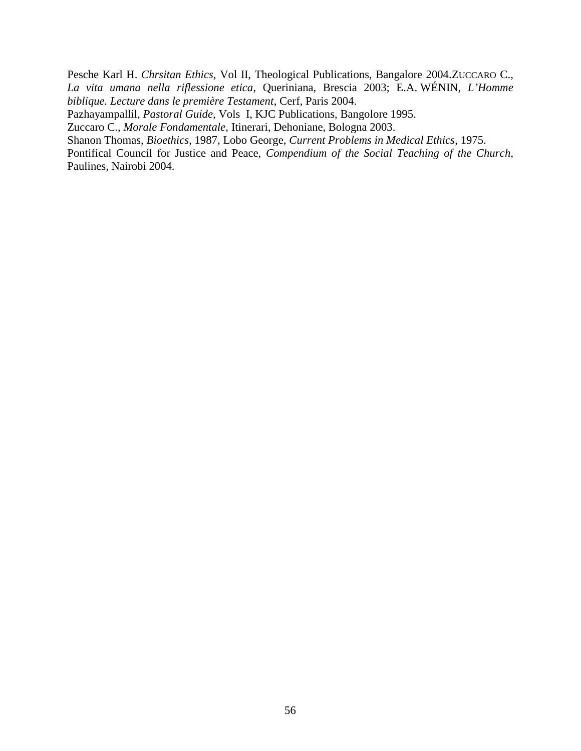Pesche Karl H. *Chrsitan Ethics*, Vol II, Theological Publications, Bangalore 2004.ZUCCARO C., *La vita umana nella riflessione etica*, Queriniana, Brescia 2003; E.A. WÉNIN, *L'Homme biblique. Lecture dans le première Testament*, Cerf, Paris 2004.
Pazhayampallil, *Pastoral Guide*, Vols I, KJC Publications, Bangolore 1995.
Zuccaro C., *Morale Fondamentale*, Itinerari, Dehoniane, Bologna 2003.
Shanon Thomas, *Bioethics*, 1987, Lobo George, *Current Problems in Medical Ethics*, 1975.
Pontifical Council for Justice and Peace, *Compendium of the Social Teaching of the Church*, Paulines, Nairobi 2004.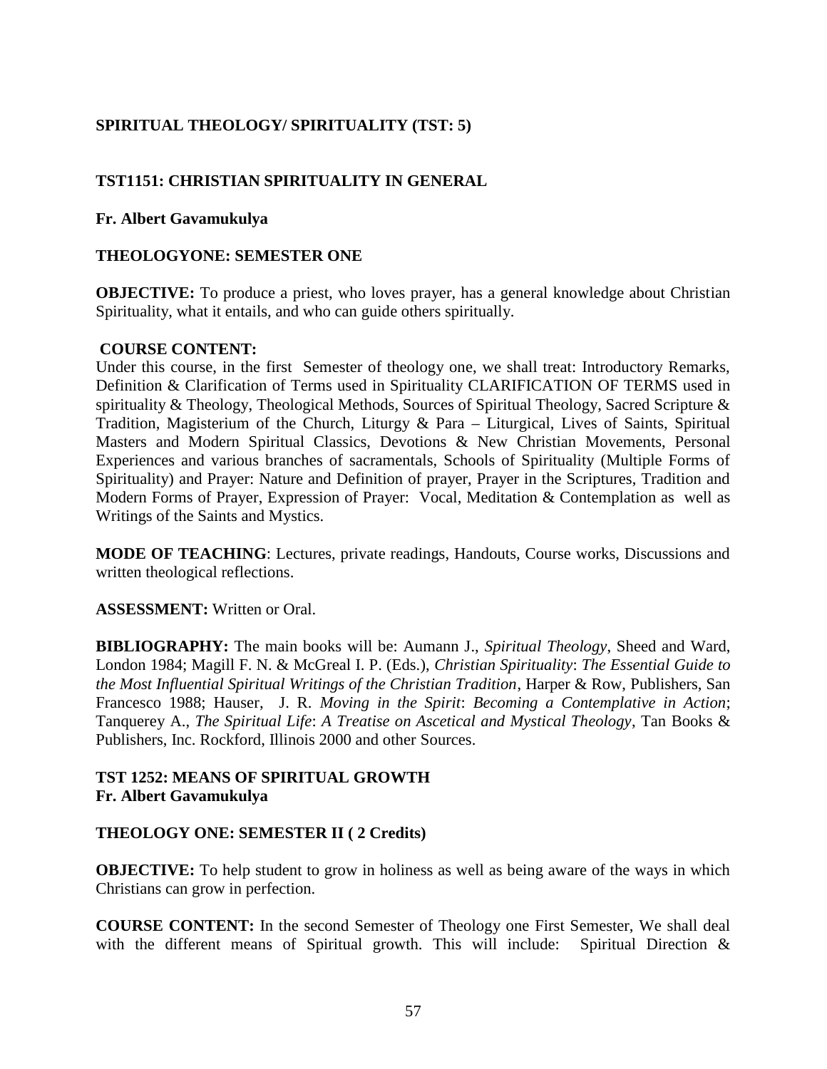## SPIRITUAL THEOLOGY/ SPIRITUALITY (TST: 5)

### TST1151: CHRISTIAN SPIRITUALITY IN GENERAL

**Fr. Albert Gavamukulya**

**THEOLOGYONE: SEMESTER ONE**

**OBJECTIVE:** To produce a priest, who loves prayer, has a general knowledge about Christian Spirituality, what it entails, and who can guide others spiritually.

**COURSE CONTENT:**
Under this course, in the first Semester of theology one, we shall treat: Introductory Remarks, Definition & Clarification of Terms used in Spirituality CLARIFICATION OF TERMS used in spirituality & Theology, Theological Methods, Sources of Spiritual Theology, Sacred Scripture & Tradition, Magisterium of the Church, Liturgy & Para – Liturgical, Lives of Saints, Spiritual Masters and Modern Spiritual Classics, Devotions & New Christian Movements, Personal Experiences and various branches of sacramentals, Schools of Spirituality (Multiple Forms of Spirituality) and Prayer: Nature and Definition of prayer, Prayer in the Scriptures, Tradition and Modern Forms of Prayer, Expression of Prayer: Vocal, Meditation & Contemplation as well as Writings of the Saints and Mystics.

**MODE OF TEACHING**: Lectures, private readings, Handouts, Course works, Discussions and written theological reflections.

**ASSESSMENT:** Written or Oral.

**BIBLIOGRAPHY:** The main books will be: Aumann J., *Spiritual Theology*, Sheed and Ward, London 1984; Magill F. N. & McGreal I. P. (Eds.), *Christian Spirituality*: *The Essential Guide to the Most Influential Spiritual Writings of the Christian Tradition*, Harper & Row, Publishers, San Francesco 1988; Hauser, J. R. *Moving in the Spirit*: *Becoming a Contemplative in Action*; Tanquerey A., *The Spiritual Life*: *A Treatise on Ascetical and Mystical Theology*, Tan Books & Publishers, Inc. Rockford, Illinois 2000 and other Sources.

### TST 1252: MEANS OF SPIRITUAL GROWTH
**Fr. Albert Gavamukulya**

**THEOLOGY ONE: SEMESTER II ( 2 Credits)**

**OBJECTIVE:** To help student to grow in holiness as well as being aware of the ways in which Christians can grow in perfection.

**COURSE CONTENT:** In the second Semester of Theology one First Semester, We shall deal with the different means of Spiritual growth. This will include: Spiritual Direction &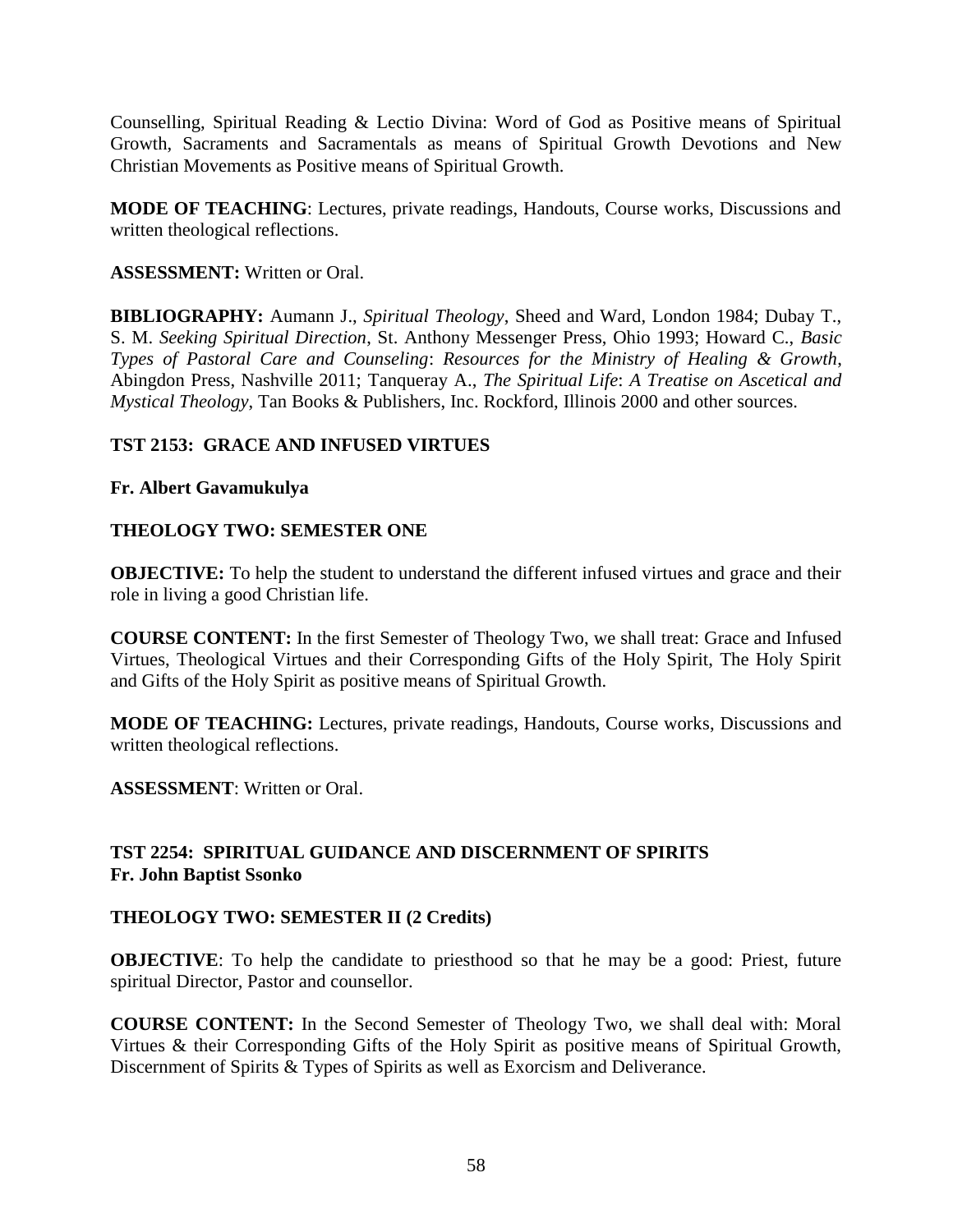Counselling, Spiritual Reading & Lectio Divina: Word of God as Positive means of Spiritual Growth, Sacraments and Sacramentals as means of Spiritual Growth Devotions and New Christian Movements as Positive means of Spiritual Growth.

**MODE OF TEACHING**: Lectures, private readings, Handouts, Course works, Discussions and written theological reflections.

**ASSESSMENT:** Written or Oral.

**BIBLIOGRAPHY:** Aumann J., *Spiritual Theology*, Sheed and Ward, London 1984; Dubay T., S. M. *Seeking Spiritual Direction*, St. Anthony Messenger Press, Ohio 1993; Howard C., *Basic Types of Pastoral Care and Counseling*: *Resources for the Ministry of Healing & Growth*, Abingdon Press, Nashville 2011; Tanqueray A., *The Spiritual Life*: *A Treatise on Ascetical and Mystical Theology*, Tan Books & Publishers, Inc. Rockford, Illinois 2000 and other sources.

**TST 2153: GRACE AND INFUSED VIRTUES**

**Fr. Albert Gavamukulya**

**THEOLOGY TWO: SEMESTER ONE**

**OBJECTIVE:** To help the student to understand the different infused virtues and grace and their role in living a good Christian life.

**COURSE CONTENT:** In the first Semester of Theology Two, we shall treat: Grace and Infused Virtues, Theological Virtues and their Corresponding Gifts of the Holy Spirit, The Holy Spirit and Gifts of the Holy Spirit as positive means of Spiritual Growth.

**MODE OF TEACHING:** Lectures, private readings, Handouts, Course works, Discussions and written theological reflections.

**ASSESSMENT**: Written or Oral.

**TST 2254: SPIRITUAL GUIDANCE AND DISCERNMENT OF SPIRITS**
**Fr. John Baptist Ssonko**

**THEOLOGY TWO: SEMESTER II (2 Credits)**

**OBJECTIVE**: To help the candidate to priesthood so that he may be a good: Priest, future spiritual Director, Pastor and counsellor.

**COURSE CONTENT:** In the Second Semester of Theology Two, we shall deal with: Moral Virtues & their Corresponding Gifts of the Holy Spirit as positive means of Spiritual Growth, Discernment of Spirits & Types of Spirits as well as Exorcism and Deliverance.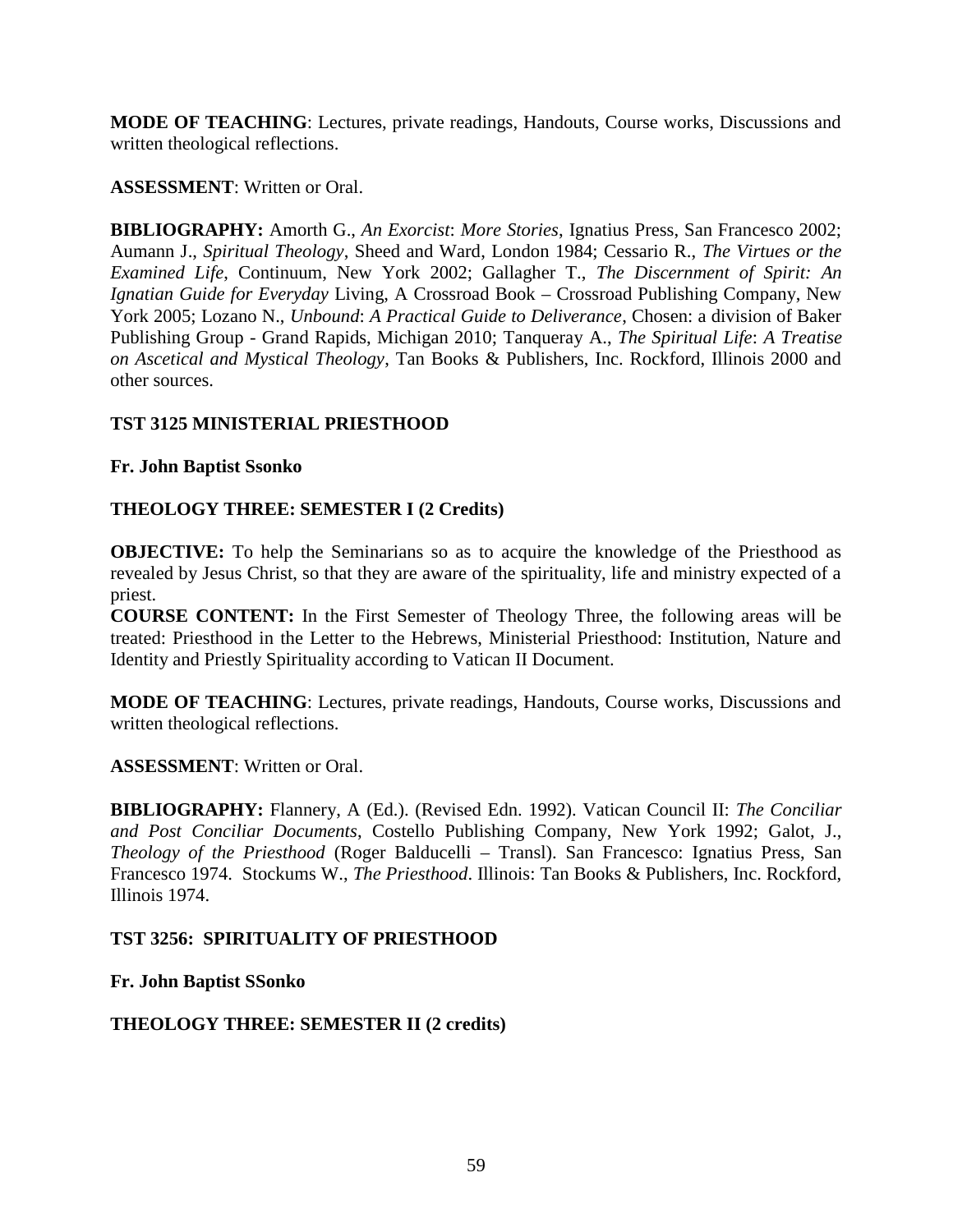**MODE OF TEACHING**: Lectures, private readings, Handouts, Course works, Discussions and written theological reflections.

**ASSESSMENT**: Written or Oral.

**BIBLIOGRAPHY:** Amorth G., *An Exorcist*: *More Stories*, Ignatius Press, San Francesco 2002; Aumann J., *Spiritual Theology*, Sheed and Ward, London 1984; Cessario R., *The Virtues or the Examined Life,* Continuum, New York 2002; Gallagher T., *The Discernment of Spirit: An Ignatian Guide for Everyday* Living, A Crossroad Book – Crossroad Publishing Company, New York 2005; Lozano N., *Unbound*: *A Practical Guide to Deliverance*, Chosen: a division of Baker Publishing Group - Grand Rapids, Michigan 2010; Tanqueray A., *The Spiritual Life*: *A Treatise on Ascetical and Mystical Theology*, Tan Books & Publishers, Inc. Rockford, Illinois 2000 and other sources.

**TST 3125 MINISTERIAL PRIESTHOOD**

**Fr. John Baptist Ssonko**

**THEOLOGY THREE: SEMESTER I (2 Credits)**

**OBJECTIVE:** To help the Seminarians so as to acquire the knowledge of the Priesthood as revealed by Jesus Christ, so that they are aware of the spirituality, life and ministry expected of a priest.

**COURSE CONTENT:** In the First Semester of Theology Three, the following areas will be treated: Priesthood in the Letter to the Hebrews, Ministerial Priesthood: Institution, Nature and Identity and Priestly Spirituality according to Vatican II Document.

**MODE OF TEACHING**: Lectures, private readings, Handouts, Course works, Discussions and written theological reflections.

**ASSESSMENT**: Written or Oral.

**BIBLIOGRAPHY:** Flannery, A (Ed.). (Revised Edn. 1992). Vatican Council II: *The Conciliar and Post Conciliar Documents*, Costello Publishing Company, New York 1992; Galot, J., *Theology of the Priesthood* (Roger Balducelli – Transl). San Francesco: Ignatius Press, San Francesco 1974. Stockums W., *The Priesthood*. Illinois: Tan Books & Publishers, Inc. Rockford, Illinois 1974.

**TST 3256: SPIRITUALITY OF PRIESTHOOD**

**Fr. John Baptist SSonko**

**THEOLOGY THREE: SEMESTER II (2 credits)**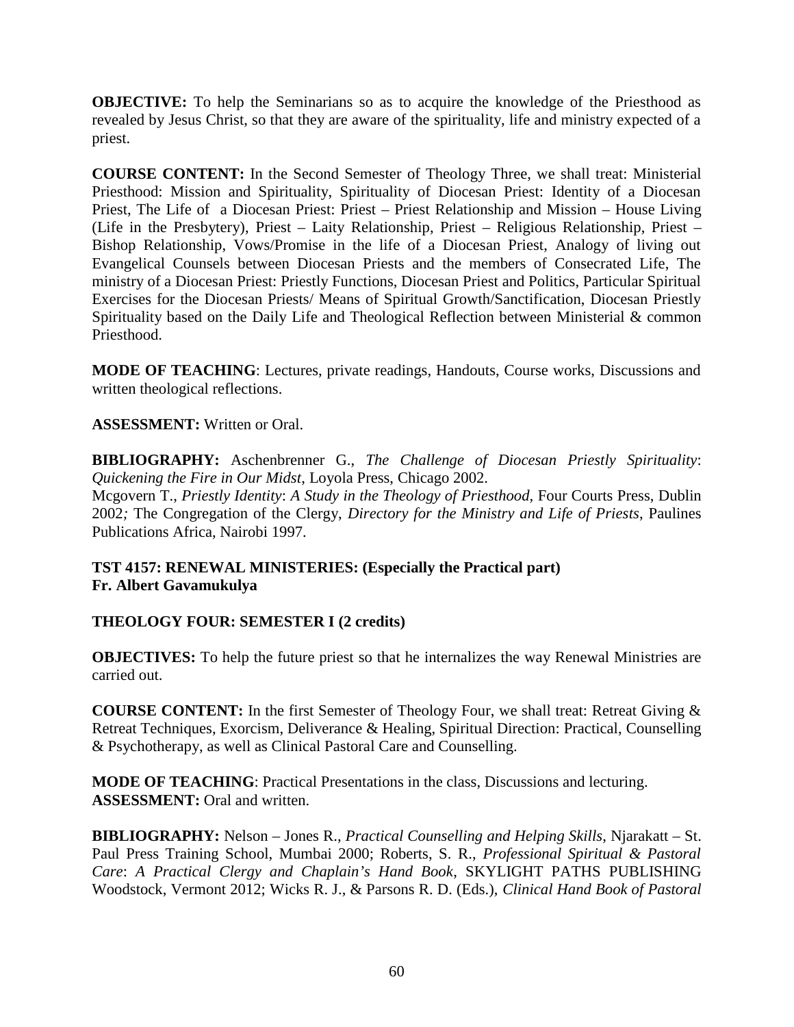**OBJECTIVE:** To help the Seminarians so as to acquire the knowledge of the Priesthood as revealed by Jesus Christ, so that they are aware of the spirituality, life and ministry expected of a priest.

**COURSE CONTENT:** In the Second Semester of Theology Three, we shall treat: Ministerial Priesthood: Mission and Spirituality, Spirituality of Diocesan Priest: Identity of a Diocesan Priest, The Life of a Diocesan Priest: Priest – Priest Relationship and Mission – House Living (Life in the Presbytery), Priest – Laity Relationship, Priest – Religious Relationship, Priest – Bishop Relationship, Vows/Promise in the life of a Diocesan Priest, Analogy of living out Evangelical Counsels between Diocesan Priests and the members of Consecrated Life, The ministry of a Diocesan Priest: Priestly Functions, Diocesan Priest and Politics, Particular Spiritual Exercises for the Diocesan Priests/ Means of Spiritual Growth/Sanctification, Diocesan Priestly Spirituality based on the Daily Life and Theological Reflection between Ministerial & common Priesthood.

**MODE OF TEACHING**: Lectures, private readings, Handouts, Course works, Discussions and written theological reflections.

**ASSESSMENT:** Written or Oral.

**BIBLIOGRAPHY:** Aschenbrenner G., *The Challenge of Diocesan Priestly Spirituality*: *Quickening the Fire in Our Midst*, Loyola Press, Chicago 2002.
Mcgovern T., *Priestly Identity*: *A Study in the Theology of Priesthood,* Four Courts Press, Dublin 2002*;* The Congregation of the Clergy, *Directory for the Ministry and Life of Priests*, Paulines Publications Africa, Nairobi 1997.

**TST 4157: RENEWAL MINISTERIES: (Especially the Practical part)**
**Fr. Albert Gavamukulya**

**THEOLOGY FOUR: SEMESTER I (2 credits)**

**OBJECTIVES:** To help the future priest so that he internalizes the way Renewal Ministries are carried out.

**COURSE CONTENT:** In the first Semester of Theology Four, we shall treat: Retreat Giving & Retreat Techniques, Exorcism, Deliverance & Healing, Spiritual Direction: Practical, Counselling & Psychotherapy, as well as Clinical Pastoral Care and Counselling.

**MODE OF TEACHING**: Practical Presentations in the class, Discussions and lecturing.
**ASSESSMENT:** Oral and written.

**BIBLIOGRAPHY:** Nelson – Jones R., *Practical Counselling and Helping Skills*, Njarakatt – St. Paul Press Training School, Mumbai 2000; Roberts, S. R., *Professional Spiritual & Pastoral Care*: *A Practical Clergy and Chaplain's Hand Book*, SKYLIGHT PATHS PUBLISHING Woodstock, Vermont 2012; Wicks R. J., & Parsons R. D. (Eds.), *Clinical Hand Book of Pastoral*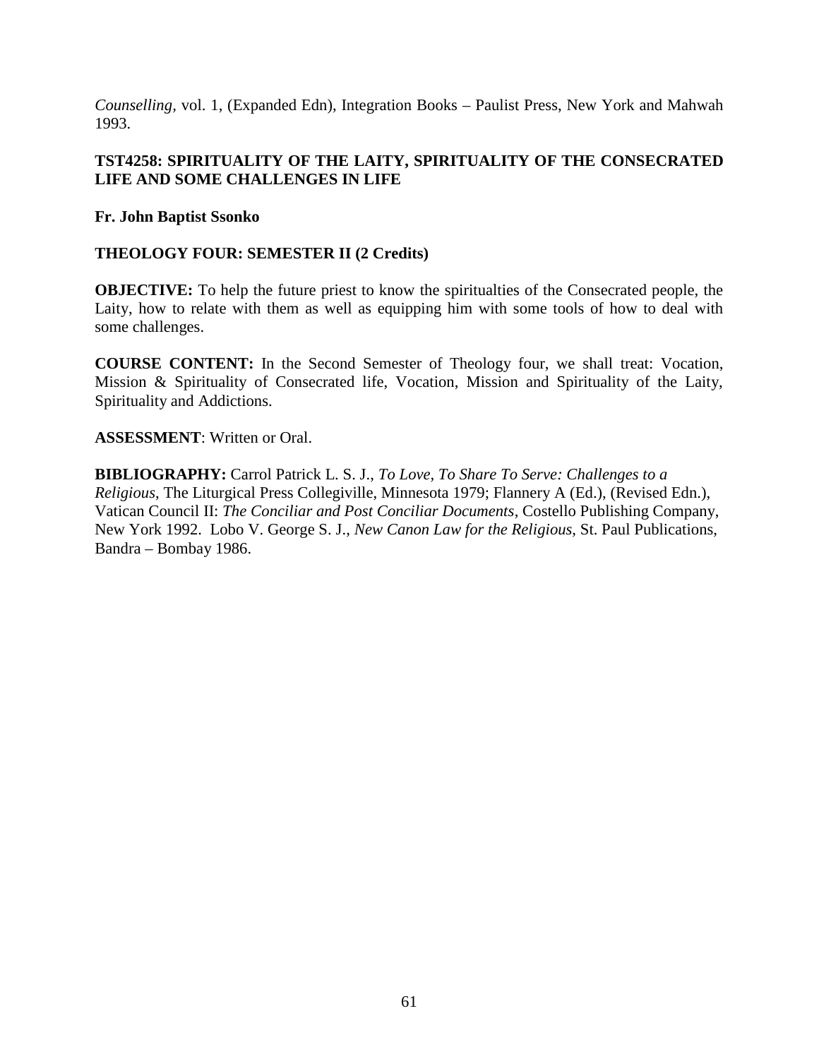*Counselling*, vol. 1, (Expanded Edn), Integration Books – Paulist Press, New York and Mahwah 1993.

**TST4258: SPIRITUALITY OF THE LAITY, SPIRITUALITY OF THE CONSECRATED LIFE AND SOME CHALLENGES IN LIFE**

**Fr. John Baptist Ssonko**

**THEOLOGY FOUR: SEMESTER II (2 Credits)**

**OBJECTIVE:** To help the future priest to know the spiritualties of the Consecrated people, the Laity, how to relate with them as well as equipping him with some tools of how to deal with some challenges.

**COURSE CONTENT:** In the Second Semester of Theology four, we shall treat: Vocation, Mission & Spirituality of Consecrated life, Vocation, Mission and Spirituality of the Laity, Spirituality and Addictions.

**ASSESSMENT**: Written or Oral.

**BIBLIOGRAPHY:** Carrol Patrick L. S. J., *To Love, To Share To Serve: Challenges to a Religious*, The Liturgical Press Collegiville, Minnesota 1979; Flannery A (Ed.), (Revised Edn.), Vatican Council II: *The Conciliar and Post Conciliar Documents*, Costello Publishing Company, New York 1992. Lobo V. George S. J., *New Canon Law for the Religious*, St. Paul Publications, Bandra – Bombay 1986.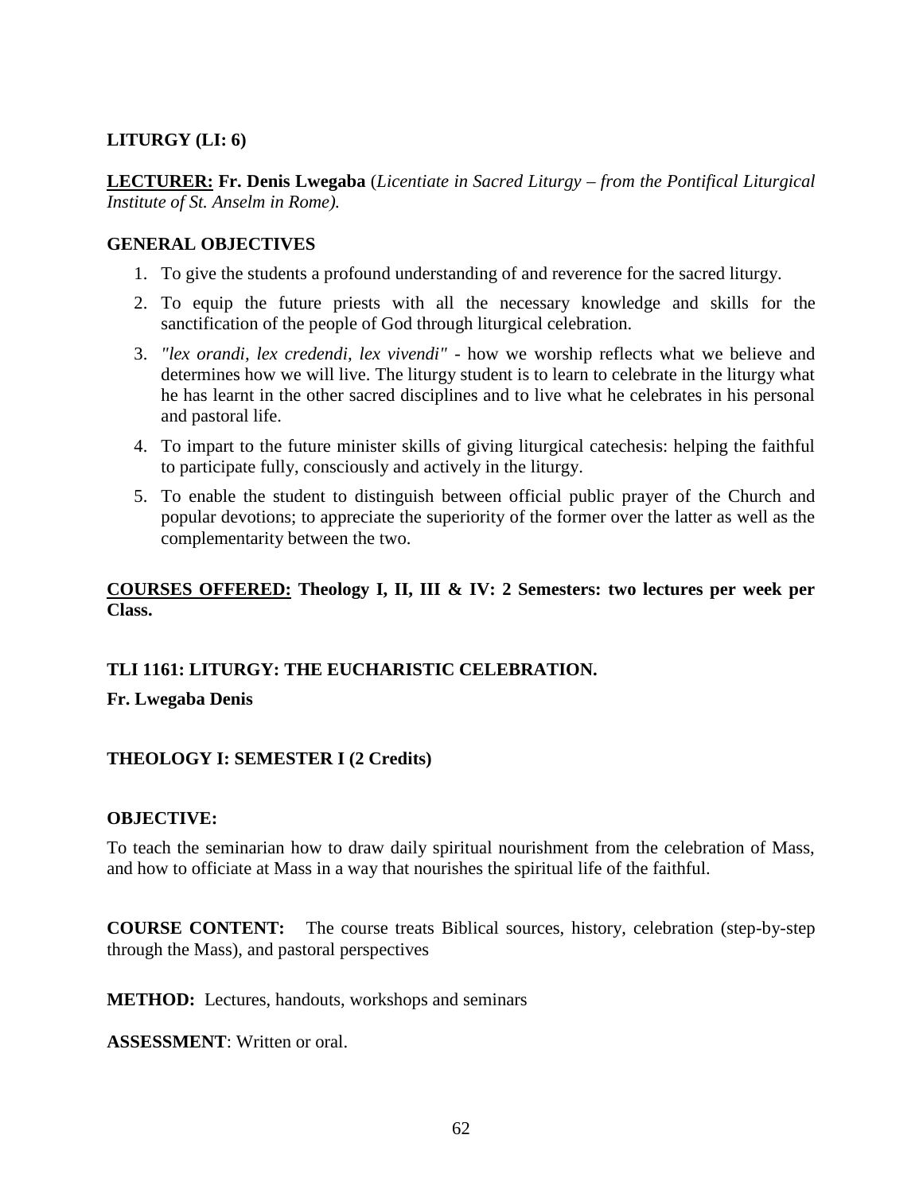**LITURGY (LI: 6)**

**LECTURER: Fr. Denis Lwegaba** (*Licentiate in Sacred Liturgy – from the Pontifical Liturgical Institute of St. Anselm in Rome).*

**GENERAL OBJECTIVES**

1. To give the students a profound understanding of and reverence for the sacred liturgy.
2. To equip the future priests with all the necessary knowledge and skills for the sanctification of the people of God through liturgical celebration.
3. *"lex orandi, lex credendi, lex vivendi"* - how we worship reflects what we believe and determines how we will live. The liturgy student is to learn to celebrate in the liturgy what he has learnt in the other sacred disciplines and to live what he celebrates in his personal and pastoral life.
4. To impart to the future minister skills of giving liturgical catechesis: helping the faithful to participate fully, consciously and actively in the liturgy.
5. To enable the student to distinguish between official public prayer of the Church and popular devotions; to appreciate the superiority of the former over the latter as well as the complementarity between the two.

**COURSES OFFERED: Theology I, II, III & IV: 2 Semesters: two lectures per week per Class.**

**TLI 1161: LITURGY: THE EUCHARISTIC CELEBRATION.**

**Fr. Lwegaba Denis**

**THEOLOGY I: SEMESTER I (2 Credits)**

**OBJECTIVE:**

To teach the seminarian how to draw daily spiritual nourishment from the celebration of Mass, and how to officiate at Mass in a way that nourishes the spiritual life of the faithful.

**COURSE CONTENT:** The course treats Biblical sources, history, celebration (step-by-step through the Mass), and pastoral perspectives

**METHOD:** Lectures, handouts, workshops and seminars

**ASSESSMENT**: Written or oral.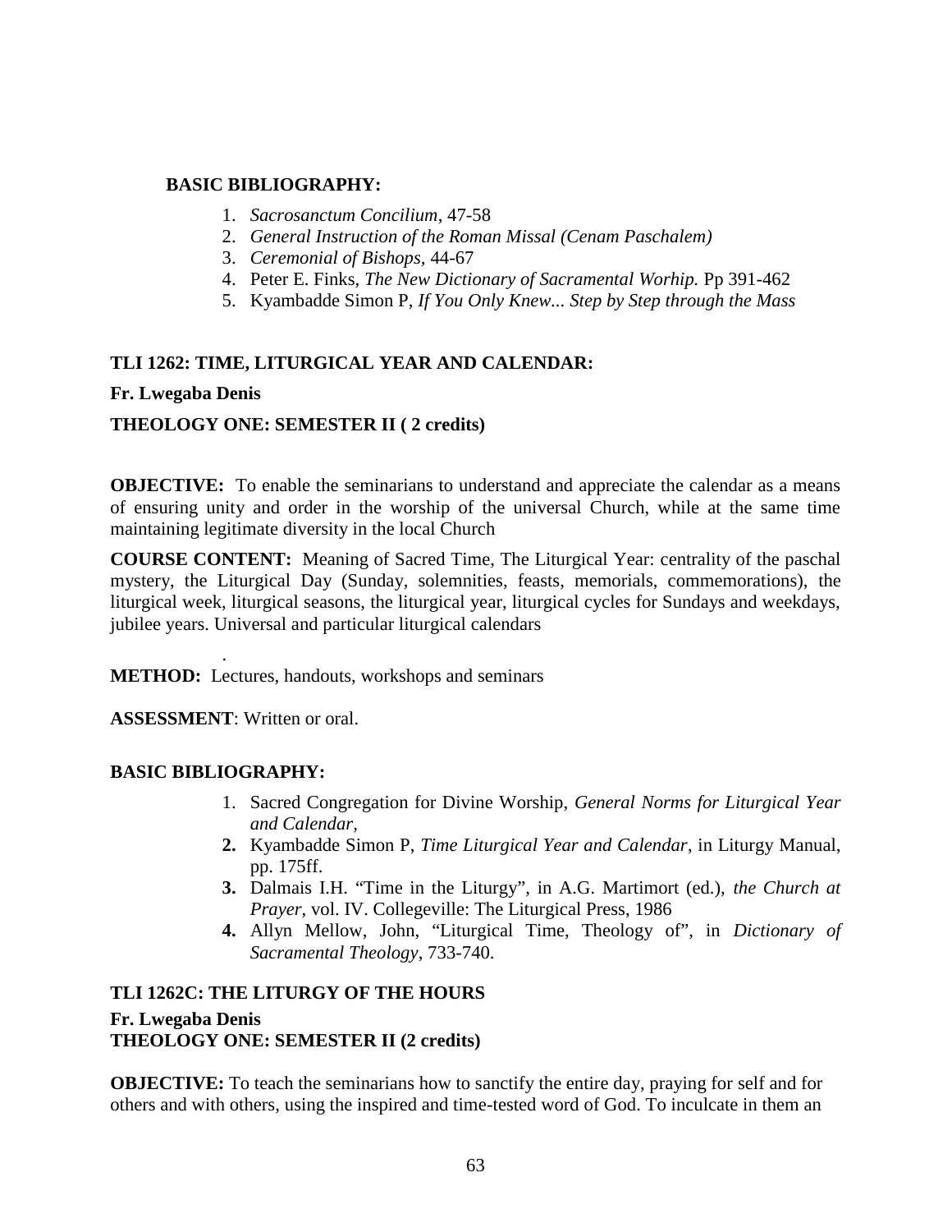**BASIC BIBLIOGRAPHY:**

1. *Sacrosanctum Concilium*, 47-58
2. *General Instruction of the Roman Missal (Cenam Paschalem)*
3. *Ceremonial of Bishops*, 44-67
4. Peter E. Finks, *The New Dictionary of Sacramental Worhip.* Pp 391-462
5. Kyambadde Simon P, *If You Only Knew... Step by Step through the Mass*

**TLI 1262: TIME, LITURGICAL YEAR AND CALENDAR:**

**Fr. Lwegaba Denis**

**THEOLOGY ONE: SEMESTER II ( 2 credits)**

**OBJECTIVE:** To enable the seminarians to understand and appreciate the calendar as a means of ensuring unity and order in the worship of the universal Church, while at the same time maintaining legitimate diversity in the local Church

**COURSE CONTENT:** Meaning of Sacred Time, The Liturgical Year: centrality of the paschal mystery, the Liturgical Day (Sunday, solemnities, feasts, memorials, commemorations), the liturgical week, liturgical seasons, the liturgical year, liturgical cycles for Sundays and weekdays, jubilee years. Universal and particular liturgical calendars

.

**METHOD:** Lectures, handouts, workshops and seminars

**ASSESSMENT**: Written or oral.

**BASIC BIBLIOGRAPHY:**

1. Sacred Congregation for Divine Worship, *General Norms for Liturgical Year and Calendar,*
2. Kyambadde Simon P, *Time Liturgical Year and Calendar*, in Liturgy Manual, pp. 175ff.
3. Dalmais I.H. "Time in the Liturgy", in A.G. Martimort (ed.), *the Church at Prayer*, vol. IV. Collegeville: The Liturgical Press, 1986
4. Allyn Mellow, John, "Liturgical Time, Theology of", in *Dictionary of Sacramental Theology*, 733-740.

**TLI 1262C: THE LITURGY OF THE HOURS**

**Fr. Lwegaba Denis**

**THEOLOGY ONE: SEMESTER II (2 credits)**

**OBJECTIVE:** To teach the seminarians how to sanctify the entire day, praying for self and for others and with others, using the inspired and time-tested word of God. To inculcate in them an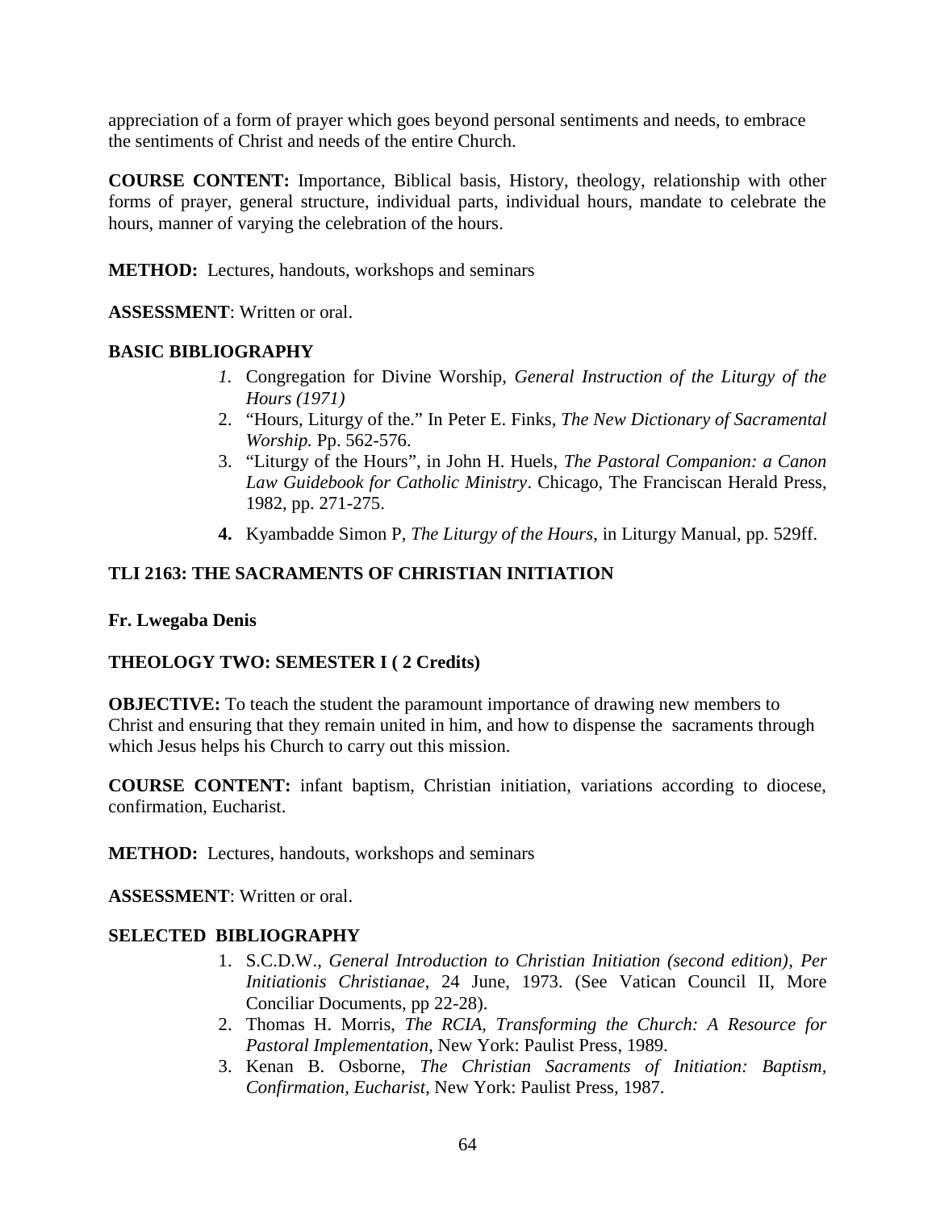appreciation of a form of prayer which goes beyond personal sentiments and needs, to embrace the sentiments of Christ and needs of the entire Church.

**COURSE CONTENT:** Importance, Biblical basis, History, theology, relationship with other forms of prayer, general structure, individual parts, individual hours, mandate to celebrate the hours, manner of varying the celebration of the hours.

**METHOD:** Lectures, handouts, workshops and seminars

**ASSESSMENT**: Written or oral.

**BASIC BIBLIOGRAPHY**

1. Congregation for Divine Worship, *General Instruction of the Liturgy of the Hours (1971)*
2. "Hours, Liturgy of the." In Peter E. Finks, *The New Dictionary of Sacramental Worship.* Pp. 562-576.
3. "Liturgy of the Hours", in John H. Huels, *The Pastoral Companion: a Canon Law Guidebook for Catholic Ministry*. Chicago, The Franciscan Herald Press, 1982, pp. 271-275.
4. Kyambadde Simon P, *The Liturgy of the Hours*, in Liturgy Manual, pp. 529ff.

**TLI 2163: THE SACRAMENTS OF CHRISTIAN INITIATION**

**Fr. Lwegaba Denis**

**THEOLOGY TWO: SEMESTER I ( 2 Credits)**

**OBJECTIVE:** To teach the student the paramount importance of drawing new members to Christ and ensuring that they remain united in him, and how to dispense the sacraments through which Jesus helps his Church to carry out this mission.

**COURSE CONTENT:** infant baptism, Christian initiation, variations according to diocese, confirmation, Eucharist.

**METHOD:** Lectures, handouts, workshops and seminars

**ASSESSMENT**: Written or oral.

**SELECTED BIBLIOGRAPHY**

1. S.C.D.W., *General Introduction to Christian Initiation (second edition), Per Initiationis Christianae*, 24 June, 1973. (See Vatican Council II, More Conciliar Documents, pp 22-28).
2. Thomas H. Morris, *The RCIA, Transforming the Church: A Resource for Pastoral Implementation*, New York: Paulist Press, 1989.
3. Kenan B. Osborne, *The Christian Sacraments of Initiation: Baptism, Confirmation, Eucharist*, New York: Paulist Press, 1987.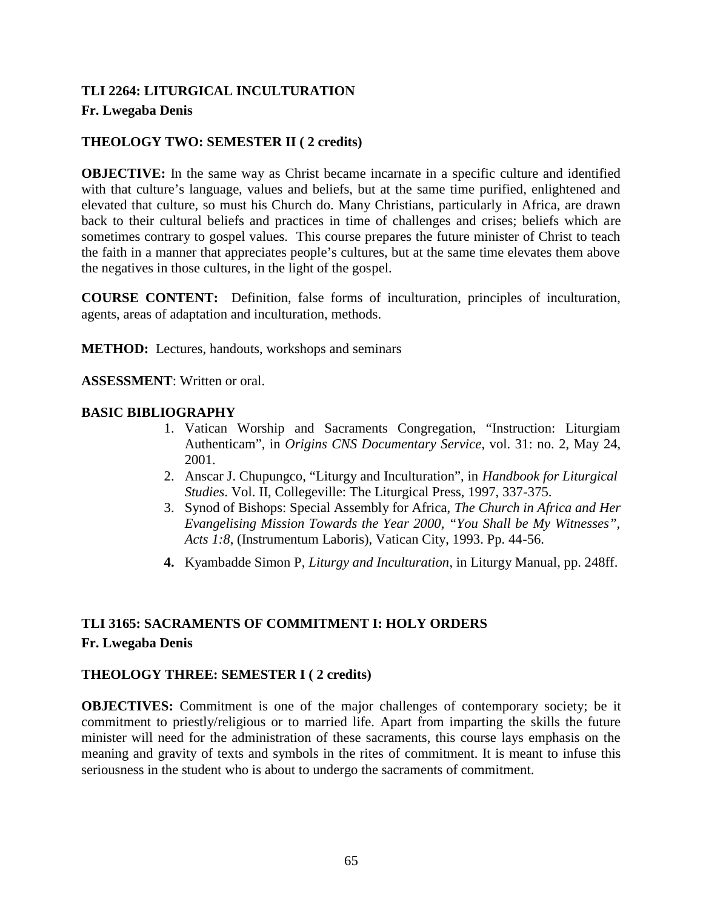**TLI 2264: LITURGICAL INCULTURATION**
**Fr. Lwegaba Denis**

**THEOLOGY TWO: SEMESTER II ( 2 credits)**

**OBJECTIVE:** In the same way as Christ became incarnate in a specific culture and identified with that culture's language, values and beliefs, but at the same time purified, enlightened and elevated that culture, so must his Church do. Many Christians, particularly in Africa, are drawn back to their cultural beliefs and practices in time of challenges and crises; beliefs which are sometimes contrary to gospel values. This course prepares the future minister of Christ to teach the faith in a manner that appreciates people's cultures, but at the same time elevates them above the negatives in those cultures, in the light of the gospel.

**COURSE CONTENT:** Definition, false forms of inculturation, principles of inculturation, agents, areas of adaptation and inculturation, methods.

**METHOD:** Lectures, handouts, workshops and seminars

**ASSESSMENT**: Written or oral.

**BASIC BIBLIOGRAPHY**

1. Vatican Worship and Sacraments Congregation, "Instruction: Liturgiam Authenticam", in *Origins CNS Documentary Service*, vol. 31: no. 2, May 24, 2001.
2. Anscar J. Chupungco, "Liturgy and Inculturation", in *Handbook for Liturgical Studies*. Vol. II, Collegeville: The Liturgical Press, 1997, 337-375.
3. Synod of Bishops: Special Assembly for Africa, *The Church in Africa and Her Evangelising Mission Towards the Year 2000, "You Shall be My Witnesses", Acts 1:8*, (Instrumentum Laboris), Vatican City, 1993. Pp. 44-56.
4. Kyambadde Simon P, *Liturgy and Inculturation*, in Liturgy Manual, pp. 248ff.

**TLI 3165: SACRAMENTS OF COMMITMENT I: HOLY ORDERS**
**Fr. Lwegaba Denis**

**THEOLOGY THREE: SEMESTER I ( 2 credits)**

**OBJECTIVES:** Commitment is one of the major challenges of contemporary society; be it commitment to priestly/religious or to married life. Apart from imparting the skills the future minister will need for the administration of these sacraments, this course lays emphasis on the meaning and gravity of texts and symbols in the rites of commitment. It is meant to infuse this seriousness in the student who is about to undergo the sacraments of commitment.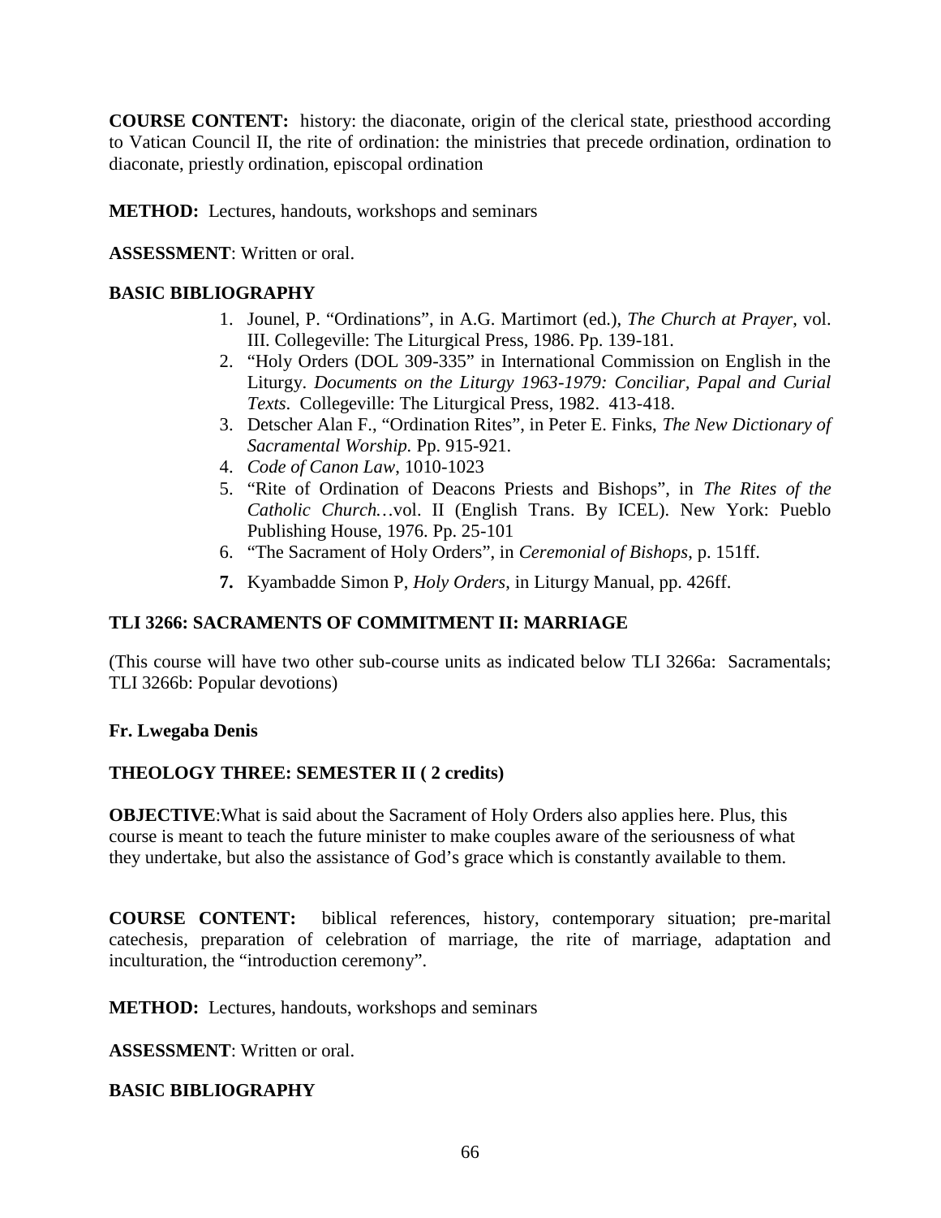**COURSE CONTENT:** history: the diaconate, origin of the clerical state, priesthood according to Vatican Council II, the rite of ordination: the ministries that precede ordination, ordination to diaconate, priestly ordination, episcopal ordination

**METHOD:** Lectures, handouts, workshops and seminars

**ASSESSMENT**: Written or oral.

**BASIC BIBLIOGRAPHY**

1. Jounel, P. "Ordinations", in A.G. Martimort (ed.), *The Church at Prayer*, vol. III. Collegeville: The Liturgical Press, 1986. Pp. 139-181.
2. "Holy Orders (DOL 309-335" in International Commission on English in the Liturgy. *Documents on the Liturgy 1963-1979: Conciliar, Papal and Curial Texts*. Collegeville: The Liturgical Press, 1982. 413-418.
3. Detscher Alan F., "Ordination Rites", in Peter E. Finks, *The New Dictionary of Sacramental Worship.* Pp. 915-921.
4. *Code of Canon Law*, 1010-1023
5. "Rite of Ordination of Deacons Priests and Bishops", in *The Rites of the Catholic Church…*vol. II (English Trans. By ICEL). New York: Pueblo Publishing House, 1976. Pp. 25-101
6. "The Sacrament of Holy Orders", in *Ceremonial of Bishops*, p. 151ff.
7. Kyambadde Simon P, *Holy Orders*, in Liturgy Manual, pp. 426ff.

## TLI 3266: SACRAMENTS OF COMMITMENT II: MARRIAGE

(This course will have two other sub-course units as indicated below TLI 3266a: Sacramentals; TLI 3266b: Popular devotions)

**Fr. Lwegaba Denis**

**THEOLOGY THREE: SEMESTER II ( 2 credits)**

**OBJECTIVE**:What is said about the Sacrament of Holy Orders also applies here. Plus, this course is meant to teach the future minister to make couples aware of the seriousness of what they undertake, but also the assistance of God's grace which is constantly available to them.

**COURSE CONTENT:** biblical references, history, contemporary situation; pre-marital catechesis, preparation of celebration of marriage, the rite of marriage, adaptation and inculturation, the "introduction ceremony".

**METHOD:** Lectures, handouts, workshops and seminars

**ASSESSMENT**: Written or oral.

**BASIC BIBLIOGRAPHY**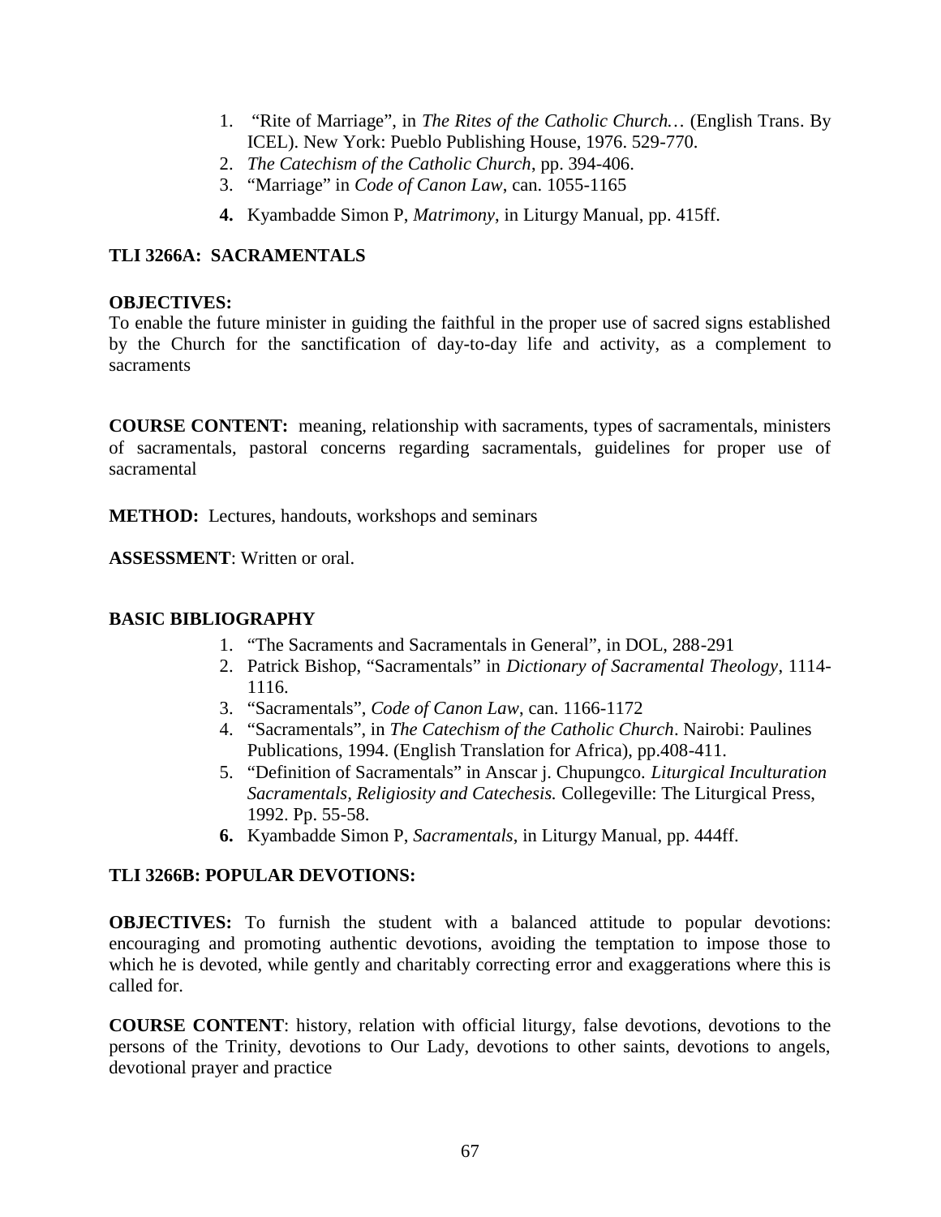1. "Rite of Marriage", in *The Rites of the Catholic Church…* (English Trans. By ICEL). New York: Pueblo Publishing House, 1976. 529-770.
2. *The Catechism of the Catholic Church*, pp. 394-406.
3. "Marriage" in *Code of Canon Law*, can. 1055-1165
4. Kyambadde Simon P, *Matrimony*, in Liturgy Manual, pp. 415ff.

**TLI 3266A: SACRAMENTALS**

**OBJECTIVES:**
To enable the future minister in guiding the faithful in the proper use of sacred signs established by the Church for the sanctification of day-to-day life and activity, as a complement to sacraments

**COURSE CONTENT:** meaning, relationship with sacraments, types of sacramentals, ministers of sacramentals, pastoral concerns regarding sacramentals, guidelines for proper use of sacramental

**METHOD:** Lectures, handouts, workshops and seminars

**ASSESSMENT**: Written or oral.

**BASIC BIBLIOGRAPHY**

1. "The Sacraments and Sacramentals in General", in DOL, 288-291
2. Patrick Bishop, "Sacramentals" in *Dictionary of Sacramental Theology*, 1114-1116.
3. "Sacramentals", *Code of Canon Law*, can. 1166-1172
4. "Sacramentals", in *The Catechism of the Catholic Church*. Nairobi: Paulines Publications, 1994. (English Translation for Africa), pp.408-411.
5. "Definition of Sacramentals" in Anscar j. Chupungco. *Liturgical Inculturation Sacramentals, Religiosity and Catechesis.* Collegeville: The Liturgical Press, 1992. Pp. 55-58.
6. Kyambadde Simon P, *Sacramentals*, in Liturgy Manual, pp. 444ff.

**TLI 3266B: POPULAR DEVOTIONS:**

**OBJECTIVES:** To furnish the student with a balanced attitude to popular devotions: encouraging and promoting authentic devotions, avoiding the temptation to impose those to which he is devoted, while gently and charitably correcting error and exaggerations where this is called for.

**COURSE CONTENT**: history, relation with official liturgy, false devotions, devotions to the persons of the Trinity, devotions to Our Lady, devotions to other saints, devotions to angels, devotional prayer and practice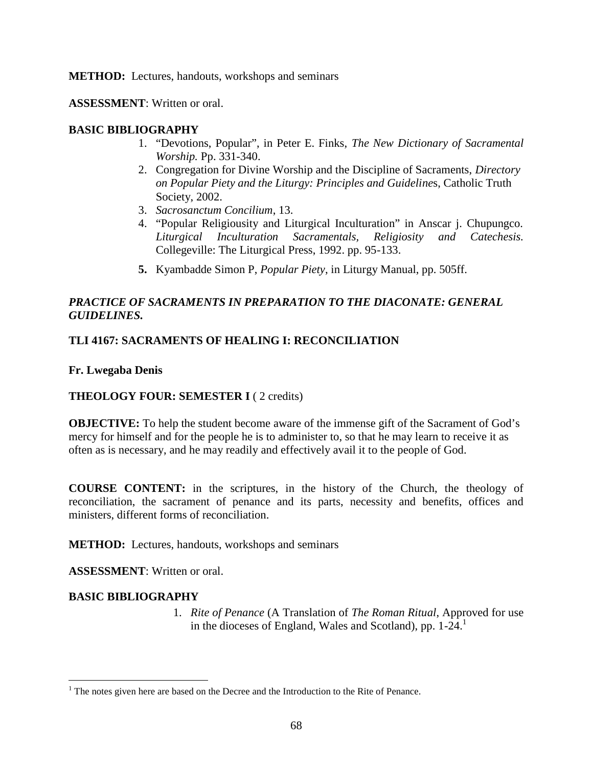**METHOD:** Lectures, handouts, workshops and seminars

**ASSESSMENT**: Written or oral.

**BASIC BIBLIOGRAPHY**

1. "Devotions, Popular", in Peter E. Finks, *The New Dictionary of Sacramental Worship.* Pp. 331-340.
2. Congregation for Divine Worship and the Discipline of Sacraments, *Directory on Popular Piety and the Liturgy: Principles and Guideline*s, Catholic Truth Society, 2002.
3. *Sacrosanctum Concilium*, 13.
4. "Popular Religiousity and Liturgical Inculturation" in Anscar j. Chupungco. *Liturgical Inculturation Sacramentals, Religiosity and Catechesis.* Collegeville: The Liturgical Press, 1992. pp. 95-133.
5. Kyambadde Simon P, *Popular Piety*, in Liturgy Manual, pp. 505ff.

***PRACTICE OF SACRAMENTS IN PREPARATION TO THE DIACONATE: GENERAL GUIDELINES.***

**TLI 4167: SACRAMENTS OF HEALING I: RECONCILIATION**

**Fr. Lwegaba Denis**

**THEOLOGY FOUR: SEMESTER I** ( 2 credits)

**OBJECTIVE:** To help the student become aware of the immense gift of the Sacrament of God's mercy for himself and for the people he is to administer to, so that he may learn to receive it as often as is necessary, and he may readily and effectively avail it to the people of God.

**COURSE CONTENT:** in the scriptures, in the history of the Church, the theology of reconciliation, the sacrament of penance and its parts, necessity and benefits, offices and ministers, different forms of reconciliation.

**METHOD:** Lectures, handouts, workshops and seminars

**ASSESSMENT**: Written or oral.

**BASIC BIBLIOGRAPHY**

1. *Rite of Penance* (A Translation of *The Roman Ritual*, Approved for use in the dioceses of England, Wales and Scotland), pp. 1-24.[1]

[1] The notes given here are based on the Decree and the Introduction to the Rite of Penance.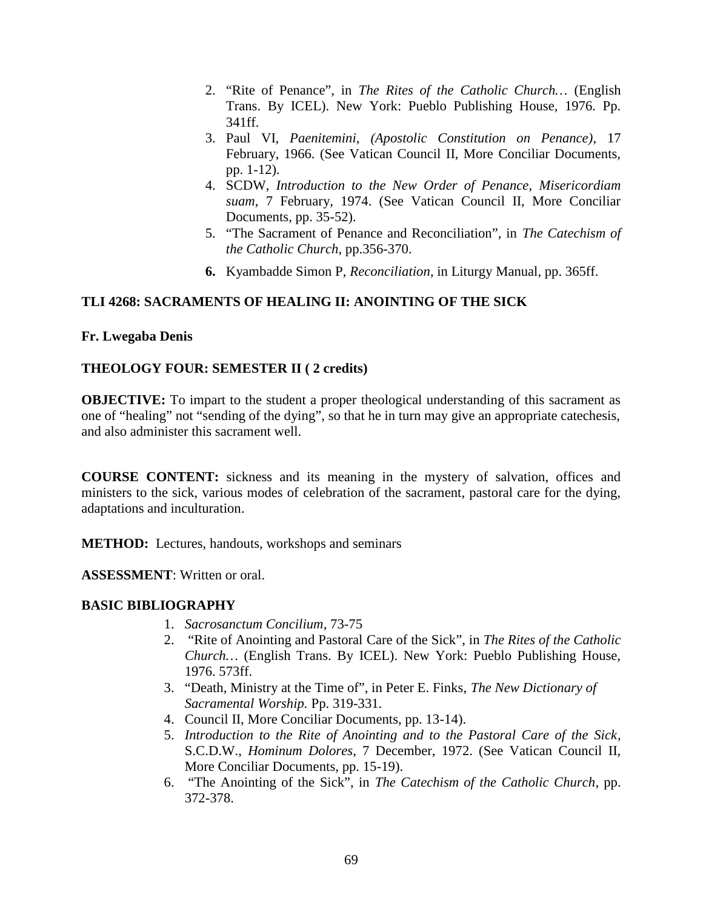2. "Rite of Penance", in *The Rites of the Catholic Church…* (English Trans. By ICEL). New York: Pueblo Publishing House, 1976. Pp. 341ff.
3. Paul VI, *Paenitemini*, *(Apostolic Constitution on Penance)*, 17 February, 1966. (See Vatican Council II, More Conciliar Documents, pp. 1-12).
4. SCDW, *Introduction to the New Order of Penance*, *Misericordiam suam*, 7 February, 1974. (See Vatican Council II, More Conciliar Documents, pp. 35-52).
5. "The Sacrament of Penance and Reconciliation", in *The Catechism of the Catholic Church*, pp.356-370.
6. Kyambadde Simon P, *Reconciliation*, in Liturgy Manual, pp. 365ff.

**TLI 4268: SACRAMENTS OF HEALING II: ANOINTING OF THE SICK**

**Fr. Lwegaba Denis**

**THEOLOGY FOUR: SEMESTER II ( 2 credits)**

**OBJECTIVE:** To impart to the student a proper theological understanding of this sacrament as one of "healing" not "sending of the dying", so that he in turn may give an appropriate catechesis, and also administer this sacrament well.

**COURSE CONTENT:** sickness and its meaning in the mystery of salvation, offices and ministers to the sick, various modes of celebration of the sacrament, pastoral care for the dying, adaptations and inculturation.

**METHOD:** Lectures, handouts, workshops and seminars

**ASSESSMENT**: Written or oral.

**BASIC BIBLIOGRAPHY**

1. *Sacrosanctum Concilium*, 73-75
2. "Rite of Anointing and Pastoral Care of the Sick", in *The Rites of the Catholic Church…* (English Trans. By ICEL). New York: Pueblo Publishing House, 1976. 573ff.
3. "Death, Ministry at the Time of", in Peter E. Finks, *The New Dictionary of Sacramental Worship.* Pp. 319-331.
4. Council II, More Conciliar Documents, pp. 13-14).
5. *Introduction to the Rite of Anointing and to the Pastoral Care of the Sick*, S.C.D.W., *Hominum Dolores*, 7 December, 1972. (See Vatican Council II, More Conciliar Documents, pp. 15-19).
6. "The Anointing of the Sick", in *The Catechism of the Catholic Church*, pp. 372-378.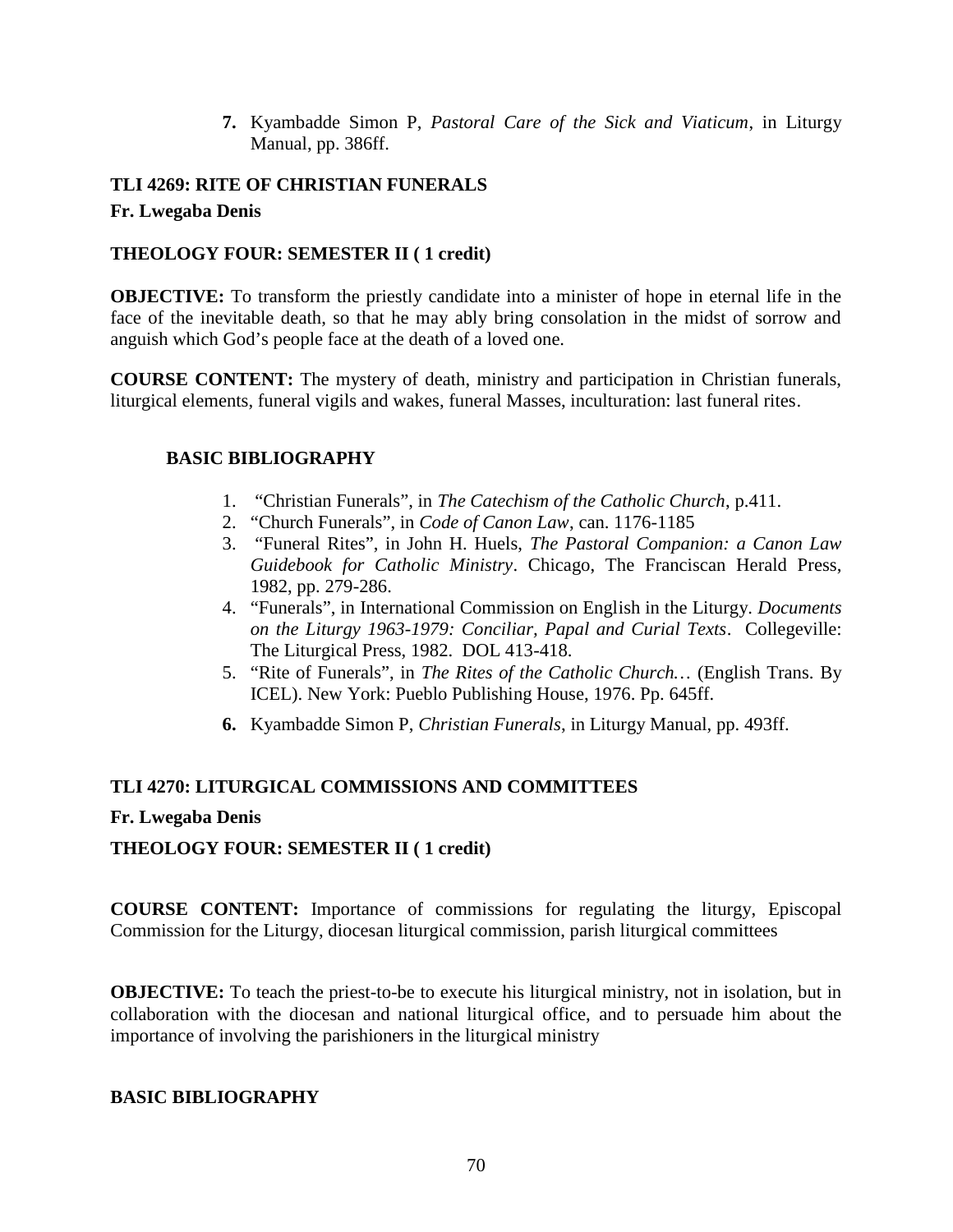7. Kyambadde Simon P, *Pastoral Care of the Sick and Viaticum*, in Liturgy Manual, pp. 386ff.

## TLI 4269: RITE OF CHRISTIAN FUNERALS

**Fr. Lwegaba Denis**

**THEOLOGY FOUR: SEMESTER II ( 1 credit)**

**OBJECTIVE:** To transform the priestly candidate into a minister of hope in eternal life in the face of the inevitable death, so that he may ably bring consolation in the midst of sorrow and anguish which God's people face at the death of a loved one.

**COURSE CONTENT:** The mystery of death, ministry and participation in Christian funerals, liturgical elements, funeral vigils and wakes, funeral Masses, inculturation: last funeral rites.

### BASIC BIBLIOGRAPHY

1. "Christian Funerals", in *The Catechism of the Catholic Church*, p.411.
2. "Church Funerals", in *Code of Canon Law*, can. 1176-1185
3. "Funeral Rites", in John H. Huels, *The Pastoral Companion: a Canon Law Guidebook for Catholic Ministry*. Chicago, The Franciscan Herald Press, 1982, pp. 279-286.
4. "Funerals", in International Commission on English in the Liturgy. *Documents on the Liturgy 1963-1979: Conciliar, Papal and Curial Texts*. Collegeville: The Liturgical Press, 1982. DOL 413-418.
5. "Rite of Funerals", in *The Rites of the Catholic Church…* (English Trans. By ICEL). New York: Pueblo Publishing House, 1976. Pp. 645ff.
6. Kyambadde Simon P, *Christian Funerals*, in Liturgy Manual, pp. 493ff.

## TLI 4270: LITURGICAL COMMISSIONS AND COMMITTEES

**Fr. Lwegaba Denis**

**THEOLOGY FOUR: SEMESTER II ( 1 credit)**

**COURSE CONTENT:** Importance of commissions for regulating the liturgy, Episcopal Commission for the Liturgy, diocesan liturgical commission, parish liturgical committees

**OBJECTIVE:** To teach the priest-to-be to execute his liturgical ministry, not in isolation, but in collaboration with the diocesan and national liturgical office, and to persuade him about the importance of involving the parishioners in the liturgical ministry

### BASIC BIBLIOGRAPHY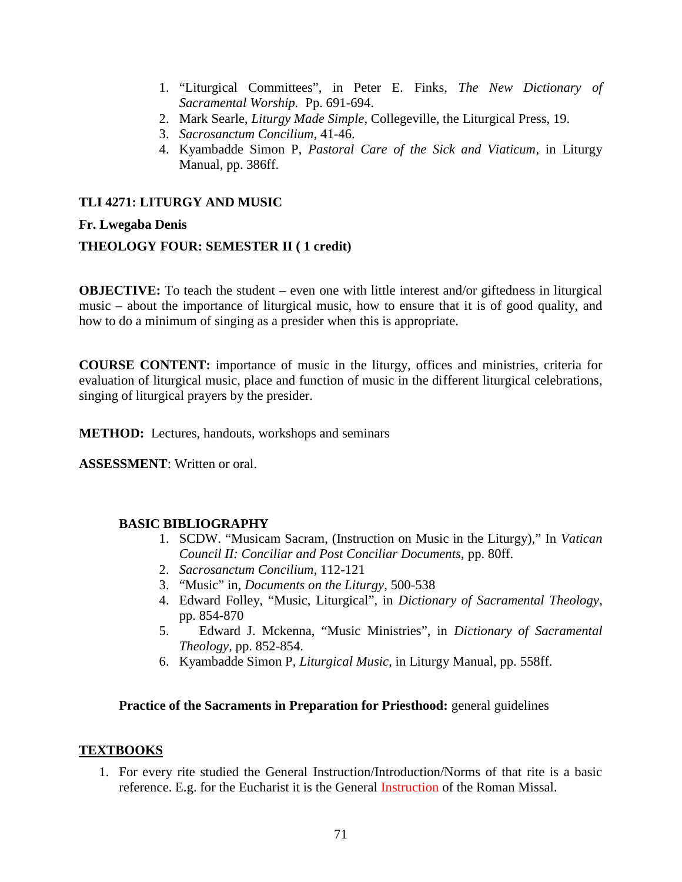1. "Liturgical Committees", in Peter E. Finks, *The New Dictionary of Sacramental Worship.* Pp. 691-694.
2. Mark Searle, *Liturgy Made Simple*, Collegeville, the Liturgical Press, 19.
3. *Sacrosanctum Concilium*, 41-46.
4. Kyambadde Simon P, *Pastoral Care of the Sick and Viaticum*, in Liturgy Manual, pp. 386ff.

**TLI 4271: LITURGY AND MUSIC**

**Fr. Lwegaba Denis**

**THEOLOGY FOUR: SEMESTER II ( 1 credit)**

**OBJECTIVE:** To teach the student – even one with little interest and/or giftedness in liturgical music – about the importance of liturgical music, how to ensure that it is of good quality, and how to do a minimum of singing as a presider when this is appropriate.

**COURSE CONTENT:** importance of music in the liturgy, offices and ministries, criteria for evaluation of liturgical music, place and function of music in the different liturgical celebrations, singing of liturgical prayers by the presider.

**METHOD:** Lectures, handouts, workshops and seminars

**ASSESSMENT**: Written or oral.

**BASIC BIBLIOGRAPHY**

1. SCDW. "Musicam Sacram, (Instruction on Music in the Liturgy)," In *Vatican Council II: Conciliar and Post Conciliar Documents*, pp. 80ff.
2. *Sacrosanctum Concilium*, 112-121
3. "Music" in, *Documents on the Liturgy*, 500-538
4. Edward Folley, "Music, Liturgical", in *Dictionary of Sacramental Theology*, pp. 854-870
5. Edward J. Mckenna, "Music Ministries", in *Dictionary of Sacramental Theology*, pp. 852-854.
6. Kyambadde Simon P, *Liturgical Music*, in Liturgy Manual, pp. 558ff.

**Practice of the Sacraments in Preparation for Priesthood:** general guidelines

**TEXTBOOKS**

1. For every rite studied the General Instruction/Introduction/Norms of that rite is a basic reference. E.g. for the Eucharist it is the General Instruction of the Roman Missal.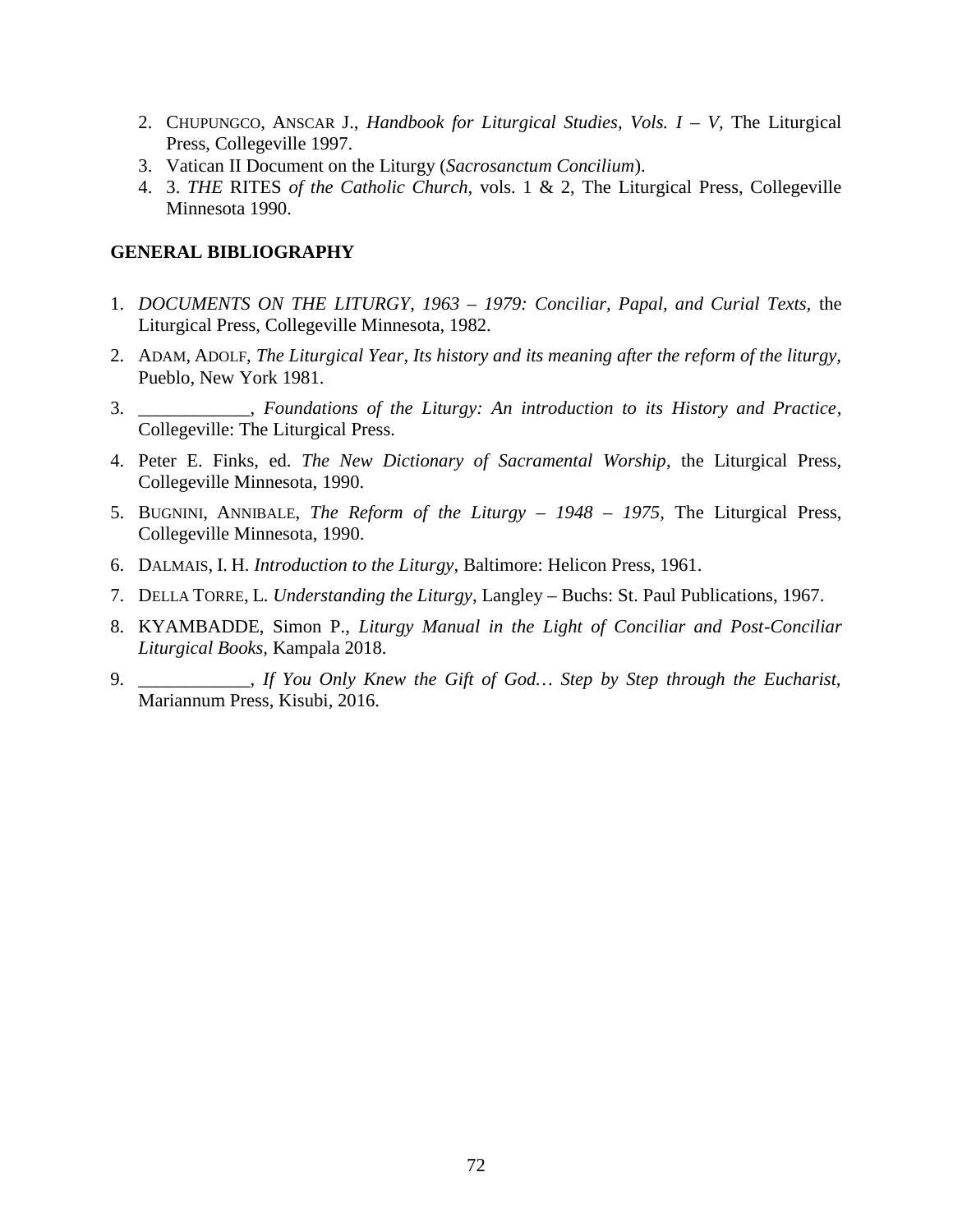2. CHUPUNGCO, ANSCAR J., *Handbook for Liturgical Studies, Vols. I – V,* The Liturgical Press, Collegeville 1997.
3. Vatican II Document on the Liturgy (*Sacrosanctum Concilium*).
4. 3. *THE* RITES *of the Catholic Church*, vols. 1 & 2, The Liturgical Press, Collegeville Minnesota 1990.

**GENERAL BIBLIOGRAPHY**

1. *DOCUMENTS ON THE LITURGY, 1963 – 1979: Conciliar, Papal, and Curial Texts,* the Liturgical Press, Collegeville Minnesota, 1982.
2. ADAM, ADOLF, *The Liturgical Year, Its history and its meaning after the reform of the liturgy,* Pueblo, New York 1981.
3. ___________, *Foundations of the Liturgy: An introduction to its History and Practice,* Collegeville: The Liturgical Press.
4. Peter E. Finks, ed. *The New Dictionary of Sacramental Worship,* the Liturgical Press, Collegeville Minnesota, 1990.
5. BUGNINI, ANNIBALE, *The Reform of the Liturgy – 1948 – 1975,* The Liturgical Press, Collegeville Minnesota, 1990.
6. DALMAIS, I. H. *Introduction to the Liturgy*, Baltimore: Helicon Press, 1961.
7. DELLA TORRE, L. *Understanding the Liturgy*, Langley – Buchs: St. Paul Publications, 1967.
8. KYAMBADDE, Simon P., *Liturgy Manual in the Light of Conciliar and Post-Conciliar Liturgical Books,* Kampala 2018.
9. ___________, *If You Only Knew the Gift of God… Step by Step through the Eucharist,* Mariannum Press, Kisubi, 2016.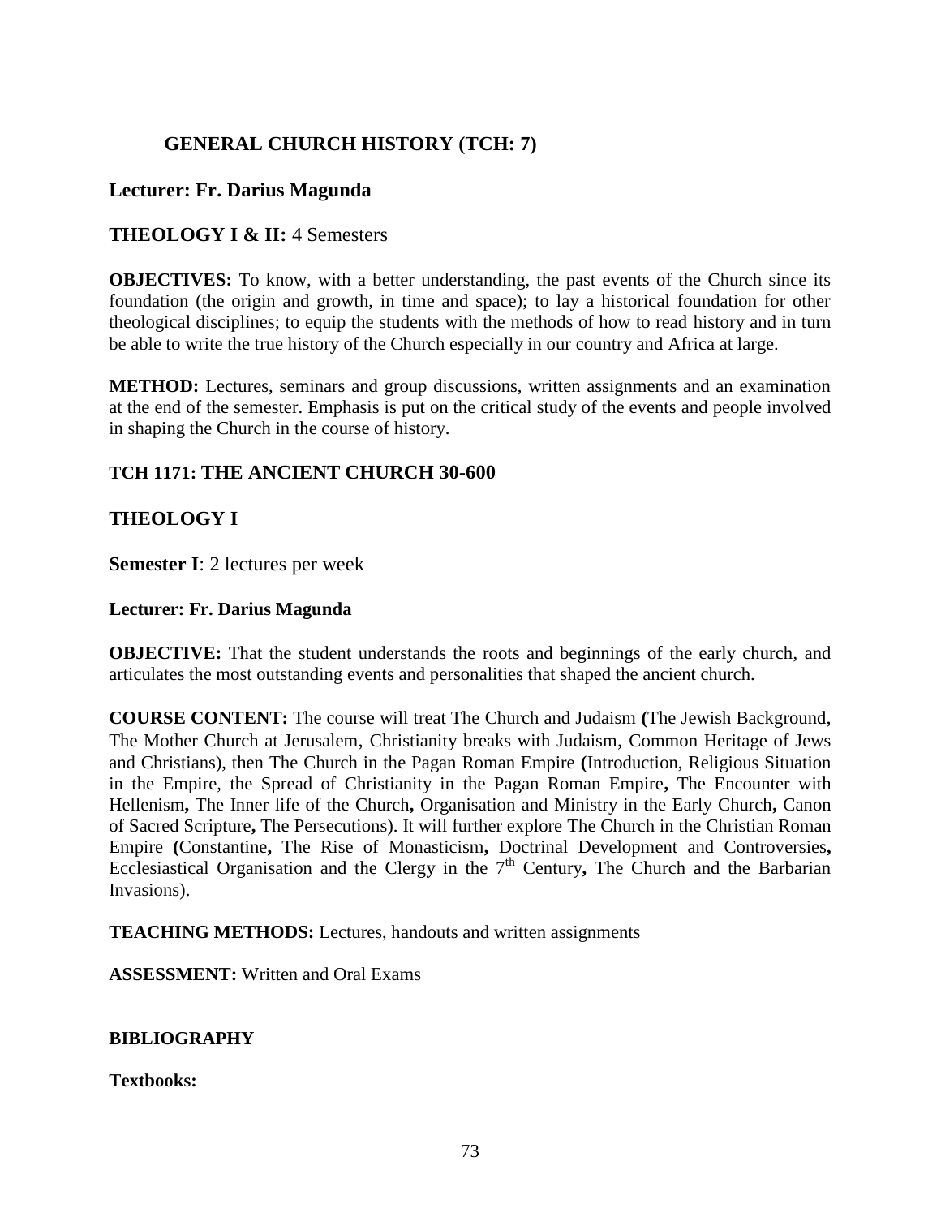## GENERAL CHURCH HISTORY (TCH: 7)

**Lecturer: Fr. Darius Magunda**

**THEOLOGY I & II:** 4 Semesters

**OBJECTIVES:** To know, with a better understanding, the past events of the Church since its foundation (the origin and growth, in time and space); to lay a historical foundation for other theological disciplines; to equip the students with the methods of how to read history and in turn be able to write the true history of the Church especially in our country and Africa at large.

**METHOD:** Lectures, seminars and group discussions, written assignments and an examination at the end of the semester. Emphasis is put on the critical study of the events and people involved in shaping the Church in the course of history.

### TCH 1171: THE ANCIENT CHURCH 30-600

### THEOLOGY I

**Semester I**: 2 lectures per week

**Lecturer: Fr. Darius Magunda**

**OBJECTIVE:** That the student understands the roots and beginnings of the early church, and articulates the most outstanding events and personalities that shaped the ancient church.

**COURSE CONTENT:** The course will treat The Church and Judaism **(**The Jewish Background, The Mother Church at Jerusalem, Christianity breaks with Judaism, Common Heritage of Jews and Christians), then The Church in the Pagan Roman Empire **(**Introduction, Religious Situation in the Empire, the Spread of Christianity in the Pagan Roman Empire**,** The Encounter with Hellenism**,** The Inner life of the Church**,** Organisation and Ministry in the Early Church**,** Canon of Sacred Scripture**,** The Persecutions). It will further explore The Church in the Christian Roman Empire **(**Constantine**,** The Rise of Monasticism**,** Doctrinal Development and Controversies**,** Ecclesiastical Organisation and the Clergy in the 7th Century**,** The Church and the Barbarian Invasions).

**TEACHING METHODS:** Lectures, handouts and written assignments

**ASSESSMENT:** Written and Oral Exams

**BIBLIOGRAPHY**

**Textbooks:**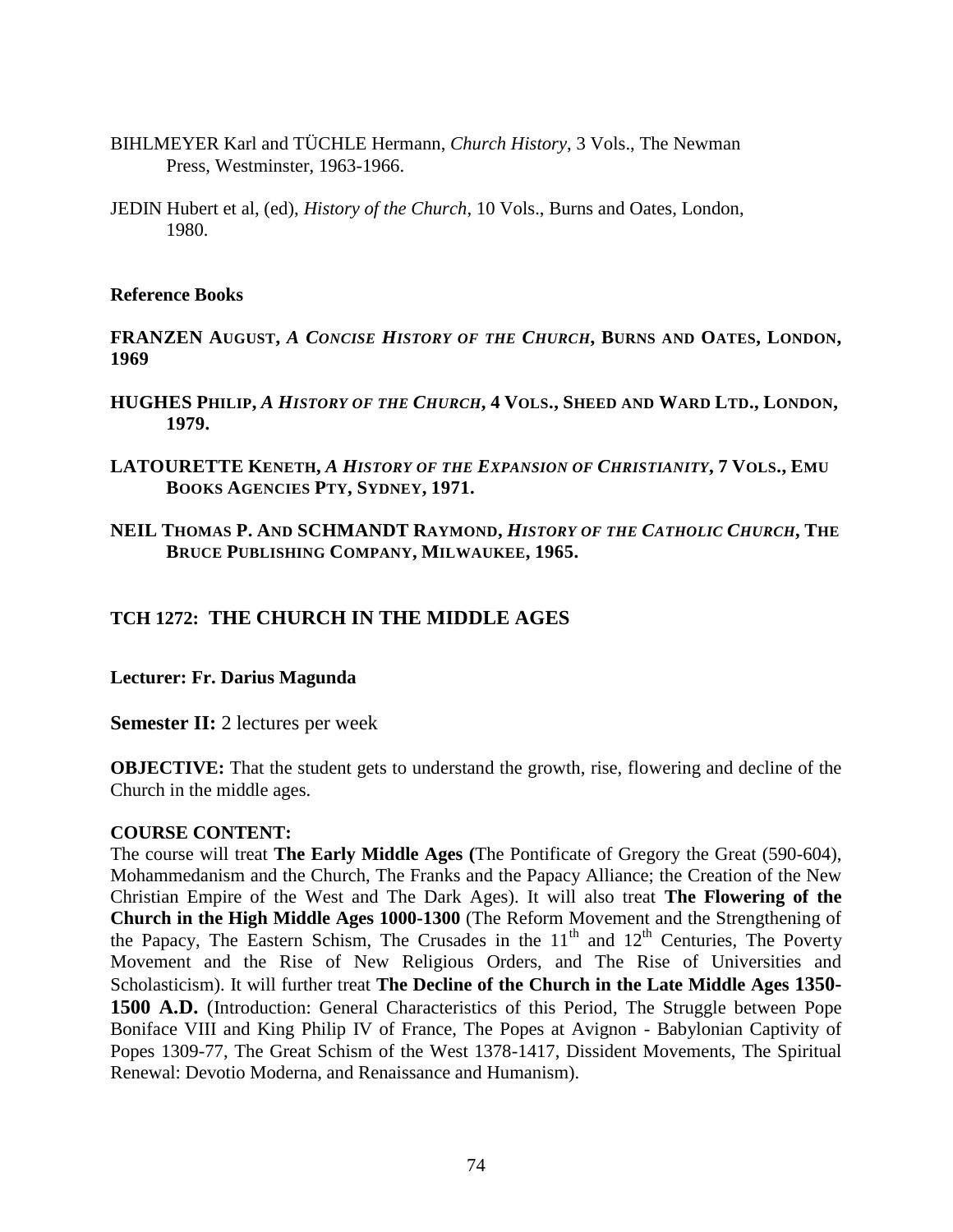BIHLMEYER Karl and TÜCHLE Hermann, *Church History*, 3 Vols., The Newman Press, Westminster, 1963-1966.

JEDIN Hubert et al, (ed), *History of the Church*, 10 Vols., Burns and Oates, London, 1980.

**Reference Books**

**FRANZEN AUGUST, *A CONCISE HISTORY OF THE CHURCH*, BURNS AND OATES, LONDON, 1969**

**HUGHES PHILIP, *A HISTORY OF THE CHURCH*, 4 VOLS., SHEED AND WARD LTD., LONDON, 1979.**

**LATOURETTE KENETH, *A HISTORY OF THE EXPANSION OF CHRISTIANITY*, 7 VOLS., EMU BOOKS AGENCIES PTY, SYDNEY, 1971.**

**NEIL THOMAS P. AND SCHMANDT RAYMOND, *HISTORY OF THE CATHOLIC CHURCH*, THE BRUCE PUBLISHING COMPANY, MILWAUKEE, 1965.**

## TCH 1272: THE CHURCH IN THE MIDDLE AGES

**Lecturer: Fr. Darius Magunda**

**Semester II:** 2 lectures per week

**OBJECTIVE:** That the student gets to understand the growth, rise, flowering and decline of the Church in the middle ages.

**COURSE CONTENT:**
The course will treat **The Early Middle Ages (**The Pontificate of Gregory the Great (590-604), Mohammedanism and the Church, The Franks and the Papacy Alliance; the Creation of the New Christian Empire of the West and The Dark Ages). It will also treat **The Flowering of the Church in the High Middle Ages 1000-1300** (The Reform Movement and the Strengthening of the Papacy, The Eastern Schism, The Crusades in the 11th and 12th Centuries, The Poverty Movement and the Rise of New Religious Orders, and The Rise of Universities and Scholasticism). It will further treat **The Decline of the Church in the Late Middle Ages 1350-1500 A.D.** (Introduction: General Characteristics of this Period, The Struggle between Pope Boniface VIII and King Philip IV of France, The Popes at Avignon - Babylonian Captivity of Popes 1309-77, The Great Schism of the West 1378-1417, Dissident Movements, The Spiritual Renewal: Devotio Moderna, and Renaissance and Humanism).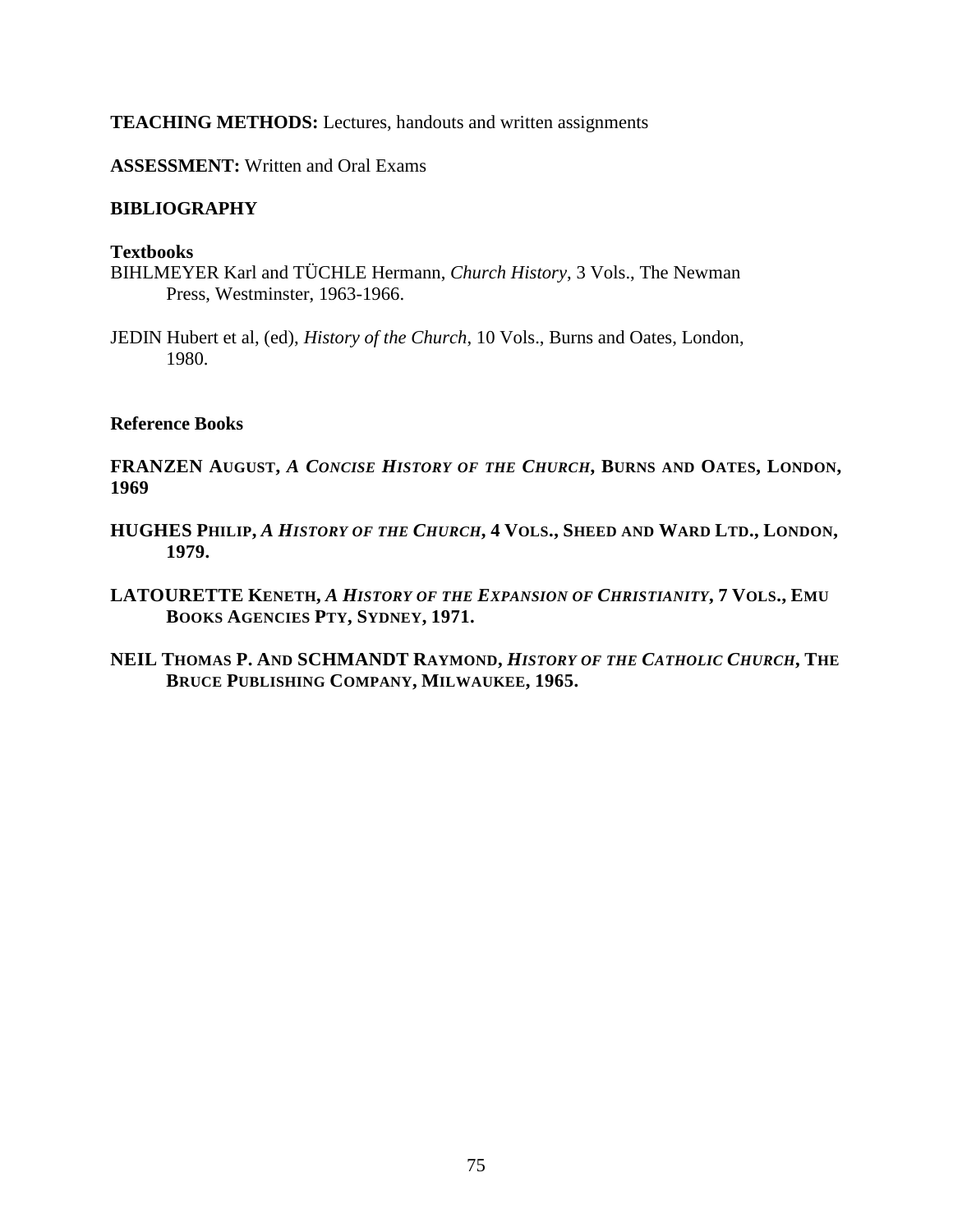**TEACHING METHODS:** Lectures, handouts and written assignments

**ASSESSMENT:** Written and Oral Exams

**BIBLIOGRAPHY**

**Textbooks**

BIHLMEYER Karl and TÜCHLE Hermann, *Church History*, 3 Vols., The Newman Press, Westminster, 1963-1966.

JEDIN Hubert et al, (ed), *History of the Church*, 10 Vols., Burns and Oates, London, 1980.

**Reference Books**

**FRANZEN AUGUST, *A CONCISE HISTORY OF THE CHURCH*, BURNS AND OATES, LONDON, 1969**

**HUGHES PHILIP, *A HISTORY OF THE CHURCH*, 4 VOLS., SHEED AND WARD LTD., LONDON, 1979.**

**LATOURETTE KENETH, *A HISTORY OF THE EXPANSION OF CHRISTIANITY*, 7 VOLS., EMU BOOKS AGENCIES PTY, SYDNEY, 1971.**

**NEIL THOMAS P. AND SCHMANDT RAYMOND, *HISTORY OF THE CATHOLIC CHURCH*, THE BRUCE PUBLISHING COMPANY, MILWAUKEE, 1965.**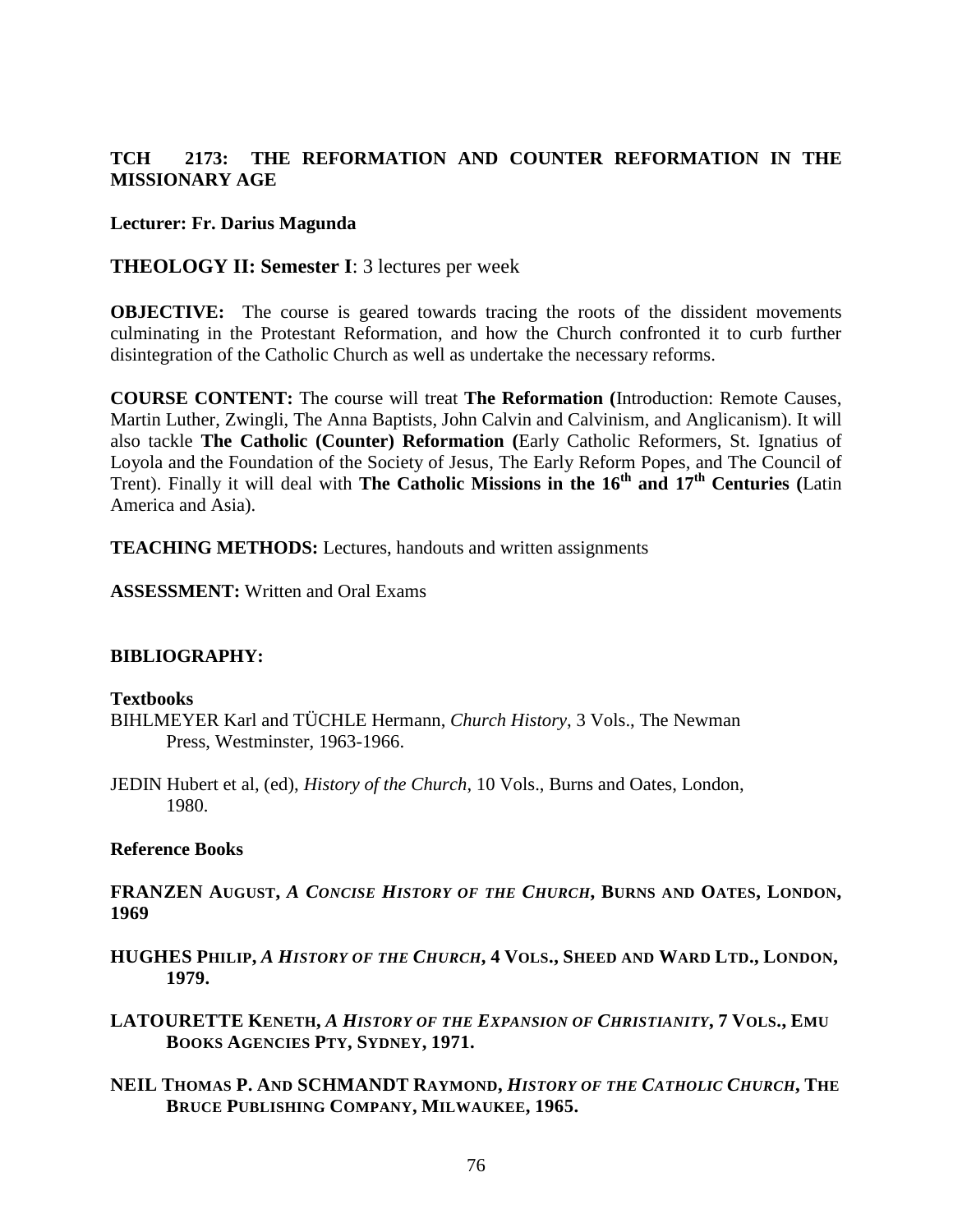**TCH 2173: THE REFORMATION AND COUNTER REFORMATION IN THE MISSIONARY AGE**

**Lecturer: Fr. Darius Magunda**

**THEOLOGY II: Semester I**: 3 lectures per week

**OBJECTIVE:** The course is geared towards tracing the roots of the dissident movements culminating in the Protestant Reformation, and how the Church confronted it to curb further disintegration of the Catholic Church as well as undertake the necessary reforms.

**COURSE CONTENT:** The course will treat **The Reformation (**Introduction: Remote Causes, Martin Luther, Zwingli, The Anna Baptists, John Calvin and Calvinism, and Anglicanism). It will also tackle **The Catholic (Counter) Reformation (**Early Catholic Reformers, St. Ignatius of Loyola and the Foundation of the Society of Jesus, The Early Reform Popes, and The Council of Trent). Finally it will deal with **The Catholic Missions in the 16th and 17th Centuries (**Latin America and Asia).

**TEACHING METHODS:** Lectures, handouts and written assignments

**ASSESSMENT:** Written and Oral Exams

**BIBLIOGRAPHY:**

**Textbooks**

BIHLMEYER Karl and TÜCHLE Hermann, *Church History*, 3 Vols., The Newman Press, Westminster, 1963-1966.

JEDIN Hubert et al, (ed), *History of the Church*, 10 Vols., Burns and Oates, London, 1980.

**Reference Books**

**FRANZEN AUGUST, *A CONCISE HISTORY OF THE CHURCH*, BURNS AND OATES, LONDON, 1969**

**HUGHES PHILIP, *A HISTORY OF THE CHURCH*, 4 VOLS., SHEED AND WARD LTD., LONDON, 1979.**

**LATOURETTE KENETH, *A HISTORY OF THE EXPANSION OF CHRISTIANITY*, 7 VOLS., EMU BOOKS AGENCIES PTY, SYDNEY, 1971.**

**NEIL THOMAS P. AND SCHMANDT RAYMOND, *HISTORY OF THE CATHOLIC CHURCH*, THE BRUCE PUBLISHING COMPANY, MILWAUKEE, 1965.**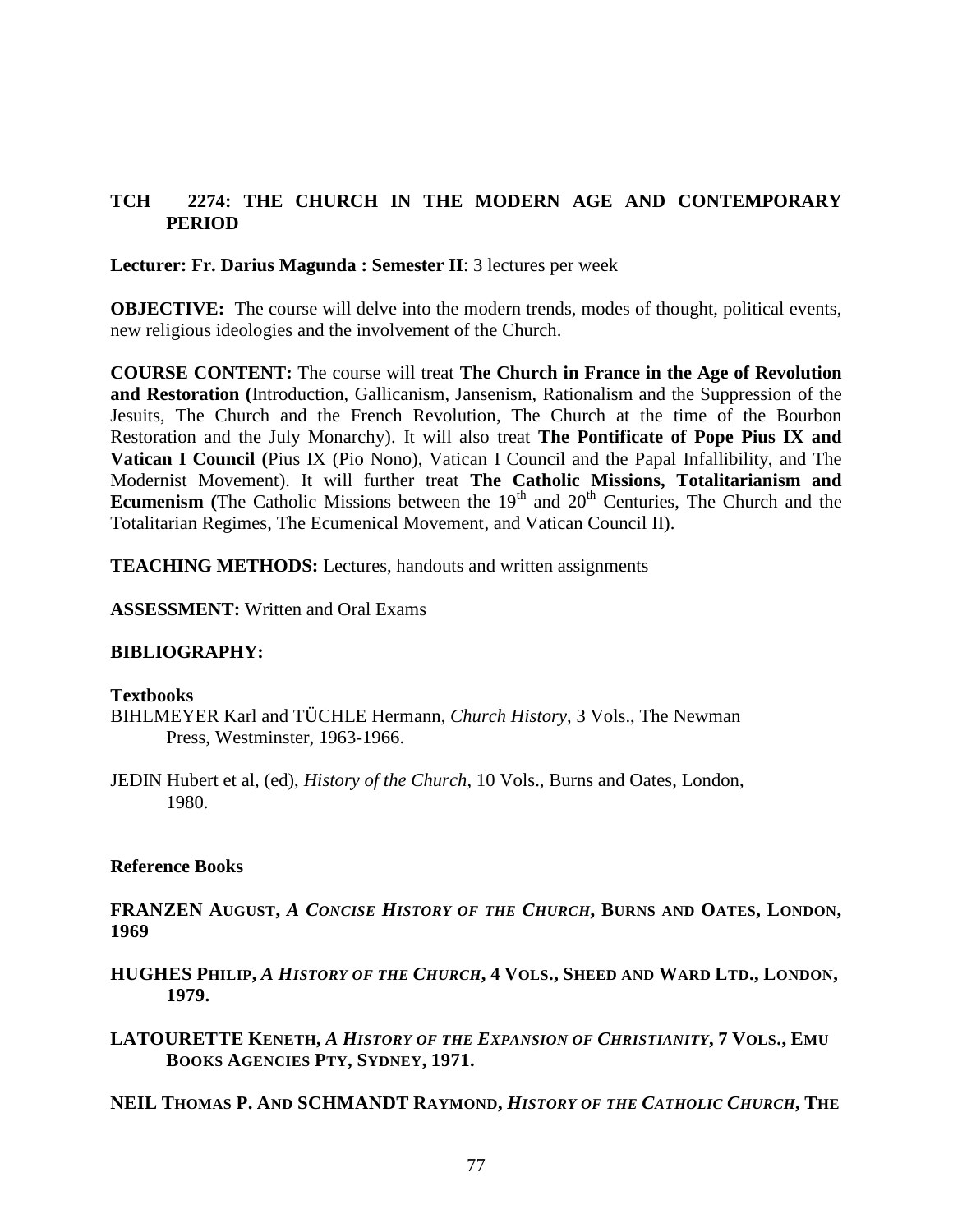**TCH 2274: THE CHURCH IN THE MODERN AGE AND CONTEMPORARY PERIOD**

**Lecturer: Fr. Darius Magunda : Semester II**: 3 lectures per week

**OBJECTIVE:** The course will delve into the modern trends, modes of thought, political events, new religious ideologies and the involvement of the Church.

**COURSE CONTENT:** The course will treat **The Church in France in the Age of Revolution and Restoration (**Introduction, Gallicanism, Jansenism, Rationalism and the Suppression of the Jesuits, The Church and the French Revolution, The Church at the time of the Bourbon Restoration and the July Monarchy). It will also treat **The Pontificate of Pope Pius IX and Vatican I Council (**Pius IX (Pio Nono), Vatican I Council and the Papal Infallibility, and The Modernist Movement). It will further treat **The Catholic Missions, Totalitarianism and Ecumenism (**The Catholic Missions between the 19th and 20th Centuries, The Church and the Totalitarian Regimes, The Ecumenical Movement, and Vatican Council II).

**TEACHING METHODS:** Lectures, handouts and written assignments

**ASSESSMENT:** Written and Oral Exams

**BIBLIOGRAPHY:**

**Textbooks**

BIHLMEYER Karl and TÜCHLE Hermann, *Church History*, 3 Vols., The Newman Press, Westminster, 1963-1966.

JEDIN Hubert et al, (ed), *History of the Church*, 10 Vols., Burns and Oates, London, 1980.

**Reference Books**

**FRANZEN AUGUST, *A CONCISE HISTORY OF THE CHURCH*, BURNS AND OATES, LONDON, 1969**

**HUGHES PHILIP, *A HISTORY OF THE CHURCH*, 4 VOLS., SHEED AND WARD LTD., LONDON, 1979.**

**LATOURETTE KENETH, *A HISTORY OF THE EXPANSION OF CHRISTIANITY*, 7 VOLS., EMU BOOKS AGENCIES PTY, SYDNEY, 1971.**

**NEIL THOMAS P. AND SCHMANDT RAYMOND, *HISTORY OF THE CATHOLIC CHURCH*, THE**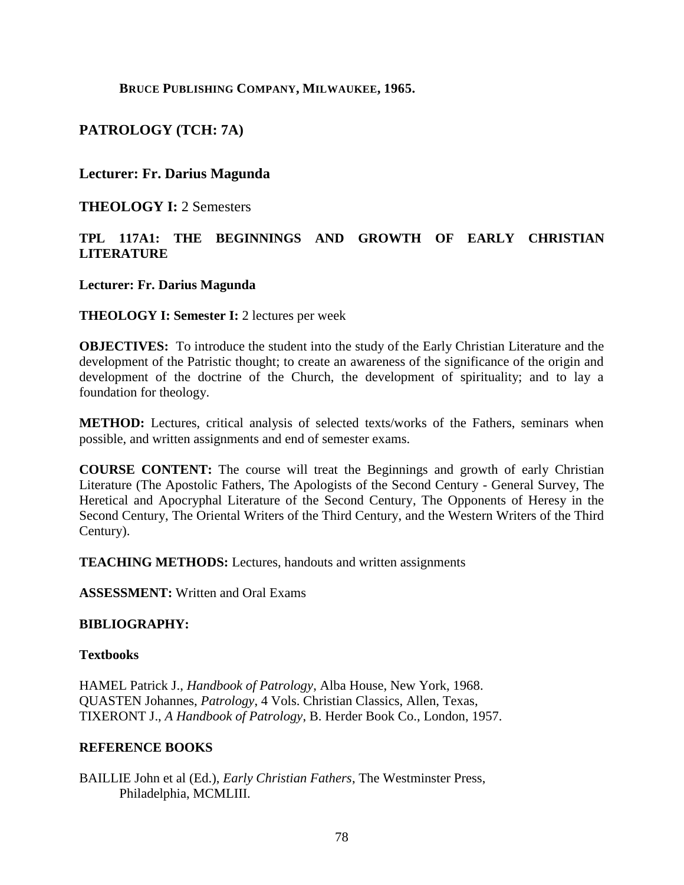**BRUCE PUBLISHING COMPANY, MILWAUKEE, 1965.**

## PATROLOGY (TCH: 7A)

### Lecturer: Fr. Darius Magunda

**THEOLOGY I:** 2 Semesters

### TPL 117A1: THE BEGINNINGS AND GROWTH OF EARLY CHRISTIAN LITERATURE

**Lecturer: Fr. Darius Magunda**

**THEOLOGY I: Semester I:** 2 lectures per week

**OBJECTIVES:** To introduce the student into the study of the Early Christian Literature and the development of the Patristic thought; to create an awareness of the significance of the origin and development of the doctrine of the Church, the development of spirituality; and to lay a foundation for theology.

**METHOD:** Lectures, critical analysis of selected texts/works of the Fathers, seminars when possible, and written assignments and end of semester exams.

**COURSE CONTENT:** The course will treat the Beginnings and growth of early Christian Literature (The Apostolic Fathers, The Apologists of the Second Century - General Survey, The Heretical and Apocryphal Literature of the Second Century, The Opponents of Heresy in the Second Century, The Oriental Writers of the Third Century, and the Western Writers of the Third Century).

**TEACHING METHODS:** Lectures, handouts and written assignments

**ASSESSMENT:** Written and Oral Exams

**BIBLIOGRAPHY:**

**Textbooks**

HAMEL Patrick J., *Handbook of Patrology*, Alba House, New York, 1968.
QUASTEN Johannes, *Patrology*, 4 Vols. Christian Classics, Allen, Texas,
TIXERONT J., *A Handbook of Patrology*, B. Herder Book Co., London, 1957.

**REFERENCE BOOKS**

BAILLIE John et al (Ed.), *Early Christian Fathers*, The Westminster Press, Philadelphia, MCMLIII.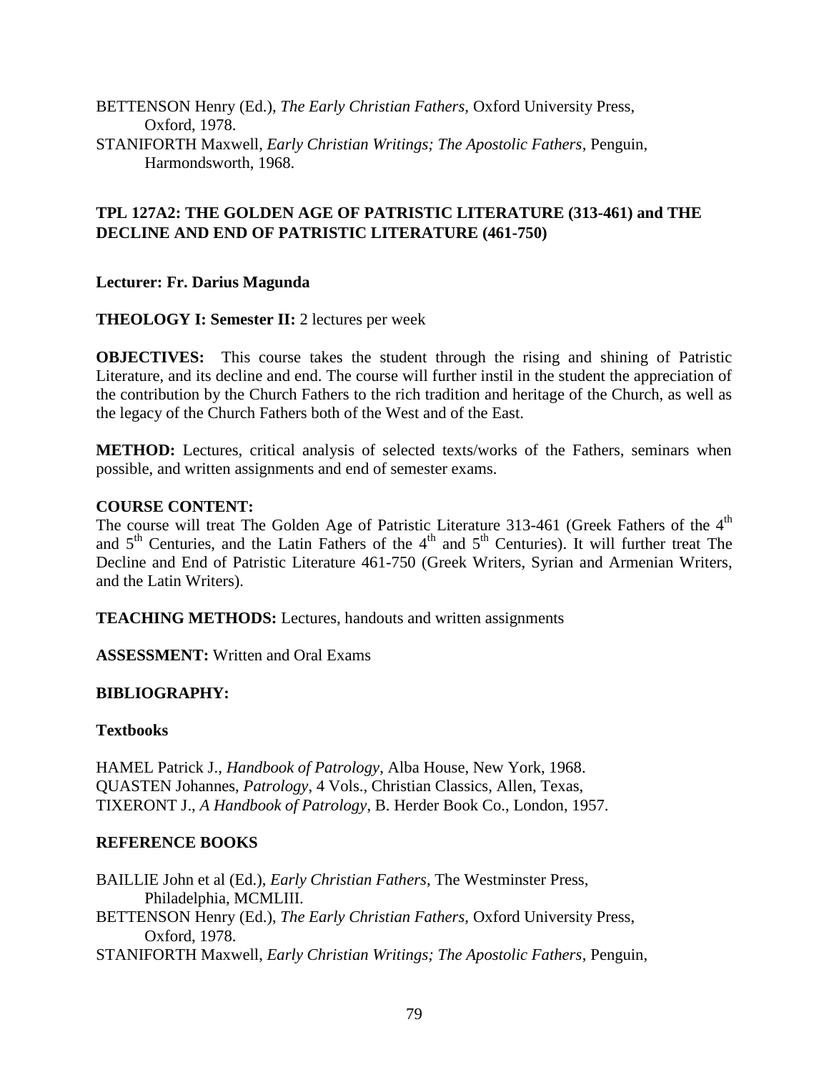BETTENSON Henry (Ed.), *The Early Christian Fathers,* Oxford University Press, Oxford, 1978.
STANIFORTH Maxwell, *Early Christian Writings; The Apostolic Fathers*, Penguin, Harmondsworth, 1968.

## TPL 127A2: THE GOLDEN AGE OF PATRISTIC LITERATURE (313-461) and THE DECLINE AND END OF PATRISTIC LITERATURE (461-750)

**Lecturer: Fr. Darius Magunda**

**THEOLOGY I: Semester II:** 2 lectures per week

**OBJECTIVES:** This course takes the student through the rising and shining of Patristic Literature, and its decline and end. The course will further instil in the student the appreciation of the contribution by the Church Fathers to the rich tradition and heritage of the Church, as well as the legacy of the Church Fathers both of the West and of the East.

**METHOD:** Lectures, critical analysis of selected texts/works of the Fathers, seminars when possible, and written assignments and end of semester exams.

**COURSE CONTENT:**
The course will treat The Golden Age of Patristic Literature 313-461 (Greek Fathers of the 4th and 5th Centuries, and the Latin Fathers of the 4th and 5th Centuries). It will further treat The Decline and End of Patristic Literature 461-750 (Greek Writers, Syrian and Armenian Writers, and the Latin Writers).

**TEACHING METHODS:** Lectures, handouts and written assignments

**ASSESSMENT:** Written and Oral Exams

**BIBLIOGRAPHY:**

**Textbooks**

HAMEL Patrick J., *Handbook of Patrology*, Alba House, New York, 1968.
QUASTEN Johannes, *Patrology*, 4 Vols., Christian Classics, Allen, Texas,
TIXERONT J., *A Handbook of Patrology*, B. Herder Book Co., London, 1957.

**REFERENCE BOOKS**

BAILLIE John et al (Ed.), *Early Christian Fathers*, The Westminster Press, Philadelphia, MCMLIII.
BETTENSON Henry (Ed.), *The Early Christian Fathers,* Oxford University Press, Oxford, 1978.
STANIFORTH Maxwell, *Early Christian Writings; The Apostolic Fathers*, Penguin,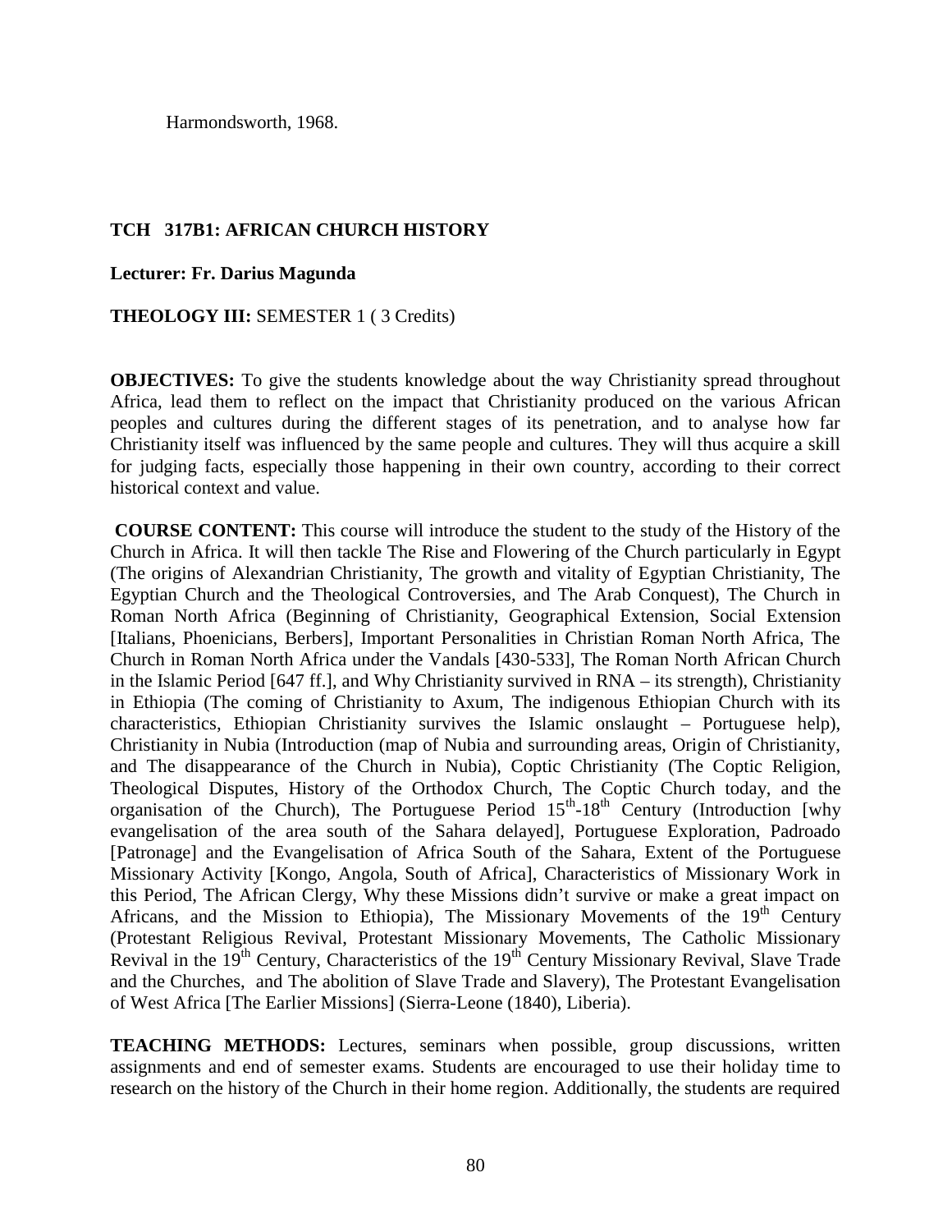Harmondsworth, 1968.

**TCH 317B1: AFRICAN CHURCH HISTORY**

**Lecturer: Fr. Darius Magunda**

**THEOLOGY III:** SEMESTER 1 ( 3 Credits)

**OBJECTIVES:** To give the students knowledge about the way Christianity spread throughout Africa, lead them to reflect on the impact that Christianity produced on the various African peoples and cultures during the different stages of its penetration, and to analyse how far Christianity itself was influenced by the same people and cultures. They will thus acquire a skill for judging facts, especially those happening in their own country, according to their correct historical context and value.

**COURSE CONTENT:** This course will introduce the student to the study of the History of the Church in Africa. It will then tackle The Rise and Flowering of the Church particularly in Egypt (The origins of Alexandrian Christianity, The growth and vitality of Egyptian Christianity, The Egyptian Church and the Theological Controversies, and The Arab Conquest), The Church in Roman North Africa (Beginning of Christianity, Geographical Extension, Social Extension [Italians, Phoenicians, Berbers], Important Personalities in Christian Roman North Africa, The Church in Roman North Africa under the Vandals [430-533], The Roman North African Church in the Islamic Period [647 ff.], and Why Christianity survived in RNA – its strength), Christianity in Ethiopia (The coming of Christianity to Axum, The indigenous Ethiopian Church with its characteristics, Ethiopian Christianity survives the Islamic onslaught – Portuguese help), Christianity in Nubia (Introduction (map of Nubia and surrounding areas, Origin of Christianity, and The disappearance of the Church in Nubia), Coptic Christianity (The Coptic Religion, Theological Disputes, History of the Orthodox Church, The Coptic Church today, and the organisation of the Church), The Portuguese Period 15th-18th Century (Introduction [why evangelisation of the area south of the Sahara delayed], Portuguese Exploration, Padroado [Patronage] and the Evangelisation of Africa South of the Sahara, Extent of the Portuguese Missionary Activity [Kongo, Angola, South of Africa], Characteristics of Missionary Work in this Period, The African Clergy, Why these Missions didn't survive or make a great impact on Africans, and the Mission to Ethiopia), The Missionary Movements of the 19th Century (Protestant Religious Revival, Protestant Missionary Movements, The Catholic Missionary Revival in the 19th Century, Characteristics of the 19th Century Missionary Revival, Slave Trade and the Churches, and The abolition of Slave Trade and Slavery), The Protestant Evangelisation of West Africa [The Earlier Missions] (Sierra-Leone (1840), Liberia).

**TEACHING METHODS:** Lectures, seminars when possible, group discussions, written assignments and end of semester exams. Students are encouraged to use their holiday time to research on the history of the Church in their home region. Additionally, the students are required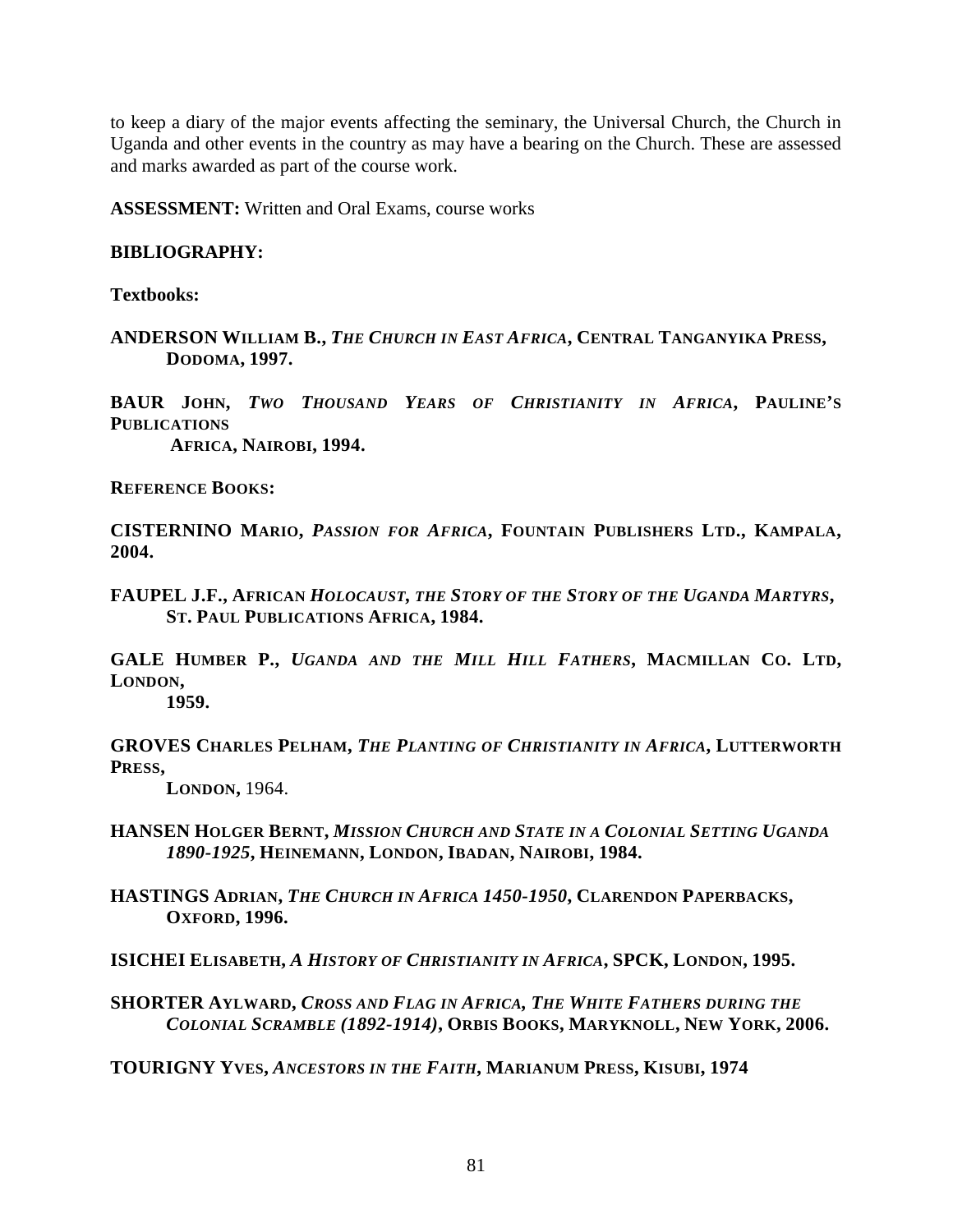to keep a diary of the major events affecting the seminary, the Universal Church, the Church in Uganda and other events in the country as may have a bearing on the Church. These are assessed and marks awarded as part of the course work.

**ASSESSMENT:** Written and Oral Exams, course works

**BIBLIOGRAPHY:**

**Textbooks:**

**ANDERSON WILLIAM B., *THE CHURCH IN EAST AFRICA*, CENTRAL TANGANYIKA PRESS, DODOMA, 1997.**

**BAUR JOHN, *TWO THOUSAND YEARS OF CHRISTIANITY IN AFRICA*, PAULINE'S PUBLICATIONS AFRICA, NAIROBI, 1994.**

**REFERENCE BOOKS:**

**CISTERNINO MARIO, *PASSION FOR AFRICA*, FOUNTAIN PUBLISHERS LTD., KAMPALA, 2004.**

**FAUPEL J.F., AFRICAN *HOLOCAUST, THE STORY OF THE STORY OF THE UGANDA MARTYRS*, ST. PAUL PUBLICATIONS AFRICA, 1984.**

**GALE HUMBER P., *UGANDA AND THE MILL HILL FATHERS*, MACMILLAN CO. LTD, LONDON, 1959.**

**GROVES CHARLES PELHAM, *THE PLANTING OF CHRISTIANITY IN AFRICA*, LUTTERWORTH PRESS, LONDON,** 1964.

**HANSEN HOLGER BERNT, *MISSION CHURCH AND STATE IN A COLONIAL SETTING UGANDA 1890-1925*, HEINEMANN, LONDON, IBADAN, NAIROBI, 1984.**

**HASTINGS ADRIAN, *THE CHURCH IN AFRICA 1450-1950*, CLARENDON PAPERBACKS, OXFORD, 1996.**

**ISICHEI ELISABETH, *A HISTORY OF CHRISTIANITY IN AFRICA*, SPCK, LONDON, 1995.**

**SHORTER AYLWARD, *CROSS AND FLAG IN AFRICA, THE WHITE FATHERS DURING THE COLONIAL SCRAMBLE (1892-1914)*, ORBIS BOOKS, MARYKNOLL, NEW YORK, 2006.**

**TOURIGNY YVES, *ANCESTORS IN THE FAITH*, MARIANUM PRESS, KISUBI, 1974**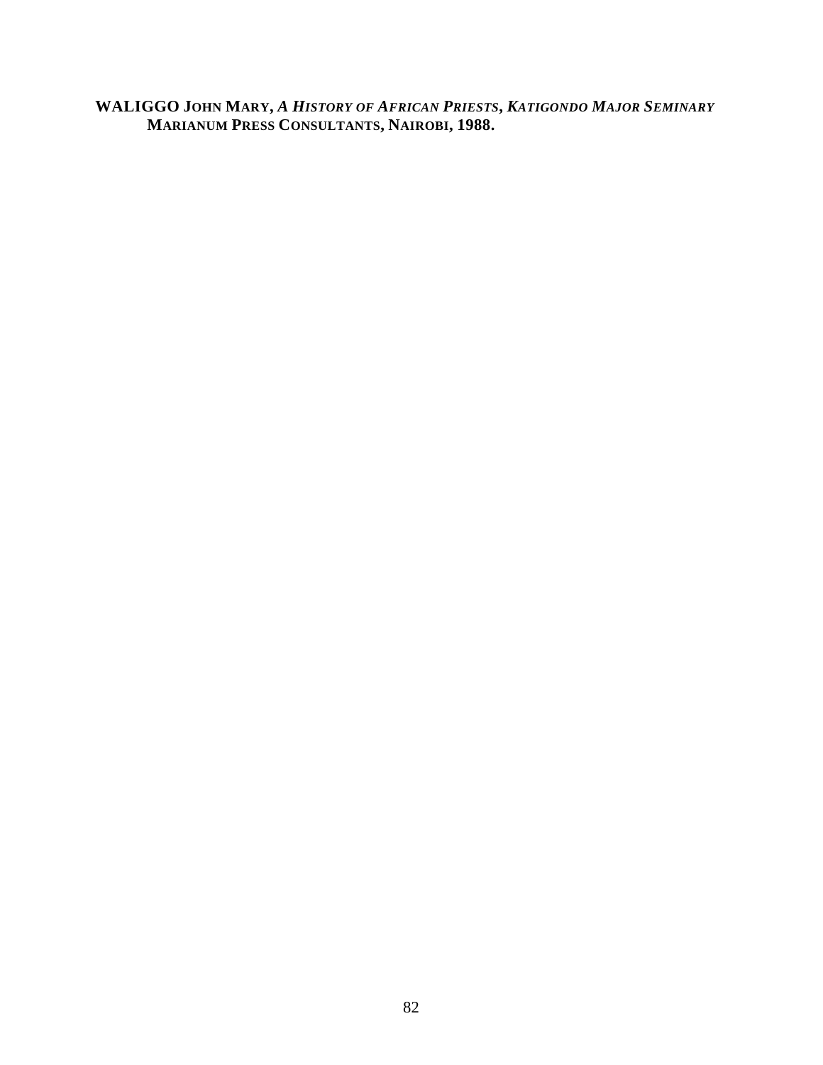**WALIGGO JOHN MARY, *A HISTORY OF AFRICAN PRIESTS, KATIGONDO MAJOR SEMINARY* MARIANUM PRESS CONSULTANTS, NAIROBI, 1988.**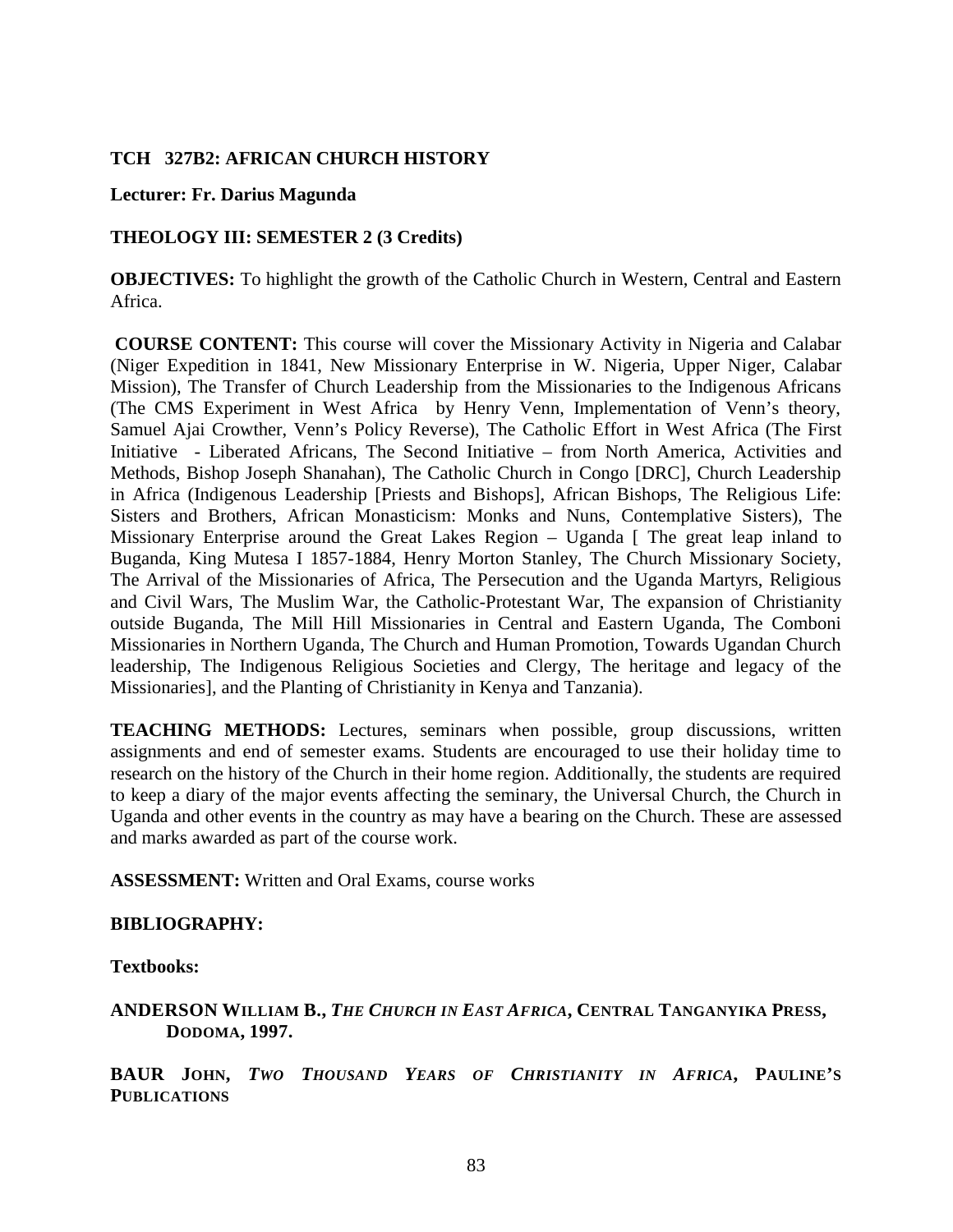**TCH 327B2: AFRICAN CHURCH HISTORY**

**Lecturer: Fr. Darius Magunda**

**THEOLOGY III: SEMESTER 2 (3 Credits)**

**OBJECTIVES:** To highlight the growth of the Catholic Church in Western, Central and Eastern Africa.

**COURSE CONTENT:** This course will cover the Missionary Activity in Nigeria and Calabar (Niger Expedition in 1841, New Missionary Enterprise in W. Nigeria, Upper Niger, Calabar Mission), The Transfer of Church Leadership from the Missionaries to the Indigenous Africans (The CMS Experiment in West Africa by Henry Venn, Implementation of Venn's theory, Samuel Ajai Crowther, Venn's Policy Reverse), The Catholic Effort in West Africa (The First Initiative - Liberated Africans, The Second Initiative – from North America, Activities and Methods, Bishop Joseph Shanahan), The Catholic Church in Congo [DRC], Church Leadership in Africa (Indigenous Leadership [Priests and Bishops], African Bishops, The Religious Life: Sisters and Brothers, African Monasticism: Monks and Nuns, Contemplative Sisters), The Missionary Enterprise around the Great Lakes Region – Uganda [ The great leap inland to Buganda, King Mutesa I 1857-1884, Henry Morton Stanley, The Church Missionary Society, The Arrival of the Missionaries of Africa, The Persecution and the Uganda Martyrs, Religious and Civil Wars, The Muslim War, the Catholic-Protestant War, The expansion of Christianity outside Buganda, The Mill Hill Missionaries in Central and Eastern Uganda, The Comboni Missionaries in Northern Uganda, The Church and Human Promotion, Towards Ugandan Church leadership, The Indigenous Religious Societies and Clergy, The heritage and legacy of the Missionaries], and the Planting of Christianity in Kenya and Tanzania).

**TEACHING METHODS:** Lectures, seminars when possible, group discussions, written assignments and end of semester exams. Students are encouraged to use their holiday time to research on the history of the Church in their home region. Additionally, the students are required to keep a diary of the major events affecting the seminary, the Universal Church, the Church in Uganda and other events in the country as may have a bearing on the Church. These are assessed and marks awarded as part of the course work.

**ASSESSMENT:** Written and Oral Exams, course works

**BIBLIOGRAPHY:**

**Textbooks:**

**ANDERSON WILLIAM B., *THE CHURCH IN EAST AFRICA*, CENTRAL TANGANYIKA PRESS, DODOMA, 1997.**

**BAUR JOHN, *TWO THOUSAND YEARS OF CHRISTIANITY IN AFRICA*, PAULINE'S PUBLICATIONS**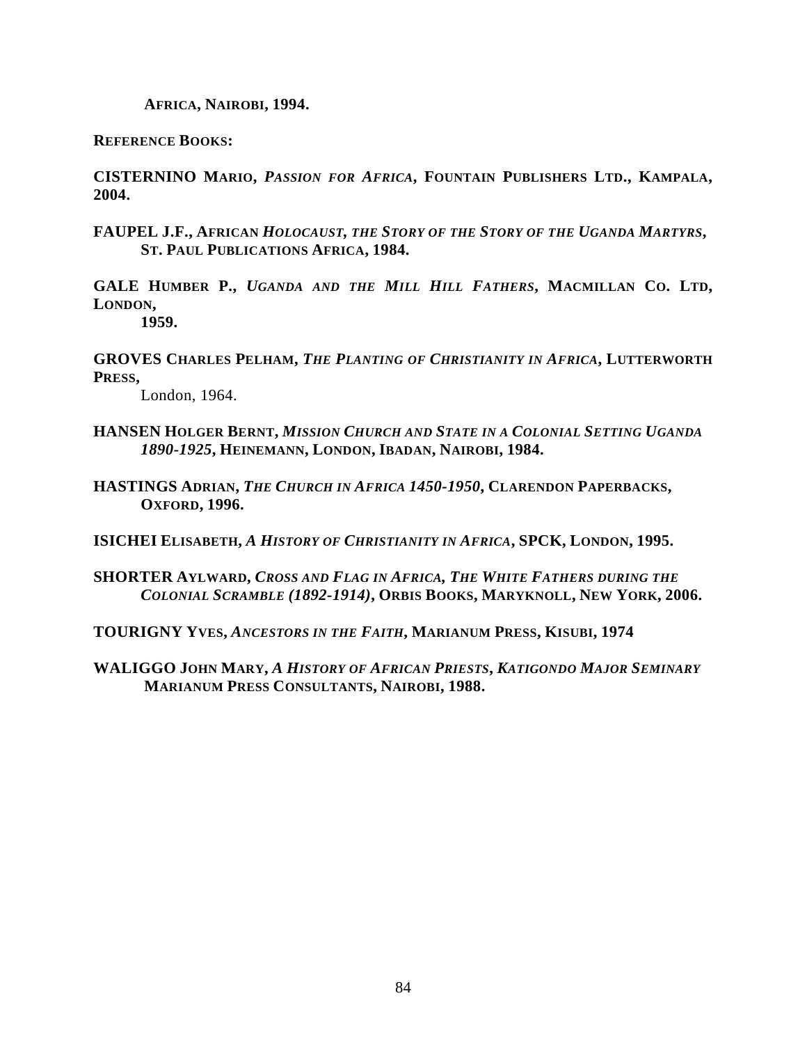**Africa, Nairobi, 1994.**

**Reference Books:**

**CISTERNINO Mario,** ***Passion for Africa*****, Fountain Publishers Ltd., Kampala, 2004.**

**FAUPEL J.F., African** ***Holocaust, the Story of the Story of the Uganda Martyrs*****, St. Paul Publications Africa, 1984.**

**GALE Humber P.,** ***Uganda and the Mill Hill Fathers*****, Macmillan Co. Ltd, London, 1959.**

**GROVES Charles Pelham,** ***The Planting of Christianity in Africa*****, Lutterworth Press,** London, 1964.

**HANSEN Holger Bernt,** ***Mission Church and State in a Colonial Setting Uganda 1890-1925*****, Heinemann, London, Ibadan, Nairobi, 1984.**

**HASTINGS Adrian,** ***The Church in Africa 1450-1950*****, Clarendon Paperbacks, Oxford, 1996.**

**ISICHEI Elisabeth,** ***A History of Christianity in Africa*****, SPCK, London, 1995.**

**SHORTER Aylward,** ***Cross and Flag in Africa, The White Fathers during the Colonial Scramble (1892-1914)*****, Orbis Books, Maryknoll, New York, 2006.**

**TOURIGNY Yves,** ***Ancestors in the Faith*****, Marianum Press, Kisubi, 1974**

**WALIGGO John Mary,** ***A History of African Priests, Katigondo Major Seminary*** **Marianum Press Consultants, Nairobi, 1988.**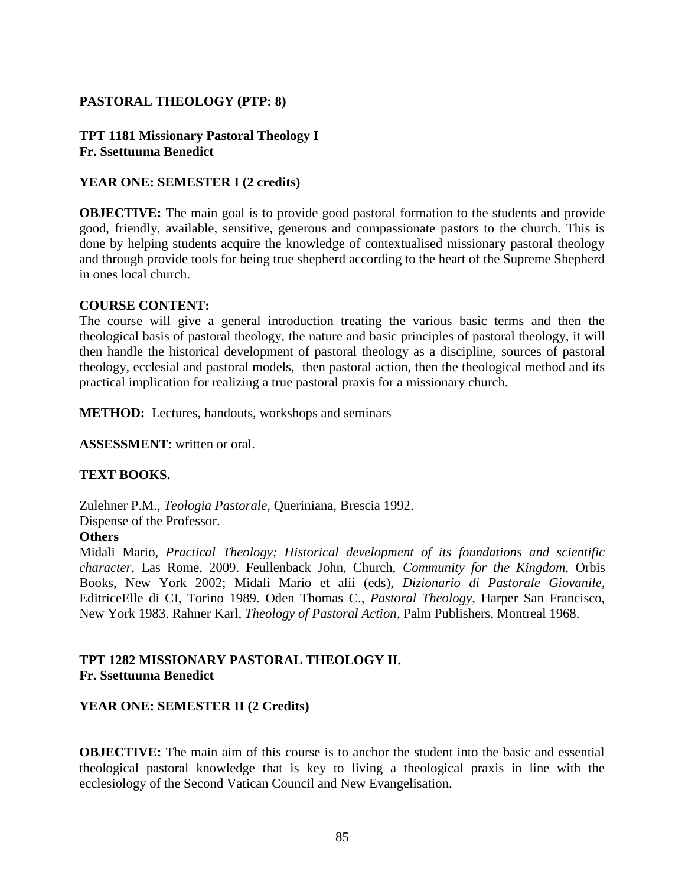## PASTORAL THEOLOGY (PTP: 8)

**TPT 1181 Missionary Pastoral Theology I**
**Fr. Ssettuuma Benedict**

**YEAR ONE: SEMESTER I (2 credits)**

**OBJECTIVE:** The main goal is to provide good pastoral formation to the students and provide good, friendly, available, sensitive, generous and compassionate pastors to the church. This is done by helping students acquire the knowledge of contextualised missionary pastoral theology and through provide tools for being true shepherd according to the heart of the Supreme Shepherd in ones local church.

**COURSE CONTENT:**
The course will give a general introduction treating the various basic terms and then the theological basis of pastoral theology, the nature and basic principles of pastoral theology, it will then handle the historical development of pastoral theology as a discipline, sources of pastoral theology, ecclesial and pastoral models, then pastoral action, then the theological method and its practical implication for realizing a true pastoral praxis for a missionary church.

**METHOD:** Lectures, handouts, workshops and seminars

**ASSESSMENT**: written or oral.

**TEXT BOOKS.**

Zulehner P.M., *Teologia Pastorale*, Queriniana, Brescia 1992.
Dispense of the Professor.

**Others**

Midali Mario, *Practical Theology; Historical development of its foundations and scientific character*, Las Rome, 2009. Feullenback John, Church, *Community for the Kingdom,* Orbis Books, New York 2002; Midali Mario et alii (eds), *Dizionario di Pastorale Giovanile*, EditriceElle di CI, Torino 1989. Oden Thomas C., *Pastoral Theology*, Harper San Francisco, New York 1983. Rahner Karl, *Theology of Pastoral Action*, Palm Publishers, Montreal 1968.

**TPT 1282 MISSIONARY PASTORAL THEOLOGY II.**
**Fr. Ssettuuma Benedict**

**YEAR ONE: SEMESTER II (2 Credits)**

**OBJECTIVE:** The main aim of this course is to anchor the student into the basic and essential theological pastoral knowledge that is key to living a theological praxis in line with the ecclesiology of the Second Vatican Council and New Evangelisation.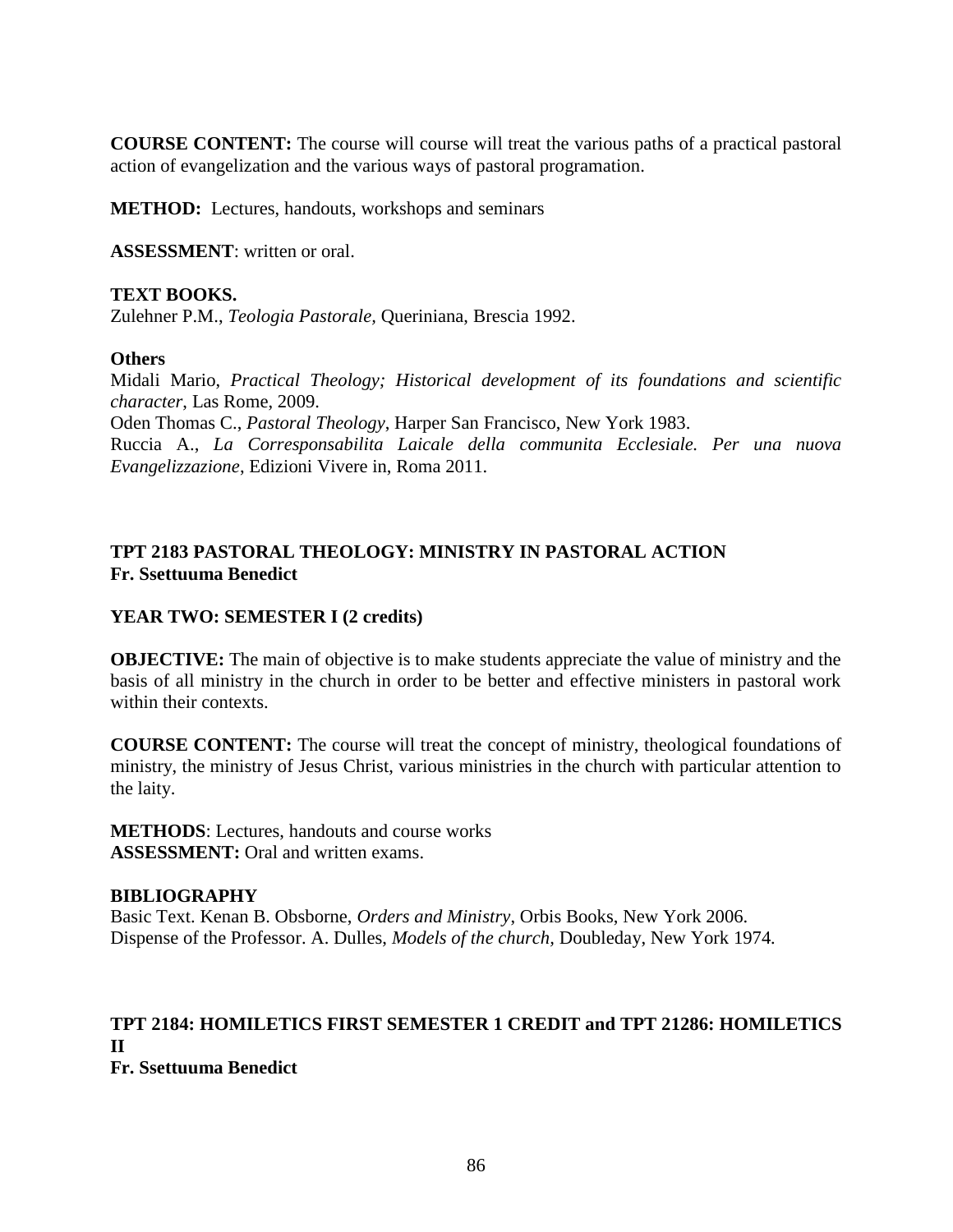**COURSE CONTENT:** The course will course will treat the various paths of a practical pastoral action of evangelization and the various ways of pastoral programation.

**METHOD:** Lectures, handouts, workshops and seminars

**ASSESSMENT**: written or oral.

**TEXT BOOKS.**
Zulehner P.M., *Teologia Pastorale*, Queriniana, Brescia 1992.

**Others**
Midali Mario, *Practical Theology; Historical development of its foundations and scientific character*, Las Rome, 2009.
Oden Thomas C., *Pastoral Theology*, Harper San Francisco, New York 1983.
Ruccia A., *La Corresponsabilita Laicale della communita Ecclesiale. Per una nuova Evangelizzazione*, Edizioni Vivere in, Roma 2011.

**TPT 2183 PASTORAL THEOLOGY: MINISTRY IN PASTORAL ACTION**
**Fr. Ssettuuma Benedict**

**YEAR TWO: SEMESTER I (2 credits)**

**OBJECTIVE:** The main of objective is to make students appreciate the value of ministry and the basis of all ministry in the church in order to be better and effective ministers in pastoral work within their contexts.

**COURSE CONTENT:** The course will treat the concept of ministry, theological foundations of ministry, the ministry of Jesus Christ, various ministries in the church with particular attention to the laity.

**METHODS**: Lectures, handouts and course works
**ASSESSMENT:** Oral and written exams.

**BIBLIOGRAPHY**
Basic Text. Kenan B. Obsborne, *Orders and Ministry*, Orbis Books, New York 2006.
Dispense of the Professor. A. Dulles, *Models of the church*, Doubleday, New York 1974.

**TPT 2184: HOMILETICS FIRST SEMESTER 1 CREDIT and TPT 21286: HOMILETICS II**
**Fr. Ssettuuma Benedict**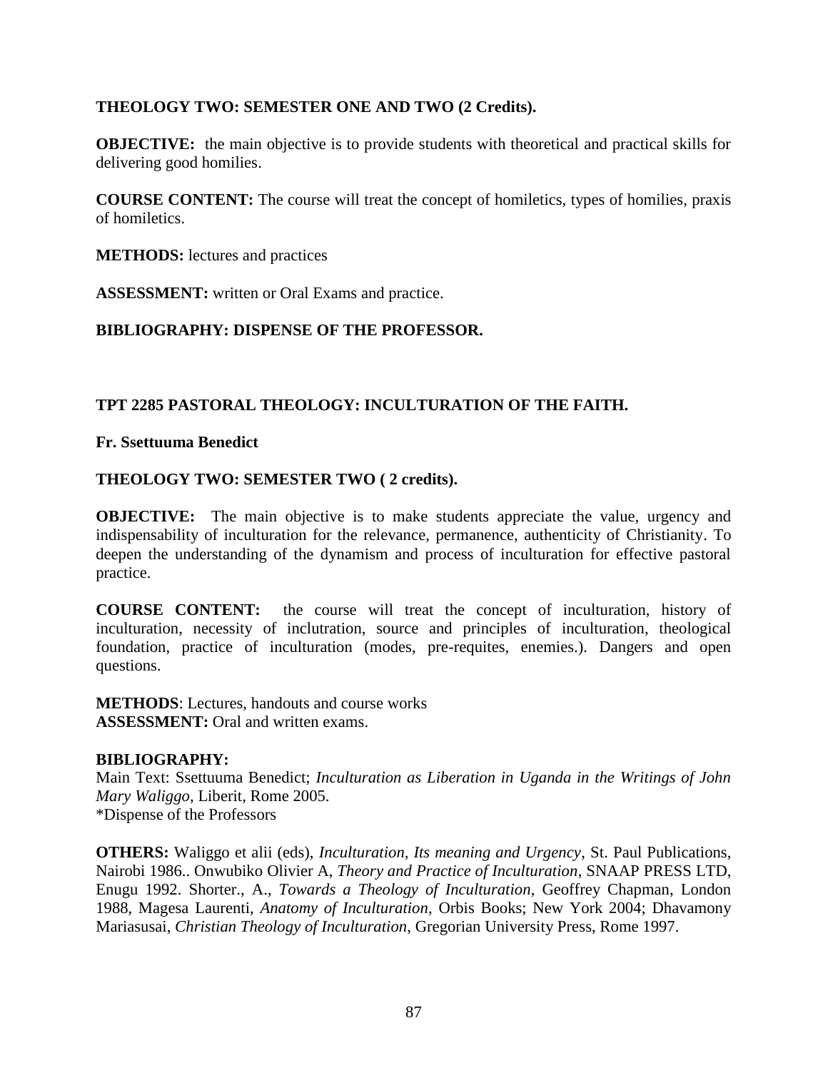**THEOLOGY TWO: SEMESTER ONE AND TWO (2 Credits).**

**OBJECTIVE:** the main objective is to provide students with theoretical and practical skills for delivering good homilies.

**COURSE CONTENT:** The course will treat the concept of homiletics, types of homilies, praxis of homiletics.

**METHODS:** lectures and practices

**ASSESSMENT:** written or Oral Exams and practice.

**BIBLIOGRAPHY: DISPENSE OF THE PROFESSOR.**

**TPT 2285 PASTORAL THEOLOGY: INCULTURATION OF THE FAITH.**

**Fr. Ssettuuma Benedict**

**THEOLOGY TWO: SEMESTER TWO ( 2 credits).**

**OBJECTIVE:** The main objective is to make students appreciate the value, urgency and indispensability of inculturation for the relevance, permanence, authenticity of Christianity. To deepen the understanding of the dynamism and process of inculturation for effective pastoral practice.

**COURSE CONTENT:** the course will treat the concept of inculturation, history of inculturation, necessity of inclutration, source and principles of inculturation, theological foundation, practice of inculturation (modes, pre-requites, enemies.). Dangers and open questions.

**METHODS**: Lectures, handouts and course works
**ASSESSMENT:** Oral and written exams.

**BIBLIOGRAPHY:**
Main Text: Ssettuuma Benedict; *Inculturation as Liberation in Uganda in the Writings of John Mary Waliggo*, Liberit, Rome 2005.
*Dispense of the Professors

**OTHERS:** Waliggo et alii (eds), *Inculturation, Its meaning and Urgency*, St. Paul Publications, Nairobi 1986.. Onwubiko Olivier A, *Theory and Practice of Inculturation*, SNAAP PRESS LTD, Enugu 1992. Shorter., A., *Towards a Theology of Inculturation*, Geoffrey Chapman, London 1988, Magesa Laurenti, *Anatomy of Inculturation*, Orbis Books; New York 2004; Dhavamony Mariasusai, *Christian Theology of Inculturation*, Gregorian University Press, Rome 1997.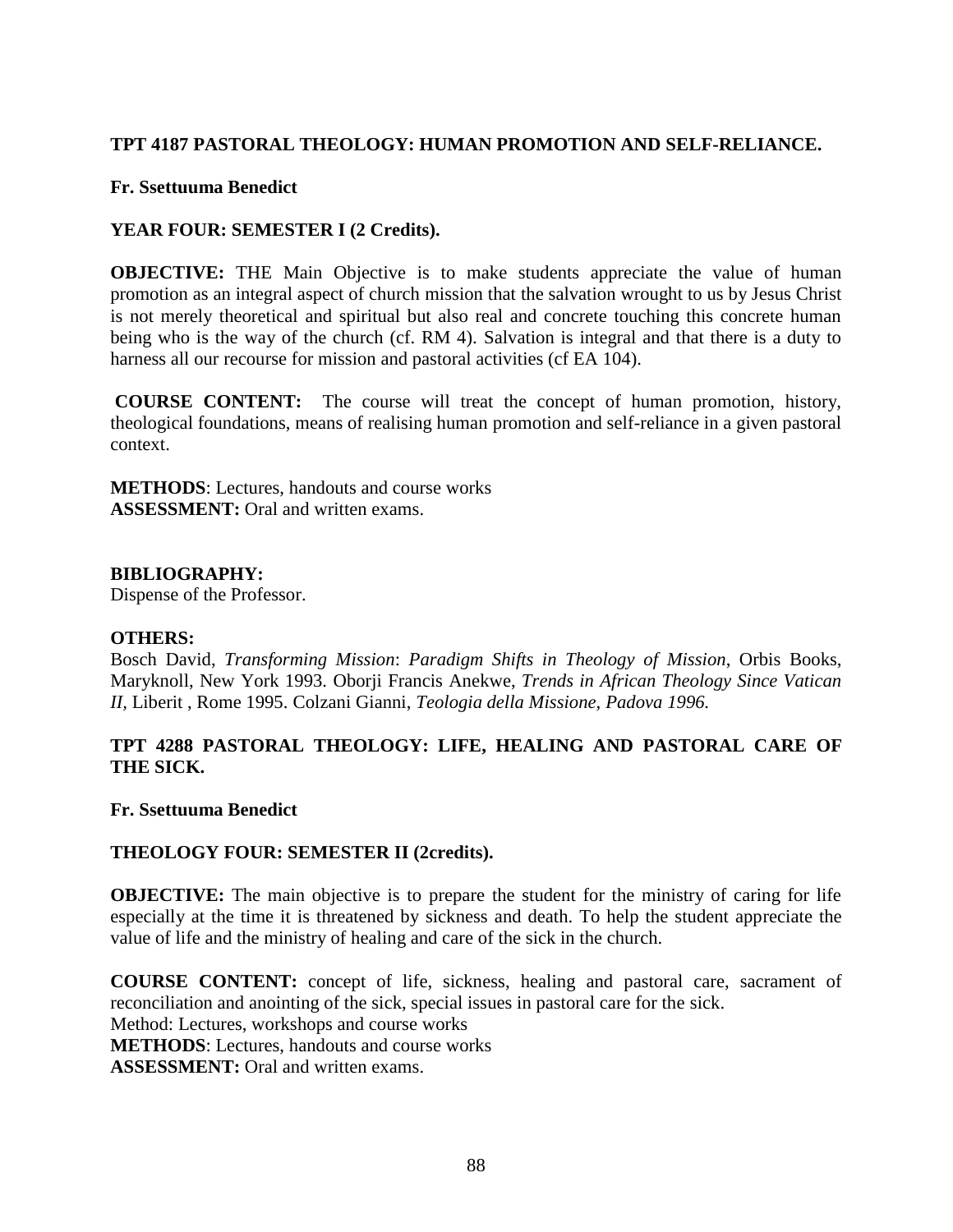**TPT 4187 PASTORAL THEOLOGY: HUMAN PROMOTION AND SELF-RELIANCE.**

**Fr. Ssettuuma Benedict**

**YEAR FOUR: SEMESTER I (2 Credits).**

**OBJECTIVE:** THE Main Objective is to make students appreciate the value of human promotion as an integral aspect of church mission that the salvation wrought to us by Jesus Christ is not merely theoretical and spiritual but also real and concrete touching this concrete human being who is the way of the church (cf. RM 4). Salvation is integral and that there is a duty to harness all our recourse for mission and pastoral activities (cf EA 104).

**COURSE CONTENT:** The course will treat the concept of human promotion, history, theological foundations, means of realising human promotion and self-reliance in a given pastoral context.

**METHODS**: Lectures, handouts and course works
**ASSESSMENT:** Oral and written exams.

**BIBLIOGRAPHY:**
Dispense of the Professor.

**OTHERS:**
Bosch David, *Transforming Mission*: *Paradigm Shifts in Theology of Mission*, Orbis Books, Maryknoll, New York 1993. Oborji Francis Anekwe, *Trends in African Theology Since Vatican II,* Liberit , Rome 1995. Colzani Gianni, *Teologia della Missione, Padova 1996.*

**TPT 4288 PASTORAL THEOLOGY: LIFE, HEALING AND PASTORAL CARE OF THE SICK.**

**Fr. Ssettuuma Benedict**

**THEOLOGY FOUR: SEMESTER II (2credits).**

**OBJECTIVE:** The main objective is to prepare the student for the ministry of caring for life especially at the time it is threatened by sickness and death. To help the student appreciate the value of life and the ministry of healing and care of the sick in the church.

**COURSE CONTENT:** concept of life, sickness, healing and pastoral care, sacrament of reconciliation and anointing of the sick, special issues in pastoral care for the sick.
Method: Lectures, workshops and course works
**METHODS**: Lectures, handouts and course works
**ASSESSMENT:** Oral and written exams.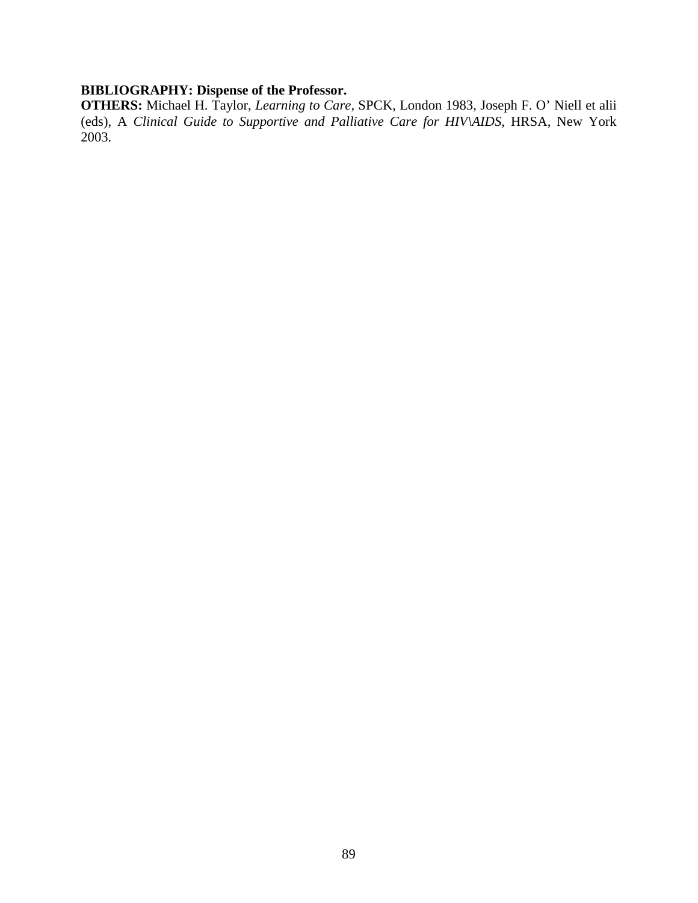**BIBLIOGRAPHY: Dispense of the Professor.**
**OTHERS:** Michael H. Taylor, *Learning to Care*, SPCK, London 1983, Joseph F. O' Niell et alii (eds), A *Clinical Guide to Supportive and Palliative Care for HIV\AIDS*, HRSA, New York 2003.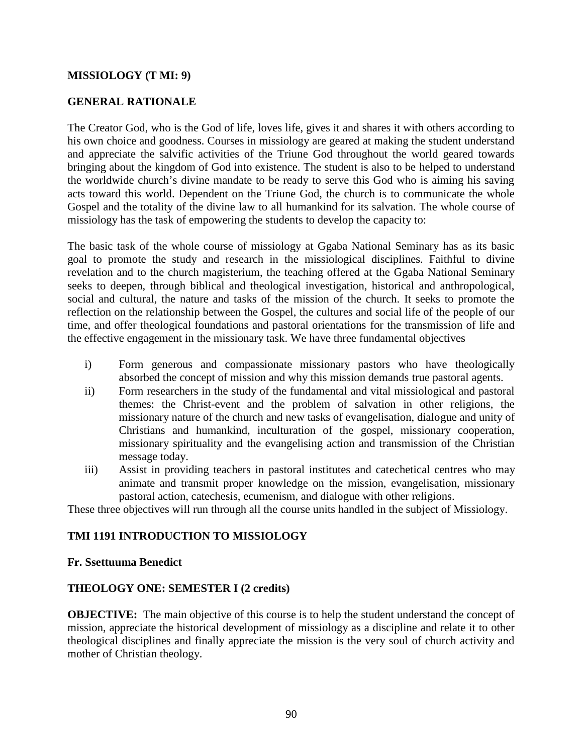## MISSIOLOGY (T MI: 9)

### GENERAL RATIONALE

The Creator God, who is the God of life, loves life, gives it and shares it with others according to his own choice and goodness. Courses in missiology are geared at making the student understand and appreciate the salvific activities of the Triune God throughout the world geared towards bringing about the kingdom of God into existence. The student is also to be helped to understand the worldwide church's divine mandate to be ready to serve this God who is aiming his saving acts toward this world. Dependent on the Triune God, the church is to communicate the whole Gospel and the totality of the divine law to all humankind for its salvation. The whole course of missiology has the task of empowering the students to develop the capacity to:

The basic task of the whole course of missiology at Ggaba National Seminary has as its basic goal to promote the study and research in the missiological disciplines. Faithful to divine revelation and to the church magisterium, the teaching offered at the Ggaba National Seminary seeks to deepen, through biblical and theological investigation, historical and anthropological, social and cultural, the nature and tasks of the mission of the church. It seeks to promote the reflection on the relationship between the Gospel, the cultures and social life of the people of our time, and offer theological foundations and pastoral orientations for the transmission of life and the effective engagement in the missionary task. We have three fundamental objectives

i) Form generous and compassionate missionary pastors who have theologically absorbed the concept of mission and why this mission demands true pastoral agents.
ii) Form researchers in the study of the fundamental and vital missiological and pastoral themes: the Christ-event and the problem of salvation in other religions, the missionary nature of the church and new tasks of evangelisation, dialogue and unity of Christians and humankind, inculturation of the gospel, missionary cooperation, missionary spirituality and the evangelising action and transmission of the Christian message today.
iii) Assist in providing teachers in pastoral institutes and catechetical centres who may animate and transmit proper knowledge on the mission, evangelisation, missionary pastoral action, catechesis, ecumenism, and dialogue with other religions.

These three objectives will run through all the course units handled in the subject of Missiology.

### TMI 1191 INTRODUCTION TO MISSIOLOGY

**Fr. Ssettuuma Benedict**

**THEOLOGY ONE: SEMESTER I (2 credits)**

**OBJECTIVE:** The main objective of this course is to help the student understand the concept of mission, appreciate the historical development of missiology as a discipline and relate it to other theological disciplines and finally appreciate the mission is the very soul of church activity and mother of Christian theology.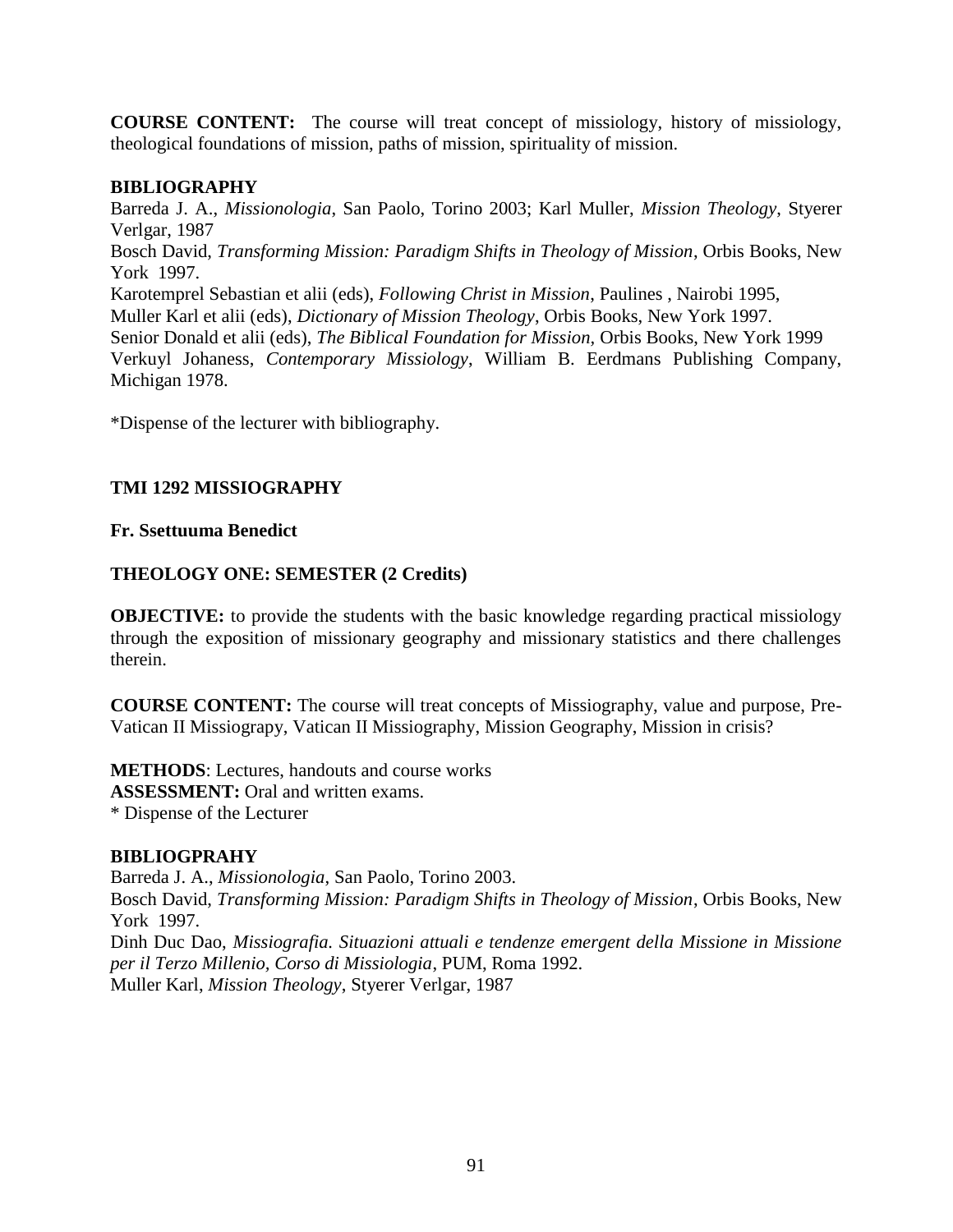**COURSE CONTENT:** The course will treat concept of missiology, history of missiology, theological foundations of mission, paths of mission, spirituality of mission.

**BIBLIOGRAPHY**

Barreda J. A., *Missionologia*, San Paolo, Torino 2003; Karl Muller, *Mission Theology*, Styerer Verlgar, 1987

Bosch David, *Transforming Mission: Paradigm Shifts in Theology of Mission*, Orbis Books, New York 1997.

Karotemprel Sebastian et alii (eds), *Following Christ in Mission*, Paulines , Nairobi 1995,

Muller Karl et alii (eds), *Dictionary of Mission Theology*, Orbis Books, New York 1997.

Senior Donald et alii (eds), *The Biblical Foundation for Mission*, Orbis Books, New York 1999

Verkuyl Johaness, *Contemporary Missiology*, William B. Eerdmans Publishing Company, Michigan 1978.

*Dispense of the lecturer with bibliography.

**TMI 1292 MISSIOGRAPHY**

**Fr. Ssettuuma Benedict**

**THEOLOGY ONE: SEMESTER (2 Credits)**

**OBJECTIVE:** to provide the students with the basic knowledge regarding practical missiology through the exposition of missionary geography and missionary statistics and there challenges therein.

**COURSE CONTENT:** The course will treat concepts of Missiography, value and purpose, Pre-Vatican II Missiograpy, Vatican II Missiography, Mission Geography, Mission in crisis?

**METHODS**: Lectures, handouts and course works
**ASSESSMENT:** Oral and written exams.
* Dispense of the Lecturer

**BIBLIOGPRAHY**

Barreda J. A., *Missionologia*, San Paolo, Torino 2003.

Bosch David, *Transforming Mission: Paradigm Shifts in Theology of Mission*, Orbis Books, New York 1997.

Dinh Duc Dao, *Missiografia. Situazioni attuali e tendenze emergent della Missione in Missione per il Terzo Millenio, Corso di Missiologia*, PUM, Roma 1992.

Muller Karl, *Mission Theology*, Styerer Verlgar, 1987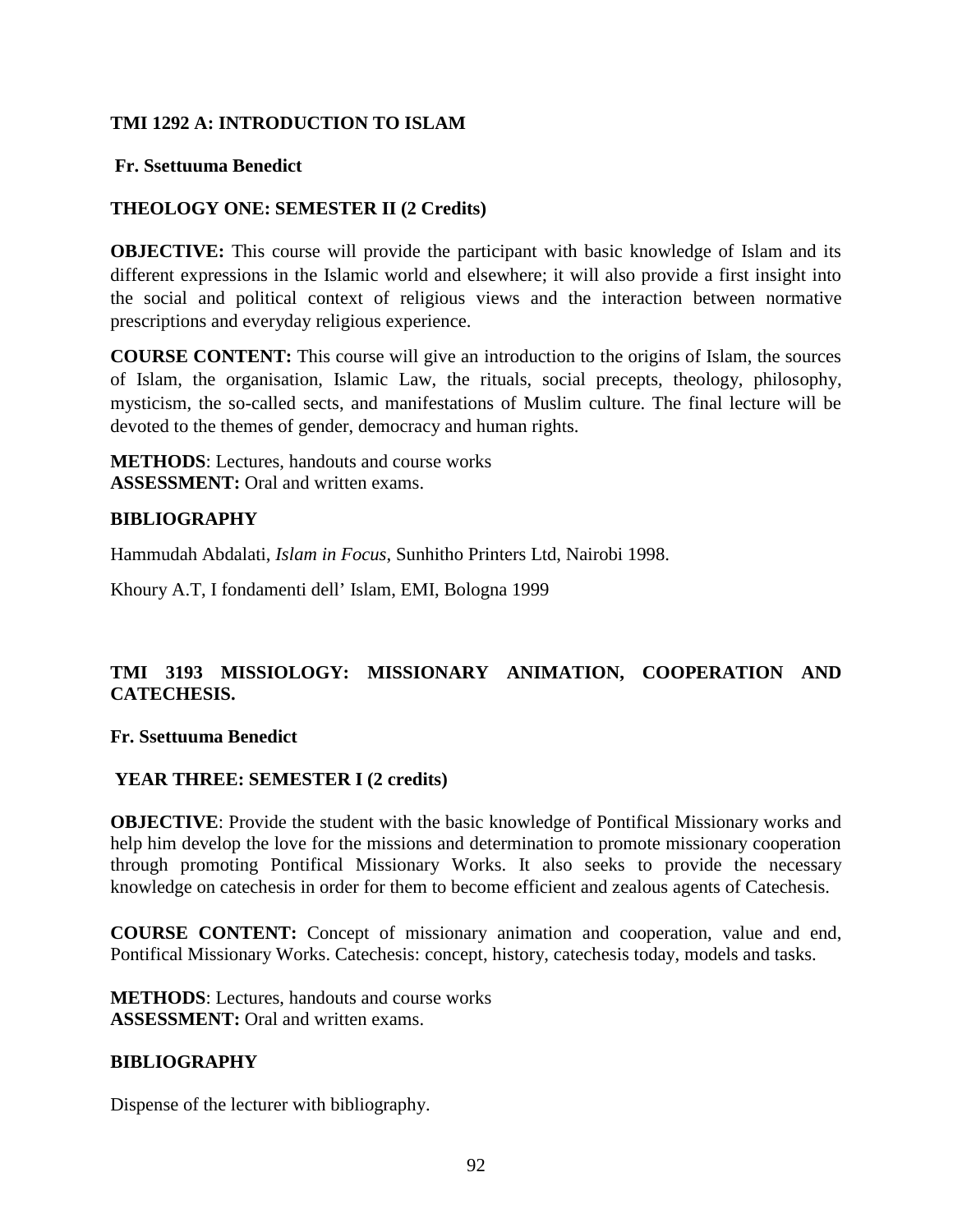### TMI 1292 A: INTRODUCTION TO ISLAM

**Fr. Ssettuuma Benedict**

**THEOLOGY ONE: SEMESTER II (2 Credits)**

**OBJECTIVE:** This course will provide the participant with basic knowledge of Islam and its different expressions in the Islamic world and elsewhere; it will also provide a first insight into the social and political context of religious views and the interaction between normative prescriptions and everyday religious experience.

**COURSE CONTENT:** This course will give an introduction to the origins of Islam, the sources of Islam, the organisation, Islamic Law, the rituals, social precepts, theology, philosophy, mysticism, the so-called sects, and manifestations of Muslim culture. The final lecture will be devoted to the themes of gender, democracy and human rights.

**METHODS**: Lectures, handouts and course works
**ASSESSMENT:** Oral and written exams.

**BIBLIOGRAPHY**

Hammudah Abdalati, *Islam in Focus*, Sunhitho Printers Ltd, Nairobi 1998.

Khoury A.T, I fondamenti dell' Islam, EMI, Bologna 1999

### TMI 3193 MISSIOLOGY: MISSIONARY ANIMATION, COOPERATION AND CATECHESIS.

**Fr. Ssettuuma Benedict**

**YEAR THREE: SEMESTER I (2 credits)**

**OBJECTIVE**: Provide the student with the basic knowledge of Pontifical Missionary works and help him develop the love for the missions and determination to promote missionary cooperation through promoting Pontifical Missionary Works. It also seeks to provide the necessary knowledge on catechesis in order for them to become efficient and zealous agents of Catechesis.

**COURSE CONTENT:** Concept of missionary animation and cooperation, value and end, Pontifical Missionary Works. Catechesis: concept, history, catechesis today, models and tasks.

**METHODS**: Lectures, handouts and course works
**ASSESSMENT:** Oral and written exams.

**BIBLIOGRAPHY**

Dispense of the lecturer with bibliography.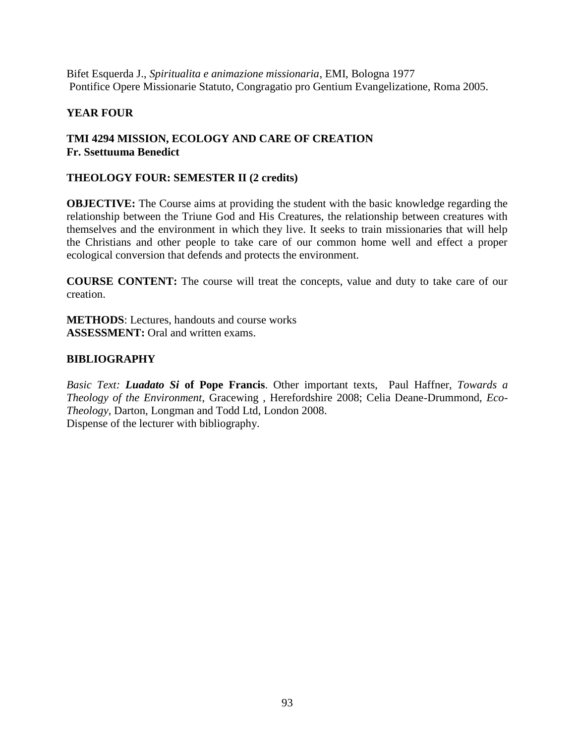Bifet Esquerda J., *Spiritualita e animazione missionaria*, EMI, Bologna 1977
Pontifice Opere Missionarie Statuto, Congragatio pro Gentium Evangelizatione, Roma 2005.

## YEAR FOUR

### TMI 4294 MISSION, ECOLOGY AND CARE OF CREATION
**Fr. Ssettuuma Benedict**

**THEOLOGY FOUR: SEMESTER II (2 credits)**

**OBJECTIVE:** The Course aims at providing the student with the basic knowledge regarding the relationship between the Triune God and His Creatures, the relationship between creatures with themselves and the environment in which they live. It seeks to train missionaries that will help the Christians and other people to take care of our common home well and effect a proper ecological conversion that defends and protects the environment.

**COURSE CONTENT:** The course will treat the concepts, value and duty to take care of our creation.

**METHODS**: Lectures, handouts and course works
**ASSESSMENT:** Oral and written exams.

**BIBLIOGRAPHY**

*Basic Text:* ***Luadato Si*** **of Pope Francis**. Other important texts, Paul Haffner, *Towards a Theology of the Environment*, Gracewing , Herefordshire 2008; Celia Deane-Drummond, *Eco-Theology*, Darton, Longman and Todd Ltd, London 2008.
Dispense of the lecturer with bibliography.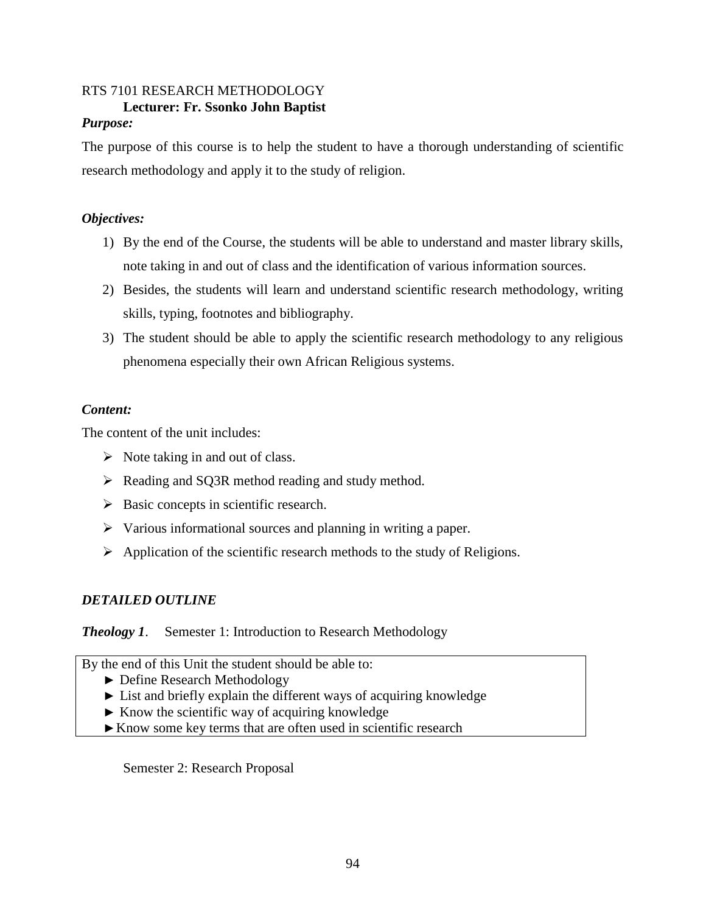RTS 7101 RESEARCH METHODOLOGY

**Lecturer: Fr. Ssonko John Baptist**

***Purpose:***

The purpose of this course is to help the student to have a thorough understanding of scientific research methodology and apply it to the study of religion.

***Objectives:***

1) By the end of the Course, the students will be able to understand and master library skills, note taking in and out of class and the identification of various information sources.
2) Besides, the students will learn and understand scientific research methodology, writing skills, typing, footnotes and bibliography.
3) The student should be able to apply the scientific research methodology to any religious phenomena especially their own African Religious systems.

***Content:***

The content of the unit includes:

- Note taking in and out of class.
- Reading and SQ3R method reading and study method.
- Basic concepts in scientific research.
- Various informational sources and planning in writing a paper.
- Application of the scientific research methods to the study of Religions.

***DETAILED OUTLINE***

***Theology 1***. Semester 1: Introduction to Research Methodology

By the end of this Unit the student should be able to:

- ► Define Research Methodology
- ► List and briefly explain the different ways of acquiring knowledge
- ► Know the scientific way of acquiring knowledge
- ► Know some key terms that are often used in scientific research

Semester 2: Research Proposal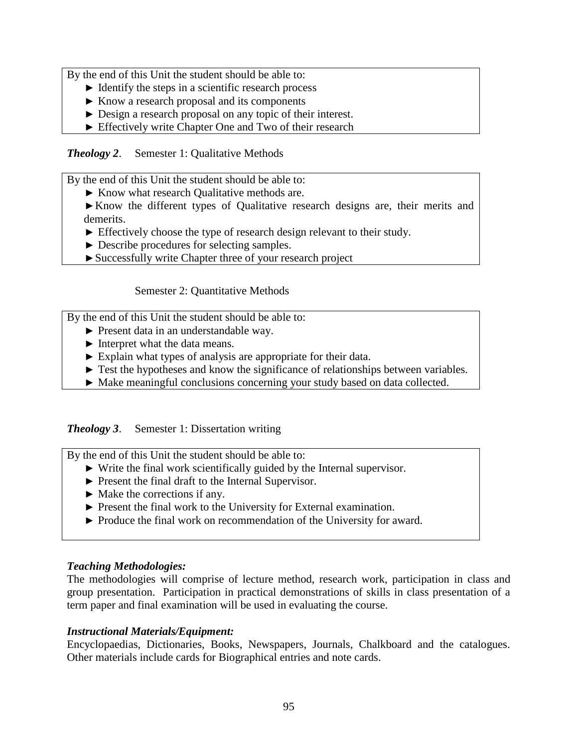By the end of this Unit the student should be able to:

- ► Identify the steps in a scientific research process
- ► Know a research proposal and its components
- ► Design a research proposal on any topic of their interest.
- ► Effectively write Chapter One and Two of their research

***Theology 2***. Semester 1: Qualitative Methods

By the end of this Unit the student should be able to:

- ► Know what research Qualitative methods are.
- ► Know the different types of Qualitative research designs are, their merits and demerits.
- ► Effectively choose the type of research design relevant to their study.
- ► Describe procedures for selecting samples.
- ► Successfully write Chapter three of your research project

Semester 2: Quantitative Methods

By the end of this Unit the student should be able to:

- ► Present data in an understandable way.
- ► Interpret what the data means.
- ► Explain what types of analysis are appropriate for their data.
- ► Test the hypotheses and know the significance of relationships between variables.
- ► Make meaningful conclusions concerning your study based on data collected.

***Theology 3***. Semester 1: Dissertation writing

By the end of this Unit the student should be able to:

- ► Write the final work scientifically guided by the Internal supervisor.
- ► Present the final draft to the Internal Supervisor.
- ► Make the corrections if any.
- ► Present the final work to the University for External examination.
- ► Produce the final work on recommendation of the University for award.

***Teaching Methodologies:***

The methodologies will comprise of lecture method, research work, participation in class and group presentation. Participation in practical demonstrations of skills in class presentation of a term paper and final examination will be used in evaluating the course.

***Instructional Materials/Equipment:***

Encyclopaedias, Dictionaries, Books, Newspapers, Journals, Chalkboard and the catalogues. Other materials include cards for Biographical entries and note cards.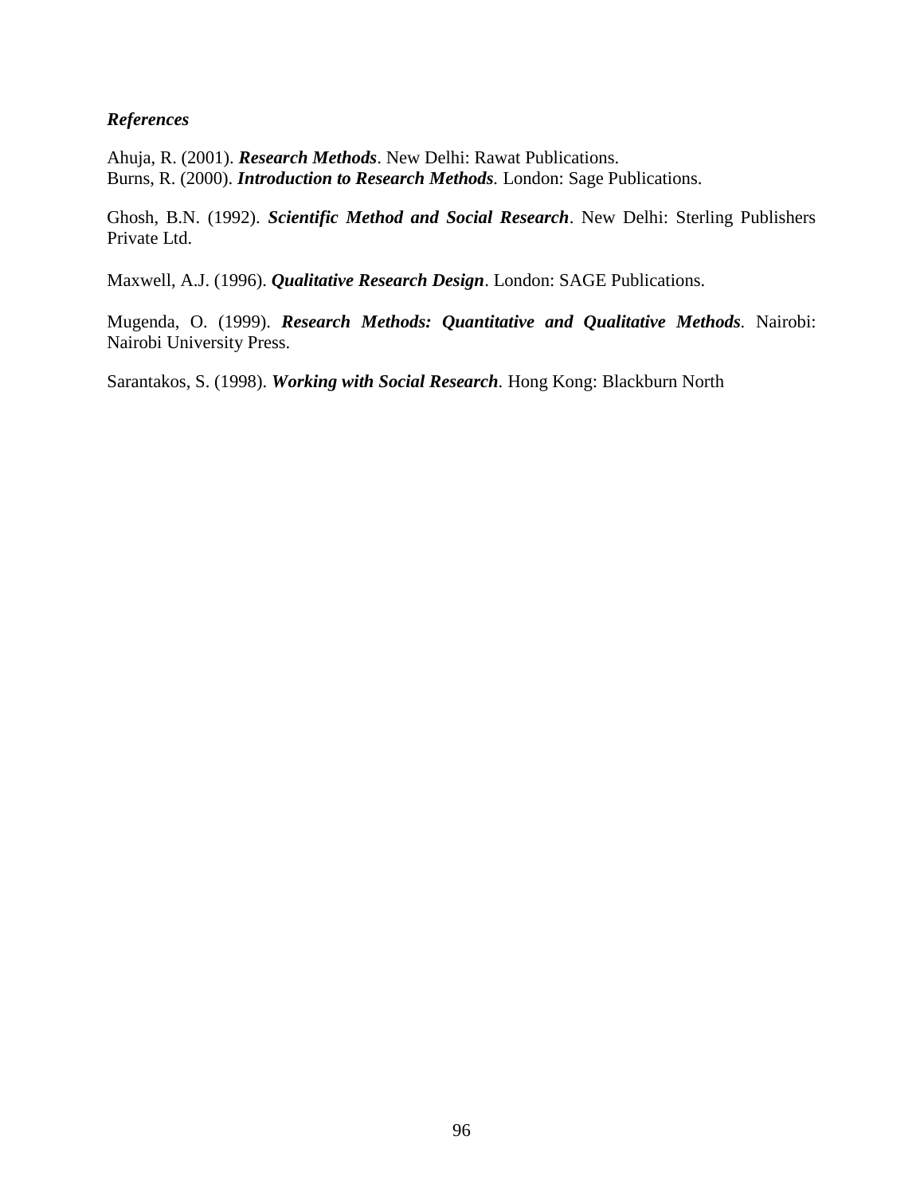### *References*

Ahuja, R. (2001). ***Research Methods***. New Delhi: Rawat Publications.
Burns, R. (2000). ***Introduction to Research Methods***. London: Sage Publications.

Ghosh, B.N. (1992). ***Scientific Method and Social Research***. New Delhi: Sterling Publishers Private Ltd.

Maxwell, A.J. (1996). ***Qualitative Research Design***. London: SAGE Publications.

Mugenda, O. (1999). ***Research Methods: Quantitative and Qualitative Methods***. Nairobi: Nairobi University Press.

Sarantakos, S. (1998). ***Working with Social Research***. Hong Kong: Blackburn North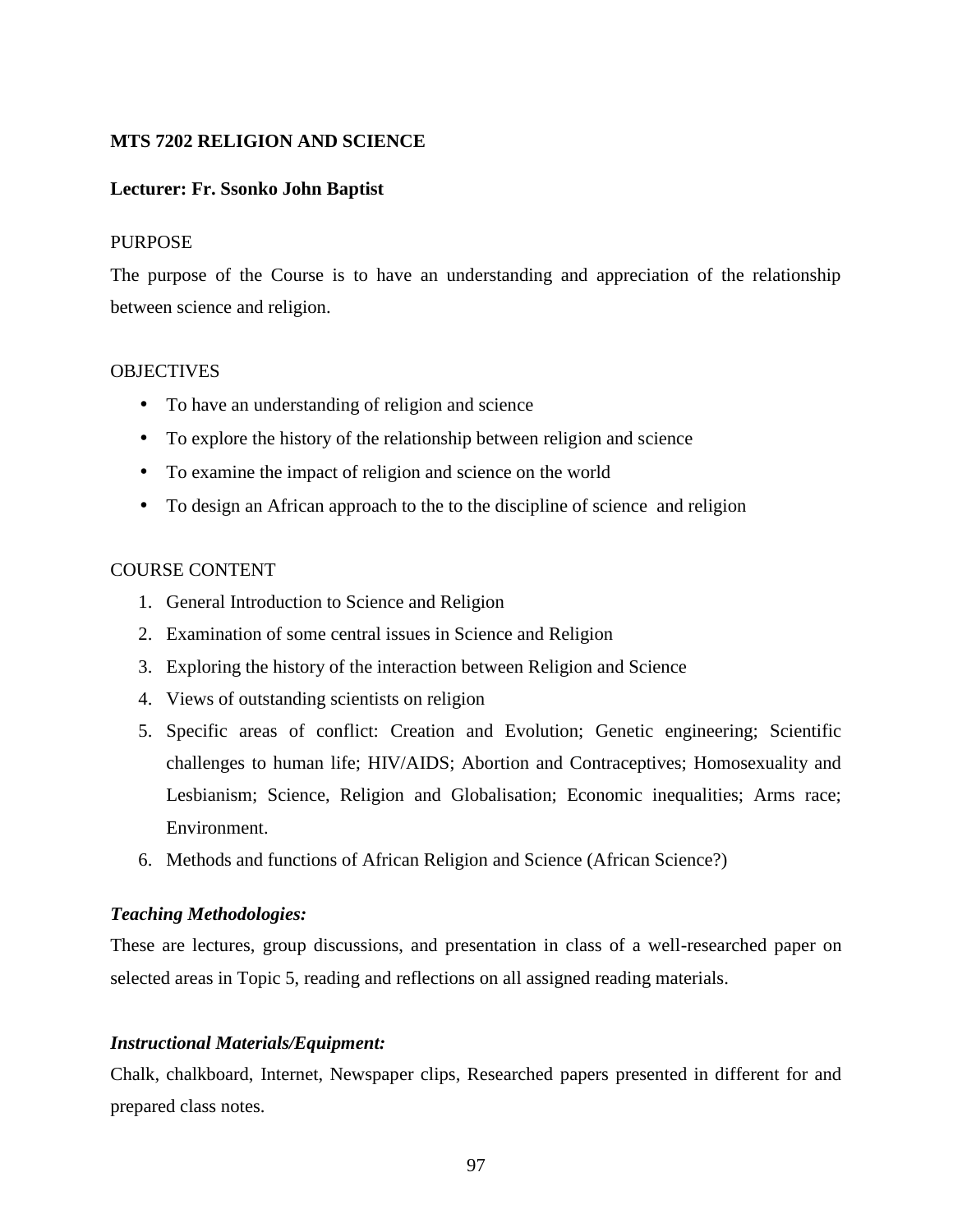**MTS 7202 RELIGION AND SCIENCE**

**Lecturer: Fr. Ssonko John Baptist**

PURPOSE

The purpose of the Course is to have an understanding and appreciation of the relationship between science and religion.

OBJECTIVES

- To have an understanding of religion and science
- To explore the history of the relationship between religion and science
- To examine the impact of religion and science on the world
- To design an African approach to the to the discipline of science and religion

COURSE CONTENT

1. General Introduction to Science and Religion
2. Examination of some central issues in Science and Religion
3. Exploring the history of the interaction between Religion and Science
4. Views of outstanding scientists on religion
5. Specific areas of conflict: Creation and Evolution; Genetic engineering; Scientific challenges to human life; HIV/AIDS; Abortion and Contraceptives; Homosexuality and Lesbianism; Science, Religion and Globalisation; Economic inequalities; Arms race; Environment.
6. Methods and functions of African Religion and Science (African Science?)

***Teaching Methodologies:***

These are lectures, group discussions, and presentation in class of a well-researched paper on selected areas in Topic 5, reading and reflections on all assigned reading materials.

***Instructional Materials/Equipment:***

Chalk, chalkboard, Internet, Newspaper clips, Researched papers presented in different for and prepared class notes.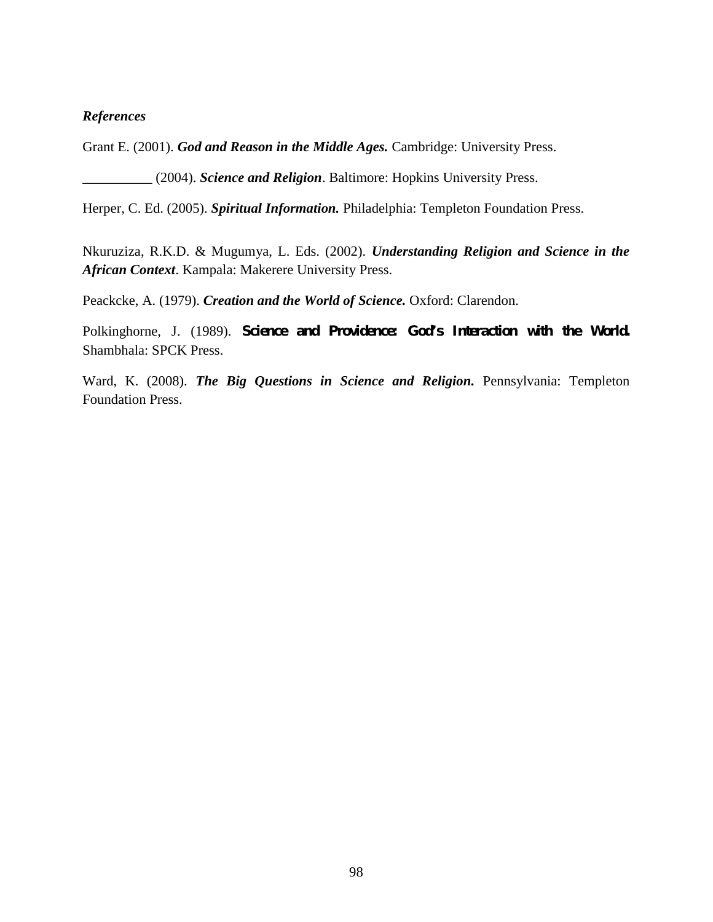*References*

Grant E. (2001). ***God and Reason in the Middle Ages.*** Cambridge: University Press.

__________ (2004). ***Science and Religion***. Baltimore: Hopkins University Press.

Herper, C. Ed. (2005). ***Spiritual Information.*** Philadelphia: Templeton Foundation Press.

Nkuruziza, R.K.D. & Mugumya, L. Eds. (2002). ***Understanding Religion and Science in the African Context***. Kampala: Makerere University Press.

Peackcke, A. (1979). ***Creation and the World of Science.*** Oxford: Clarendon.

Polkinghorne, J. (1989). **Science and Providence: God's Interaction with the World.** Shambhala: SPCK Press.

Ward, K. (2008). ***The Big Questions in Science and Religion.*** Pennsylvania: Templeton Foundation Press.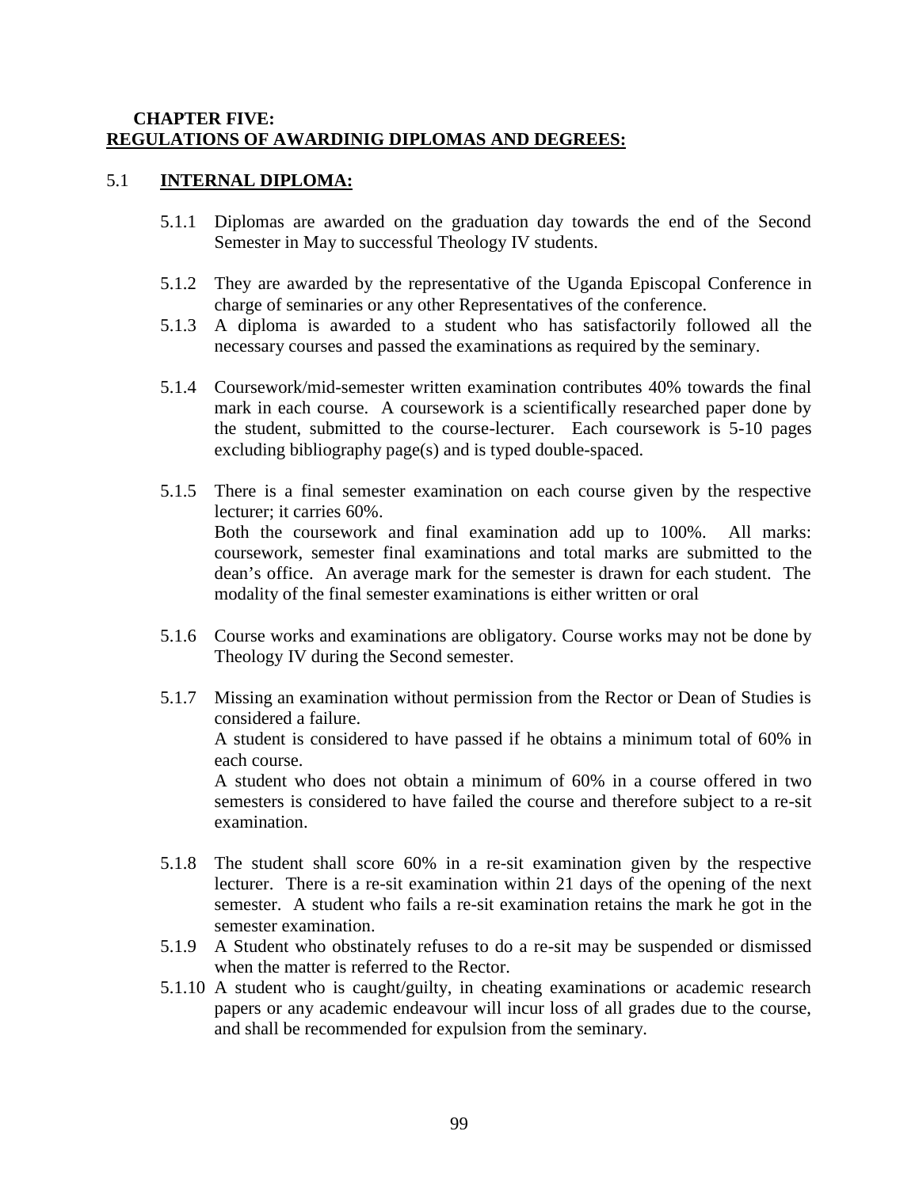# CHAPTER FIVE:
# REGULATIONS OF AWARDINIG DIPLOMAS AND DEGREES:

## 5.1 INTERNAL DIPLOMA:

5.1.1 Diplomas are awarded on the graduation day towards the end of the Second Semester in May to successful Theology IV students.

5.1.2 They are awarded by the representative of the Uganda Episcopal Conference in charge of seminaries or any other Representatives of the conference.

5.1.3 A diploma is awarded to a student who has satisfactorily followed all the necessary courses and passed the examinations as required by the seminary.

5.1.4 Coursework/mid-semester written examination contributes 40% towards the final mark in each course. A coursework is a scientifically researched paper done by the student, submitted to the course-lecturer. Each coursework is 5-10 pages excluding bibliography page(s) and is typed double-spaced.

5.1.5 There is a final semester examination on each course given by the respective lecturer; it carries 60%.
Both the coursework and final examination add up to 100%. All marks: coursework, semester final examinations and total marks are submitted to the dean's office. An average mark for the semester is drawn for each student. The modality of the final semester examinations is either written or oral

5.1.6 Course works and examinations are obligatory. Course works may not be done by Theology IV during the Second semester.

5.1.7 Missing an examination without permission from the Rector or Dean of Studies is considered a failure.
A student is considered to have passed if he obtains a minimum total of 60% in each course.
A student who does not obtain a minimum of 60% in a course offered in two semesters is considered to have failed the course and therefore subject to a re-sit examination.

5.1.8 The student shall score 60% in a re-sit examination given by the respective lecturer. There is a re-sit examination within 21 days of the opening of the next semester. A student who fails a re-sit examination retains the mark he got in the semester examination.

5.1.9 A Student who obstinately refuses to do a re-sit may be suspended or dismissed when the matter is referred to the Rector.

5.1.10 A student who is caught/guilty, in cheating examinations or academic research papers or any academic endeavour will incur loss of all grades due to the course, and shall be recommended for expulsion from the seminary.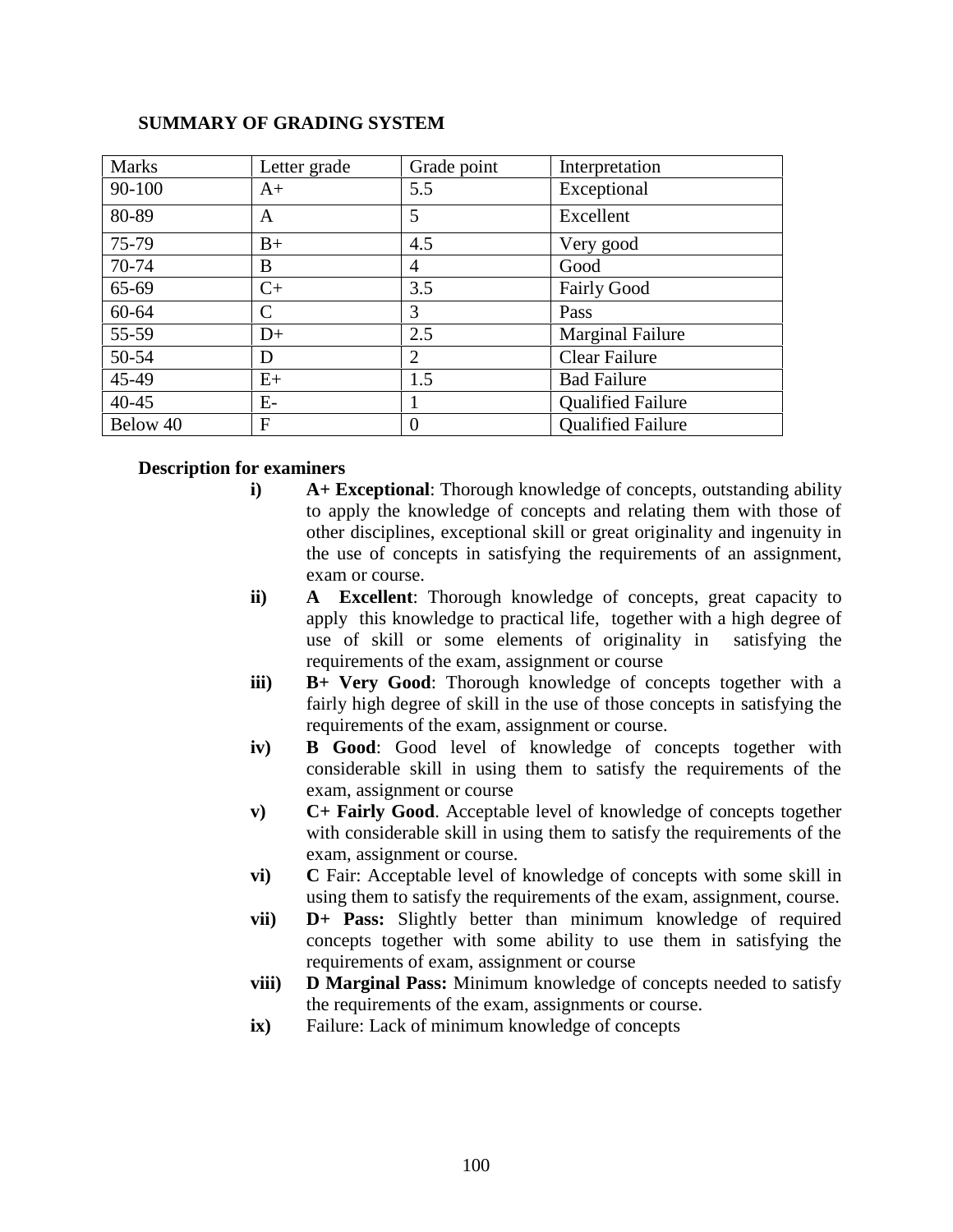## SUMMARY OF GRADING SYSTEM

| Marks | Letter grade | Grade point | Interpretation |
|---|---|---|---|
| 90-100 | A+ | 5.5 | Exceptional |
| 80-89 | A | 5 | Excellent |
| 75-79 | B+ | 4.5 | Very good |
| 70-74 | B | 4 | Good |
| 65-69 | C+ | 3.5 | Fairly Good |
| 60-64 | C | 3 | Pass |
| 55-59 | D+ | 2.5 | Marginal Failure |
| 50-54 | D | 2 | Clear Failure |
| 45-49 | E+ | 1.5 | Bad Failure |
| 40-45 | E- | 1 | Qualified Failure |
| Below 40 | F | 0 | Qualified Failure |

**Description for examiners**

- **i)** **A+ Exceptional**: Thorough knowledge of concepts, outstanding ability to apply the knowledge of concepts and relating them with those of other disciplines, exceptional skill or great originality and ingenuity in the use of concepts in satisfying the requirements of an assignment, exam or course.
- **ii)** **A Excellent**: Thorough knowledge of concepts, great capacity to apply this knowledge to practical life, together with a high degree of use of skill or some elements of originality in satisfying the requirements of the exam, assignment or course
- **iii)** **B+ Very Good**: Thorough knowledge of concepts together with a fairly high degree of skill in the use of those concepts in satisfying the requirements of the exam, assignment or course.
- **iv)** **B Good**: Good level of knowledge of concepts together with considerable skill in using them to satisfy the requirements of the exam, assignment or course
- **v)** **C+ Fairly Good**. Acceptable level of knowledge of concepts together with considerable skill in using them to satisfy the requirements of the exam, assignment or course.
- **vi)** **C** Fair: Acceptable level of knowledge of concepts with some skill in using them to satisfy the requirements of the exam, assignment, course.
- **vii)** **D+ Pass:** Slightly better than minimum knowledge of required concepts together with some ability to use them in satisfying the requirements of exam, assignment or course
- **viii)** **D Marginal Pass:** Minimum knowledge of concepts needed to satisfy the requirements of the exam, assignments or course.
- **ix)** Failure: Lack of minimum knowledge of concepts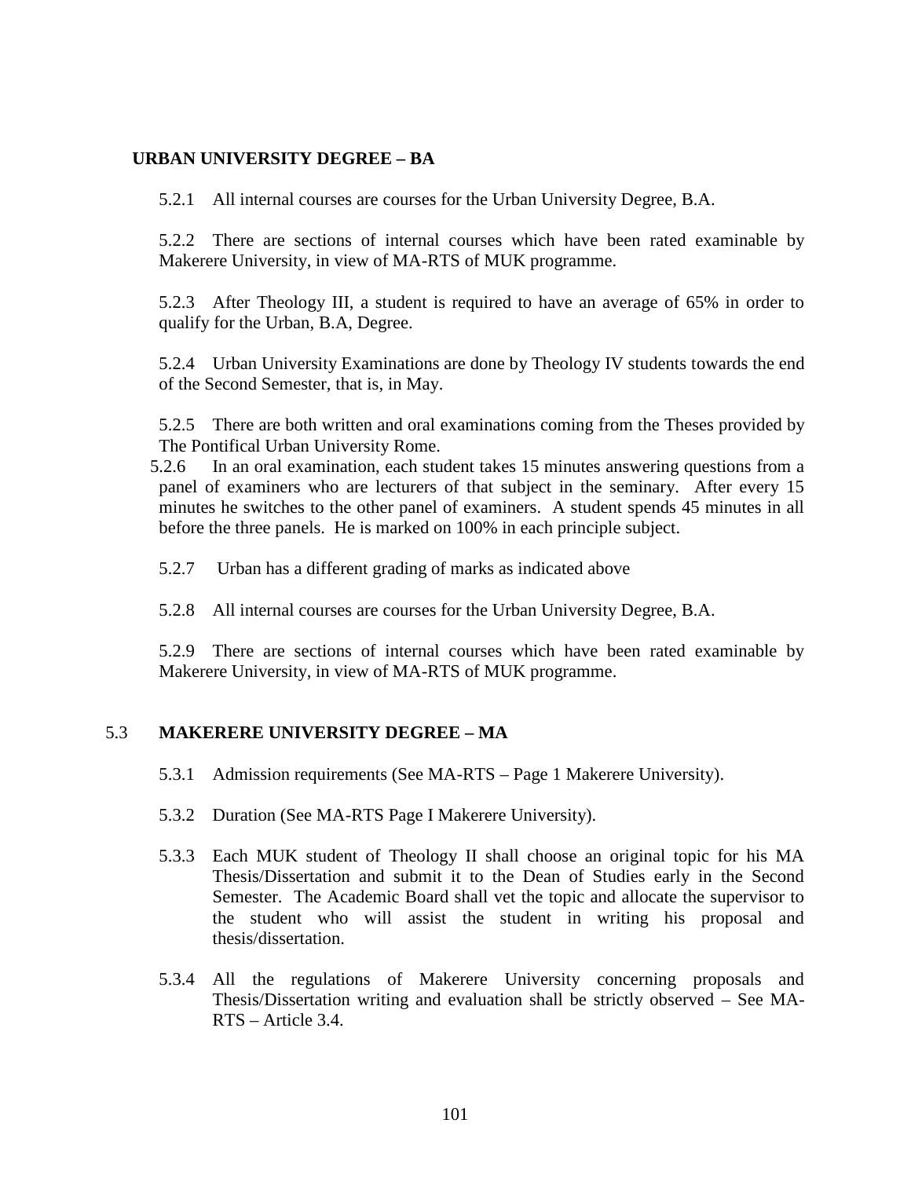**URBAN UNIVERSITY DEGREE – BA**

5.2.1 All internal courses are courses for the Urban University Degree, B.A.

5.2.2 There are sections of internal courses which have been rated examinable by Makerere University, in view of MA-RTS of MUK programme.

5.2.3 After Theology III, a student is required to have an average of 65% in order to qualify for the Urban, B.A, Degree.

5.2.4 Urban University Examinations are done by Theology IV students towards the end of the Second Semester, that is, in May.

5.2.5 There are both written and oral examinations coming from the Theses provided by The Pontifical Urban University Rome.

5.2.6 In an oral examination, each student takes 15 minutes answering questions from a panel of examiners who are lecturers of that subject in the seminary. After every 15 minutes he switches to the other panel of examiners. A student spends 45 minutes in all before the three panels. He is marked on 100% in each principle subject.

5.2.7 Urban has a different grading of marks as indicated above

5.2.8 All internal courses are courses for the Urban University Degree, B.A.

5.2.9 There are sections of internal courses which have been rated examinable by Makerere University, in view of MA-RTS of MUK programme.

## 5.3 MAKERERE UNIVERSITY DEGREE – MA

5.3.1 Admission requirements (See MA-RTS – Page 1 Makerere University).

5.3.2 Duration (See MA-RTS Page I Makerere University).

5.3.3 Each MUK student of Theology II shall choose an original topic for his MA Thesis/Dissertation and submit it to the Dean of Studies early in the Second Semester. The Academic Board shall vet the topic and allocate the supervisor to the student who will assist the student in writing his proposal and thesis/dissertation.

5.3.4 All the regulations of Makerere University concerning proposals and Thesis/Dissertation writing and evaluation shall be strictly observed – See MA-RTS – Article 3.4.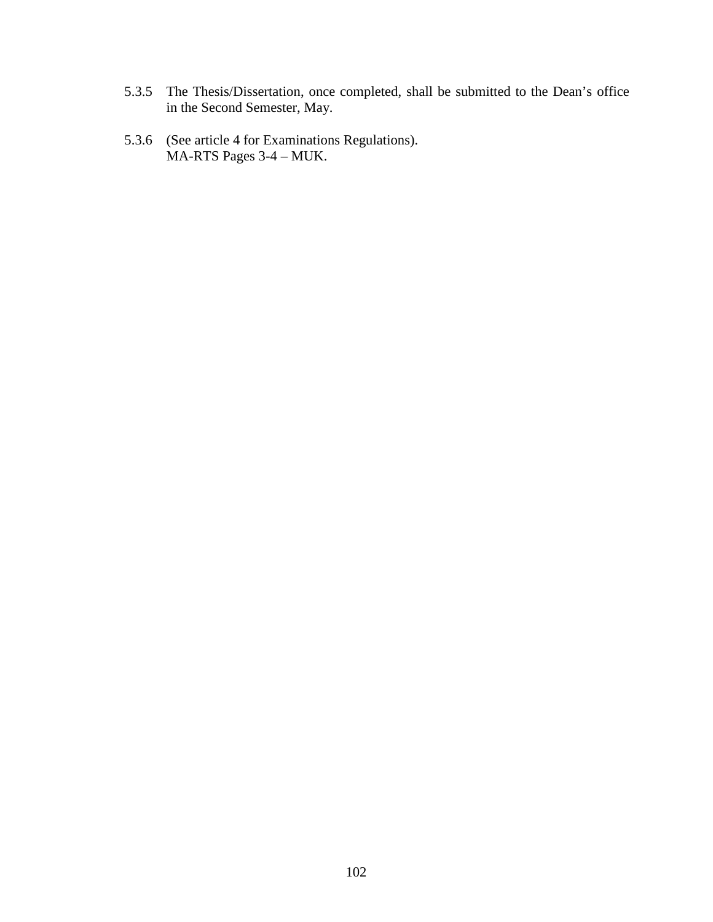5.3.5 The Thesis/Dissertation, once completed, shall be submitted to the Dean's office in the Second Semester, May.

5.3.6 (See article 4 for Examinations Regulations).
MA-RTS Pages 3-4 – MUK.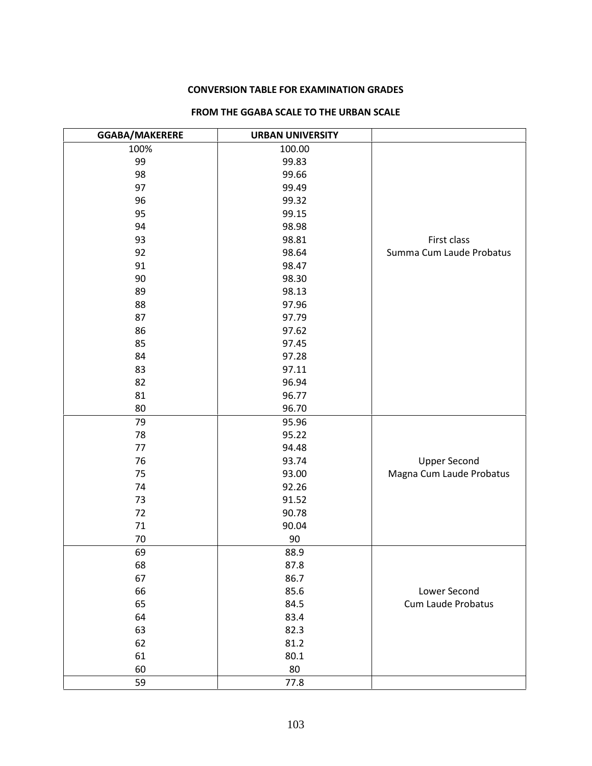**CONVERSION TABLE FOR EXAMINATION GRADES**

**FROM THE GGABA SCALE TO THE URBAN SCALE**

| GGABA/MAKERERE | URBAN UNIVERSITY | |
|---|---|---|
| 100% | 100.00 | First class Summa Cum Laude Probatus |
| 99 | 99.83 | |
| 98 | 99.66 | |
| 97 | 99.49 | |
| 96 | 99.32 | |
| 95 | 99.15 | |
| 94 | 98.98 | |
| 93 | 98.81 | |
| 92 | 98.64 | |
| 91 | 98.47 | |
| 90 | 98.30 | |
| 89 | 98.13 | |
| 88 | 97.96 | |
| 87 | 97.79 | |
| 86 | 97.62 | |
| 85 | 97.45 | |
| 84 | 97.28 | |
| 83 | 97.11 | |
| 82 | 96.94 | |
| 81 | 96.77 | |
| 80 | 96.70 | |
| 79 | 95.96 | Upper Second Magna Cum Laude Probatus |
| 78 | 95.22 | |
| 77 | 94.48 | |
| 76 | 93.74 | |
| 75 | 93.00 | |
| 74 | 92.26 | |
| 73 | 91.52 | |
| 72 | 90.78 | |
| 71 | 90.04 | |
| 70 | 90 | |
| 69 | 88.9 | Lower Second Cum Laude Probatus |
| 68 | 87.8 | |
| 67 | 86.7 | |
| 66 | 85.6 | |
| 65 | 84.5 | |
| 64 | 83.4 | |
| 63 | 82.3 | |
| 62 | 81.2 | |
| 61 | 80.1 | |
| 60 | 80 | |
| 59 | 77.8 | |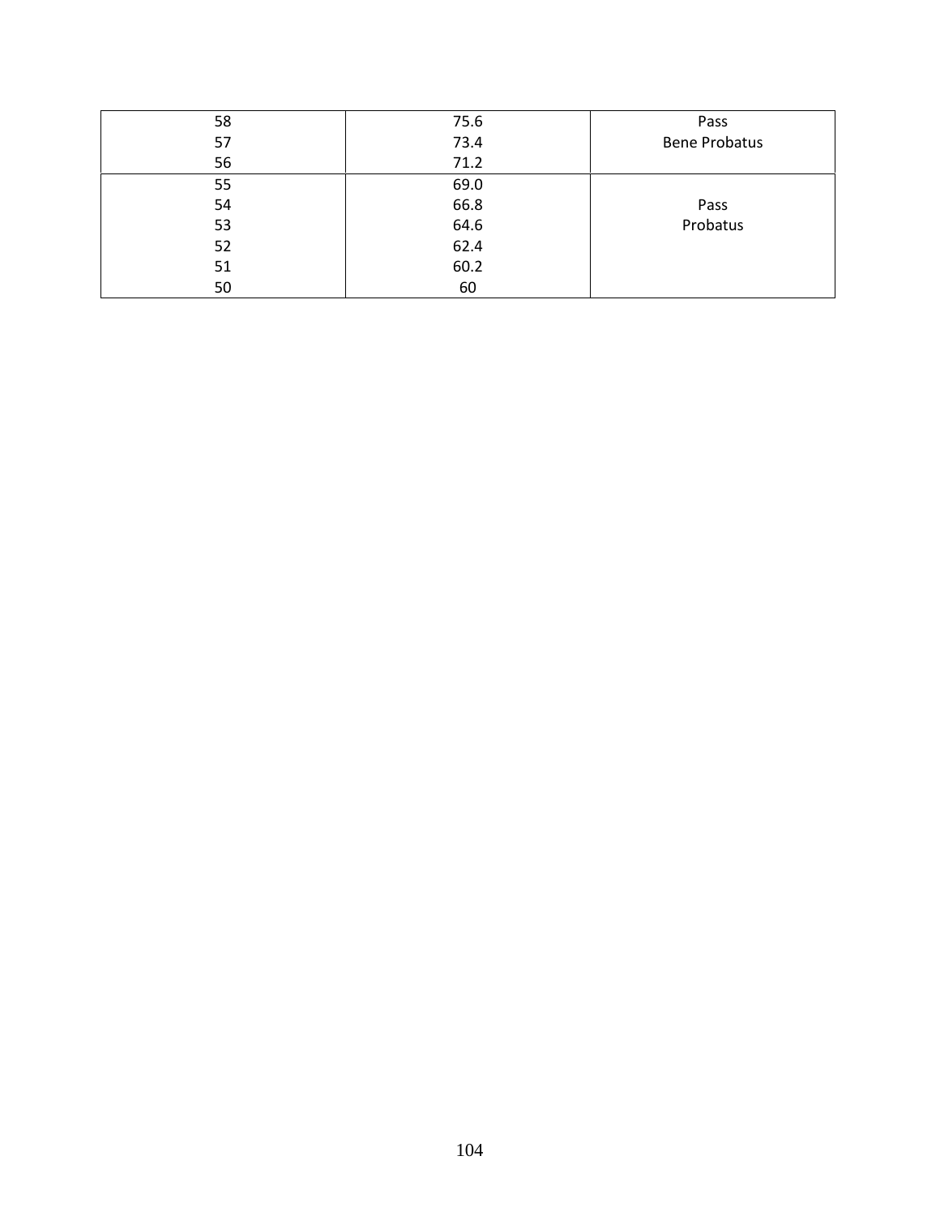| | | |
|---|---|---|
| 58 | 75.6 | Pass Bene Probatus |
| 57 | 73.4 | |
| 56 | 71.2 | |
| 55 | 69.0 | Pass Probatus |
| 54 | 66.8 | |
| 53 | 64.6 | |
| 52 | 62.4 | |
| 51 | 60.2 | |
| 50 | 60 | |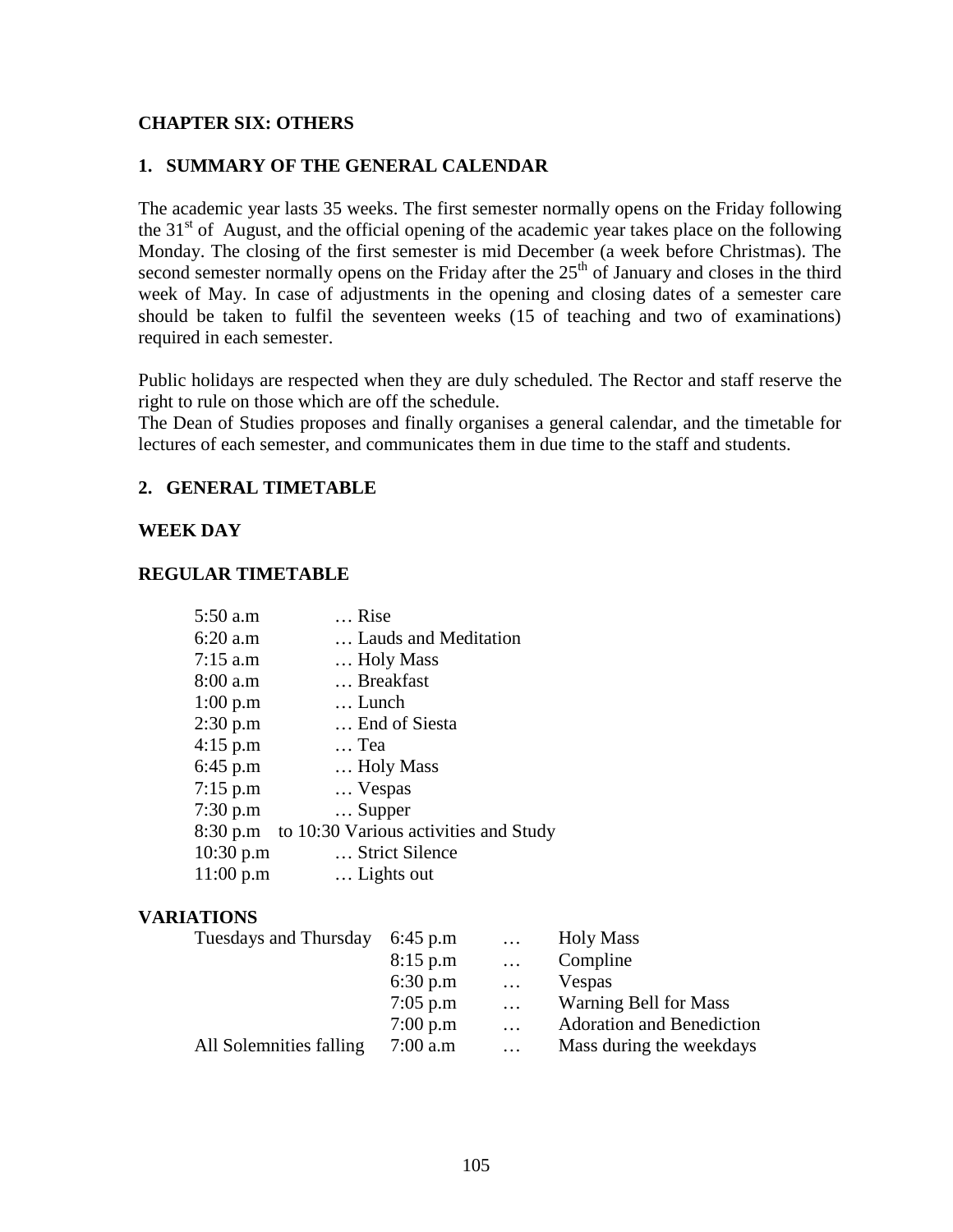## CHAPTER SIX: OTHERS

### 1. SUMMARY OF THE GENERAL CALENDAR

The academic year lasts 35 weeks. The first semester normally opens on the Friday following the 31st of August, and the official opening of the academic year takes place on the following Monday. The closing of the first semester is mid December (a week before Christmas). The second semester normally opens on the Friday after the 25th of January and closes in the third week of May. In case of adjustments in the opening and closing dates of a semester care should be taken to fulfil the seventeen weeks (15 of teaching and two of examinations) required in each semester.

Public holidays are respected when they are duly scheduled. The Rector and staff reserve the right to rule on those which are off the schedule.
The Dean of Studies proposes and finally organises a general calendar, and the timetable for lectures of each semester, and communicates them in due time to the staff and students.

### 2. GENERAL TIMETABLE

**WEEK DAY**

**REGULAR TIMETABLE**

| | |
|---|---|
| 5:50 a.m | … Rise |
| 6:20 a.m | … Lauds and Meditation |
| 7:15 a.m | … Holy Mass |
| 8:00 a.m | … Breakfast |
| 1:00 p.m | … Lunch |
| 2:30 p.m | … End of Siesta |
| 4:15 p.m | … Tea |
| 6:45 p.m | … Holy Mass |
| 7:15 p.m | … Vespas |
| 7:30 p.m | … Supper |
| 8:30 p.m | to 10:30 Various activities and Study |
| 10:30 p.m | … Strict Silence |
| 11:00 p.m | … Lights out |

**VARIATIONS**

| | | | |
|---|---|---|---|
| Tuesdays and Thursday | 6:45 p.m | … | Holy Mass |
| | 8:15 p.m | … | Compline |
| | 6:30 p.m | … | Vespas |
| | 7:05 p.m | … | Warning Bell for Mass |
| | 7:00 p.m | … | Adoration and Benediction |
| All Solemnities falling | 7:00 a.m | … | Mass during the weekdays |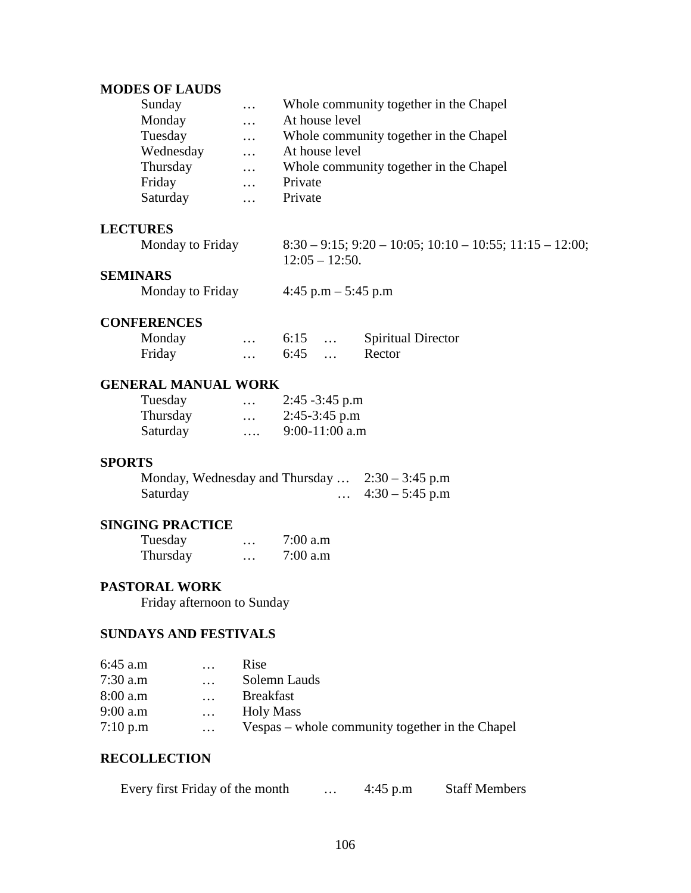**MODES OF LAUDS**

| | | |
|---|---|---|
| Sunday | … | Whole community together in the Chapel |
| Monday | … | At house level |
| Tuesday | … | Whole community together in the Chapel |
| Wednesday | … | At house level |
| Thursday | … | Whole community together in the Chapel |
| Friday | … | Private |
| Saturday | … | Private |

**LECTURES**

Monday to Friday — 8:30 – 9:15; 9:20 – 10:05; 10:10 – 10:55; 11:15 – 12:00; 12:05 – 12:50.

**SEMINARS**

Monday to Friday — 4:45 p.m – 5:45 p.m

**CONFERENCES**

| | | | | |
|---|---|---|---|---|
| Monday | … | 6:15 | … | Spiritual Director |
| Friday | … | 6:45 | … | Rector |

**GENERAL MANUAL WORK**

| | | |
|---|---|---|
| Tuesday | … | 2:45 -3:45 p.m |
| Thursday | … | 2:45-3:45 p.m |
| Saturday | …. | 9:00-11:00 a.m |

**SPORTS**

| | | |
|---|---|---|
| Monday, Wednesday and Thursday | … | 2:30 – 3:45 p.m |
| Saturday | … | 4:30 – 5:45 p.m |

**SINGING PRACTICE**

| | | |
|---|---|---|
| Tuesday | … | 7:00 a.m |
| Thursday | … | 7:00 a.m |

**PASTORAL WORK**

Friday afternoon to Sunday

**SUNDAYS AND FESTIVALS**

| | | |
|---|---|---|
| 6:45 a.m | … | Rise |
| 7:30 a.m | … | Solemn Lauds |
| 8:00 a.m | … | Breakfast |
| 9:00 a.m | … | Holy Mass |
| 7:10 p.m | … | Vespas – whole community together in the Chapel |

**RECOLLECTION**

| | | | |
|---|---|---|---|
| Every first Friday of the month | … | 4:45 p.m | Staff Members |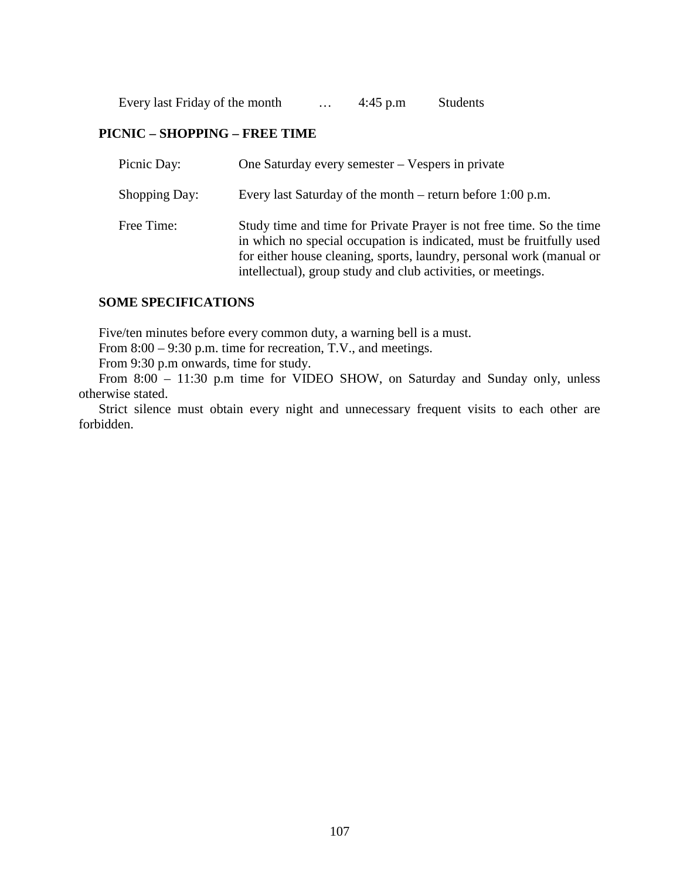| | | | |
|---|---|---|---|
| Every last Friday of the month | … | 4:45 p.m | Students |

**PICNIC – SHOPPING – FREE TIME**

| | |
|---|---|
| Picnic Day: | One Saturday every semester – Vespers in private |
| Shopping Day: | Every last Saturday of the month – return before 1:00 p.m. |
| Free Time: | Study time and time for Private Prayer is not free time. So the time in which no special occupation is indicated, must be fruitfully used for either house cleaning, sports, laundry, personal work (manual or intellectual), group study and club activities, or meetings. |

**SOME SPECIFICATIONS**

Five/ten minutes before every common duty, a warning bell is a must.

From 8:00 – 9:30 p.m. time for recreation, T.V., and meetings.

From 9:30 p.m onwards, time for study.

From 8:00 – 11:30 p.m time for VIDEO SHOW, on Saturday and Sunday only, unless otherwise stated.

Strict silence must obtain every night and unnecessary frequent visits to each other are forbidden.